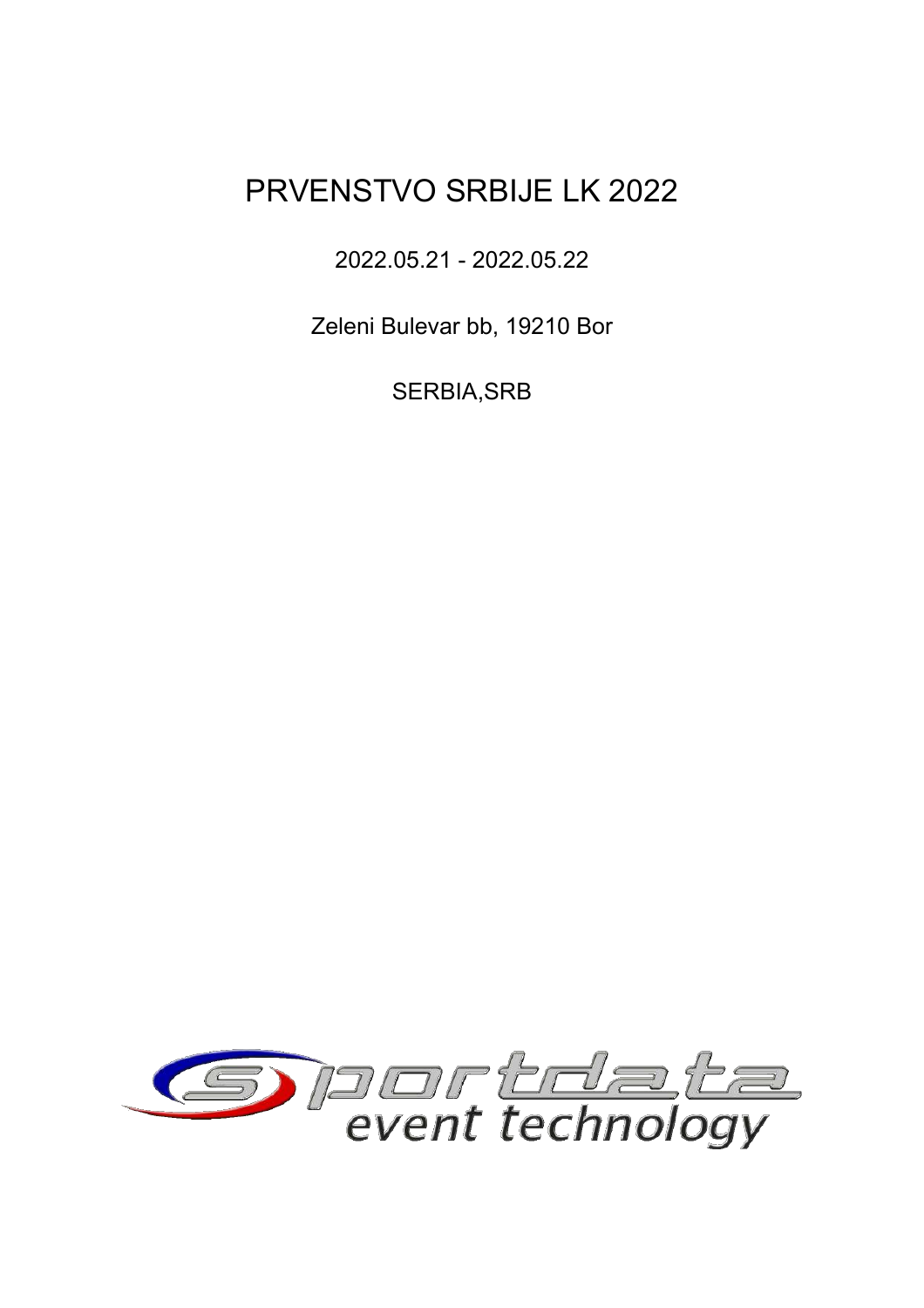# PRVENSTVO SRBIJE LK 2022

2022.05.21 - 2022.05.22

Zeleni Bulevar bb, 19210 Bor

SERBIA,SRB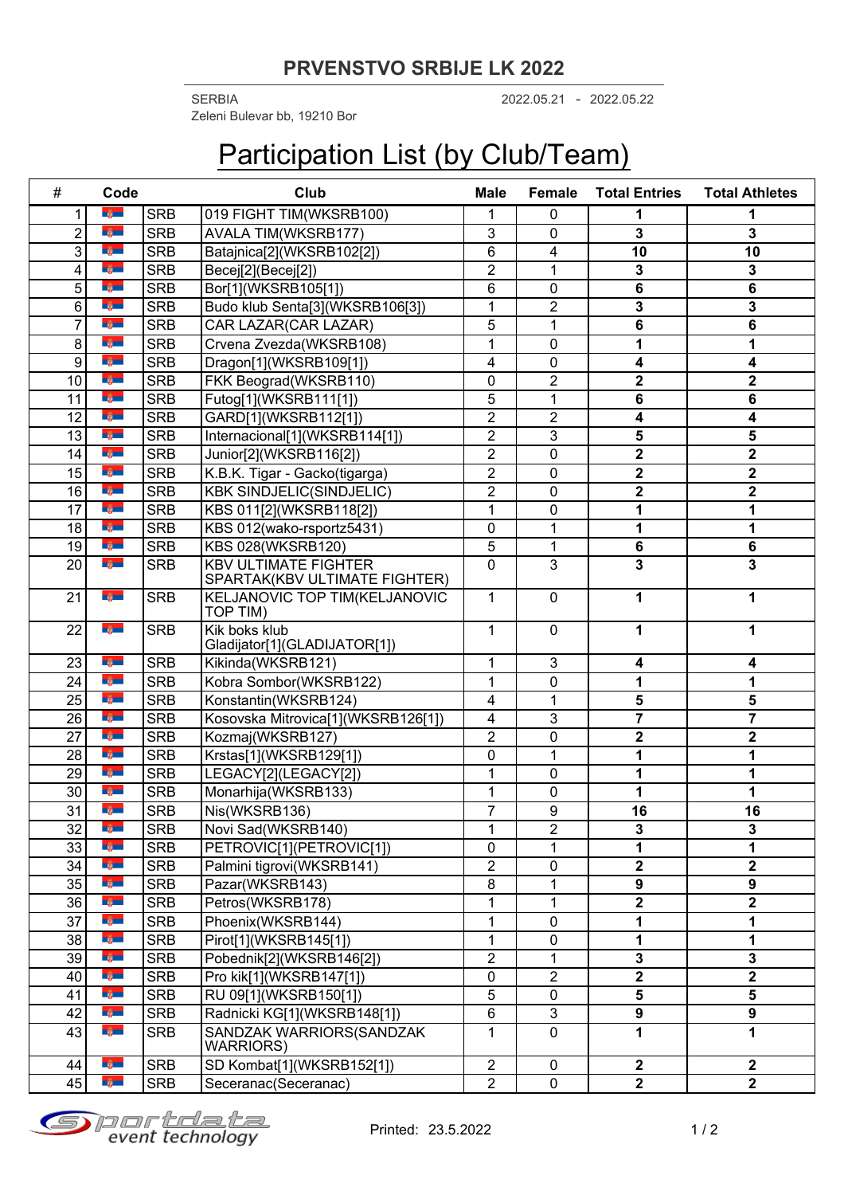## PRVENSTVO SRBIJE LK 2022

SERBIA
Zeleni Bulevar bb, 19210 Bor

2022.05.21 - 2022.05.22

# Participation List (by Club/Team)

| # | Code | | Club | Male | Female | Total Entries | Total Athletes |
|---|---|---|---|---|---|---|---|
| 1 | | SRB | 019 FIGHT TIM(WKSRB100) | 1 | 0 | **1** | **1** |
| 2 | | SRB | AVALA TIM(WKSRB177) | 3 | 0 | **3** | **3** |
| 3 | | SRB | Batajnica[2](WKSRB102[2]) | 6 | 4 | **10** | **10** |
| 4 | | SRB | Becej[2](Becej[2]) | 2 | 1 | **3** | **3** |
| 5 | | SRB | Bor[1](WKSRB105[1]) | 6 | 0 | **6** | **6** |
| 6 | | SRB | Budo klub Senta[3](WKSRB106[3]) | 1 | 2 | **3** | **3** |
| 7 | | SRB | CAR LAZAR(CAR LAZAR) | 5 | 1 | **6** | **6** |
| 8 | | SRB | Crvena Zvezda(WKSRB108) | 1 | 0 | **1** | **1** |
| 9 | | SRB | Dragon[1](WKSRB109[1]) | 4 | 0 | **4** | **4** |
| 10 | | SRB | FKK Beograd(WKSRB110) | 0 | 2 | **2** | **2** |
| 11 | | SRB | Futog[1](WKSRB111[1]) | 5 | 1 | **6** | **6** |
| 12 | | SRB | GARD[1](WKSRB112[1]) | 2 | 2 | **4** | **4** |
| 13 | | SRB | Internacional[1](WKSRB114[1]) | 2 | 3 | **5** | **5** |
| 14 | | SRB | Junior[2](WKSRB116[2]) | 2 | 0 | **2** | **2** |
| 15 | | SRB | K.B.K. Tigar - Gacko(tigarga) | 2 | 0 | **2** | **2** |
| 16 | | SRB | KBK SINDJELIC(SINDJELIC) | 2 | 0 | **2** | **2** |
| 17 | | SRB | KBS 011[2](WKSRB118[2]) | 1 | 0 | **1** | **1** |
| 18 | | SRB | KBS 012(wako-rsportz5431) | 0 | 1 | **1** | **1** |
| 19 | | SRB | KBS 028(WKSRB120) | 5 | 1 | **6** | **6** |
| 20 | | SRB | KBV ULTIMATE FIGHTER SPARTAK(KBV ULTIMATE FIGHTER) | 0 | 3 | **3** | **3** |
| 21 | | SRB | KELJANOVIC TOP TIM(KELJANOVIC TOP TIM) | 1 | 0 | **1** | **1** |
| 22 | | SRB | Kik boks klub Gladijator[1](GLADIJATOR[1]) | 1 | 0 | **1** | **1** |
| 23 | | SRB | Kikinda(WKSRB121) | 1 | 3 | **4** | **4** |
| 24 | | SRB | Kobra Sombor(WKSRB122) | 1 | 0 | **1** | **1** |
| 25 | | SRB | Konstantin(WKSRB124) | 4 | 1 | **5** | **5** |
| 26 | | SRB | Kosovska Mitrovica[1](WKSRB126[1]) | 4 | 3 | **7** | **7** |
| 27 | | SRB | Kozmaj(WKSRB127) | 2 | 0 | **2** | **2** |
| 28 | | SRB | Krstas[1](WKSRB129[1]) | 0 | 1 | **1** | **1** |
| 29 | | SRB | LEGACY[2](LEGACY[2]) | 1 | 0 | **1** | **1** |
| 30 | | SRB | Monarhija(WKSRB133) | 1 | 0 | **1** | **1** |
| 31 | | SRB | Nis(WKSRB136) | 7 | 9 | **16** | **16** |
| 32 | | SRB | Novi Sad(WKSRB140) | 1 | 2 | **3** | **3** |
| 33 | | SRB | PETROVIC[1](PETROVIC[1]) | 0 | 1 | **1** | **1** |
| 34 | | SRB | Palmini tigrovi(WKSRB141) | 2 | 0 | **2** | **2** |
| 35 | | SRB | Pazar(WKSRB143) | 8 | 1 | **9** | **9** |
| 36 | | SRB | Petros(WKSRB178) | 1 | 1 | **2** | **2** |
| 37 | | SRB | Phoenix(WKSRB144) | 1 | 0 | **1** | **1** |
| 38 | | SRB | Pirot[1](WKSRB145[1]) | 1 | 0 | **1** | **1** |
| 39 | | SRB | Pobednik[2](WKSRB146[2]) | 2 | 1 | **3** | **3** |
| 40 | | SRB | Pro kik[1](WKSRB147[1]) | 0 | 2 | **2** | **2** |
| 41 | | SRB | RU 09[1](WKSRB150[1]) | 5 | 0 | **5** | **5** |
| 42 | | SRB | Radnicki KG[1](WKSRB148[1]) | 6 | 3 | **9** | **9** |
| 43 | | SRB | SANDZAK WARRIORS(SANDZAK WARRIORS) | 1 | 0 | **1** | **1** |
| 44 | | SRB | SD Kombat[1](WKSRB152[1]) | 2 | 0 | **2** | **2** |
| 45 | | SRB | Seceranac(Seceranac) | 2 | 0 | **2** | **2** |

Printed: 23.5.2022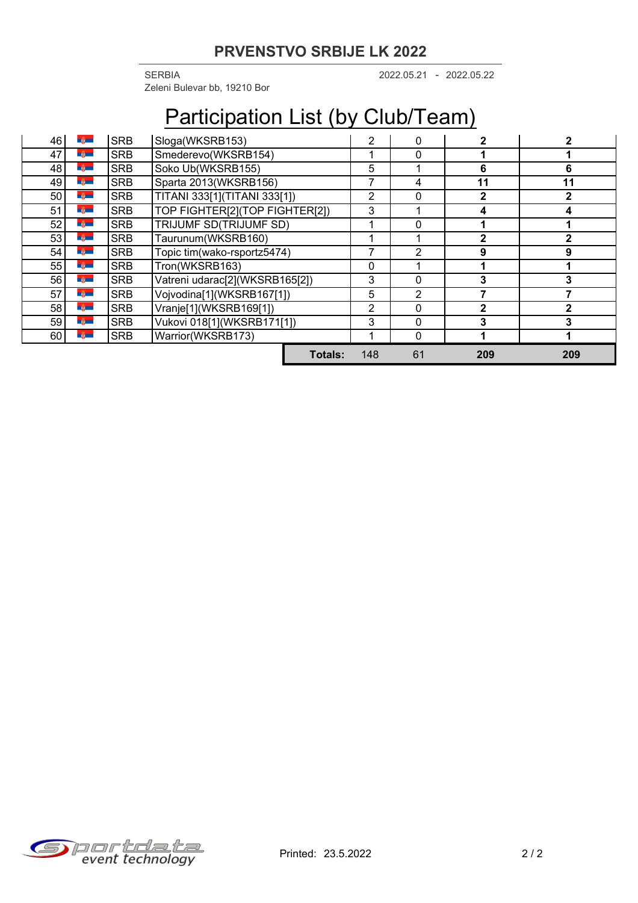## PRVENSTVO SRBIJE LK 2022

SERBIA
Zeleni Bulevar bb, 19210 Bor

2022.05.21 - 2022.05.22

# Participation List (by Club/Team)

| | | | | | | | |
|---|---|---|---|---|---|---|---|
| 46 | | SRB | Sloga(WKSRB153) | 2 | 0 | **2** | **2** |
| 47 | | SRB | Smederevo(WKSRB154) | 1 | 0 | **1** | **1** |
| 48 | | SRB | Soko Ub(WKSRB155) | 5 | 1 | **6** | **6** |
| 49 | | SRB | Sparta 2013(WKSRB156) | 7 | 4 | **11** | **11** |
| 50 | | SRB | TITANI 333[1](TITANI 333[1]) | 2 | 0 | **2** | **2** |
| 51 | | SRB | TOP FIGHTER[2](TOP FIGHTER[2]) | 3 | 1 | **4** | **4** |
| 52 | | SRB | TRIJUMF SD(TRIJUMF SD) | 1 | 0 | **1** | **1** |
| 53 | | SRB | Taurunum(WKSRB160) | 1 | 1 | **2** | **2** |
| 54 | | SRB | Topic tim(wako-rsportz5474) | 7 | 2 | **9** | **9** |
| 55 | | SRB | Tron(WKSRB163) | 0 | 1 | **1** | **1** |
| 56 | | SRB | Vatreni udarac[2](WKSRB165[2]) | 3 | 0 | **3** | **3** |
| 57 | | SRB | Vojvodina[1](WKSRB167[1]) | 5 | 2 | **7** | **7** |
| 58 | | SRB | Vranje[1](WKSRB169[1]) | 2 | 0 | **2** | **2** |
| 59 | | SRB | Vukovi 018[1](WKSRB171[1]) | 3 | 0 | **3** | **3** |
| 60 | | SRB | Warrior(WKSRB173) | 1 | 0 | **1** | **1** |
| | | | **Totals:** | 148 | 61 | **209** | **209** |

Printed: 23.5.2022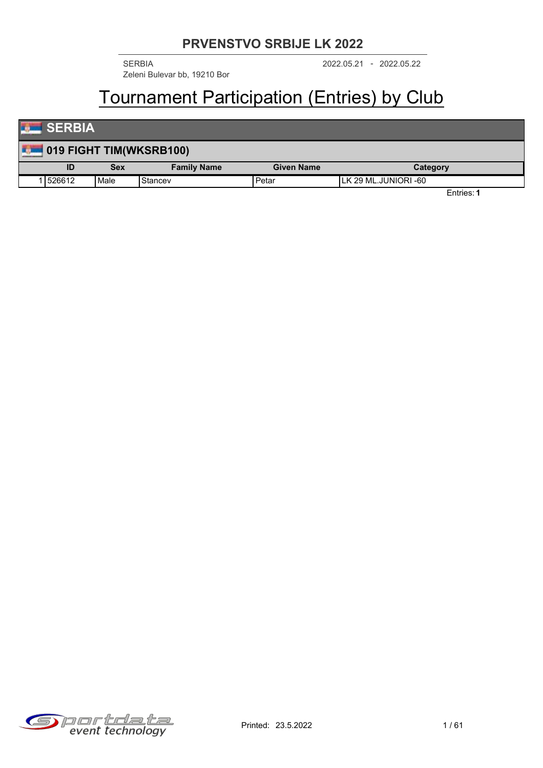# PRVENSTVO SRBIJE LK 2022

SERBIA
Zeleni Bulevar bb, 19210 Bor

2022.05.21 - 2022.05.22

# Tournament Participation (Entries) by Club

## SERBIA

### 019 FIGHT TIM(WKSRB100)

| | ID | Sex | Family Name | Given Name | Category |
|---|---|---|---|---|---|
| 1 | 526612 | Male | Stancev | Petar | LK 29 ML.JUNIORI -60 |

Entries: **1**

Printed: 23.5.2022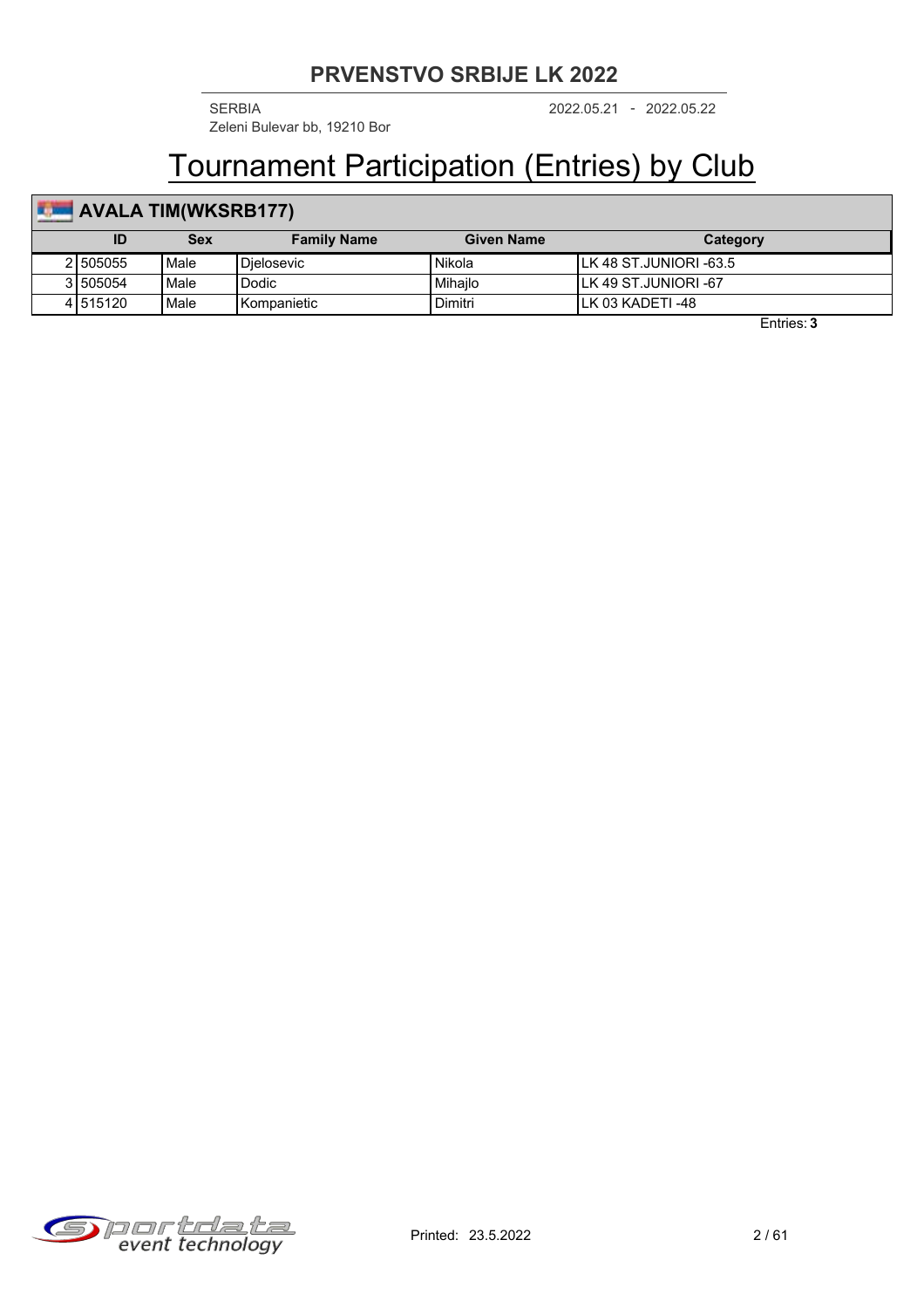## PRVENSTVO SRBIJE LK 2022

SERBIA
Zeleni Bulevar bb, 19210 Bor

2022.05.21 - 2022.05.22

# Tournament Participation (Entries) by Club

### AVALA TIM(WKSRB177)

| | ID | Sex | Family Name | Given Name | Category |
|---|---|---|---|---|---|
| 2 | 505055 | Male | Djelosevic | Nikola | LK 48 ST.JUNIORI -63.5 |
| 3 | 505054 | Male | Dodic | Mihajlo | LK 49 ST.JUNIORI -67 |
| 4 | 515120 | Male | Kompanietic | Dimitri | LK 03 KADETI -48 |

Entries: **3**

Printed: 23.5.2022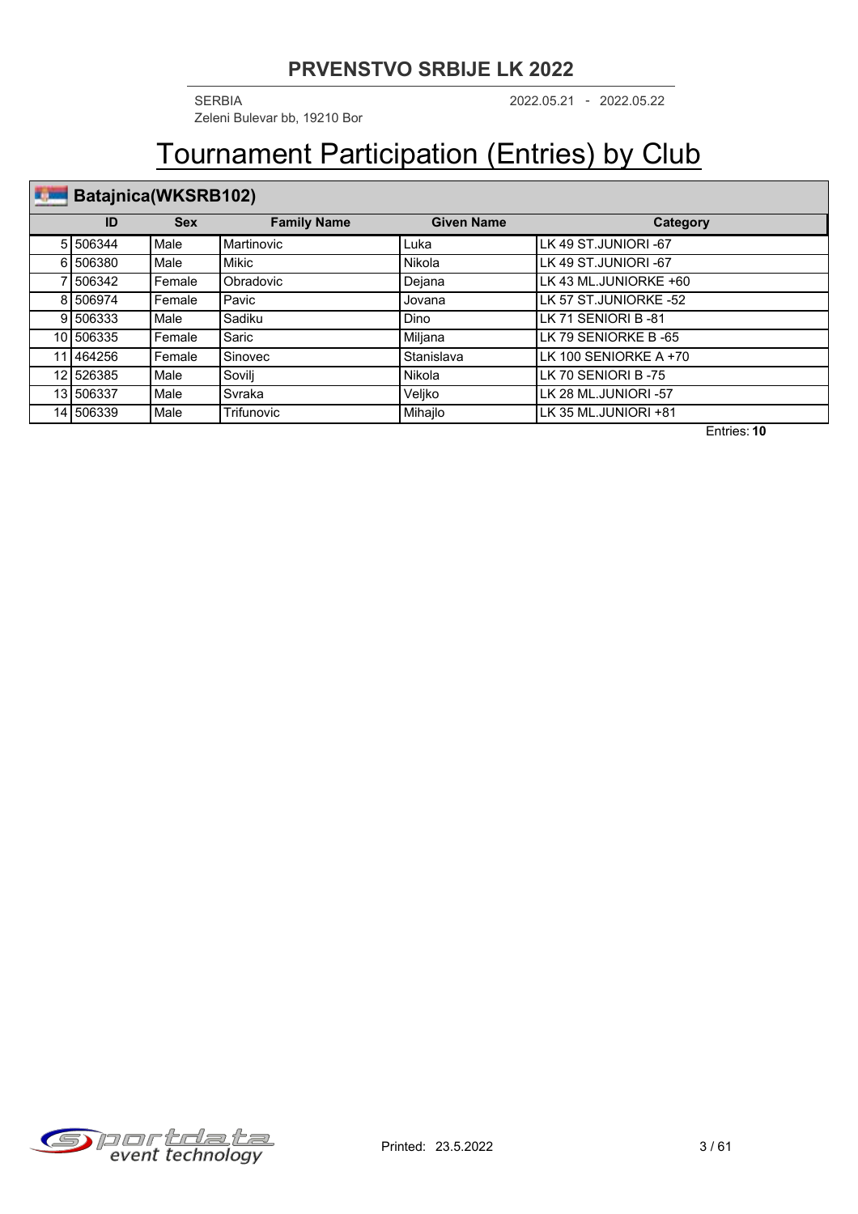## PRVENSTVO SRBIJE LK 2022

SERBIA
Zeleni Bulevar bb, 19210 Bor

2022.05.21 - 2022.05.22

# Tournament Participation (Entries) by Club

### Batajnica(WKSRB102)

| | ID | Sex | Family Name | Given Name | Category |
|---|---|---|---|---|---|
| 5 | 506344 | Male | Martinovic | Luka | LK 49 ST.JUNIORI -67 |
| 6 | 506380 | Male | Mikic | Nikola | LK 49 ST.JUNIORI -67 |
| 7 | 506342 | Female | Obradovic | Dejana | LK 43 ML.JUNIORKE +60 |
| 8 | 506974 | Female | Pavic | Jovana | LK 57 ST.JUNIORKE -52 |
| 9 | 506333 | Male | Sadiku | Dino | LK 71 SENIORI B -81 |
| 10 | 506335 | Female | Saric | Miljana | LK 79 SENIORKE B -65 |
| 11 | 464256 | Female | Sinovec | Stanislava | LK 100 SENIORKE A +70 |
| 12 | 526385 | Male | Sovilj | Nikola | LK 70 SENIORI B -75 |
| 13 | 506337 | Male | Svraka | Veljko | LK 28 ML.JUNIORI -57 |
| 14 | 506339 | Male | Trifunovic | Mihajlo | LK 35 ML.JUNIORI +81 |

Entries: **10**

Printed: 23.5.2022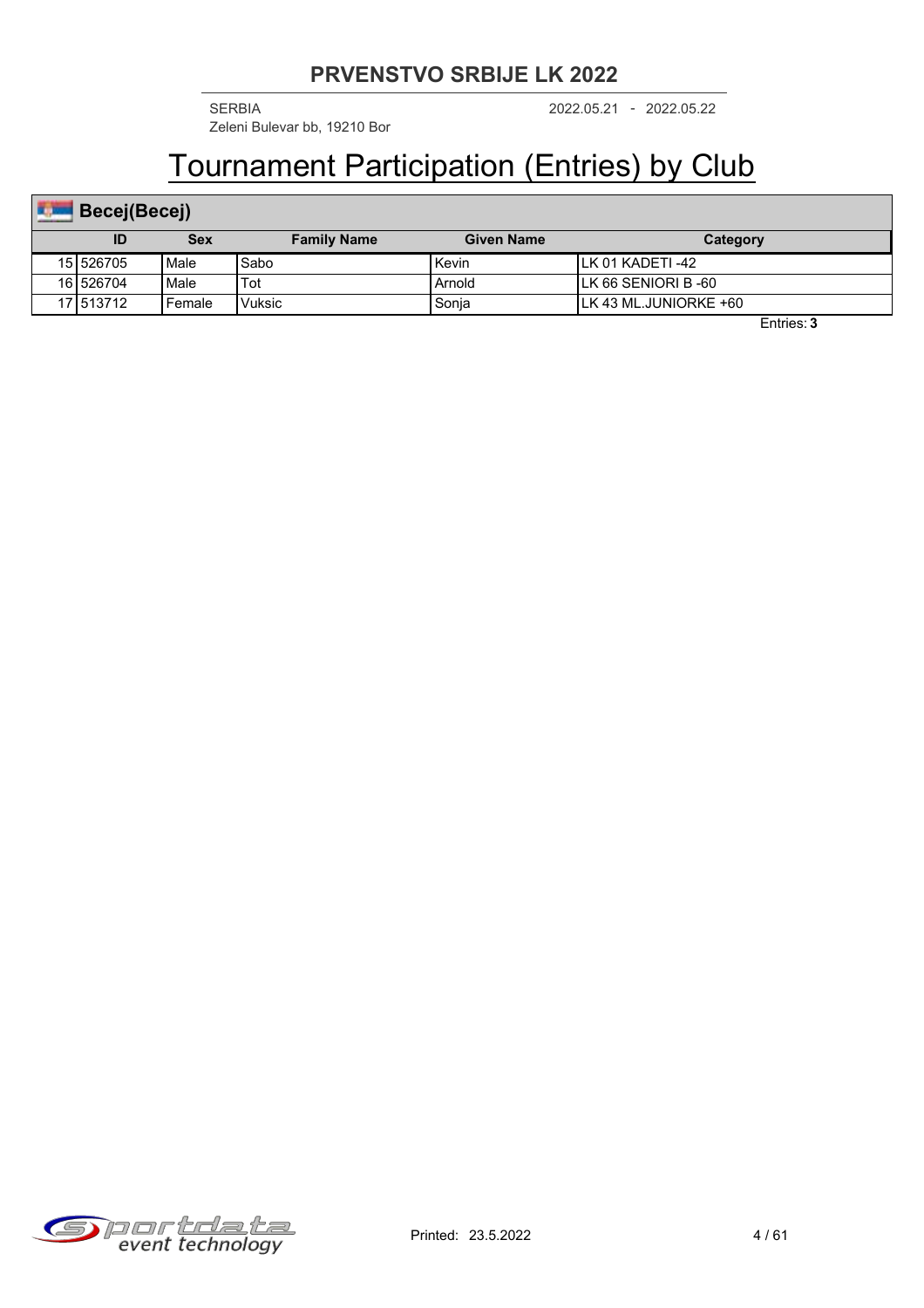## PRVENSTVO SRBIJE LK 2022

SERBIA
Zeleni Bulevar bb, 19210 Bor

2022.05.21 - 2022.05.22

# Tournament Participation (Entries) by Club

### Becej(Becej)

| | ID | Sex | Family Name | Given Name | Category |
|---|---|---|---|---|---|
| 15 | 526705 | Male | Sabo | Kevin | LK 01 KADETI -42 |
| 16 | 526704 | Male | Tot | Arnold | LK 66 SENIORI B -60 |
| 17 | 513712 | Female | Vuksic | Sonja | LK 43 ML.JUNIORKE +60 |

Entries: **3**

Printed: 23.5.2022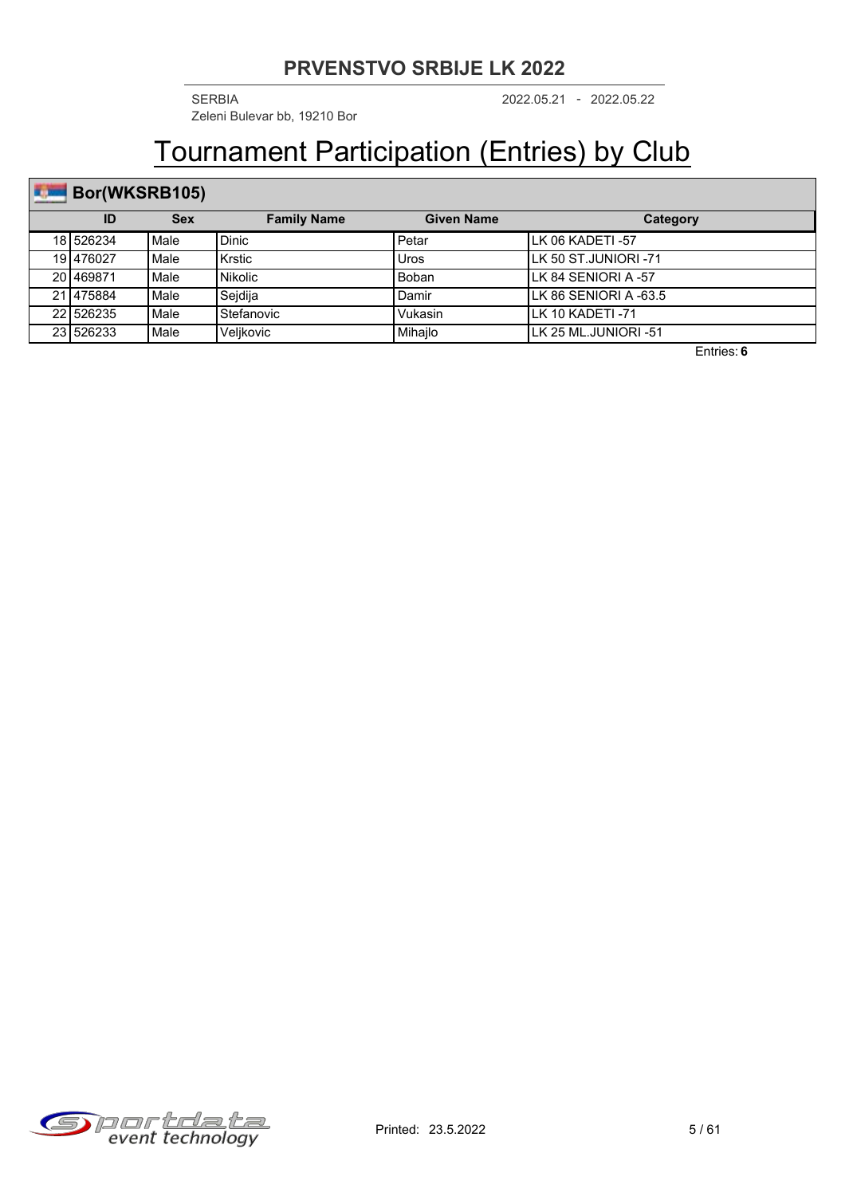## PRVENSTVO SRBIJE LK 2022

SERBIA  
Zeleni Bulevar bb, 19210 Bor

2022.05.21 - 2022.05.22

# Tournament Participation (Entries) by Club

### Bor(WKSRB105)

| | ID | Sex | Family Name | Given Name | Category |
|---|---|---|---|---|---|
| 18 | 526234 | Male | Dinic | Petar | LK 06 KADETI -57 |
| 19 | 476027 | Male | Krstic | Uros | LK 50 ST.JUNIORI -71 |
| 20 | 469871 | Male | Nikolic | Boban | LK 84 SENIORI A -57 |
| 21 | 475884 | Male | Sejdija | Damir | LK 86 SENIORI A -63.5 |
| 22 | 526235 | Male | Stefanovic | Vukasin | LK 10 KADETI -71 |
| 23 | 526233 | Male | Veljkovic | Mihajlo | LK 25 ML.JUNIORI -51 |

Entries: **6**

Printed: 23.5.2022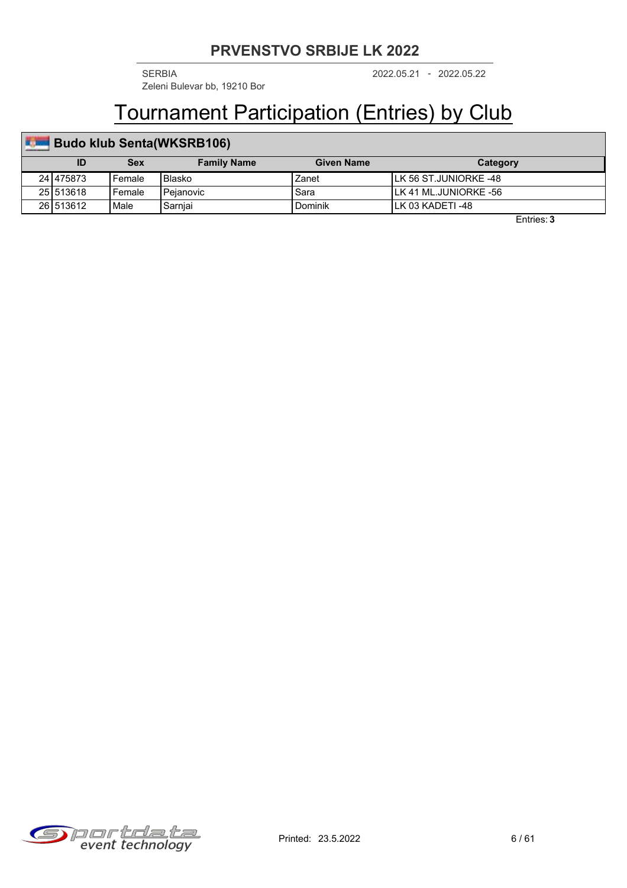## PRVENSTVO SRBIJE LK 2022

SERBIA
Zeleni Bulevar bb, 19210 Bor

2022.05.21 - 2022.05.22

# Tournament Participation (Entries) by Club

### Budo klub Senta(WKSRB106)

| | ID | Sex | Family Name | Given Name | Category |
|---|---|---|---|---|---|
| 24 | 475873 | Female | Blasko | Zanet | LK 56 ST.JUNIORKE -48 |
| 25 | 513618 | Female | Pejanovic | Sara | LK 41 ML.JUNIORKE -56 |
| 26 | 513612 | Male | Sarnjai | Dominik | LK 03 KADETI -48 |

Entries: **3**

Printed: 23.5.2022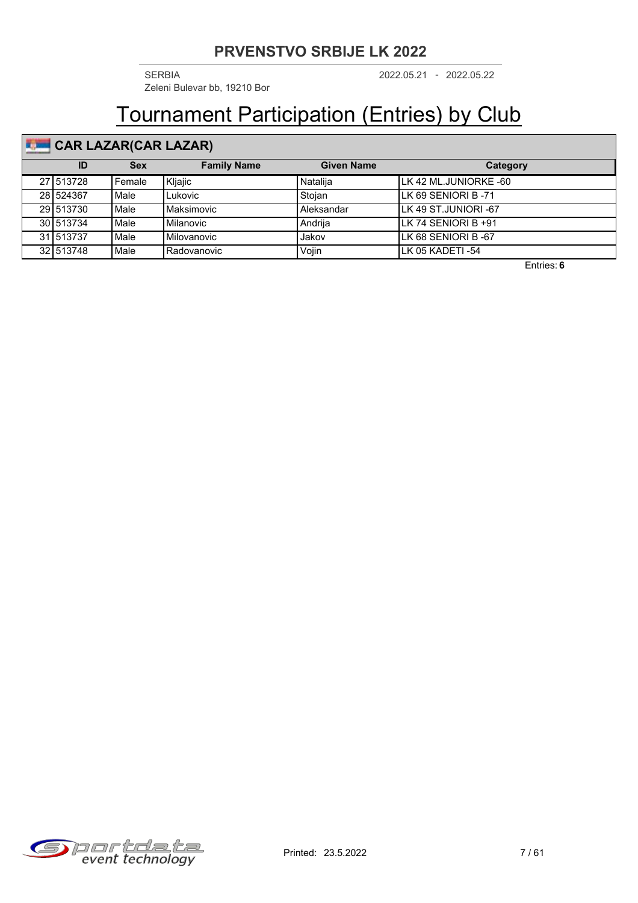## PRVENSTVO SRBIJE LK 2022

SERBIA
Zeleni Bulevar bb, 19210 Bor

2022.05.21 - 2022.05.22

# Tournament Participation (Entries) by Club

### CAR LAZAR(CAR LAZAR)

| | ID | Sex | Family Name | Given Name | Category |
|---|---|---|---|---|---|
| 27 | 513728 | Female | Kljajic | Natalija | LK 42 ML.JUNIORKE -60 |
| 28 | 524367 | Male | Lukovic | Stojan | LK 69 SENIORI B -71 |
| 29 | 513730 | Male | Maksimovic | Aleksandar | LK 49 ST.JUNIORI -67 |
| 30 | 513734 | Male | Milanovic | Andrija | LK 74 SENIORI B +91 |
| 31 | 513737 | Male | Milovanovic | Jakov | LK 68 SENIORI B -67 |
| 32 | 513748 | Male | Radovanovic | Vojin | LK 05 KADETI -54 |

Entries: **6**

Printed: 23.5.2022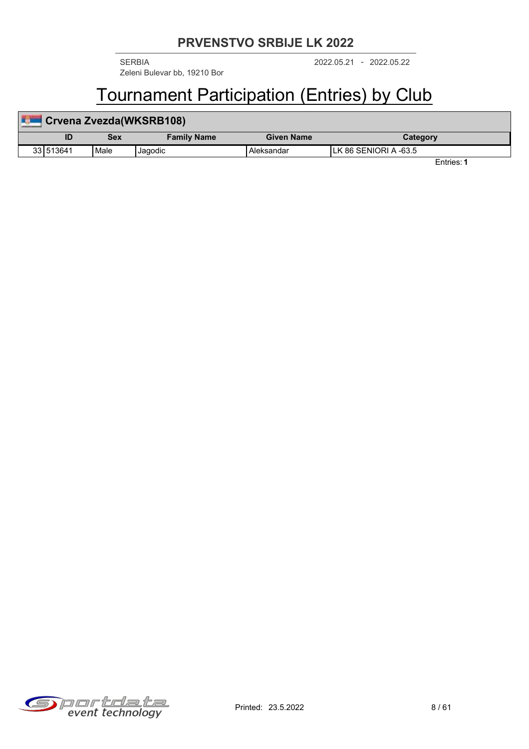## PRVENSTVO SRBIJE LK 2022

SERBIA
Zeleni Bulevar bb, 19210 Bor

2022.05.21 - 2022.05.22

# Tournament Participation (Entries) by Club

### Crvena Zvezda(WKSRB108)

| | ID | Sex | Family Name | Given Name | Category |
|---|---|---|---|---|---|
| 33 | 513641 | Male | Jagodic | Aleksandar | LK 86 SENIORI A -63.5 |

Entries: **1**

Printed: 23.5.2022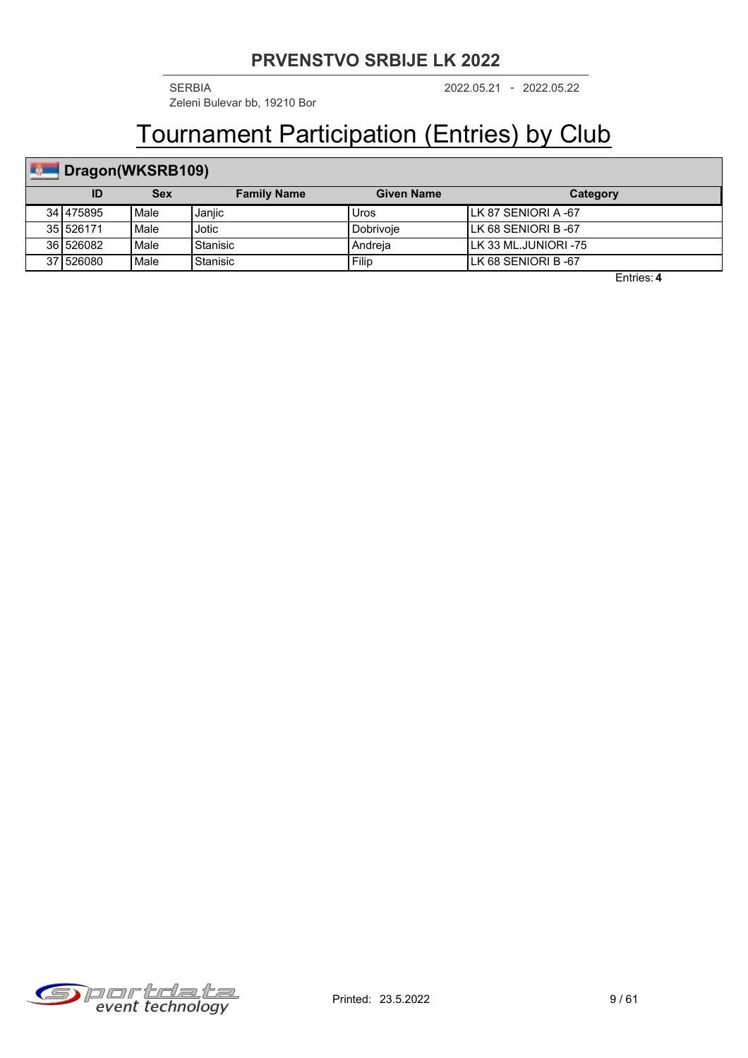## PRVENSTVO SRBIJE LK 2022

SERBIA
Zeleni Bulevar bb, 19210 Bor

2022.05.21 - 2022.05.22

# Tournament Participation (Entries) by Club

### Dragon(WKSRB109)

| | ID | Sex | Family Name | Given Name | Category |
|---|---|---|---|---|---|
| 34 | 475895 | Male | Janjic | Uros | LK 87 SENIORI A -67 |
| 35 | 526171 | Male | Jotic | Dobrivoje | LK 68 SENIORI B -67 |
| 36 | 526082 | Male | Stanisic | Andreja | LK 33 ML.JUNIORI -75 |
| 37 | 526080 | Male | Stanisic | Filip | LK 68 SENIORI B -67 |

Entries: **4**

Printed: 23.5.2022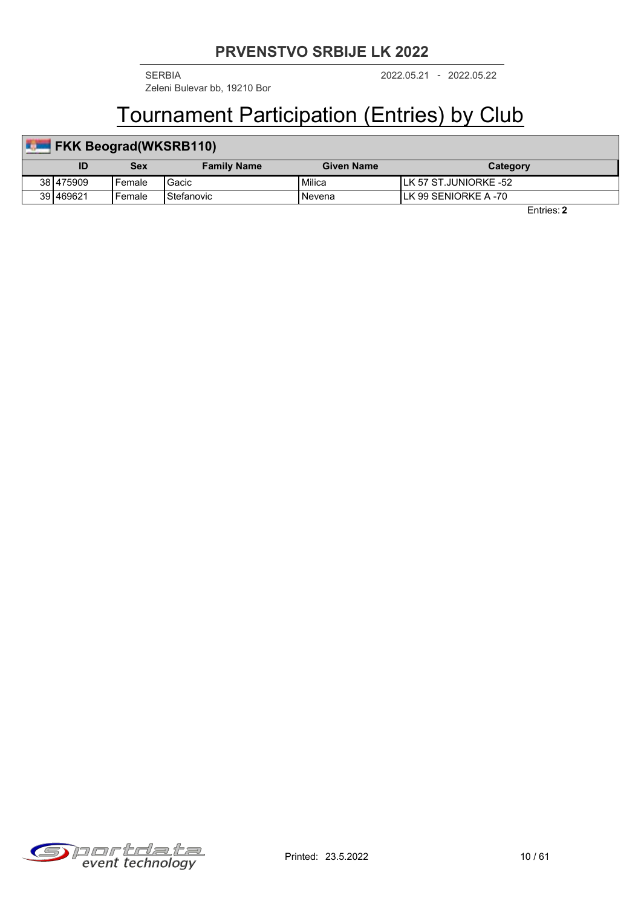# PRVENSTVO SRBIJE LK 2022

SERBIA
Zeleni Bulevar bb, 19210 Bor

2022.05.21 - 2022.05.22

# Tournament Participation (Entries) by Club

## FKK Beograd(WKSRB110)

| | ID | Sex | Family Name | Given Name | Category |
|---|---|---|---|---|---|
| 38 | 475909 | Female | Gacic | Milica | LK 57 ST.JUNIORKE -52 |
| 39 | 469621 | Female | Stefanovic | Nevena | LK 99 SENIORKE A -70 |

Entries: **2**

Printed: 23.5.2022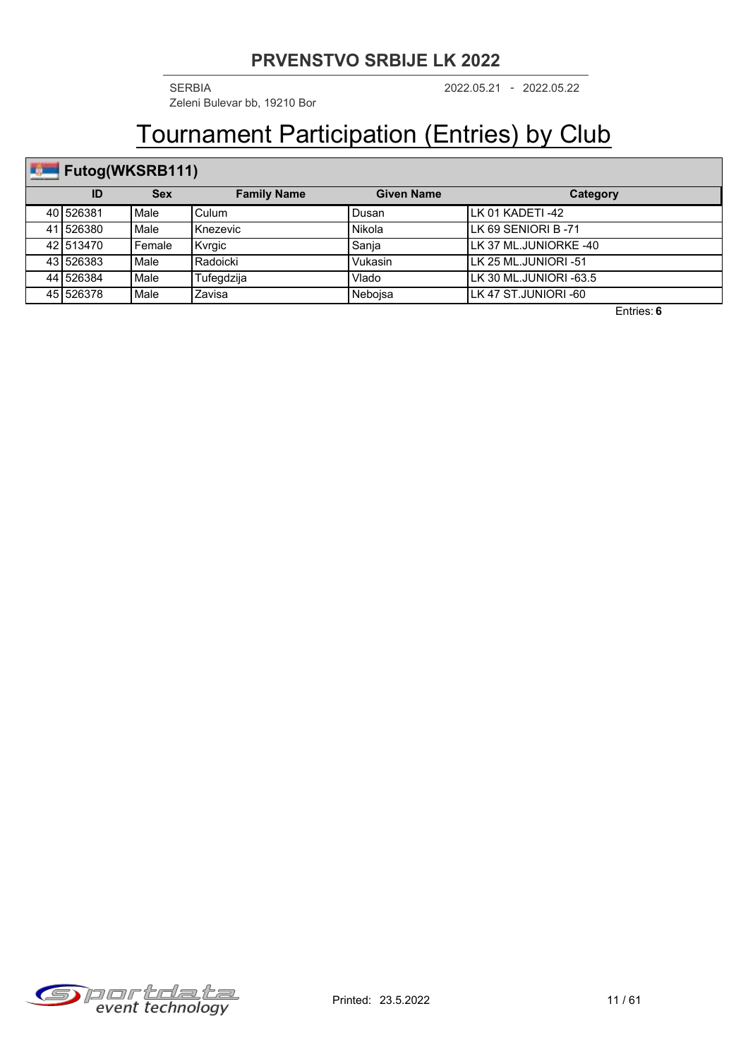## PRVENSTVO SRBIJE LK 2022

SERBIA
Zeleni Bulevar bb, 19210 Bor

2022.05.21 - 2022.05.22

# Tournament Participation (Entries) by Club

### Futog(WKSRB111)

| | ID | Sex | Family Name | Given Name | Category |
|---|---|---|---|---|---|
| 40 | 526381 | Male | Culum | Dusan | LK 01 KADETI -42 |
| 41 | 526380 | Male | Knezevic | Nikola | LK 69 SENIORI B -71 |
| 42 | 513470 | Female | Kvrgic | Sanja | LK 37 ML.JUNIORKE -40 |
| 43 | 526383 | Male | Radoicki | Vukasin | LK 25 ML.JUNIORI -51 |
| 44 | 526384 | Male | Tufegdzija | Vlado | LK 30 ML.JUNIORI -63.5 |
| 45 | 526378 | Male | Zavisa | Nebojsa | LK 47 ST.JUNIORI -60 |

Entries: **6**

Printed: 23.5.2022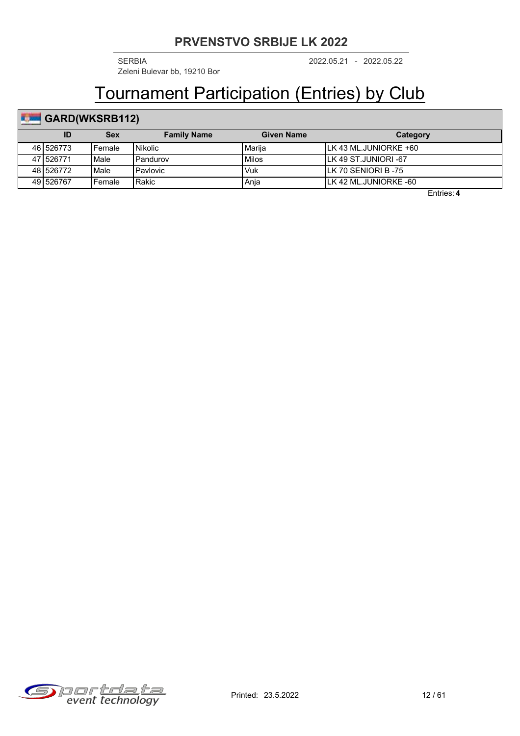# PRVENSTVO SRBIJE LK 2022

SERBIA
Zeleni Bulevar bb, 19210 Bor

2022.05.21 - 2022.05.22

# Tournament Participation (Entries) by Club

## GARD(WKSRB112)

| | ID | Sex | Family Name | Given Name | Category |
|---|---|---|---|---|---|
| 46 | 526773 | Female | Nikolic | Marija | LK 43 ML.JUNIORKE +60 |
| 47 | 526771 | Male | Pandurov | Milos | LK 49 ST.JUNIORI -67 |
| 48 | 526772 | Male | Pavlovic | Vuk | LK 70 SENIORI B -75 |
| 49 | 526767 | Female | Rakic | Anja | LK 42 ML.JUNIORKE -60 |

Entries: **4**

Printed: 23.5.2022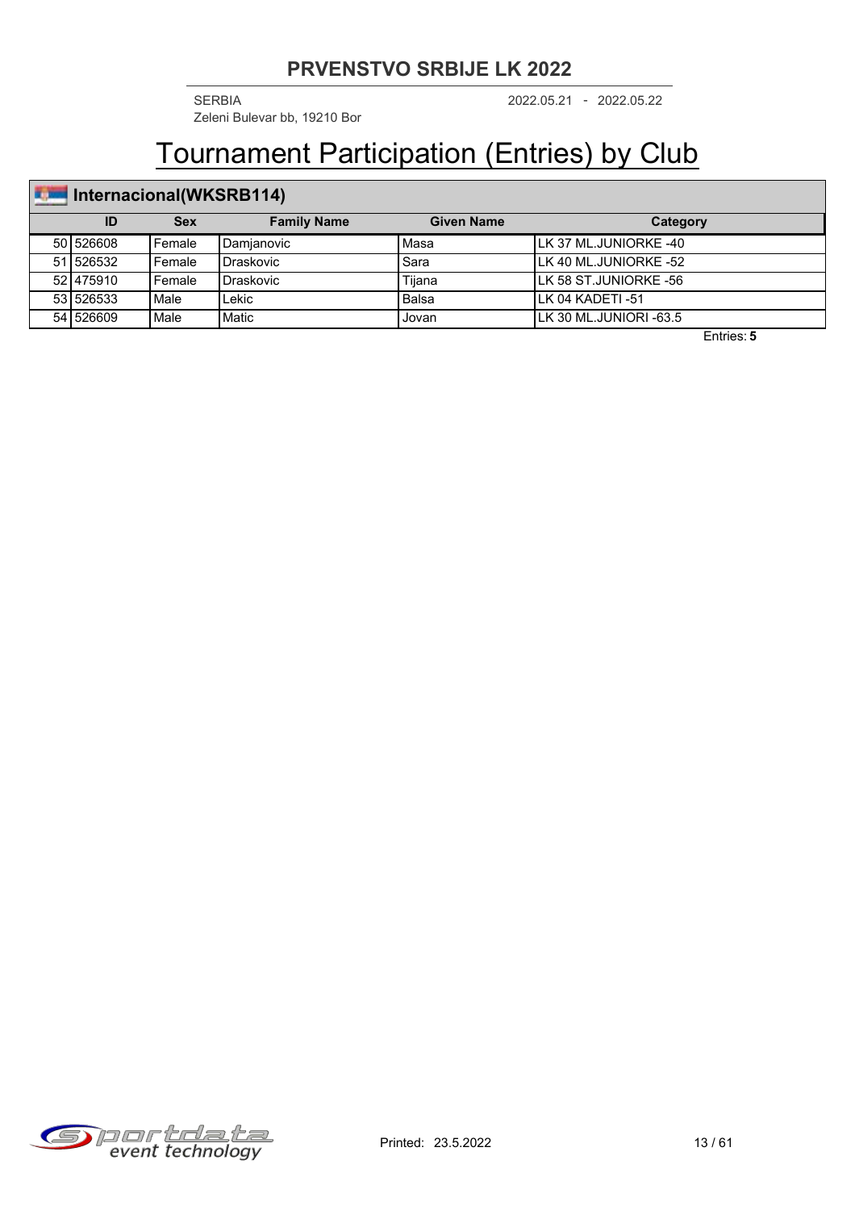## PRVENSTVO SRBIJE LK 2022

SERBIA
Zeleni Bulevar bb, 19210 Bor

2022.05.21 - 2022.05.22

# Tournament Participation (Entries) by Club

### Internacional(WKSRB114)

| | ID | Sex | Family Name | Given Name | Category |
|---|---|---|---|---|---|
| 50 | 526608 | Female | Damjanovic | Masa | LK 37 ML.JUNIORKE -40 |
| 51 | 526532 | Female | Draskovic | Sara | LK 40 ML.JUNIORKE -52 |
| 52 | 475910 | Female | Draskovic | Tijana | LK 58 ST.JUNIORKE -56 |
| 53 | 526533 | Male | Lekic | Balsa | LK 04 KADETI -51 |
| 54 | 526609 | Male | Matic | Jovan | LK 30 ML.JUNIORI -63.5 |

Entries: **5**

Printed: 23.5.2022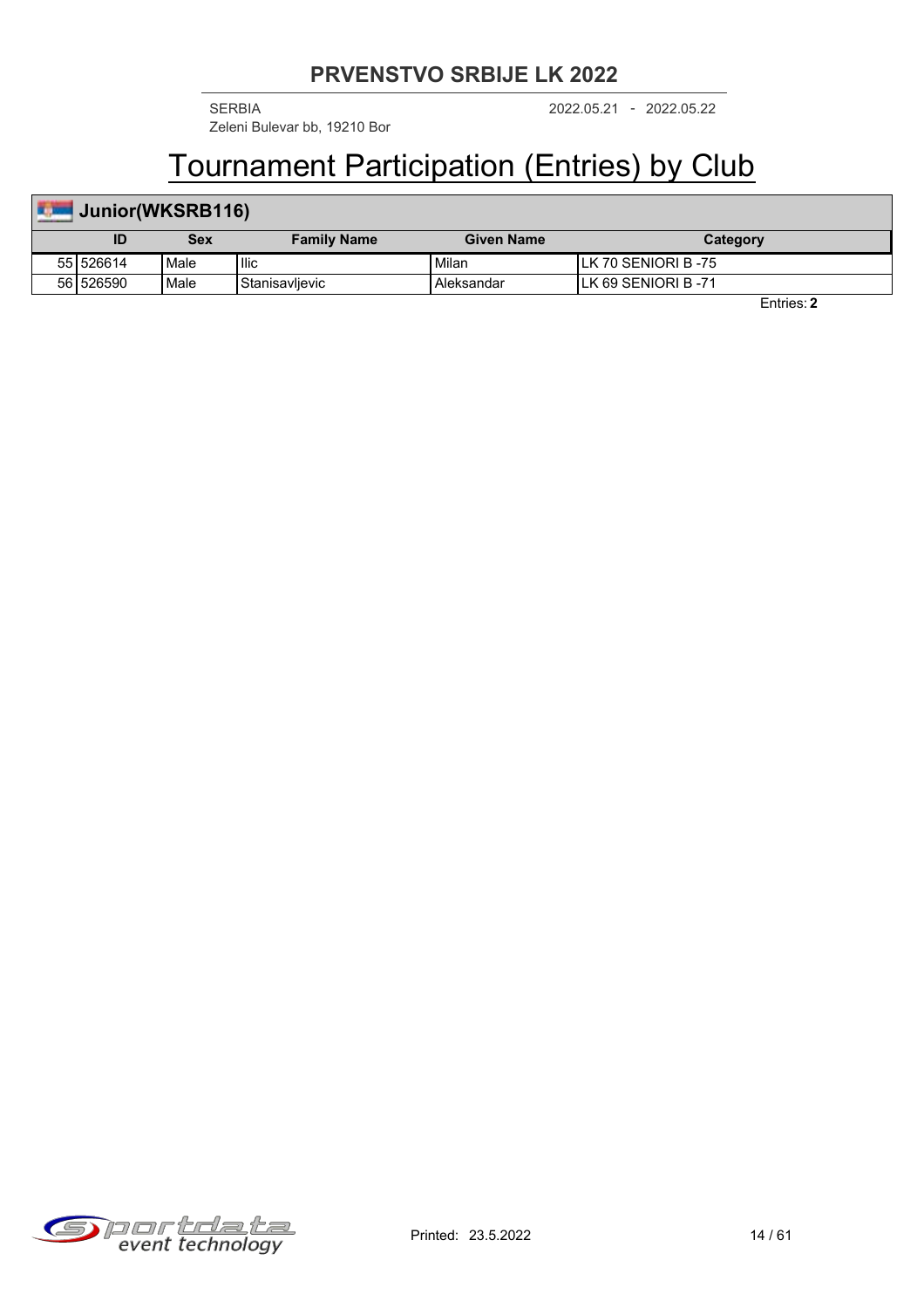# PRVENSTVO SRBIJE LK 2022

SERBIA
Zeleni Bulevar bb, 19210 Bor

2022.05.21 - 2022.05.22

# Tournament Participation (Entries) by Club

## Junior(WKSRB116)

| | ID | Sex | Family Name | Given Name | Category |
|---|---|---|---|---|---|
| 55 | 526614 | Male | Ilic | Milan | LK 70 SENIORI B -75 |
| 56 | 526590 | Male | Stanisavljevic | Aleksandar | LK 69 SENIORI B -71 |

Entries: **2**

Printed: 23.5.2022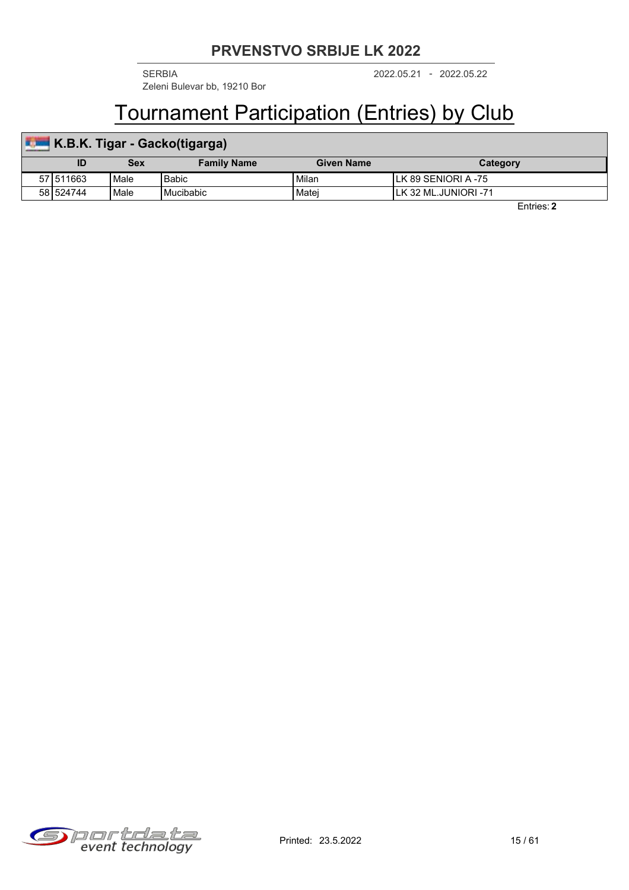## PRVENSTVO SRBIJE LK 2022

SERBIA
Zeleni Bulevar bb, 19210 Bor

2022.05.21 - 2022.05.22

# Tournament Participation (Entries) by Club

### K.B.K. Tigar - Gacko(tigarga)

| | ID | Sex | Family Name | Given Name | Category |
|---|---|---|---|---|---|
| 57 | 511663 | Male | Babic | Milan | LK 89 SENIORI A -75 |
| 58 | 524744 | Male | Mucibabic | Matej | LK 32 ML.JUNIORI -71 |

Entries: **2**

Printed: 23.5.2022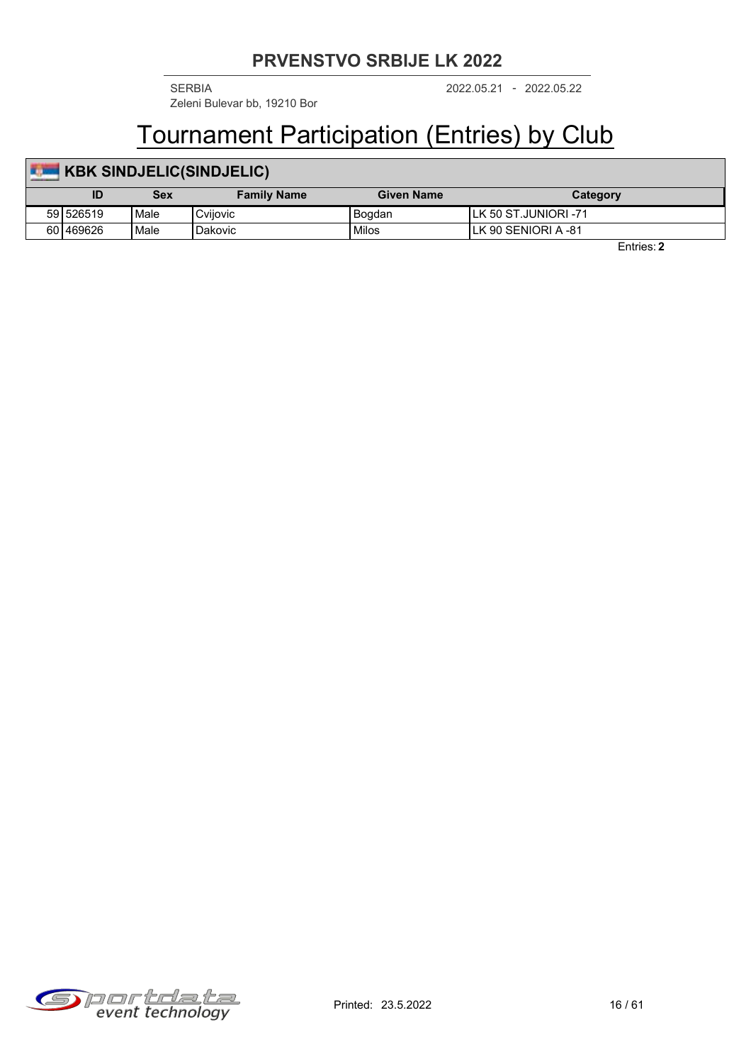## PRVENSTVO SRBIJE LK 2022

SERBIA
Zeleni Bulevar bb, 19210 Bor

2022.05.21 - 2022.05.22

# Tournament Participation (Entries) by Club

### KBK SINDJELIC(SINDJELIC)

| | ID | Sex | Family Name | Given Name | Category |
|---|---|---|---|---|---|
| 59 | 526519 | Male | Cvijovic | Bogdan | LK 50 ST.JUNIORI -71 |
| 60 | 469626 | Male | Dakovic | Milos | LK 90 SENIORI A -81 |

Entries: **2**

Printed: 23.5.2022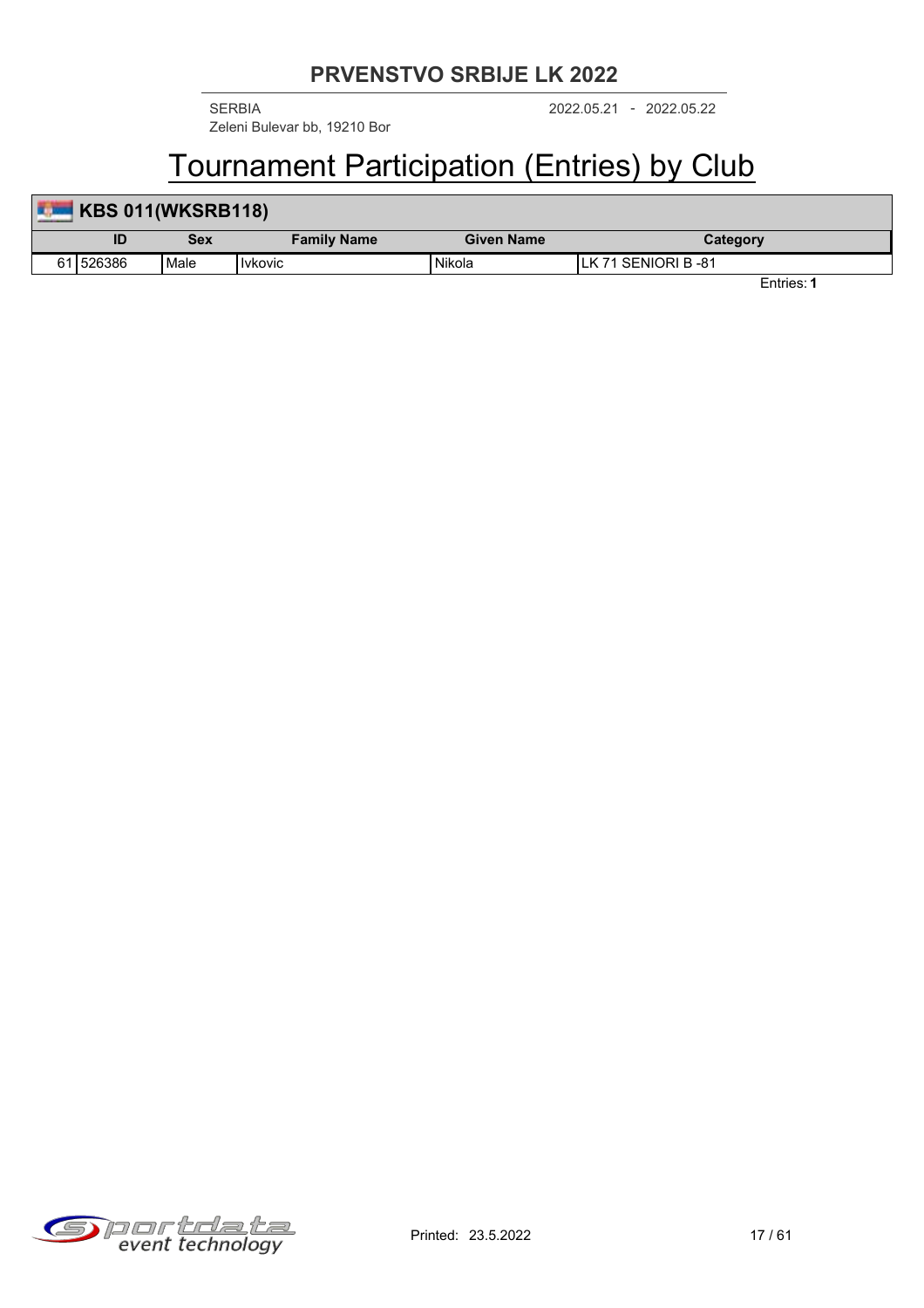## PRVENSTVO SRBIJE LK 2022

SERBIA
Zeleni Bulevar bb, 19210 Bor

2022.05.21 - 2022.05.22

# Tournament Participation (Entries) by Club

### KBS 011(WKSRB118)

| | ID | Sex | Family Name | Given Name | Category |
|---|---|---|---|---|---|
| 61 | 526386 | Male | Ivkovic | Nikola | LK 71 SENIORI B -81 |

Entries: **1**

Printed: 23.5.2022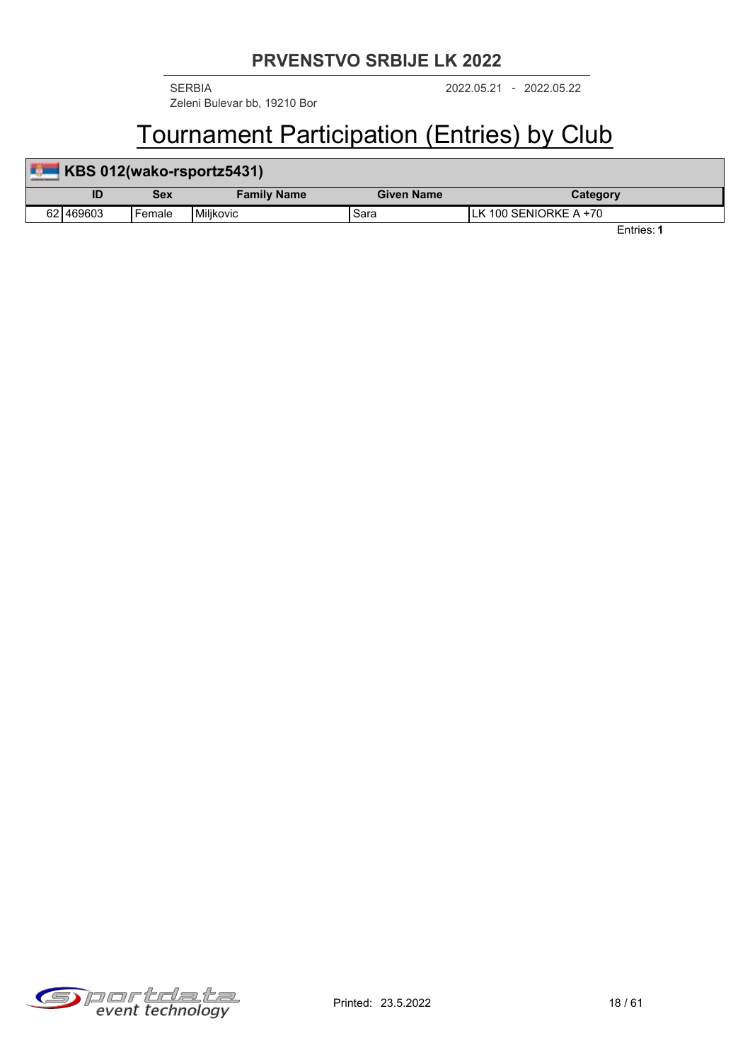# PRVENSTVO SRBIJE LK 2022

SERBIA
Zeleni Bulevar bb, 19210 Bor

2022.05.21 - 2022.05.22

# Tournament Participation (Entries) by Club

## KBS 012(wako-rsportz5431)

| | ID | Sex | Family Name | Given Name | Category |
|---|---|---|---|---|---|
| 62 | 469603 | Female | Miljkovic | Sara | LK 100 SENIORKE A +70 |

Entries: **1**

Printed: 23.5.2022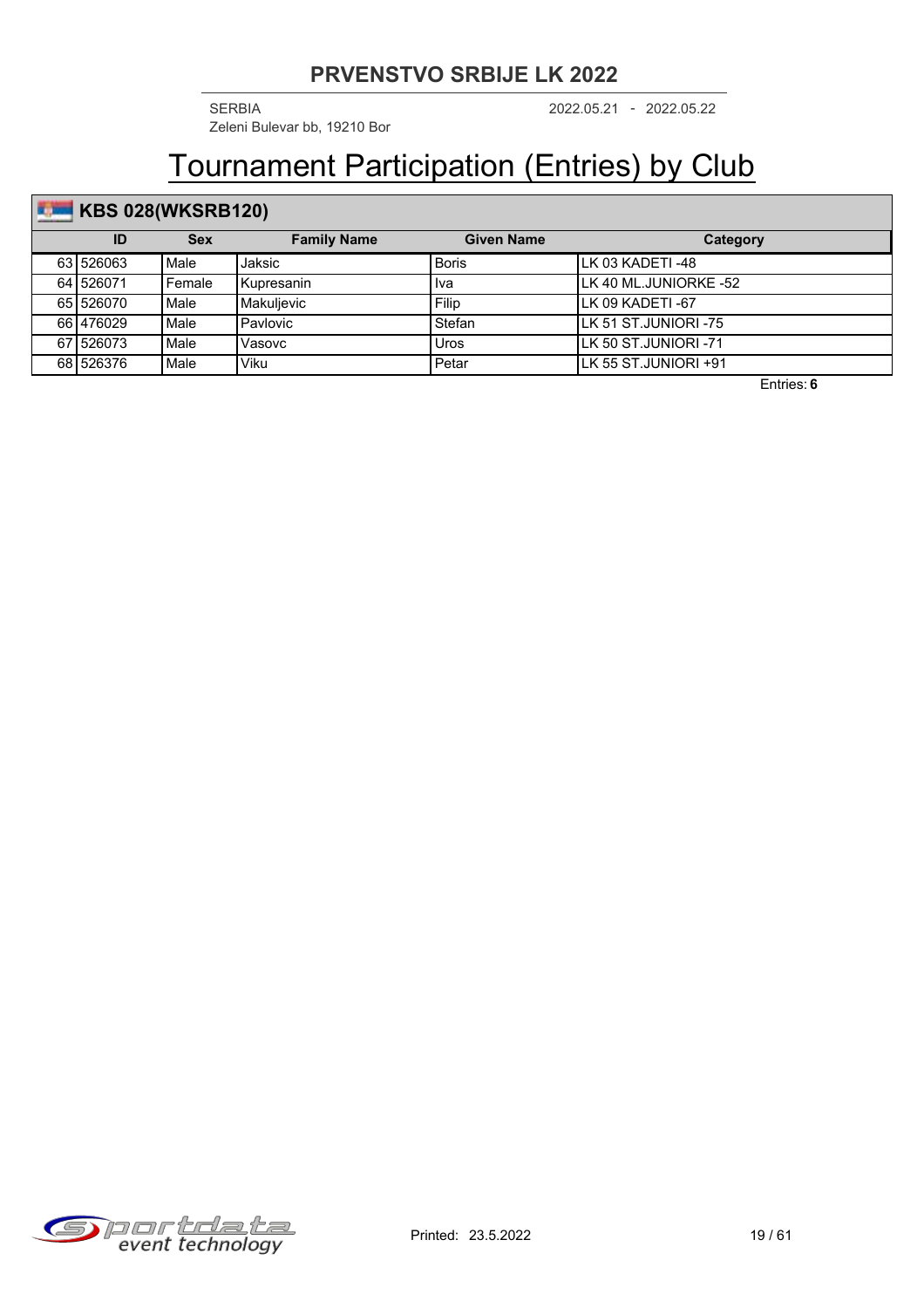## PRVENSTVO SRBIJE LK 2022

SERBIA
Zeleni Bulevar bb, 19210 Bor

2022.05.21 - 2022.05.22

# Tournament Participation (Entries) by Club

### KBS 028(WKSRB120)

| | ID | Sex | Family Name | Given Name | Category |
|---|---|---|---|---|---|
| 63 | 526063 | Male | Jaksic | Boris | LK 03 KADETI -48 |
| 64 | 526071 | Female | Kupresanin | Iva | LK 40 ML.JUNIORKE -52 |
| 65 | 526070 | Male | Makuljevic | Filip | LK 09 KADETI -67 |
| 66 | 476029 | Male | Pavlovic | Stefan | LK 51 ST.JUNIORI -75 |
| 67 | 526073 | Male | Vasovc | Uros | LK 50 ST.JUNIORI -71 |
| 68 | 526376 | Male | Viku | Petar | LK 55 ST.JUNIORI +91 |

Entries: **6**

Printed: 23.5.2022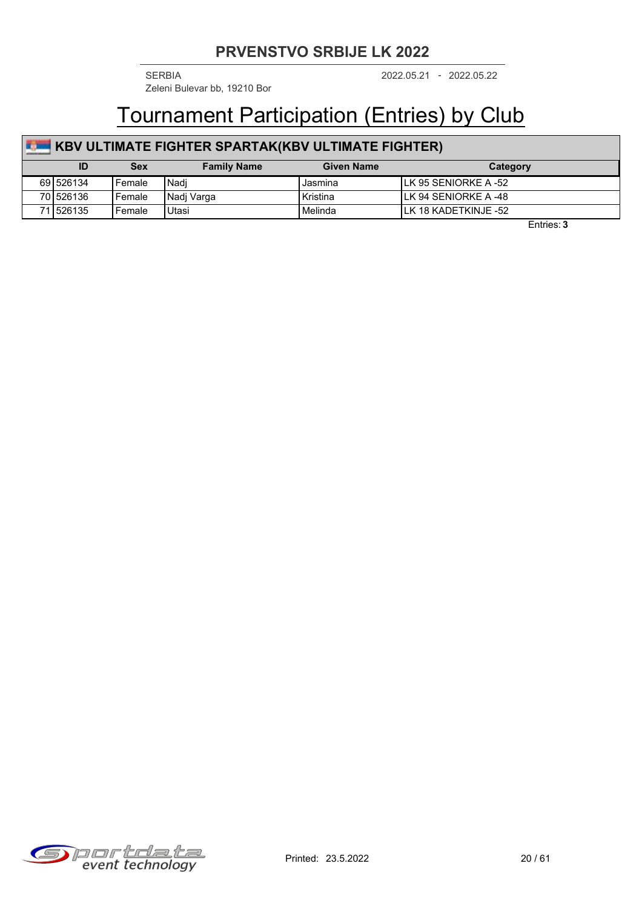## PRVENSTVO SRBIJE LK 2022

SERBIA
Zeleni Bulevar bb, 19210 Bor

2022.05.21 - 2022.05.22

# Tournament Participation (Entries) by Club

### KBV ULTIMATE FIGHTER SPARTAK(KBV ULTIMATE FIGHTER)

| | ID | Sex | Family Name | Given Name | Category |
|---|---|---|---|---|---|
| 69 | 526134 | Female | Nadj | Jasmina | LK 95 SENIORKE A -52 |
| 70 | 526136 | Female | Nadj Varga | Kristina | LK 94 SENIORKE A -48 |
| 71 | 526135 | Female | Utasi | Melinda | LK 18 KADETKINJE -52 |

Entries: **3**

Printed: 23.5.2022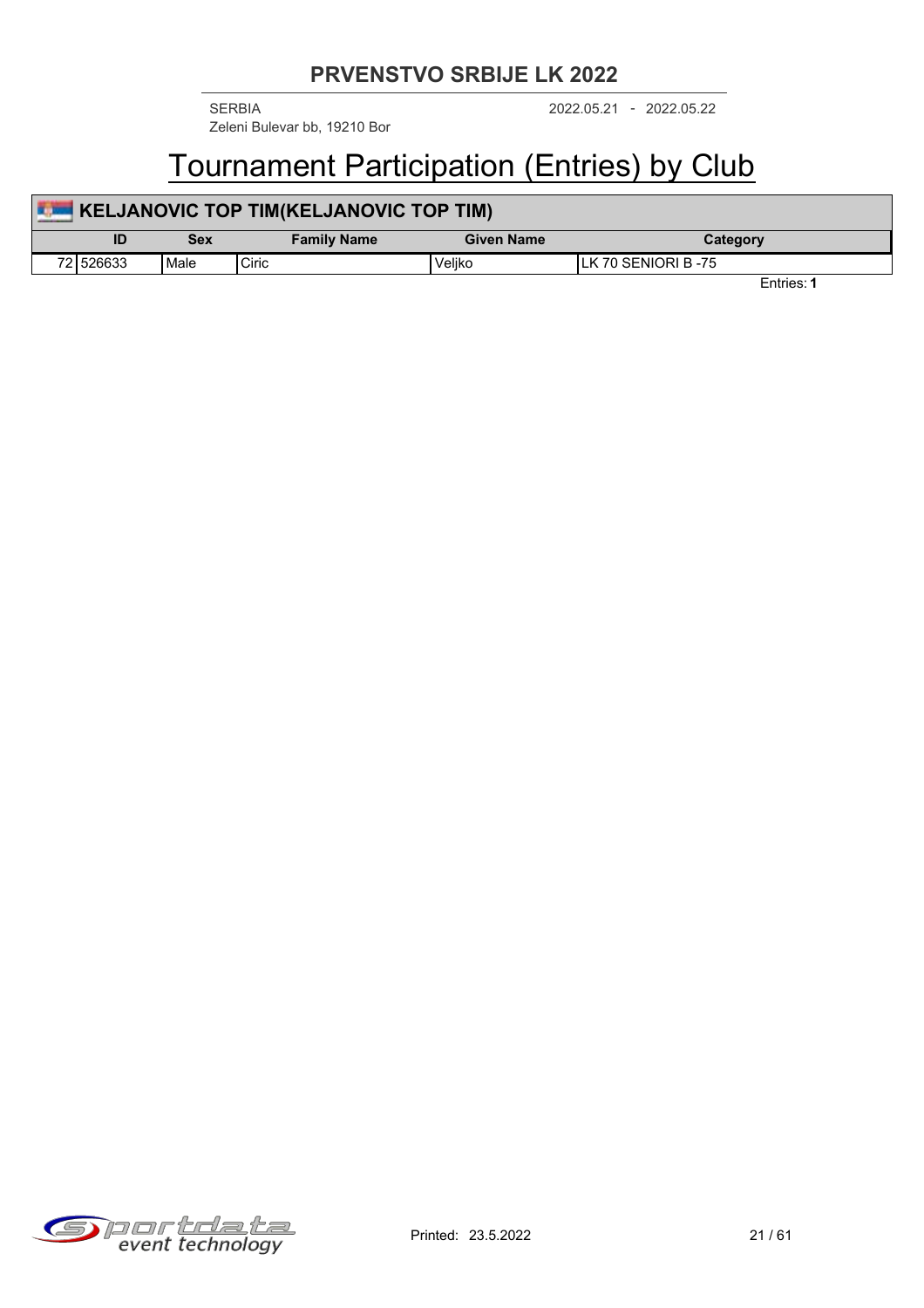## PRVENSTVO SRBIJE LK 2022

SERBIA
Zeleni Bulevar bb, 19210 Bor

2022.05.21 - 2022.05.22

# Tournament Participation (Entries) by Club

### KELJANOVIC TOP TIM(KELJANOVIC TOP TIM)

| | ID | Sex | Family Name | Given Name | Category |
|---|---|---|---|---|---|
| 72 | 526633 | Male | Ciric | Veljko | LK 70 SENIORI B -75 |

Entries: **1**

Printed: 23.5.2022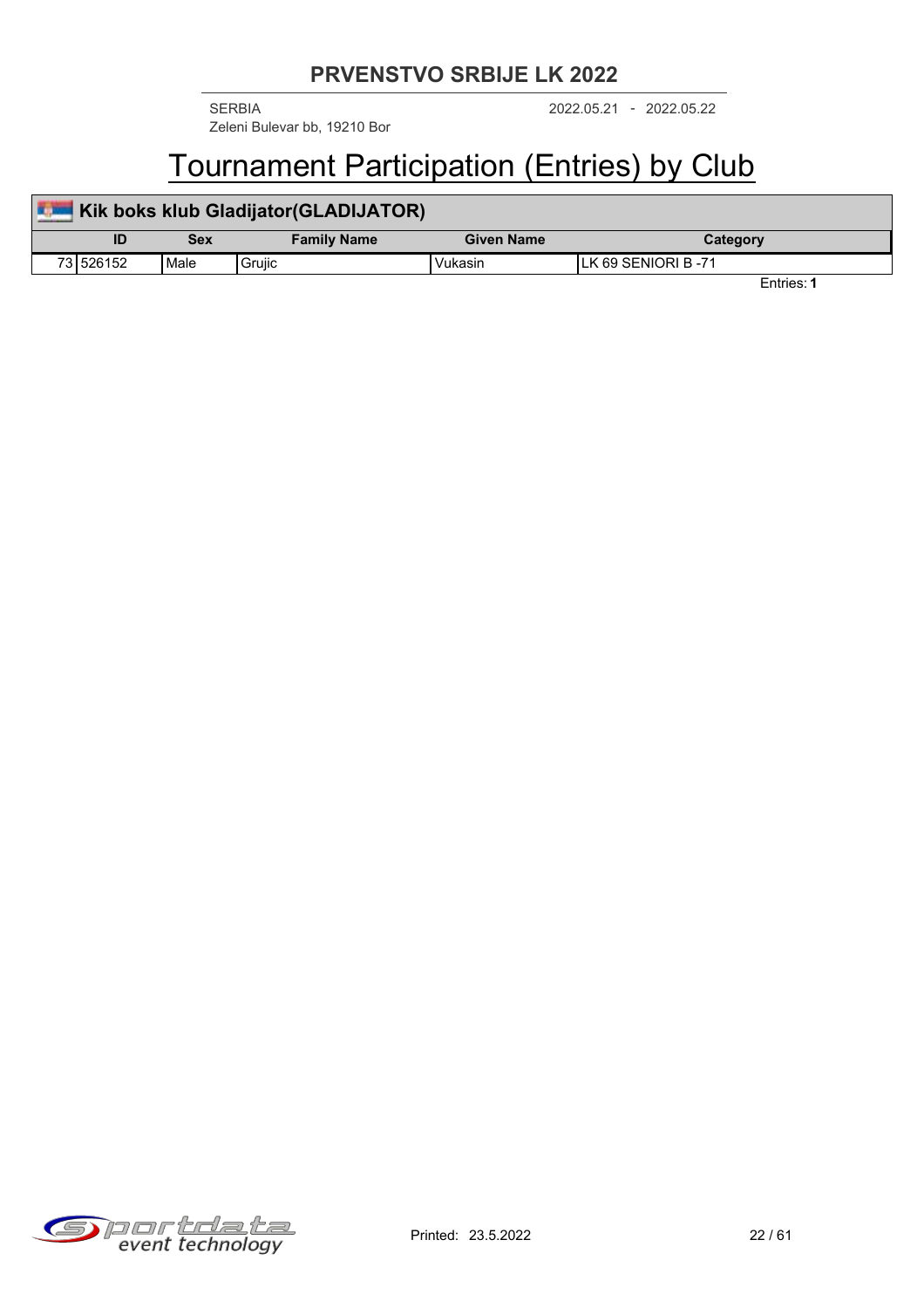# PRVENSTVO SRBIJE LK 2022

SERBIA
Zeleni Bulevar bb, 19210 Bor

2022.05.21 - 2022.05.22

# Tournament Participation (Entries) by Club

## Kik boks klub Gladijator(GLADIJATOR)

| | ID | Sex | Family Name | Given Name | Category |
|---|---|---|---|---|---|
| 73 | 526152 | Male | Grujic | Vukasin | LK 69 SENIORI B -71 |

Entries: **1**

Printed: 23.5.2022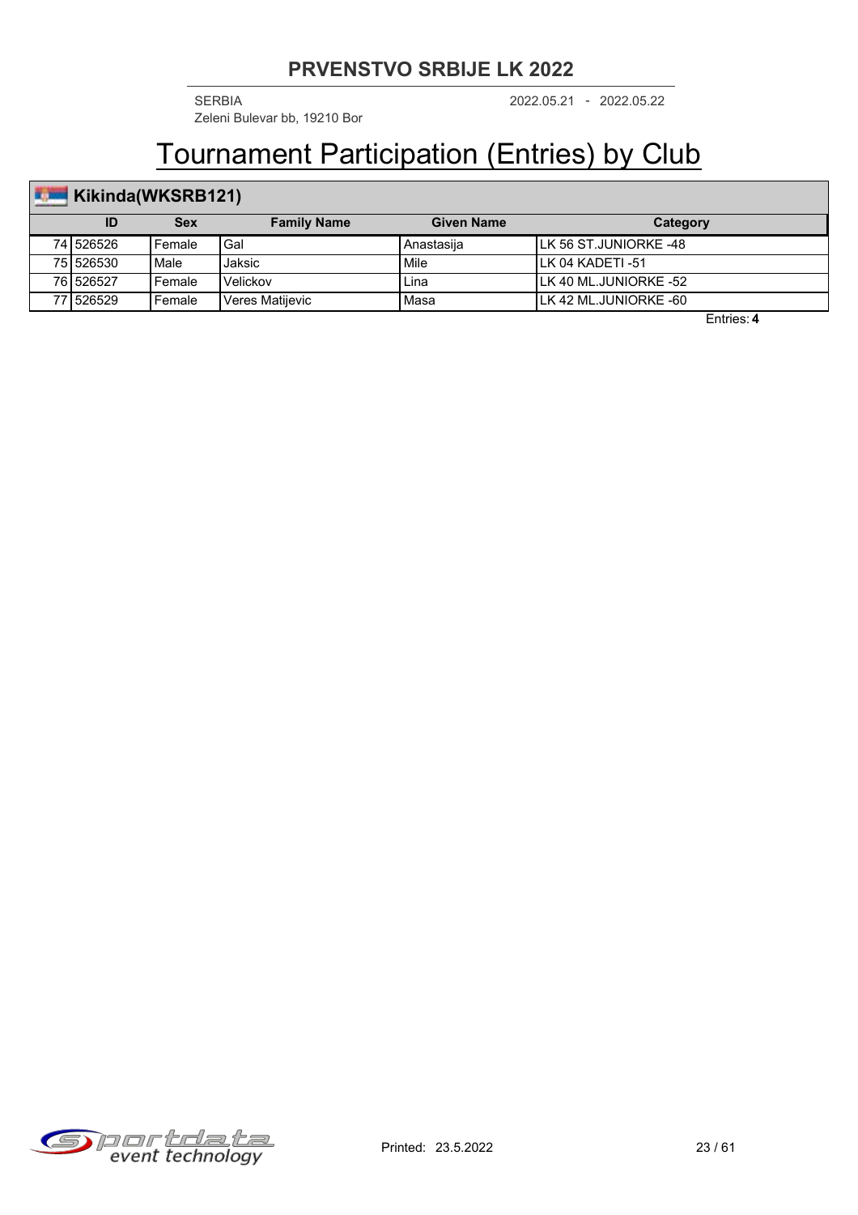## PRVENSTVO SRBIJE LK 2022

SERBIA
Zeleni Bulevar bb, 19210 Bor

2022.05.21 - 2022.05.22

# Tournament Participation (Entries) by Club

### Kikinda(WKSRB121)

| | ID | Sex | Family Name | Given Name | Category |
|---|---|---|---|---|---|
| 74 | 526526 | Female | Gal | Anastasija | LK 56 ST.JUNIORKE -48 |
| 75 | 526530 | Male | Jaksic | Mile | LK 04 KADETI -51 |
| 76 | 526527 | Female | Velickov | Lina | LK 40 ML.JUNIORKE -52 |
| 77 | 526529 | Female | Veres Matijevic | Masa | LK 42 ML.JUNIORKE -60 |

Entries: **4**

Printed: 23.5.2022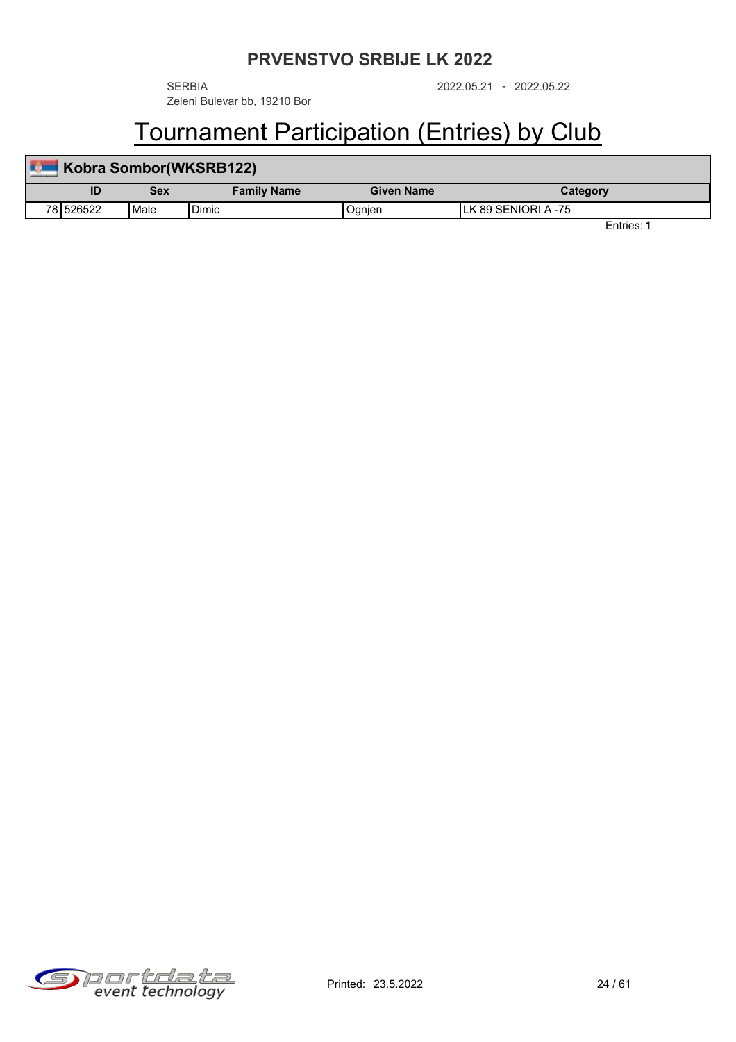## PRVENSTVO SRBIJE LK 2022

SERBIA
Zeleni Bulevar bb, 19210 Bor

2022.05.21 - 2022.05.22

# Tournament Participation (Entries) by Club

### Kobra Sombor(WKSRB122)

| | ID | Sex | Family Name | Given Name | Category |
|---|---|---|---|---|---|
| 78 | 526522 | Male | Dimic | Ognjen | LK 89 SENIORI A -75 |

Entries: **1**

Printed: 23.5.2022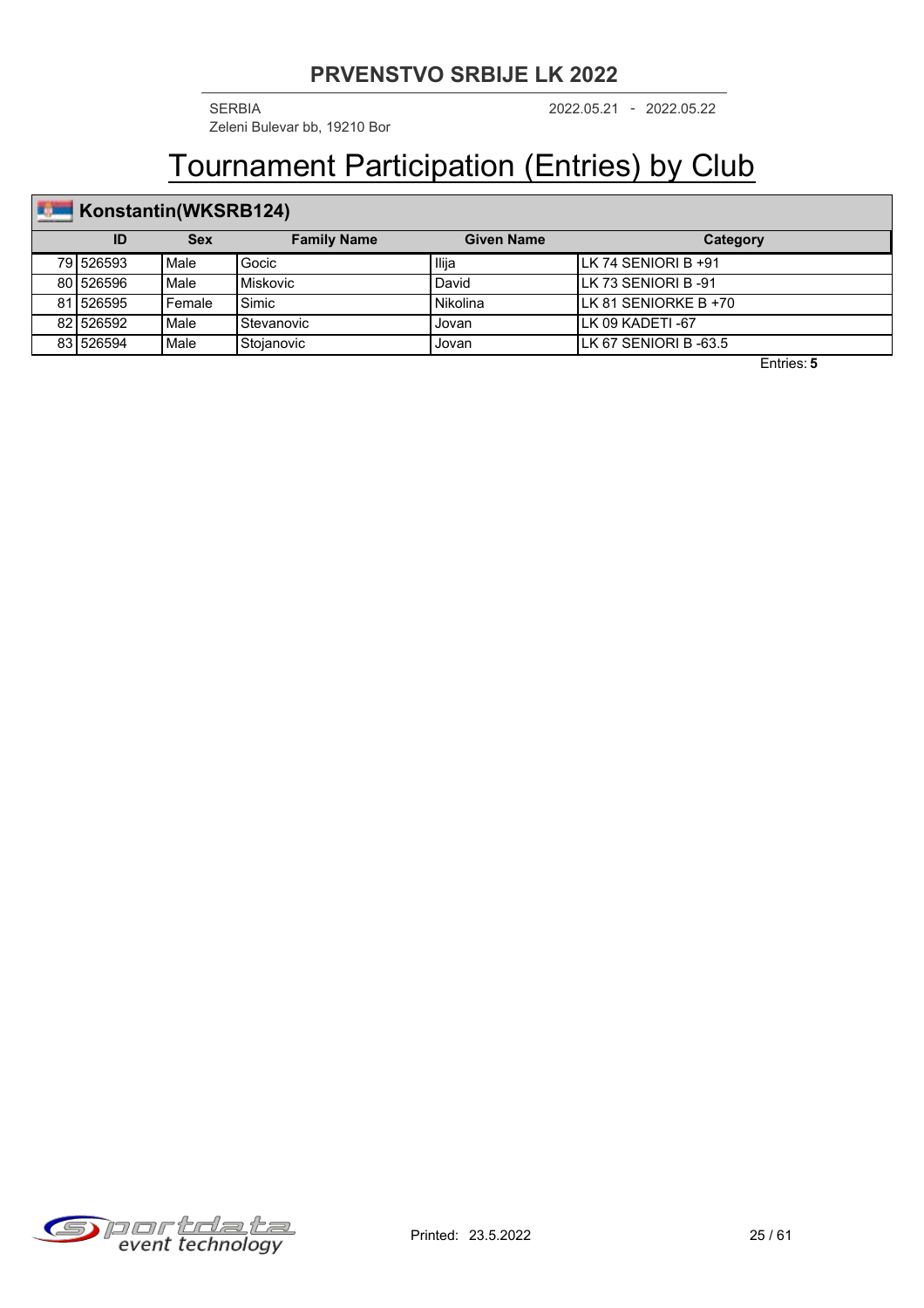## PRVENSTVO SRBIJE LK 2022

SERBIA
Zeleni Bulevar bb, 19210 Bor

2022.05.21 - 2022.05.22

# Tournament Participation (Entries) by Club

### Konstantin(WKSRB124)

| | ID | Sex | Family Name | Given Name | Category |
|---|---|---|---|---|---|
| 79 | 526593 | Male | Gocic | Ilija | LK 74 SENIORI B +91 |
| 80 | 526596 | Male | Miskovic | David | LK 73 SENIORI B -91 |
| 81 | 526595 | Female | Simic | Nikolina | LK 81 SENIORKE B +70 |
| 82 | 526592 | Male | Stevanovic | Jovan | LK 09 KADETI -67 |
| 83 | 526594 | Male | Stojanovic | Jovan | LK 67 SENIORI B -63.5 |

Entries: **5**

Printed: 23.5.2022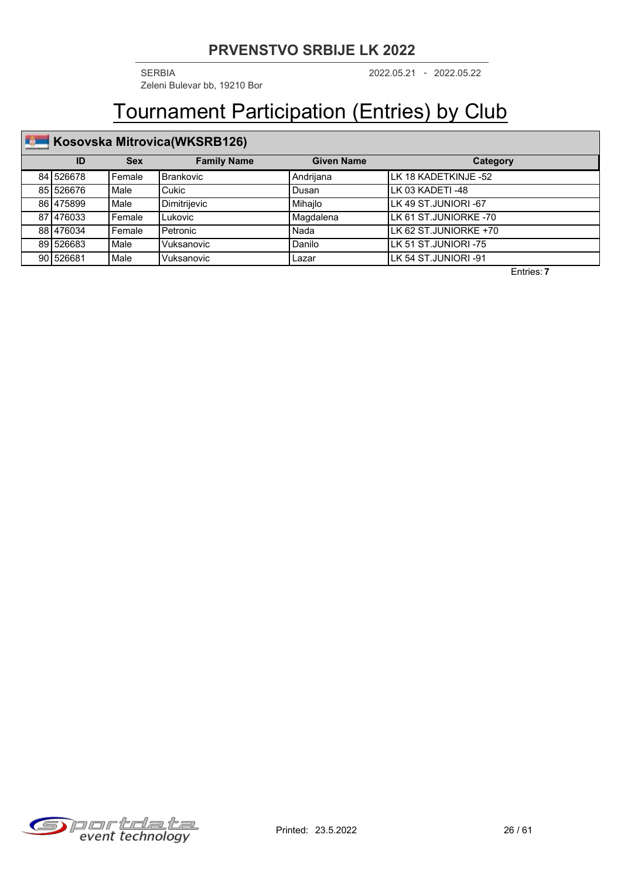## PRVENSTVO SRBIJE LK 2022

SERBIA
Zeleni Bulevar bb, 19210 Bor

2022.05.21 - 2022.05.22

# Tournament Participation (Entries) by Club

### Kosovska Mitrovica(WKSRB126)

| | ID | Sex | Family Name | Given Name | Category |
|---|---|---|---|---|---|
| 84 | 526678 | Female | Brankovic | Andrijana | LK 18 KADETKINJE -52 |
| 85 | 526676 | Male | Cukic | Dusan | LK 03 KADETI -48 |
| 86 | 475899 | Male | Dimitrijevic | Mihajlo | LK 49 ST.JUNIORI -67 |
| 87 | 476033 | Female | Lukovic | Magdalena | LK 61 ST.JUNIORKE -70 |
| 88 | 476034 | Female | Petronic | Nada | LK 62 ST.JUNIORKE +70 |
| 89 | 526683 | Male | Vuksanovic | Danilo | LK 51 ST.JUNIORI -75 |
| 90 | 526681 | Male | Vuksanovic | Lazar | LK 54 ST.JUNIORI -91 |

Entries: **7**

Printed: 23.5.2022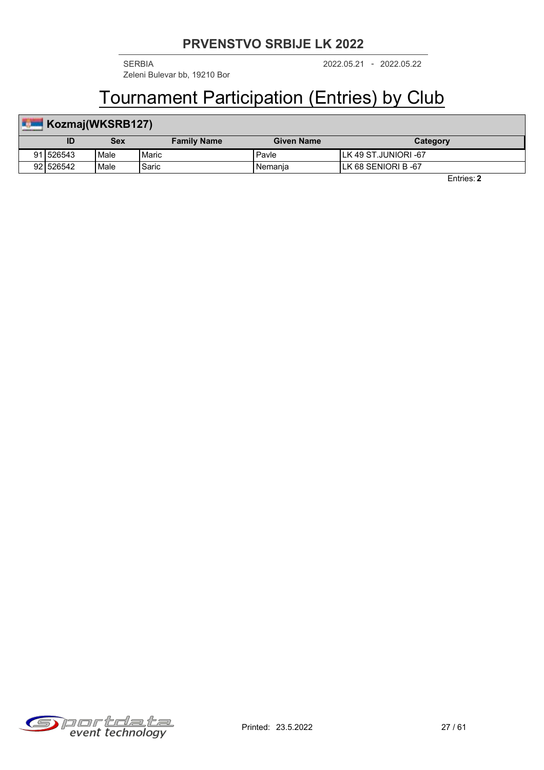## PRVENSTVO SRBIJE LK 2022

SERBIA
Zeleni Bulevar bb, 19210 Bor

2022.05.21 - 2022.05.22

# Tournament Participation (Entries) by Club

### Kozmaj(WKSRB127)

| | ID | Sex | Family Name | Given Name | Category |
|---|---|---|---|---|---|
| 91 | 526543 | Male | Maric | Pavle | LK 49 ST.JUNIORI -67 |
| 92 | 526542 | Male | Saric | Nemanja | LK 68 SENIORI B -67 |

Entries: **2**

Printed: 23.5.2022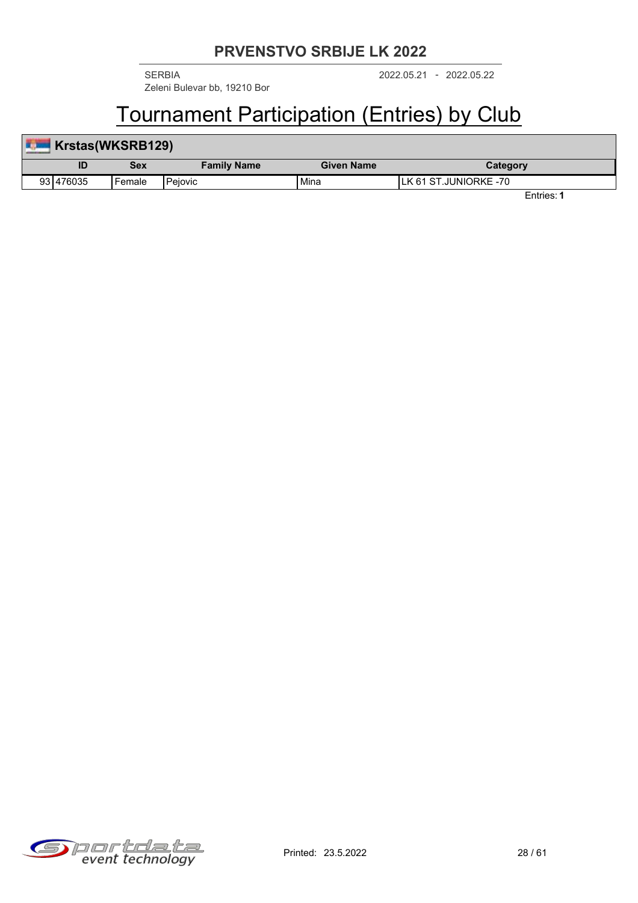## PRVENSTVO SRBIJE LK 2022

SERBIA
Zeleni Bulevar bb, 19210 Bor

2022.05.21 - 2022.05.22

# Tournament Participation (Entries) by Club

## Krstas(WKSRB129)

| | ID | Sex | Family Name | Given Name | Category |
|---|---|---|---|---|---|
| 93 | 476035 | Female | Pejovic | Mina | LK 61 ST.JUNIORKE -70 |

Entries: **1**

Printed: 23.5.2022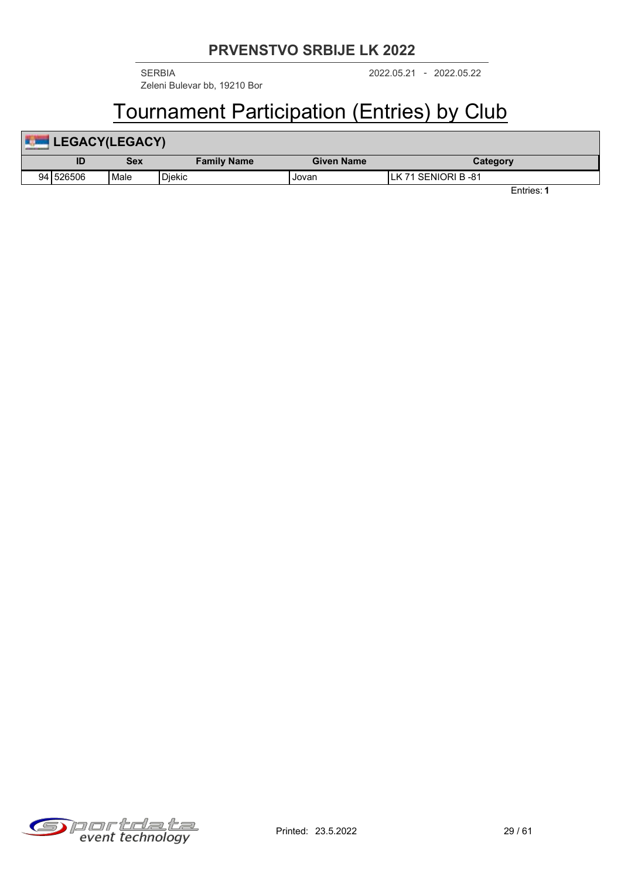## PRVENSTVO SRBIJE LK 2022

SERBIA
Zeleni Bulevar bb, 19210 Bor

2022.05.21 - 2022.05.22

# Tournament Participation (Entries) by Club

### LEGACY(LEGACY)

| | ID | Sex | Family Name | Given Name | Category |
|---|---|---|---|---|---|
| 94 | 526506 | Male | Djekic | Jovan | LK 71 SENIORI B -81 |

Entries: **1**

Printed: 23.5.2022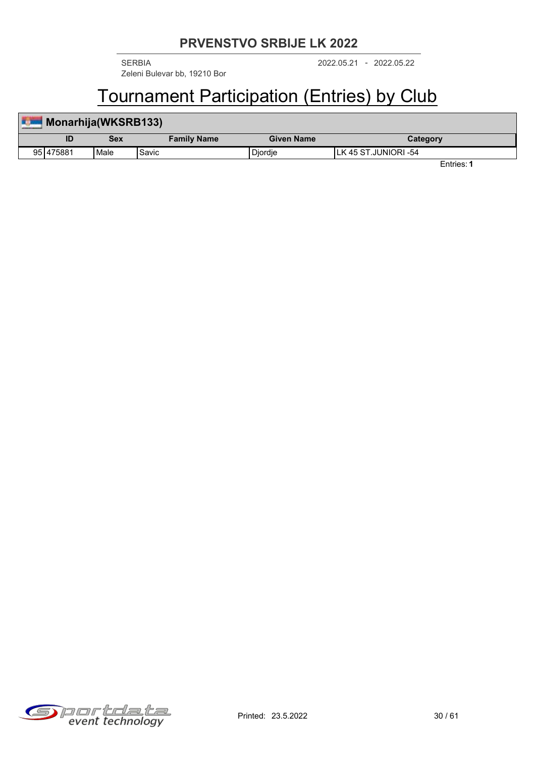## PRVENSTVO SRBIJE LK 2022

SERBIA
Zeleni Bulevar bb, 19210 Bor

2022.05.21 - 2022.05.22

# Tournament Participation (Entries) by Club

### Monarhija(WKSRB133)

| | ID | Sex | Family Name | Given Name | Category |
|---|---|---|---|---|---|
| 95 | 475881 | Male | Savic | Djordje | LK 45 ST.JUNIORI -54 |

Entries: **1**

Printed: 23.5.2022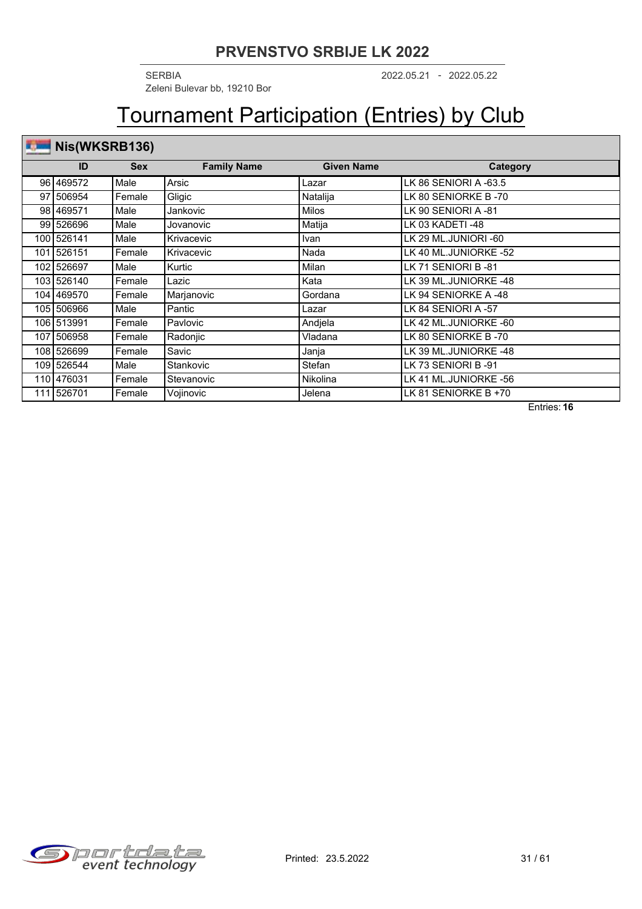## PRVENSTVO SRBIJE LK 2022

SERBIA
Zeleni Bulevar bb, 19210 Bor

2022.05.21 - 2022.05.22

# Tournament Participation (Entries) by Club

### Nis(WKSRB136)

| | ID | Sex | Family Name | Given Name | Category |
|---|---|---|---|---|---|
| 96 | 469572 | Male | Arsic | Lazar | LK 86 SENIORI A -63.5 |
| 97 | 506954 | Female | Gligic | Natalija | LK 80 SENIORKE B -70 |
| 98 | 469571 | Male | Jankovic | Milos | LK 90 SENIORI A -81 |
| 99 | 526696 | Male | Jovanovic | Matija | LK 03 KADETI -48 |
| 100 | 526141 | Male | Krivacevic | Ivan | LK 29 ML.JUNIORI -60 |
| 101 | 526151 | Female | Krivacevic | Nada | LK 40 ML.JUNIORKE -52 |
| 102 | 526697 | Male | Kurtic | Milan | LK 71 SENIORI B -81 |
| 103 | 526140 | Female | Lazic | Kata | LK 39 ML.JUNIORKE -48 |
| 104 | 469570 | Female | Marjanovic | Gordana | LK 94 SENIORKE A -48 |
| 105 | 506966 | Male | Pantic | Lazar | LK 84 SENIORI A -57 |
| 106 | 513991 | Female | Pavlovic | Andjela | LK 42 ML.JUNIORKE -60 |
| 107 | 506958 | Female | Radonjic | Vladana | LK 80 SENIORKE B -70 |
| 108 | 526699 | Female | Savic | Janja | LK 39 ML.JUNIORKE -48 |
| 109 | 526544 | Male | Stankovic | Stefan | LK 73 SENIORI B -91 |
| 110 | 476031 | Female | Stevanovic | Nikolina | LK 41 ML.JUNIORKE -56 |
| 111 | 526701 | Female | Vojinovic | Jelena | LK 81 SENIORKE B +70 |

Entries: **16**

Printed: 23.5.2022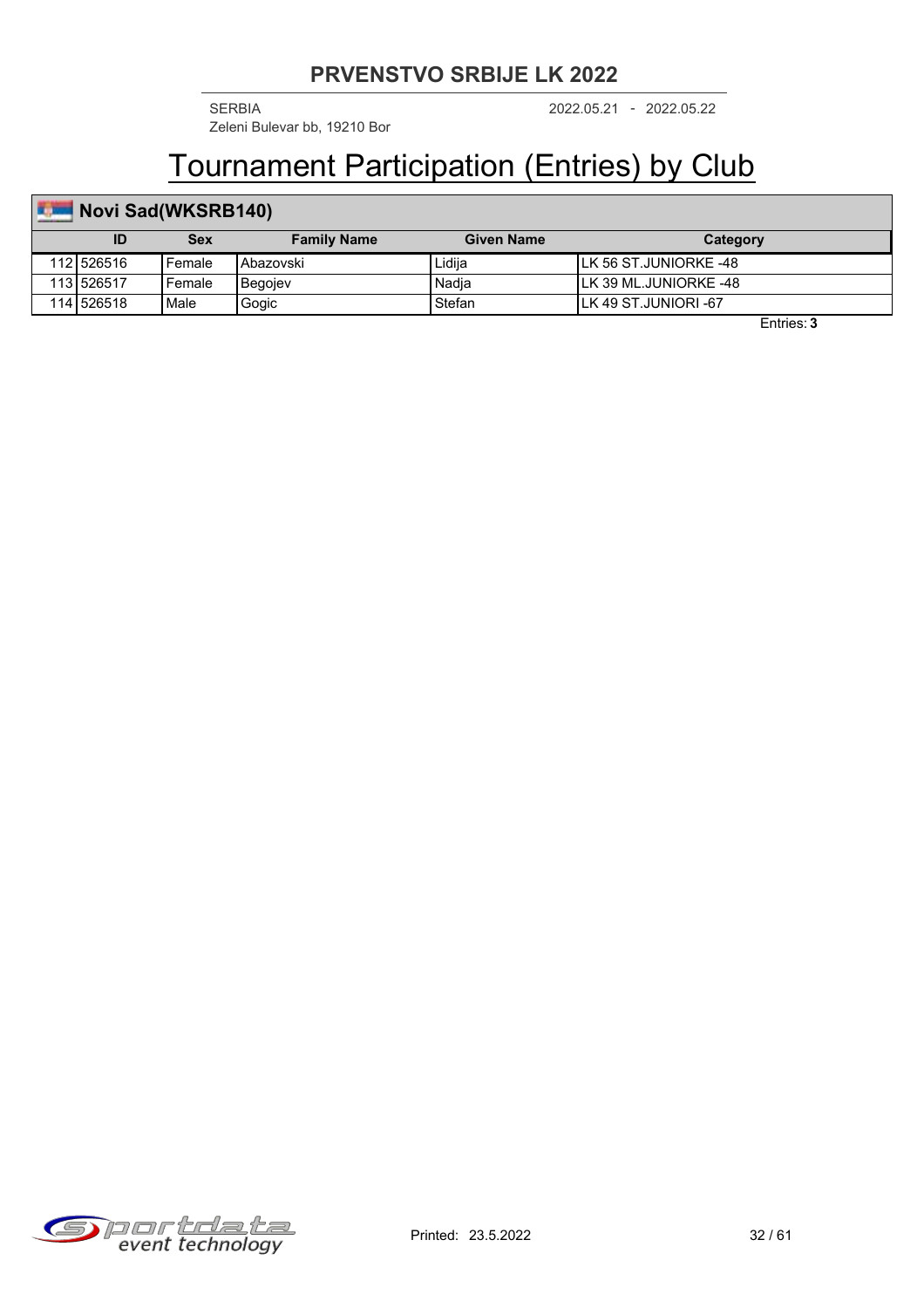## PRVENSTVO SRBIJE LK 2022

SERBIA
Zeleni Bulevar bb, 19210 Bor

2022.05.21 - 2022.05.22

# Tournament Participation (Entries) by Club

### Novi Sad(WKSRB140)

| | ID | Sex | Family Name | Given Name | Category |
|---|---|---|---|---|---|
| 112 | 526516 | Female | Abazovski | Lidija | LK 56 ST.JUNIORKE -48 |
| 113 | 526517 | Female | Begojev | Nadja | LK 39 ML.JUNIORKE -48 |
| 114 | 526518 | Male | Gogic | Stefan | LK 49 ST.JUNIORI -67 |

Entries: **3**

Printed: 23.5.2022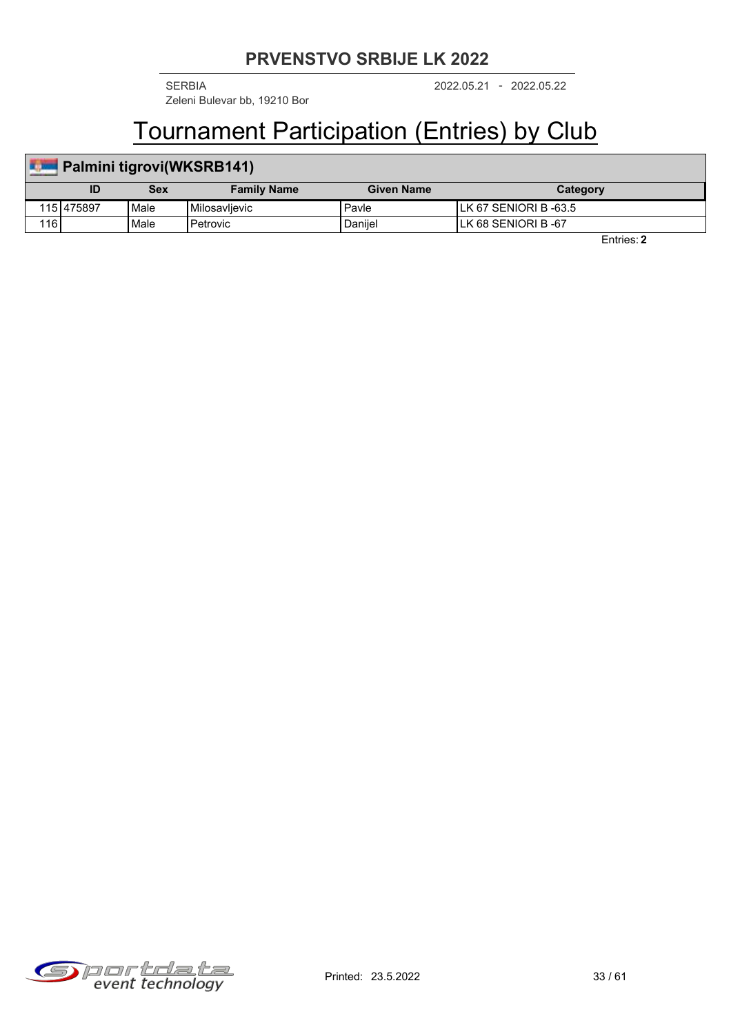## PRVENSTVO SRBIJE LK 2022

SERBIA
Zeleni Bulevar bb, 19210 Bor

2022.05.21 - 2022.05.22

# Tournament Participation (Entries) by Club

### Palmini tigrovi(WKSRB141)

| | ID | Sex | Family Name | Given Name | Category |
|---|---|---|---|---|---|
| 115 | 475897 | Male | Milosavljevic | Pavle | LK 67 SENIORI B -63.5 |
| 116 | | Male | Petrovic | Danijel | LK 68 SENIORI B -67 |

Entries: **2**

Printed: 23.5.2022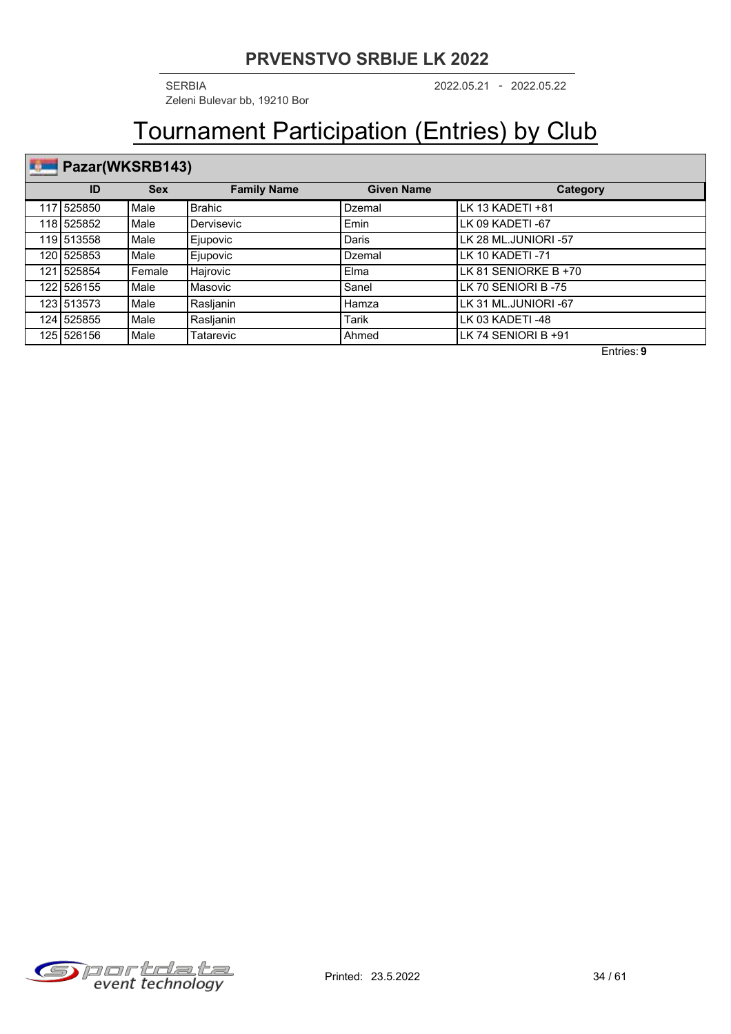## PRVENSTVO SRBIJE LK 2022

SERBIA
Zeleni Bulevar bb, 19210 Bor

2022.05.21 - 2022.05.22

# Tournament Participation (Entries) by Club

### Pazar(WKSRB143)

| | ID | Sex | Family Name | Given Name | Category |
|---|---|---|---|---|---|
| 117 | 525850 | Male | Brahic | Dzemal | LK 13 KADETI +81 |
| 118 | 525852 | Male | Dervisevic | Emin | LK 09 KADETI -67 |
| 119 | 513558 | Male | Ejupovic | Daris | LK 28 ML.JUNIORI -57 |
| 120 | 525853 | Male | Ejupovic | Dzemal | LK 10 KADETI -71 |
| 121 | 525854 | Female | Hajrovic | Elma | LK 81 SENIORKE B +70 |
| 122 | 526155 | Male | Masovic | Sanel | LK 70 SENIORI B -75 |
| 123 | 513573 | Male | Rasljanin | Hamza | LK 31 ML.JUNIORI -67 |
| 124 | 525855 | Male | Rasljanin | Tarik | LK 03 KADETI -48 |
| 125 | 526156 | Male | Tatarevic | Ahmed | LK 74 SENIORI B +91 |

Entries: **9**

Printed: 23.5.2022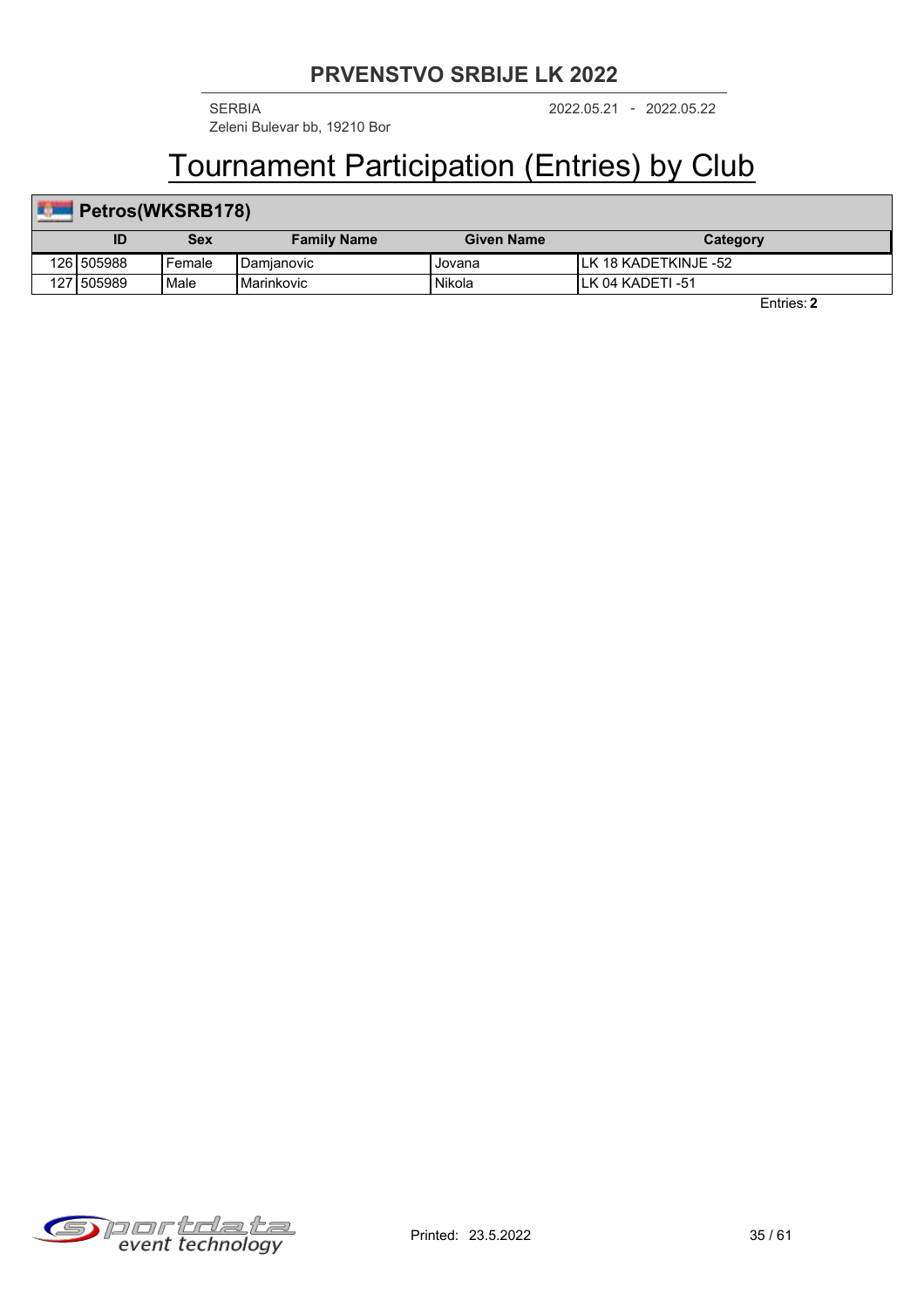# PRVENSTVO SRBIJE LK 2022

SERBIA
Zeleni Bulevar bb, 19210 Bor

2022.05.21 - 2022.05.22

## Tournament Participation (Entries) by Club

### Petros(WKSRB178)

| | ID | Sex | Family Name | Given Name | Category |
|---|---|---|---|---|---|
| 126 | 505988 | Female | Damjanovic | Jovana | LK 18 KADETKINJE -52 |
| 127 | 505989 | Male | Marinkovic | Nikola | LK 04 KADETI -51 |

Entries: **2**

Printed: 23.5.2022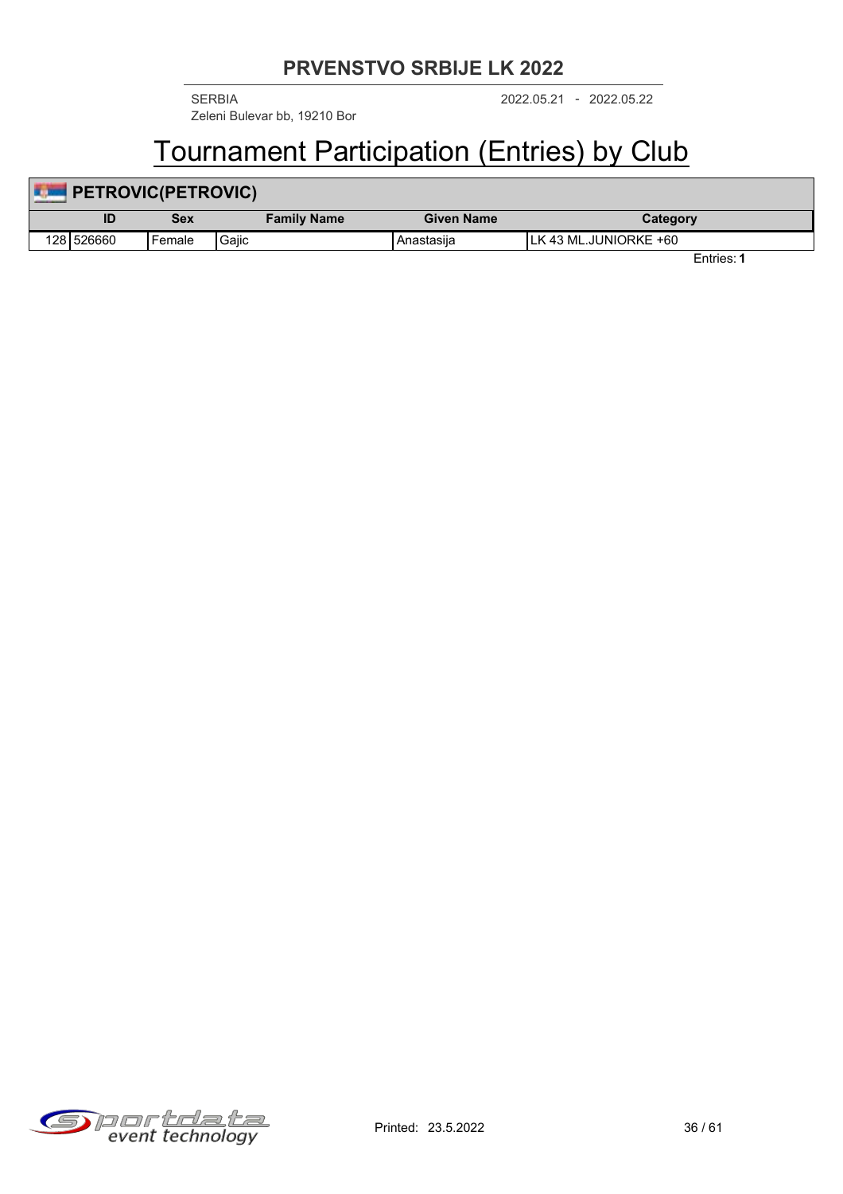## PRVENSTVO SRBIJE LK 2022

SERBIA
Zeleni Bulevar bb, 19210 Bor

2022.05.21 - 2022.05.22

# Tournament Participation (Entries) by Club

### PETROVIC(PETROVIC)

| | ID | Sex | Family Name | Given Name | Category |
|---|---|---|---|---|---|
| 128 | 526660 | Female | Gajic | Anastasija | LK 43 ML.JUNIORKE +60 |

Entries: **1**

Printed: 23.5.2022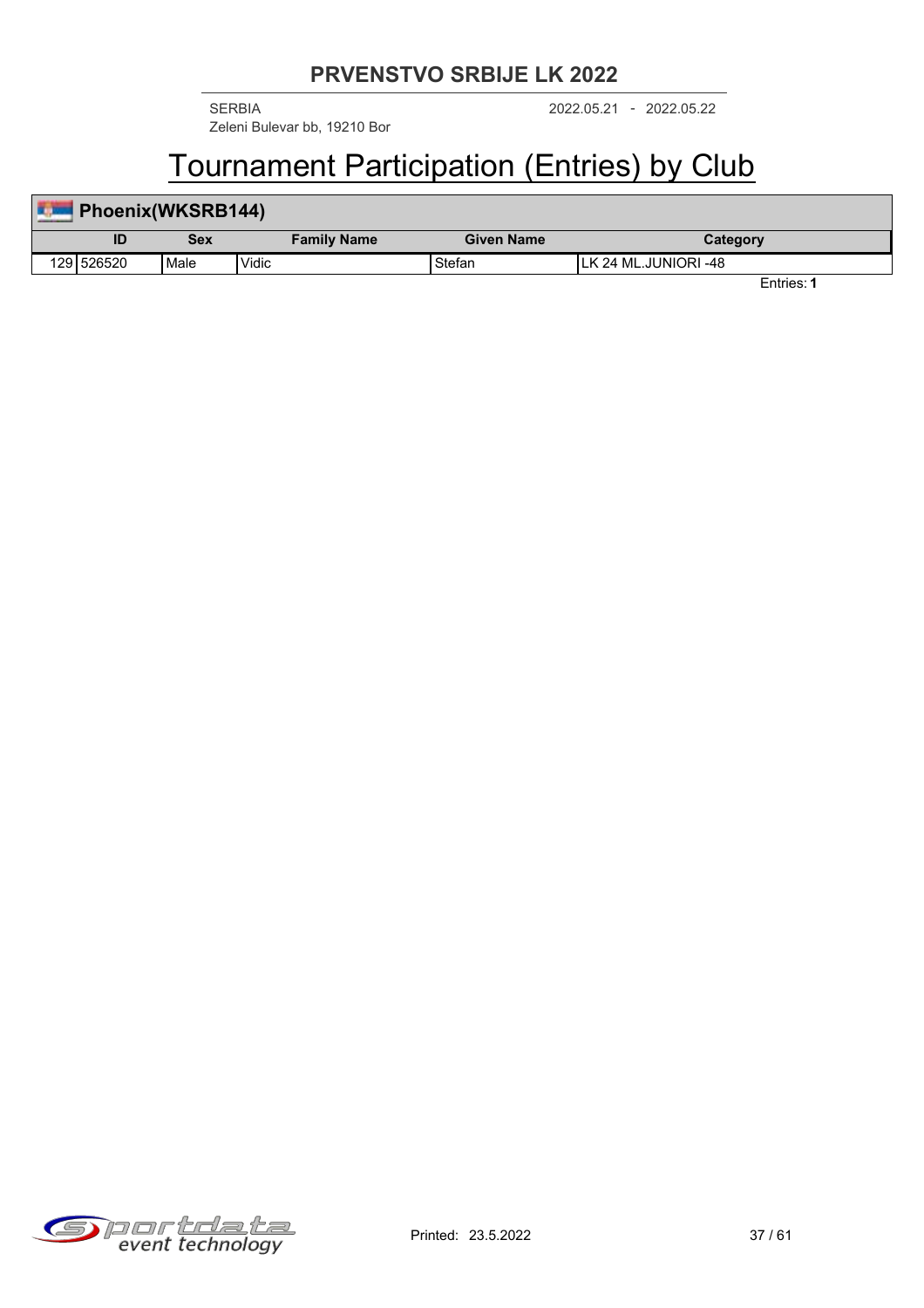## PRVENSTVO SRBIJE LK 2022

SERBIA
Zeleni Bulevar bb, 19210 Bor

2022.05.21 - 2022.05.22

# Tournament Participation (Entries) by Club

### Phoenix(WKSRB144)

| | ID | Sex | Family Name | Given Name | Category |
|---|---|---|---|---|---|
| 129 | 526520 | Male | Vidic | Stefan | LK 24 ML.JUNIORI -48 |

Entries: **1**

Printed: 23.5.2022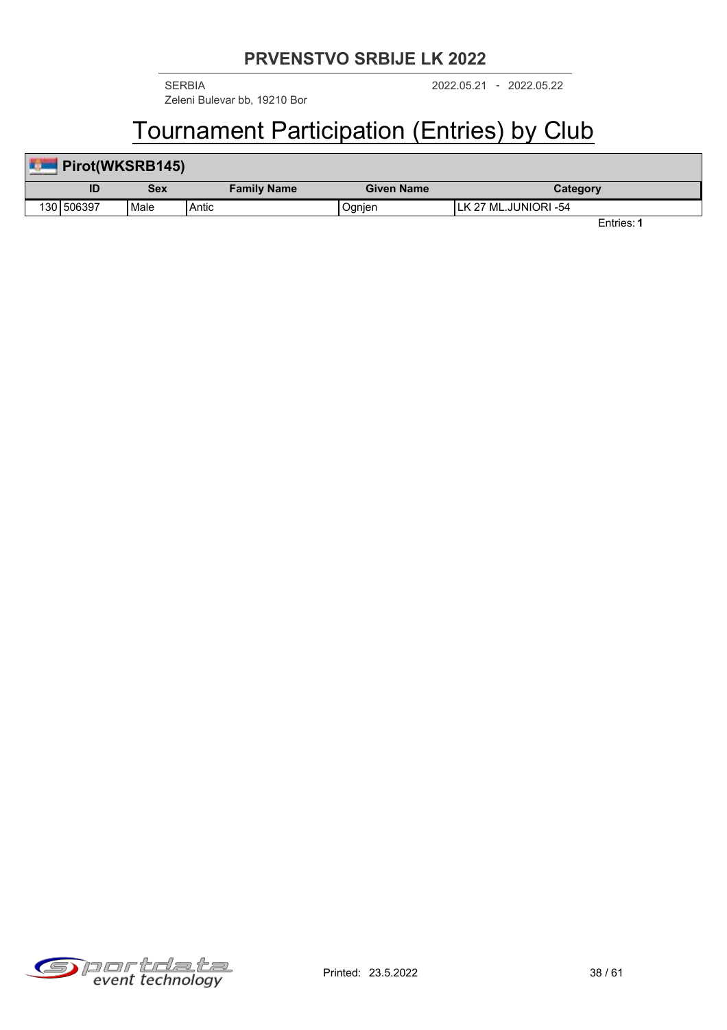# PRVENSTVO SRBIJE LK 2022

SERBIA
Zeleni Bulevar bb, 19210 Bor

2022.05.21 - 2022.05.22

# Tournament Participation (Entries) by Club

## Pirot(WKSRB145)

| | ID | Sex | Family Name | Given Name | Category |
|---|---|---|---|---|---|
| 130 | 506397 | Male | Antic | Ognjen | LK 27 ML.JUNIORI -54 |

Entries: **1**

Printed: 23.5.2022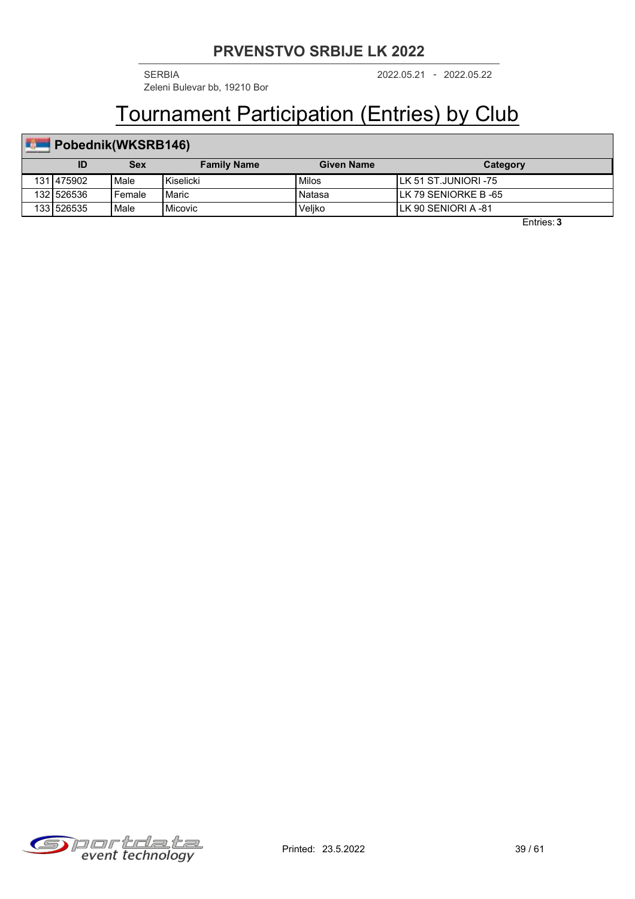## PRVENSTVO SRBIJE LK 2022

SERBIA
Zeleni Bulevar bb, 19210 Bor

2022.05.21 - 2022.05.22

# Tournament Participation (Entries) by Club

### Pobednik(WKSRB146)

| | ID | Sex | Family Name | Given Name | Category |
|---|---|---|---|---|---|
| 131 | 475902 | Male | Kiselicki | Milos | LK 51 ST.JUNIORI -75 |
| 132 | 526536 | Female | Maric | Natasa | LK 79 SENIORKE B -65 |
| 133 | 526535 | Male | Micovic | Veljko | LK 90 SENIORI A -81 |

Entries: **3**

Printed: 23.5.2022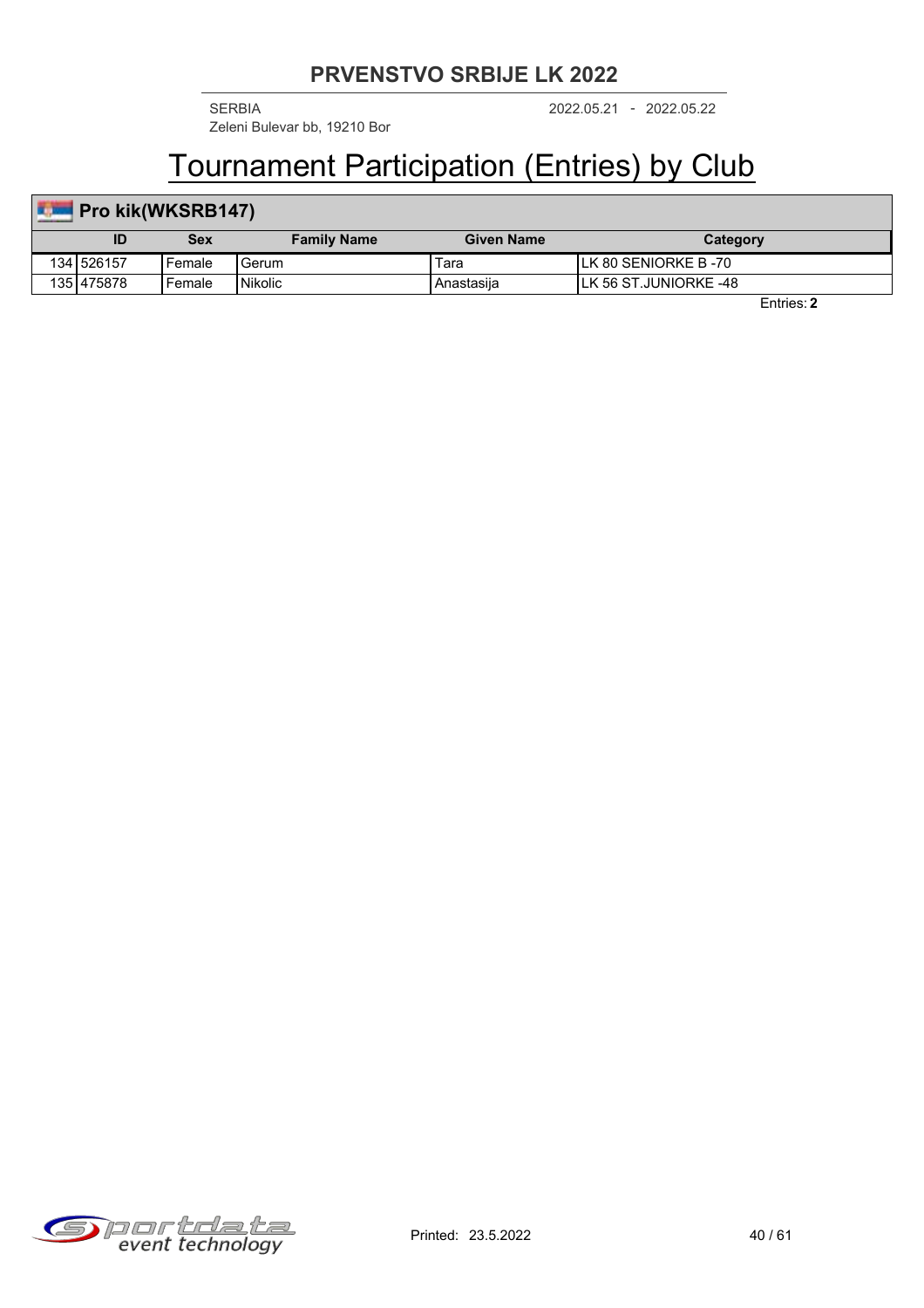## PRVENSTVO SRBIJE LK 2022

SERBIA
Zeleni Bulevar bb, 19210 Bor

2022.05.21 - 2022.05.22

# Tournament Participation (Entries) by Club

### Pro kik(WKSRB147)

| | ID | Sex | Family Name | Given Name | Category |
|---|---|---|---|---|---|
| 134 | 526157 | Female | Gerum | Tara | LK 80 SENIORKE B -70 |
| 135 | 475878 | Female | Nikolic | Anastasija | LK 56 ST.JUNIORKE -48 |

Entries: **2**

Printed: 23.5.2022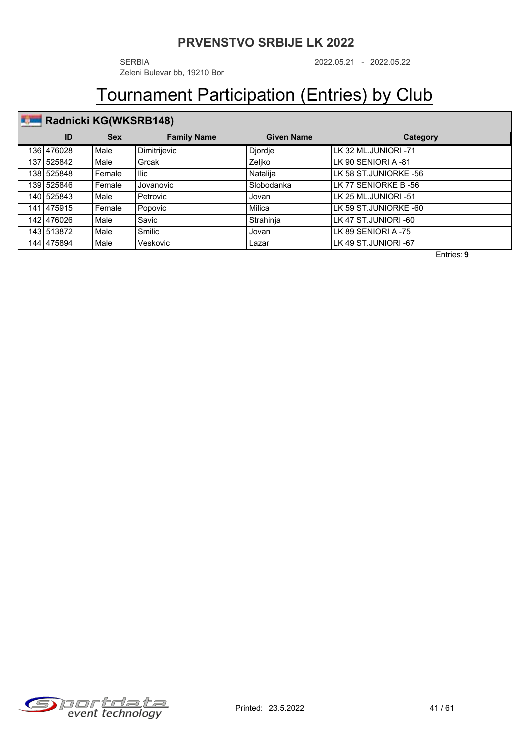## PRVENSTVO SRBIJE LK 2022

SERBIA
Zeleni Bulevar bb, 19210 Bor

2022.05.21 - 2022.05.22

# Tournament Participation (Entries) by Club

### Radnicki KG(WKSRB148)

| | ID | Sex | Family Name | Given Name | Category |
|---|---|---|---|---|---|
| 136 | 476028 | Male | Dimitrijevic | Djordje | LK 32 ML.JUNIORI -71 |
| 137 | 525842 | Male | Grcak | Zeljko | LK 90 SENIORI A -81 |
| 138 | 525848 | Female | Ilic | Natalija | LK 58 ST.JUNIORKE -56 |
| 139 | 525846 | Female | Jovanovic | Slobodanka | LK 77 SENIORKE B -56 |
| 140 | 525843 | Male | Petrovic | Jovan | LK 25 ML.JUNIORI -51 |
| 141 | 475915 | Female | Popovic | Milica | LK 59 ST.JUNIORKE -60 |
| 142 | 476026 | Male | Savic | Strahinja | LK 47 ST.JUNIORI -60 |
| 143 | 513872 | Male | Smilic | Jovan | LK 89 SENIORI A -75 |
| 144 | 475894 | Male | Veskovic | Lazar | LK 49 ST.JUNIORI -67 |

Entries: **9**

Printed: 23.5.2022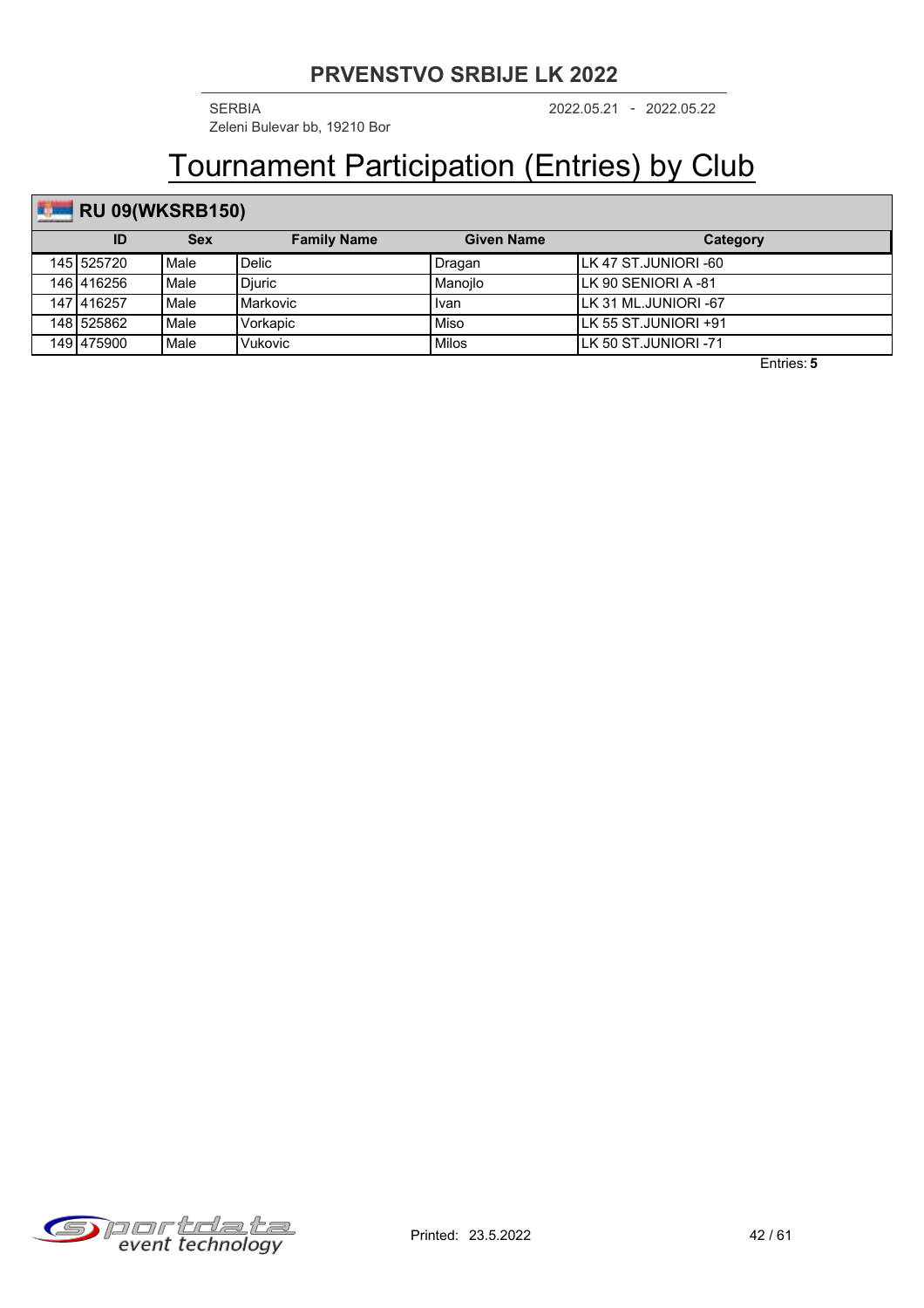## PRVENSTVO SRBIJE LK 2022

SERBIA
Zeleni Bulevar bb, 19210 Bor

2022.05.21 - 2022.05.22

# Tournament Participation (Entries) by Club

### RU 09(WKSRB150)

| | ID | Sex | Family Name | Given Name | Category |
|---|---|---|---|---|---|
| 145 | 525720 | Male | Delic | Dragan | LK 47 ST.JUNIORI -60 |
| 146 | 416256 | Male | Djuric | Manojlo | LK 90 SENIORI A -81 |
| 147 | 416257 | Male | Markovic | Ivan | LK 31 ML.JUNIORI -67 |
| 148 | 525862 | Male | Vorkapic | Miso | LK 55 ST.JUNIORI +91 |
| 149 | 475900 | Male | Vukovic | Milos | LK 50 ST.JUNIORI -71 |

Entries: **5**

Printed: 23.5.2022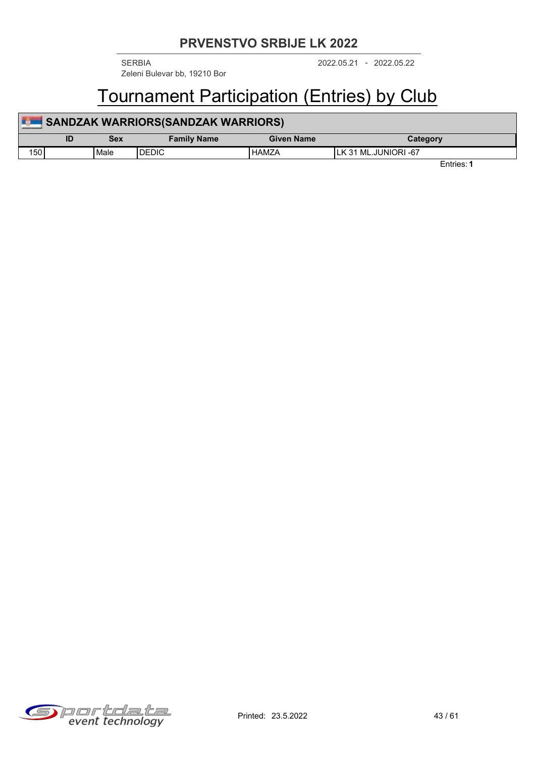## PRVENSTVO SRBIJE LK 2022

SERBIA
Zeleni Bulevar bb, 19210 Bor

2022.05.21 - 2022.05.22

# Tournament Participation (Entries) by Club

### SANDZAK WARRIORS(SANDZAK WARRIORS)

| | ID | Sex | Family Name | Given Name | Category |
|---|---|---|---|---|---|
| 150 | | Male | DEDIC | HAMZA | LK 31 ML.JUNIORI -67 |

Entries: **1**

Printed: 23.5.2022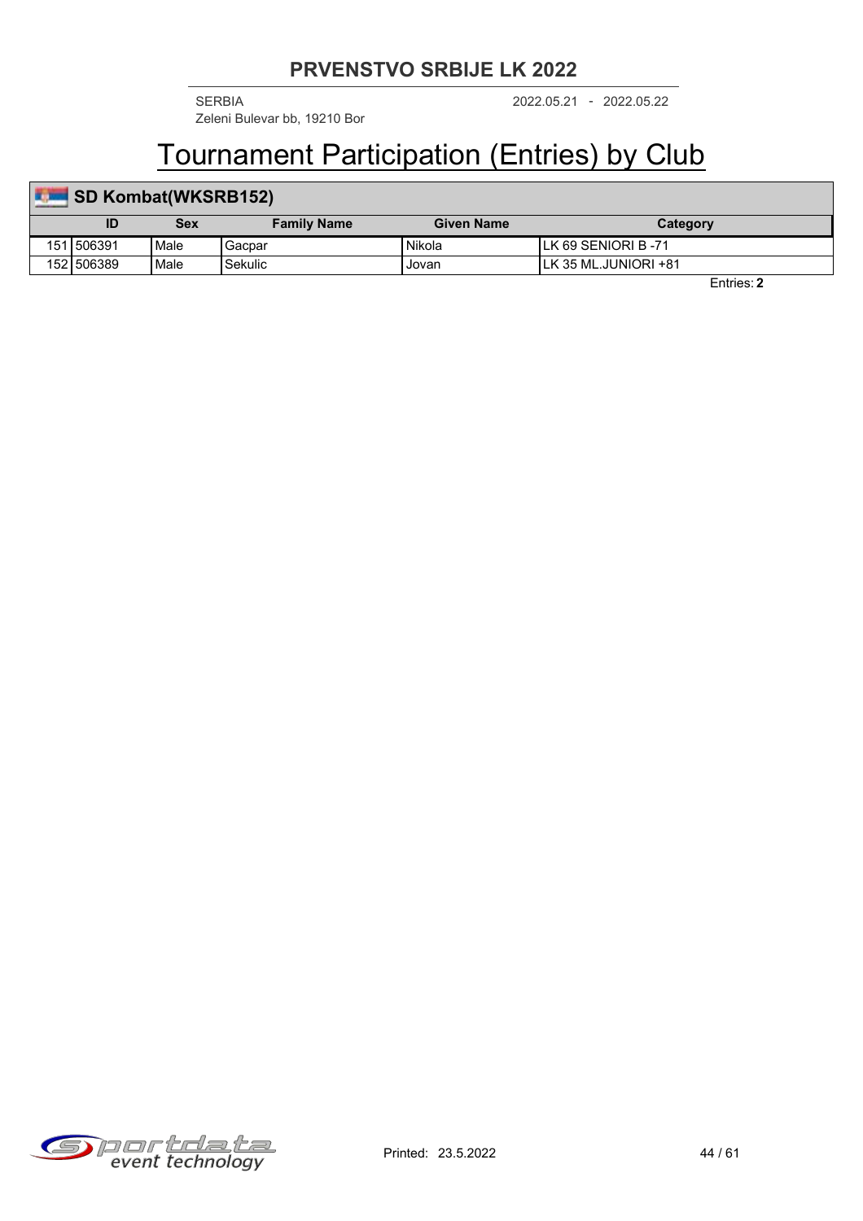## PRVENSTVO SRBIJE LK 2022

SERBIA
Zeleni Bulevar bb, 19210 Bor

2022.05.21 - 2022.05.22

# Tournament Participation (Entries) by Club

### SD Kombat(WKSRB152)

| | ID | Sex | Family Name | Given Name | Category |
|---|---|---|---|---|---|
| 151 | 506391 | Male | Gacpar | Nikola | LK 69 SENIORI B -71 |
| 152 | 506389 | Male | Sekulic | Jovan | LK 35 ML.JUNIORI +81 |

Entries: **2**

Printed: 23.5.2022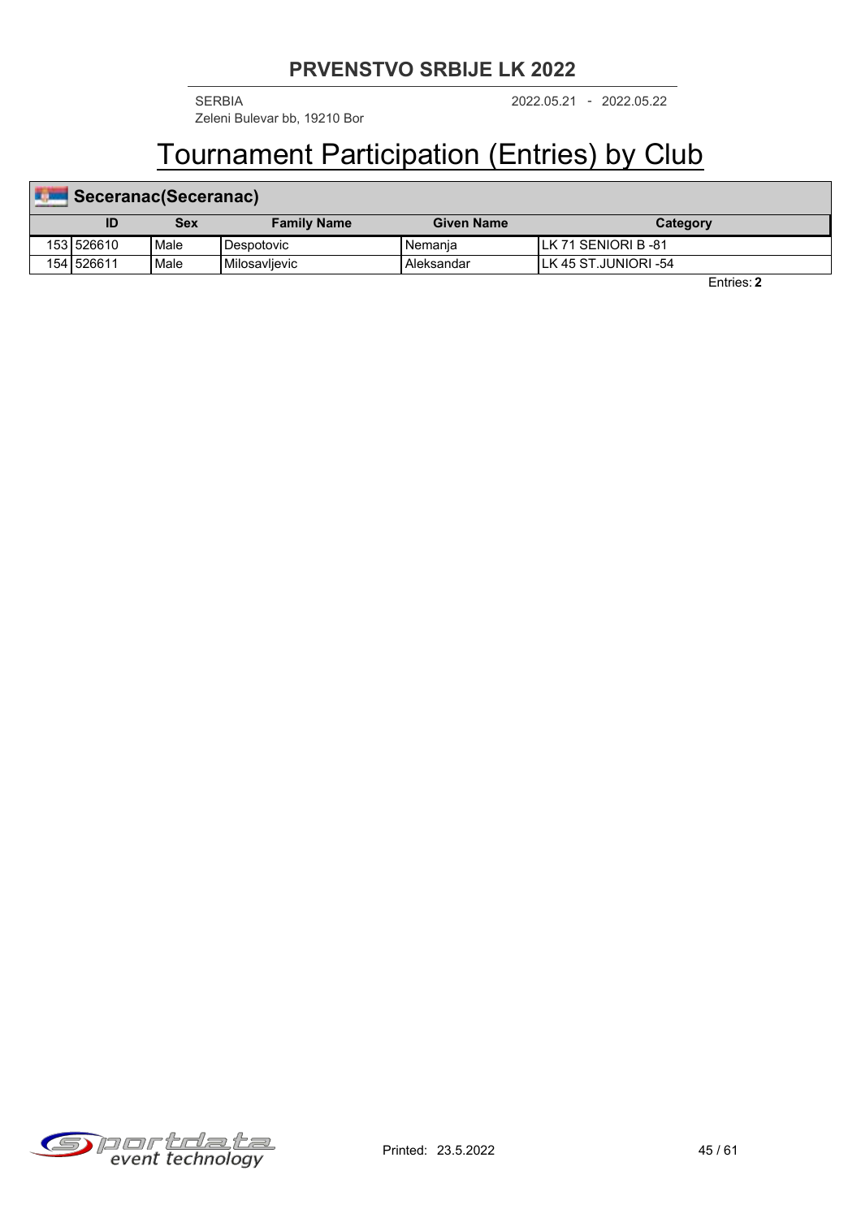## PRVENSTVO SRBIJE LK 2022

SERBIA
Zeleni Bulevar bb, 19210 Bor

2022.05.21 - 2022.05.22

# Tournament Participation (Entries) by Club

### Seceranac(Seceranac)

| | ID | Sex | Family Name | Given Name | Category |
|---|---|---|---|---|---|
| 153 | 526610 | Male | Despotovic | Nemanja | LK 71 SENIORI B -81 |
| 154 | 526611 | Male | Milosavljevic | Aleksandar | LK 45 ST.JUNIORI -54 |

Entries: **2**

Printed: 23.5.2022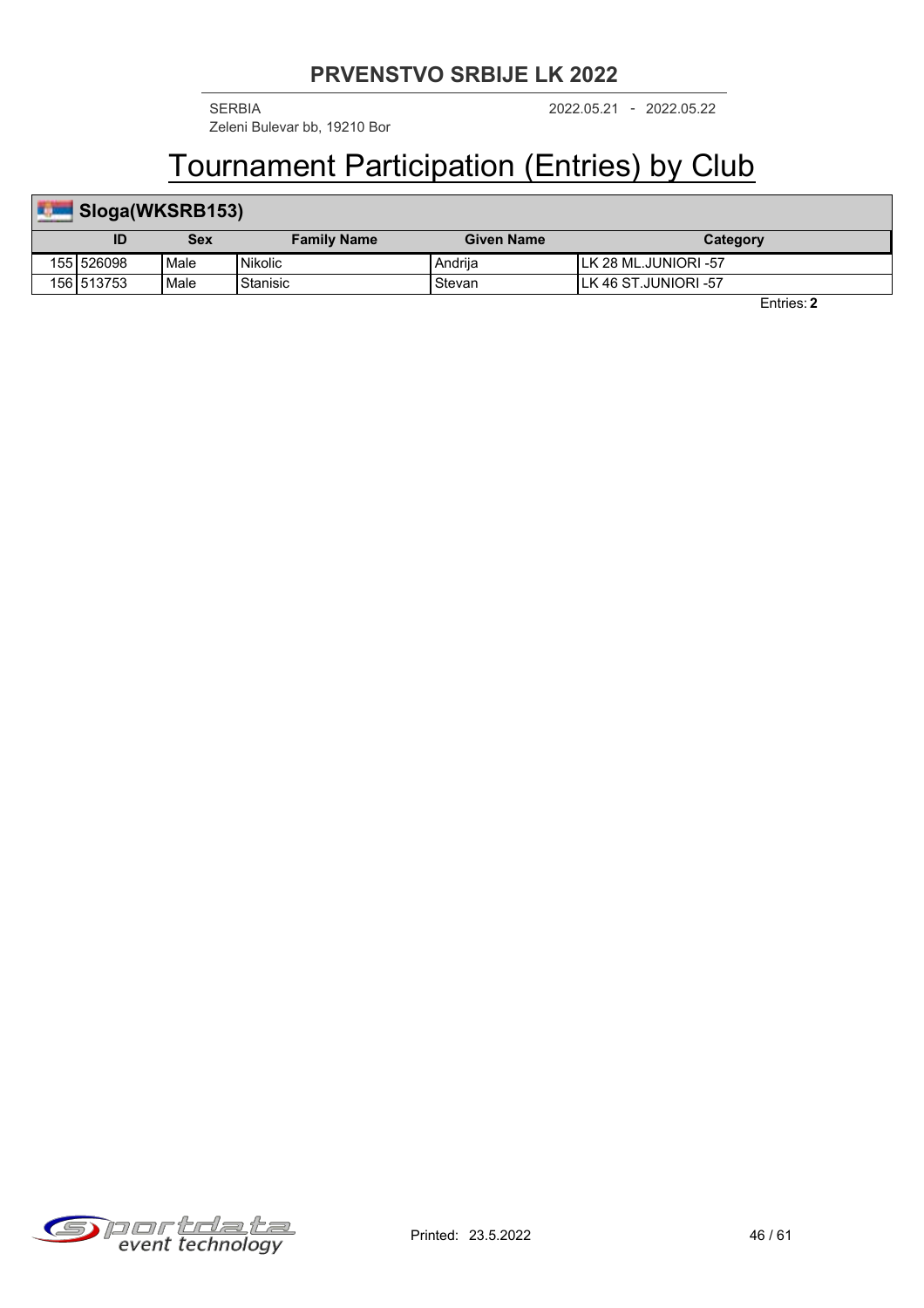## PRVENSTVO SRBIJE LK 2022

SERBIA
Zeleni Bulevar bb, 19210 Bor

2022.05.21 - 2022.05.22

# Tournament Participation (Entries) by Club

### Sloga(WKSRB153)

| | ID | Sex | Family Name | Given Name | Category |
|---|---|---|---|---|---|
| 155 | 526098 | Male | Nikolic | Andrija | LK 28 ML.JUNIORI -57 |
| 156 | 513753 | Male | Stanisic | Stevan | LK 46 ST.JUNIORI -57 |

Entries: **2**

Printed: 23.5.2022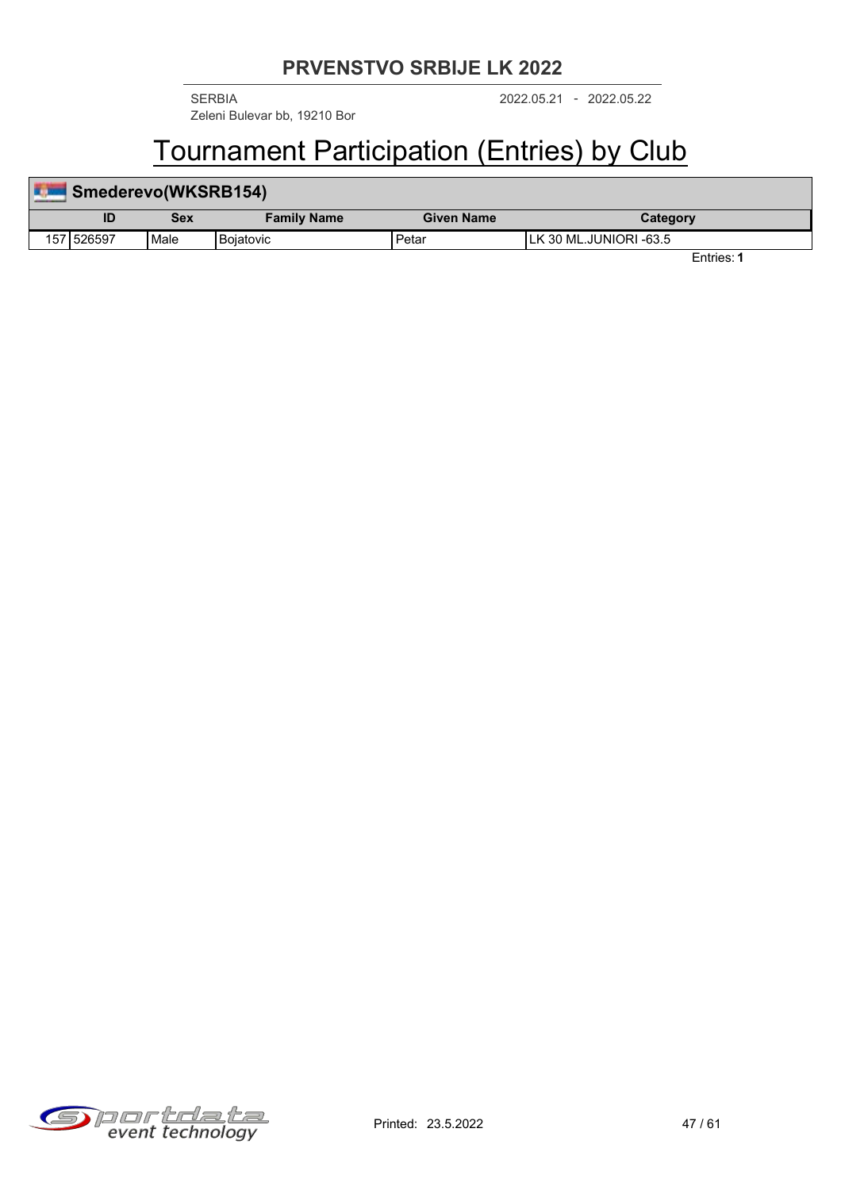## PRVENSTVO SRBIJE LK 2022

SERBIA
Zeleni Bulevar bb, 19210 Bor

2022.05.21 - 2022.05.22

# Tournament Participation (Entries) by Club

### Smederevo(WKSRB154)

| | ID | Sex | Family Name | Given Name | Category |
|---|---|---|---|---|---|
| 157 | 526597 | Male | Bojatovic | Petar | LK 30 ML.JUNIORI -63.5 |

Entries: **1**

Printed: 23.5.2022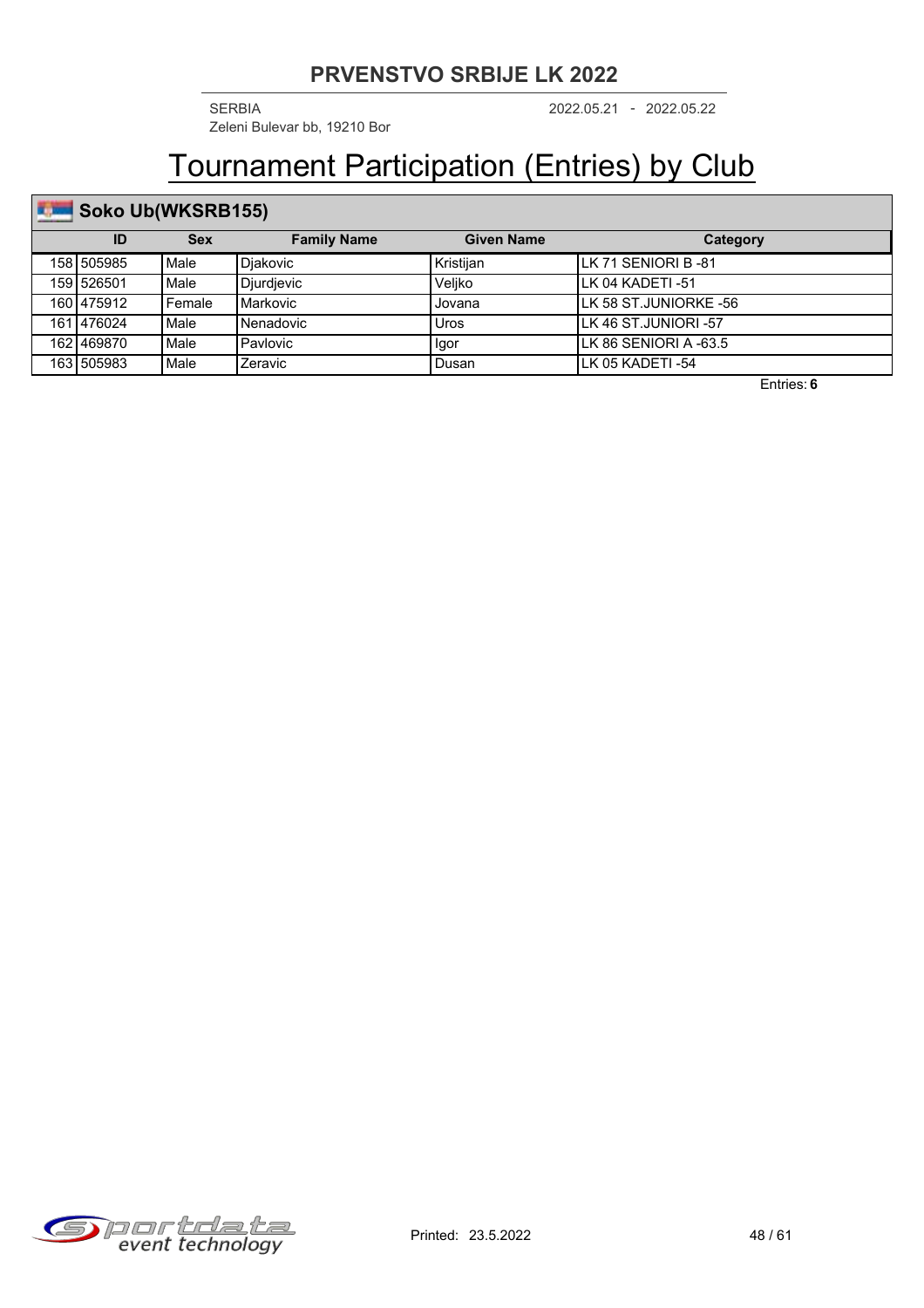## PRVENSTVO SRBIJE LK 2022

SERBIA
Zeleni Bulevar bb, 19210 Bor

2022.05.21 - 2022.05.22

# Tournament Participation (Entries) by Club

### Soko Ub(WKSRB155)

| | ID | Sex | Family Name | Given Name | Category |
|---|---|---|---|---|---|
| 158 | 505985 | Male | Djakovic | Kristijan | LK 71 SENIORI B -81 |
| 159 | 526501 | Male | Djurdjevic | Veljko | LK 04 KADETI -51 |
| 160 | 475912 | Female | Markovic | Jovana | LK 58 ST.JUNIORKE -56 |
| 161 | 476024 | Male | Nenadovic | Uros | LK 46 ST.JUNIORI -57 |
| 162 | 469870 | Male | Pavlovic | Igor | LK 86 SENIORI A -63.5 |
| 163 | 505983 | Male | Zeravic | Dusan | LK 05 KADETI -54 |

Entries: **6**

Printed: 23.5.2022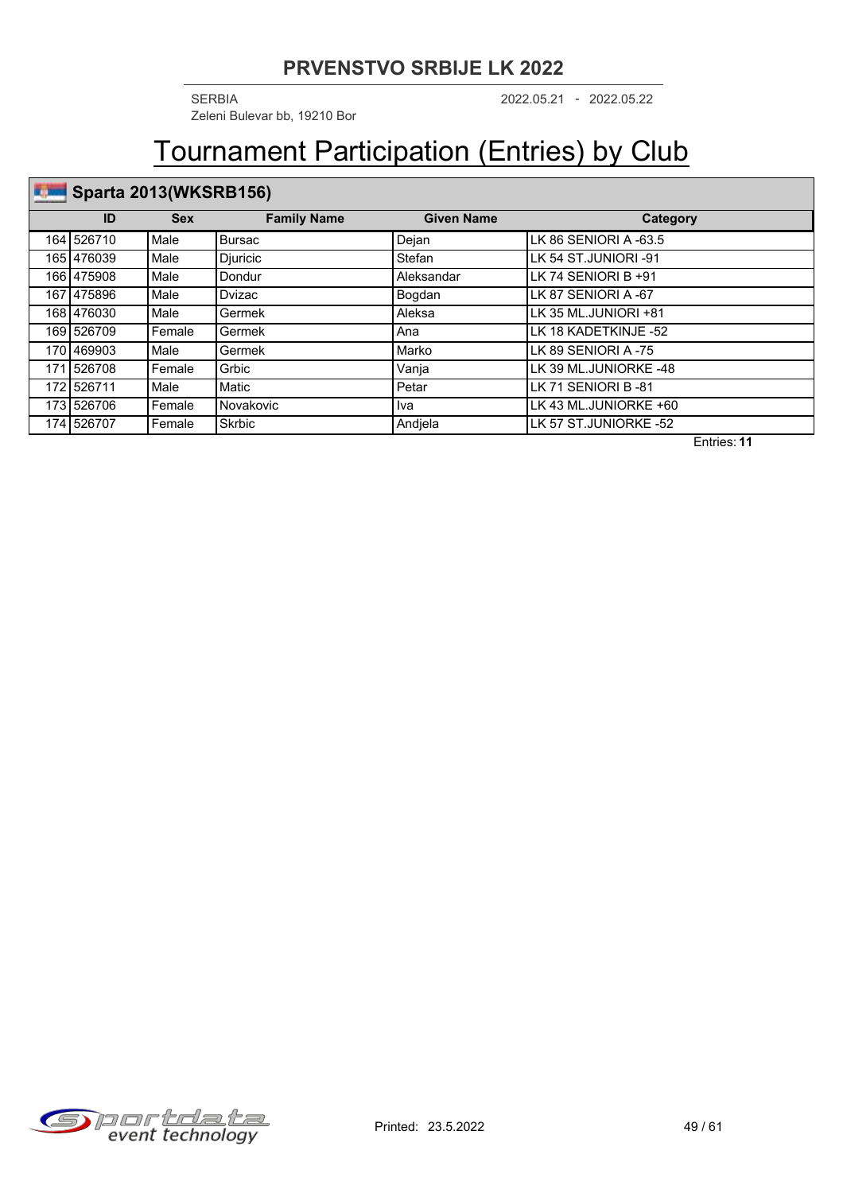## PRVENSTVO SRBIJE LK 2022

SERBIA
Zeleni Bulevar bb, 19210 Bor

2022.05.21 - 2022.05.22

# Tournament Participation (Entries) by Club

### Sparta 2013(WKSRB156)

| | ID | Sex | Family Name | Given Name | Category |
|---|---|---|---|---|---|
| 164 | 526710 | Male | Bursac | Dejan | LK 86 SENIORI A -63.5 |
| 165 | 476039 | Male | Djuricic | Stefan | LK 54 ST.JUNIORI -91 |
| 166 | 475908 | Male | Dondur | Aleksandar | LK 74 SENIORI B +91 |
| 167 | 475896 | Male | Dvizac | Bogdan | LK 87 SENIORI A -67 |
| 168 | 476030 | Male | Germek | Aleksa | LK 35 ML.JUNIORI +81 |
| 169 | 526709 | Female | Germek | Ana | LK 18 KADETKINJE -52 |
| 170 | 469903 | Male | Germek | Marko | LK 89 SENIORI A -75 |
| 171 | 526708 | Female | Grbic | Vanja | LK 39 ML.JUNIORKE -48 |
| 172 | 526711 | Male | Matic | Petar | LK 71 SENIORI B -81 |
| 173 | 526706 | Female | Novakovic | Iva | LK 43 ML.JUNIORKE +60 |
| 174 | 526707 | Female | Skrbic | Andjela | LK 57 ST.JUNIORKE -52 |

Entries: **11**

Printed: 23.5.2022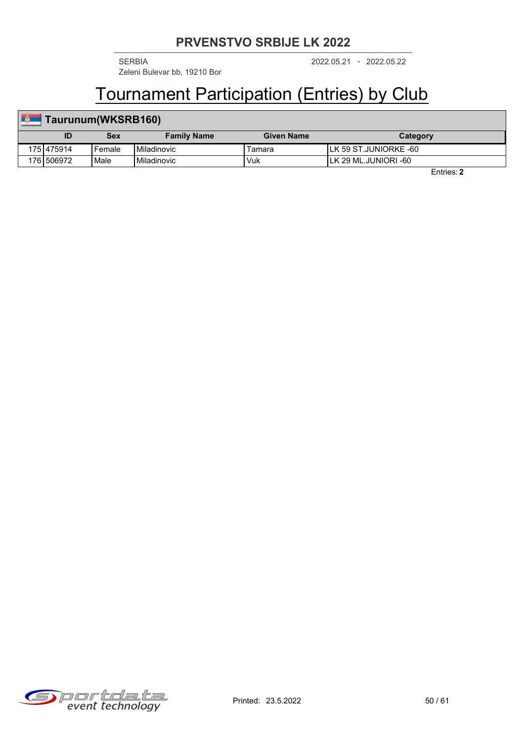## PRVENSTVO SRBIJE LK 2022

SERBIA
Zeleni Bulevar bb, 19210 Bor

2022.05.21 - 2022.05.22

# Tournament Participation (Entries) by Club

### Taurunum(WKSRB160)

| | ID | Sex | Family Name | Given Name | Category |
|---|---|---|---|---|---|
| 175 | 475914 | Female | Miladinovic | Tamara | LK 59 ST.JUNIORKE -60 |
| 176 | 506972 | Male | Miladinovic | Vuk | LK 29 ML.JUNIORI -60 |

Entries: **2**

Printed: 23.5.2022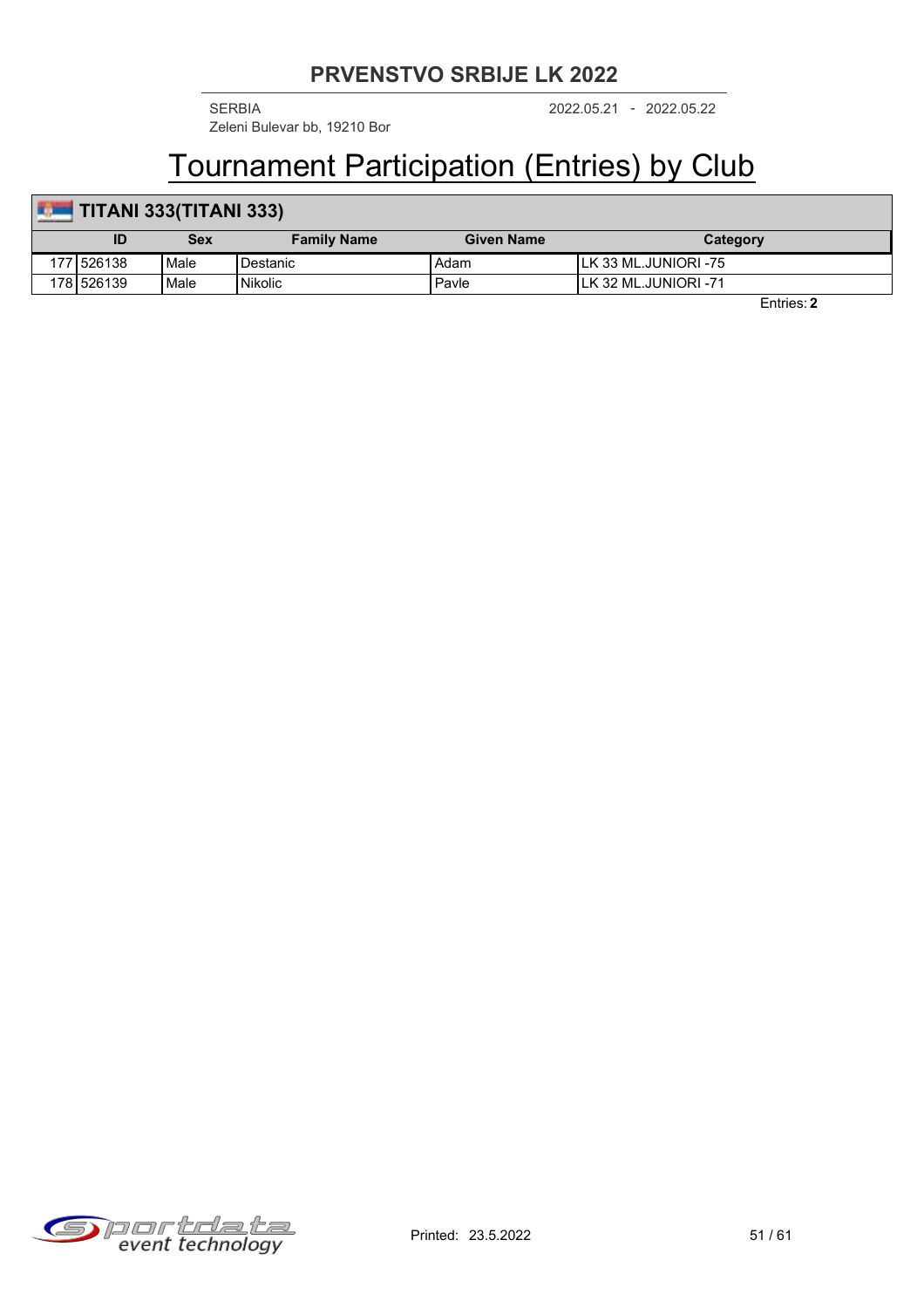## PRVENSTVO SRBIJE LK 2022

SERBIA
Zeleni Bulevar bb, 19210 Bor

2022.05.21 - 2022.05.22

# Tournament Participation (Entries) by Club

### TITANI 333(TITANI 333)

| | ID | Sex | Family Name | Given Name | Category |
|---|---|---|---|---|---|
| 177 | 526138 | Male | Destanic | Adam | LK 33 ML.JUNIORI -75 |
| 178 | 526139 | Male | Nikolic | Pavle | LK 32 ML.JUNIORI -71 |

Entries: **2**

Printed: 23.5.2022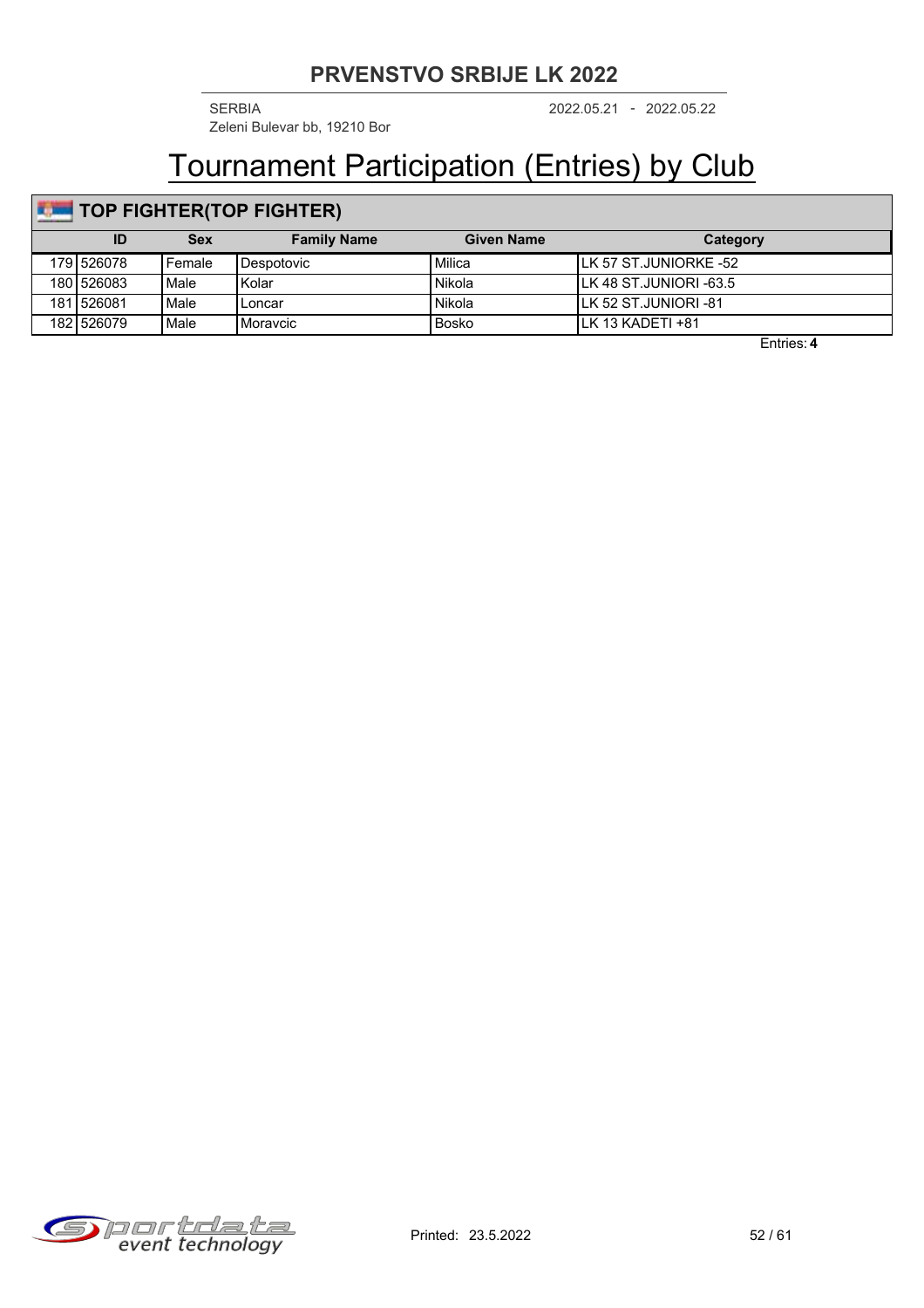## PRVENSTVO SRBIJE LK 2022

SERBIA
Zeleni Bulevar bb, 19210 Bor

2022.05.21 - 2022.05.22

# Tournament Participation (Entries) by Club

### TOP FIGHTER(TOP FIGHTER)

| | ID | Sex | Family Name | Given Name | Category |
|---|---|---|---|---|---|
| 179 | 526078 | Female | Despotovic | Milica | LK 57 ST.JUNIORKE -52 |
| 180 | 526083 | Male | Kolar | Nikola | LK 48 ST.JUNIORI -63.5 |
| 181 | 526081 | Male | Loncar | Nikola | LK 52 ST.JUNIORI -81 |
| 182 | 526079 | Male | Moravcic | Bosko | LK 13 KADETI +81 |

Entries: **4**

Printed: 23.5.2022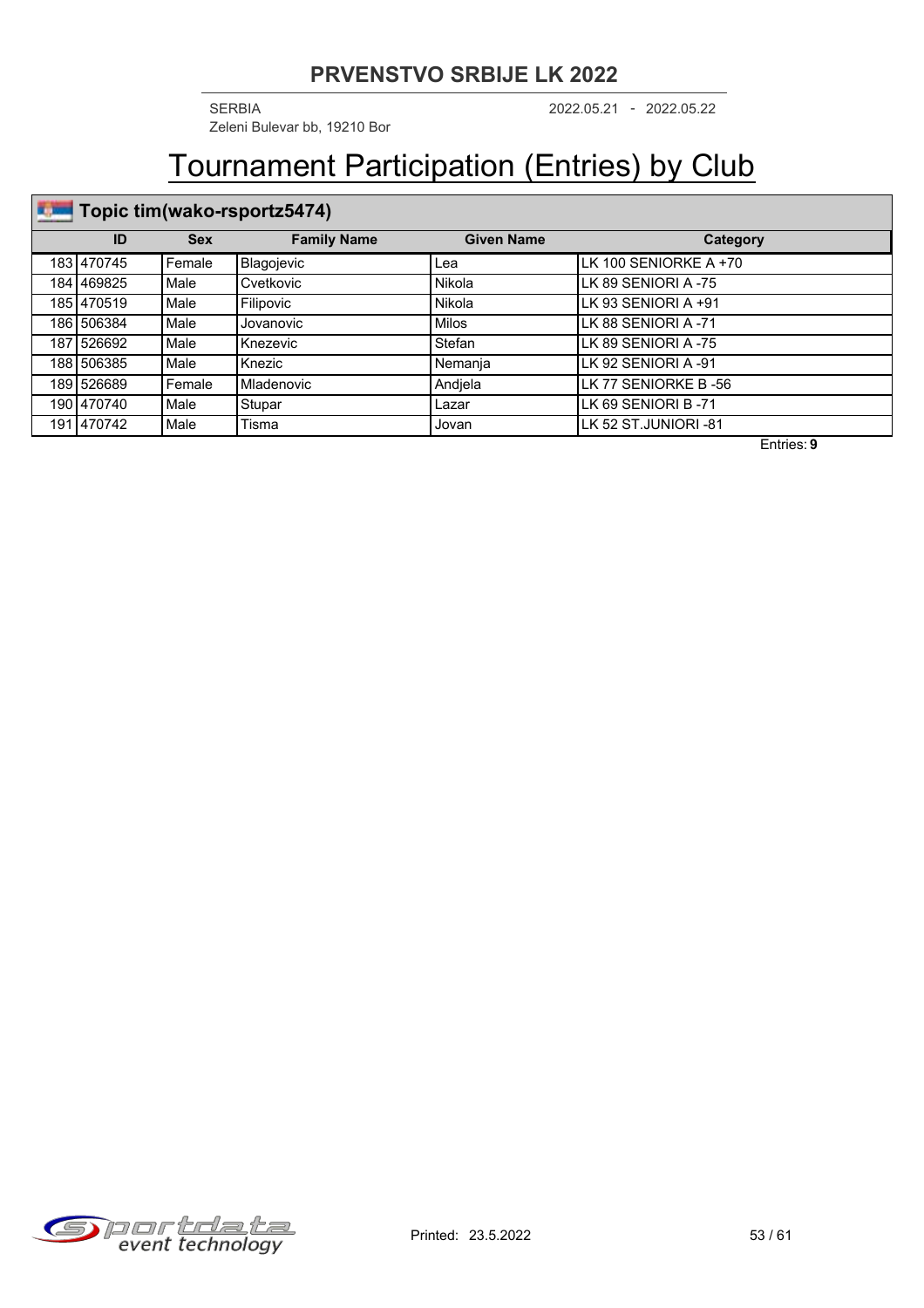# PRVENSTVO SRBIJE LK 2022

SERBIA
Zeleni Bulevar bb, 19210 Bor

2022.05.21 - 2022.05.22

# Tournament Participation (Entries) by Club

## Topic tim(wako-rsportz5474)

| | ID | Sex | Family Name | Given Name | Category |
|---|---|---|---|---|---|
| 183 | 470745 | Female | Blagojevic | Lea | LK 100 SENIORKE A +70 |
| 184 | 469825 | Male | Cvetkovic | Nikola | LK 89 SENIORI A -75 |
| 185 | 470519 | Male | Filipovic | Nikola | LK 93 SENIORI A +91 |
| 186 | 506384 | Male | Jovanovic | Milos | LK 88 SENIORI A -71 |
| 187 | 526692 | Male | Knezevic | Stefan | LK 89 SENIORI A -75 |
| 188 | 506385 | Male | Knezic | Nemanja | LK 92 SENIORI A -91 |
| 189 | 526689 | Female | Mladenovic | Andjela | LK 77 SENIORKE B -56 |
| 190 | 470740 | Male | Stupar | Lazar | LK 69 SENIORI B -71 |
| 191 | 470742 | Male | Tisma | Jovan | LK 52 ST.JUNIORI -81 |

Entries: **9**

Printed: 23.5.2022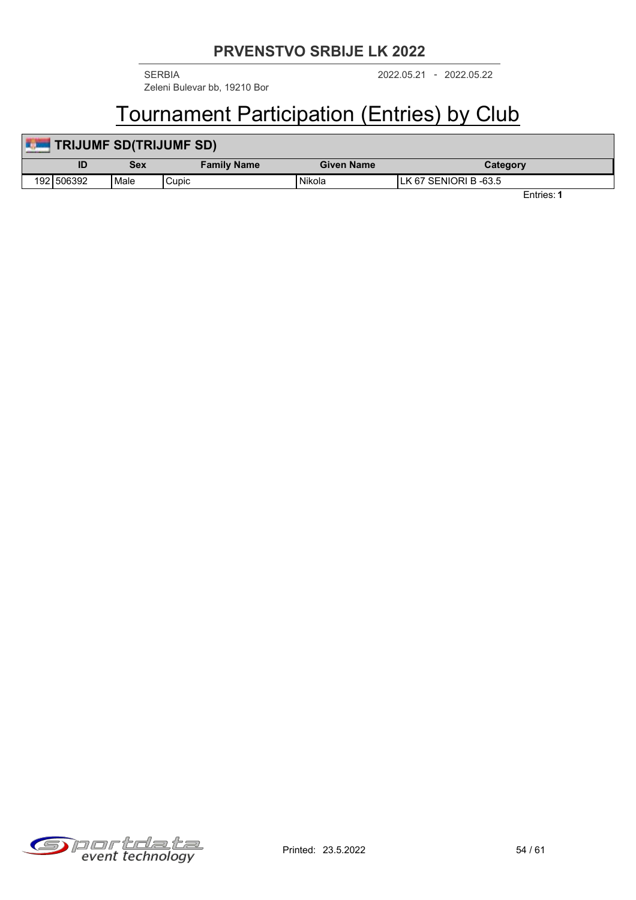## PRVENSTVO SRBIJE LK 2022

SERBIA
Zeleni Bulevar bb, 19210 Bor

2022.05.21 - 2022.05.22

# Tournament Participation (Entries) by Club

### TRIJUMF SD(TRIJUMF SD)

| | ID | Sex | Family Name | Given Name | Category |
|---|---|---|---|---|---|
| 192 | 506392 | Male | Cupic | Nikola | LK 67 SENIORI B -63.5 |

Entries: **1**

Printed: 23.5.2022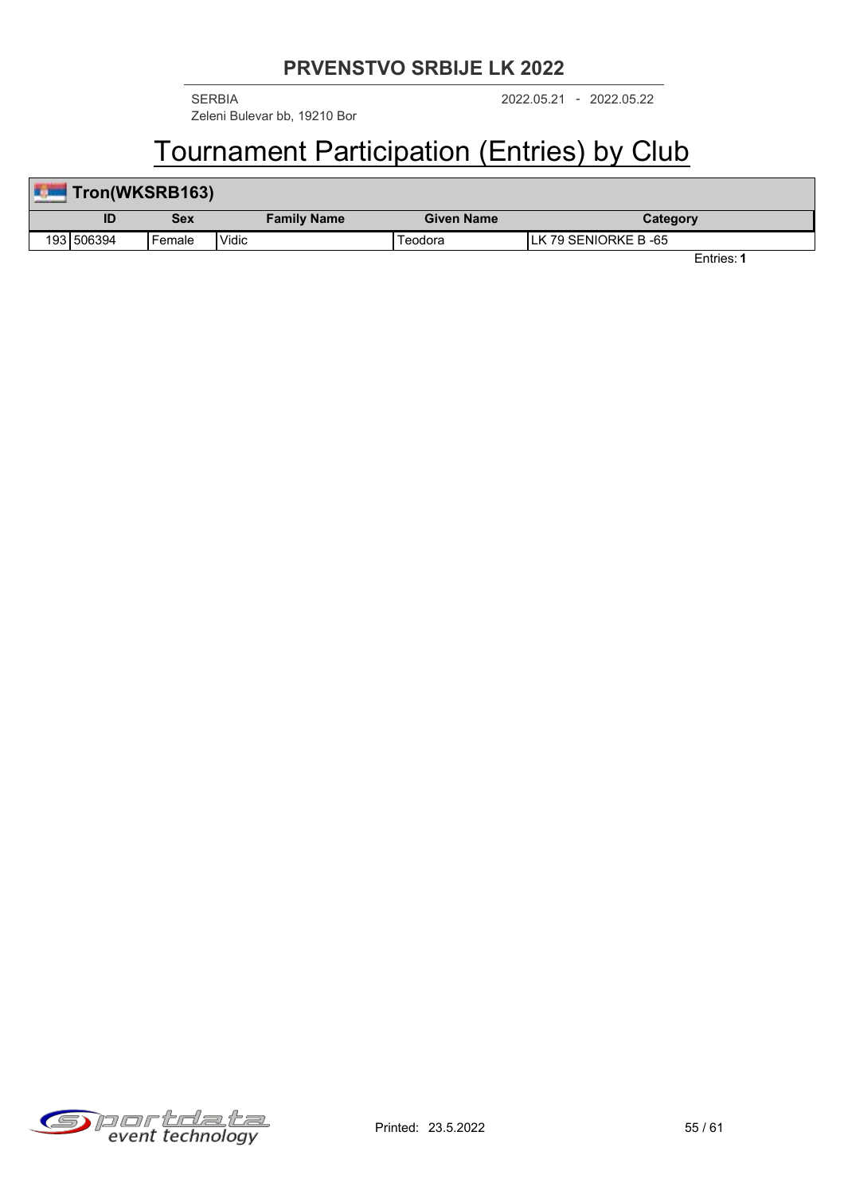## PRVENSTVO SRBIJE LK 2022

SERBIA
Zeleni Bulevar bb, 19210 Bor

2022.05.21 - 2022.05.22

# Tournament Participation (Entries) by Club

### Tron(WKSRB163)

| | ID | Sex | Family Name | Given Name | Category |
|---|---|---|---|---|---|
| 193 | 506394 | Female | Vidic | Teodora | LK 79 SENIORKE B -65 |

Entries: **1**

Printed: 23.5.2022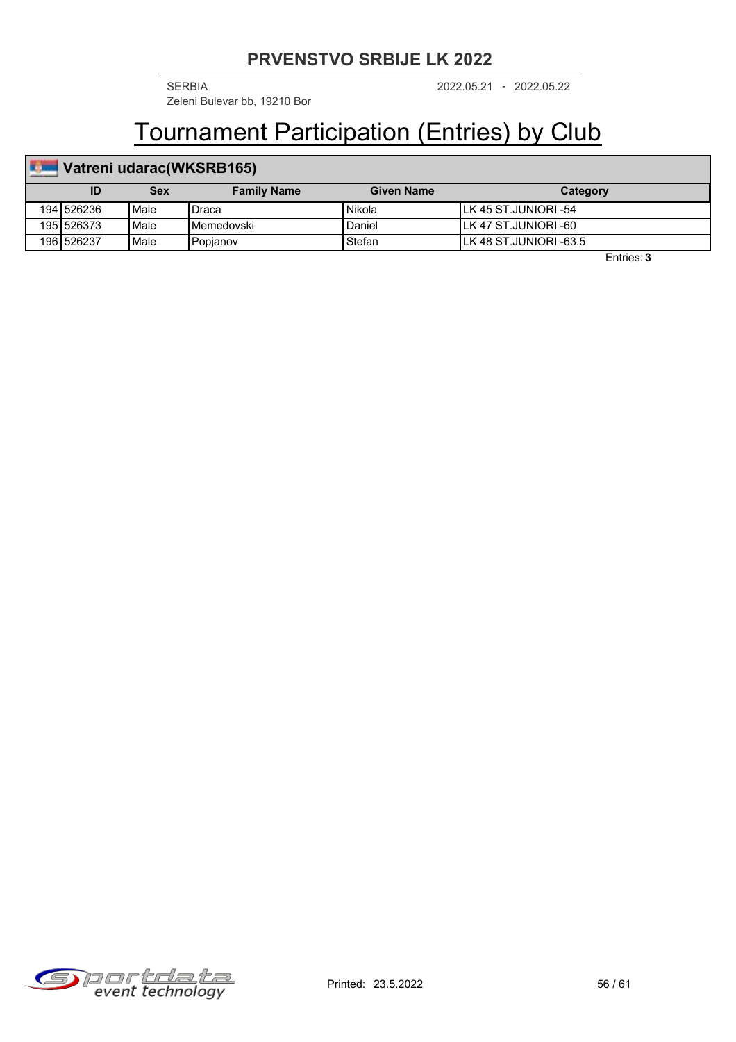## PRVENSTVO SRBIJE LK 2022

SERBIA
Zeleni Bulevar bb, 19210 Bor

2022.05.21 - 2022.05.22

# Tournament Participation (Entries) by Club

### Vatreni udarac(WKSRB165)

| | ID | Sex | Family Name | Given Name | Category |
|---|---|---|---|---|---|
| 194 | 526236 | Male | Draca | Nikola | LK 45 ST.JUNIORI -54 |
| 195 | 526373 | Male | Memedovski | Daniel | LK 47 ST.JUNIORI -60 |
| 196 | 526237 | Male | Popjanov | Stefan | LK 48 ST.JUNIORI -63.5 |

Entries: **3**

Printed: 23.5.2022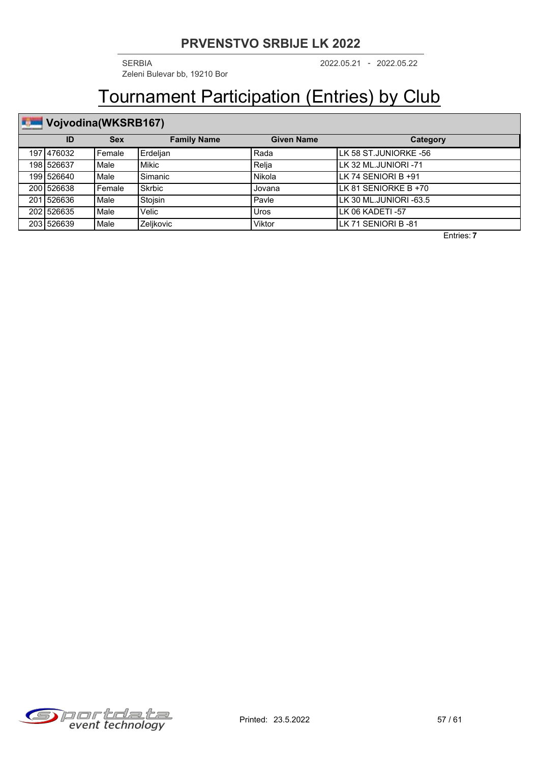## PRVENSTVO SRBIJE LK 2022

SERBIA
Zeleni Bulevar bb, 19210 Bor

2022.05.21 - 2022.05.22

# Tournament Participation (Entries) by Club

### Vojvodina(WKSRB167)

| | ID | Sex | Family Name | Given Name | Category |
|---|---|---|---|---|---|
| 197 | 476032 | Female | Erdeljan | Rada | LK 58 ST.JUNIORKE -56 |
| 198 | 526637 | Male | Mikic | Relja | LK 32 ML.JUNIORI -71 |
| 199 | 526640 | Male | Simanic | Nikola | LK 74 SENIORI B +91 |
| 200 | 526638 | Female | Skrbic | Jovana | LK 81 SENIORKE B +70 |
| 201 | 526636 | Male | Stojsin | Pavle | LK 30 ML.JUNIORI -63.5 |
| 202 | 526635 | Male | Velic | Uros | LK 06 KADETI -57 |
| 203 | 526639 | Male | Zeljkovic | Viktor | LK 71 SENIORI B -81 |

Entries: **7**

Printed: 23.5.2022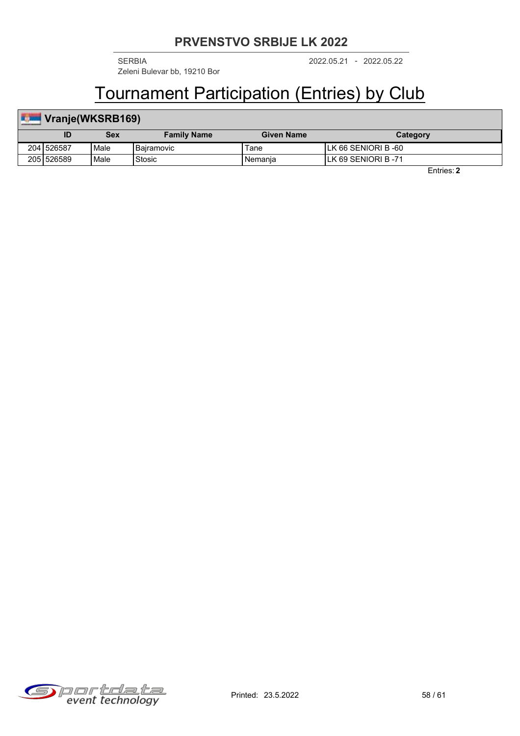## PRVENSTVO SRBIJE LK 2022

SERBIA
Zeleni Bulevar bb, 19210 Bor

2022.05.21 - 2022.05.22

# Tournament Participation (Entries) by Club

### Vranje(WKSRB169)

| | ID | Sex | Family Name | Given Name | Category |
|---|---|---|---|---|---|
| 204 | 526587 | Male | Bajramovic | Tane | LK 66 SENIORI B -60 |
| 205 | 526589 | Male | Stosic | Nemanja | LK 69 SENIORI B -71 |

Entries: **2**

Printed: 23.5.2022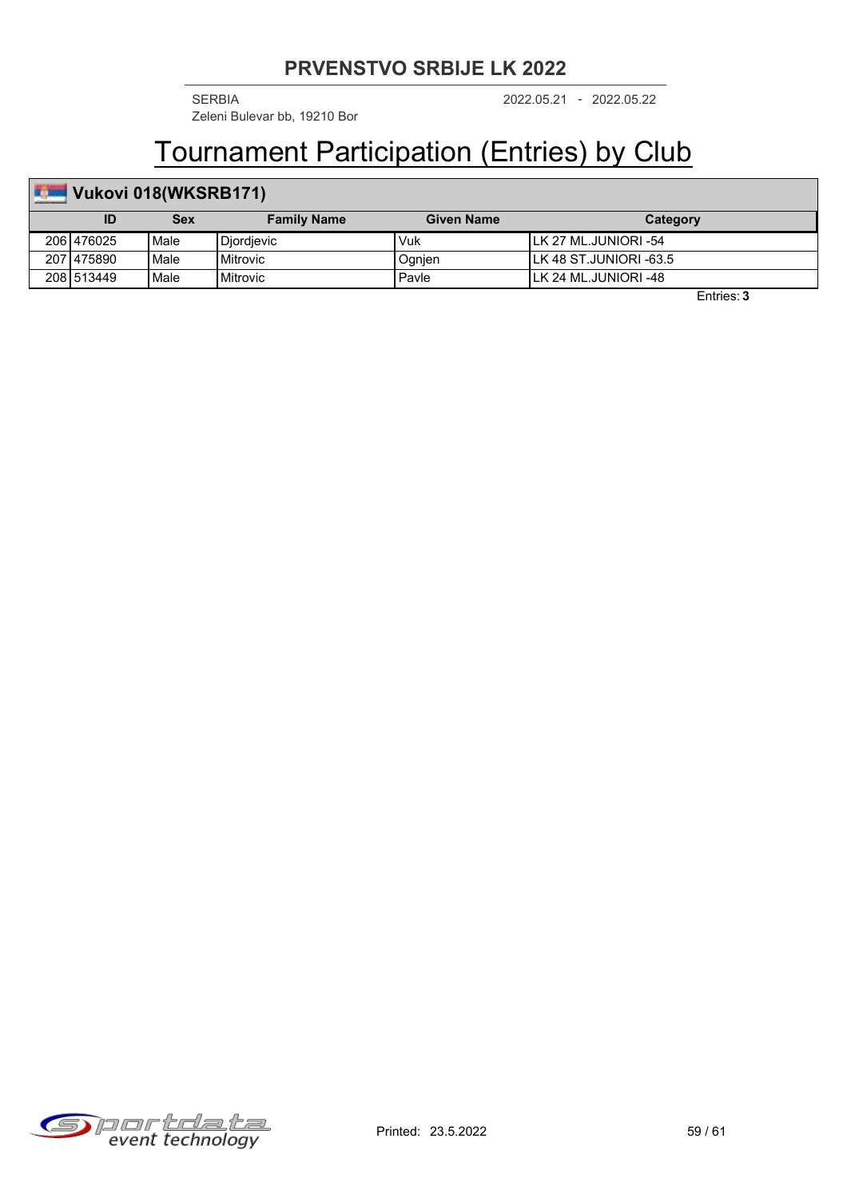# PRVENSTVO SRBIJE LK 2022

SERBIA
Zeleni Bulevar bb, 19210 Bor

2022.05.21 - 2022.05.22

# Tournament Participation (Entries) by Club

## Vukovi 018(WKSRB171)

| | ID | Sex | Family Name | Given Name | Category |
|---|---|---|---|---|---|
| 206 | 476025 | Male | Djordjevic | Vuk | LK 27 ML.JUNIORI -54 |
| 207 | 475890 | Male | Mitrovic | Ognjen | LK 48 ST.JUNIORI -63.5 |
| 208 | 513449 | Male | Mitrovic | Pavle | LK 24 ML.JUNIORI -48 |

Entries: **3**

Printed: 23.5.2022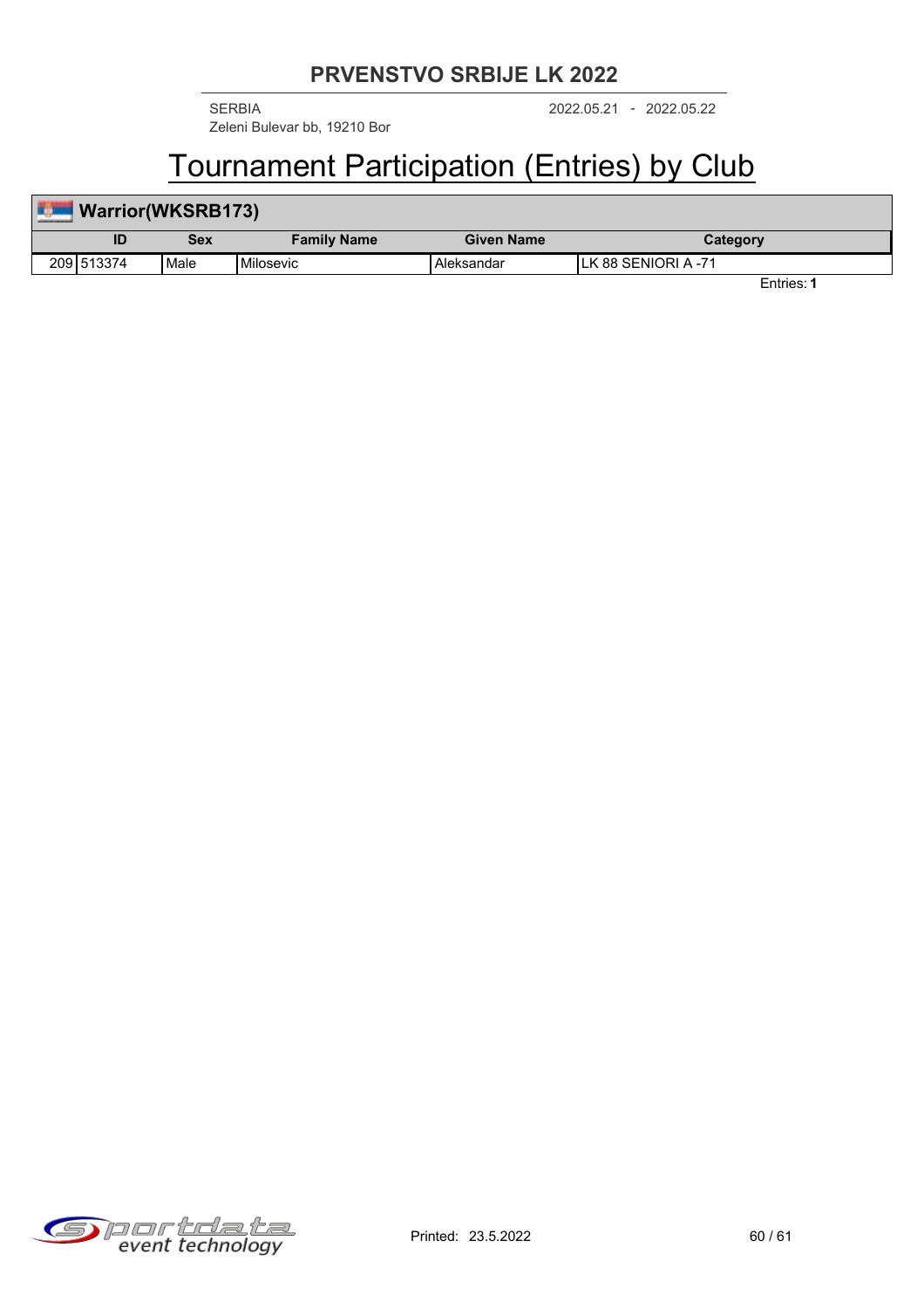## PRVENSTVO SRBIJE LK 2022

SERBIA
Zeleni Bulevar bb, 19210 Bor

2022.05.21 - 2022.05.22

# Tournament Participation (Entries) by Club

### Warrior(WKSRB173)

| | ID | Sex | Family Name | Given Name | Category |
|---|---|---|---|---|---|
| 209 | 513374 | Male | Milosevic | Aleksandar | LK 88 SENIORI A -71 |

Entries: **1**

Printed: 23.5.2022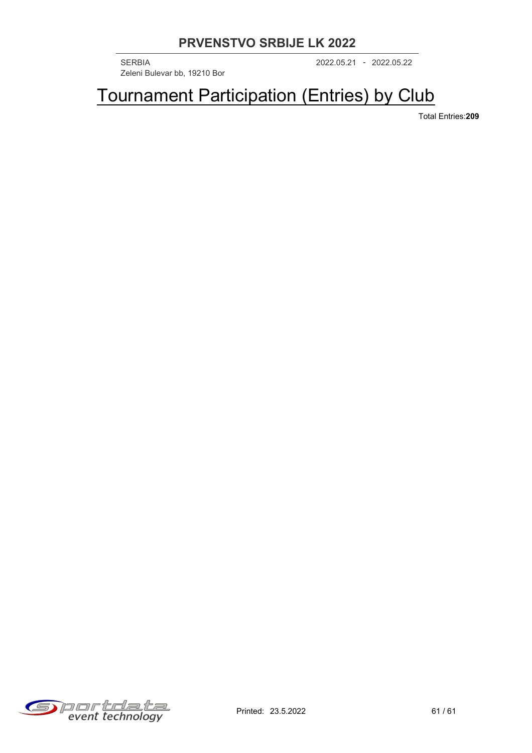# PRVENSTVO SRBIJE LK 2022

SERBIA
Zeleni Bulevar bb, 19210 Bor

2022.05.21 - 2022.05.22

## Tournament Participation (Entries) by Club

Total Entries:**209**

Printed: 23.5.2022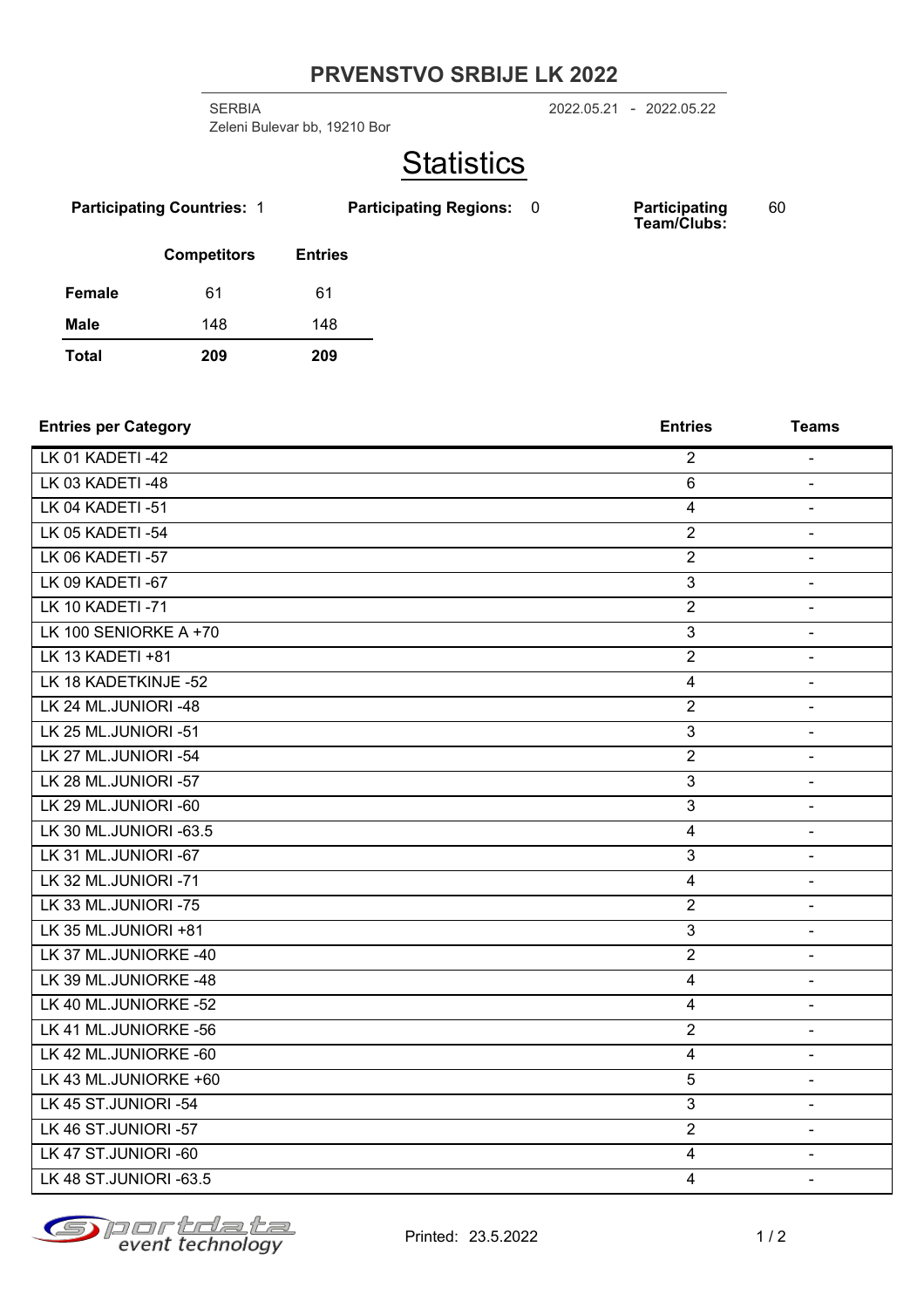# PRVENSTVO SRBIJE LK 2022

SERBIA
Zeleni Bulevar bb, 19210 Bor

2022.05.21 - 2022.05.22

## Statistics

**Participating Countries:** 1 | **Participating Regions:** 0 | **Participating Team/Clubs:** 60

| | Competitors | Entries |
|---|---|---|
| **Female** | 61 | 61 |
| **Male** | 148 | 148 |
| **Total** | **209** | **209** |

| Entries per Category | Entries | Teams |
|---|---|---|
| LK 01 KADETI -42 | 2 | - |
| LK 03 KADETI -48 | 6 | - |
| LK 04 KADETI -51 | 4 | - |
| LK 05 KADETI -54 | 2 | - |
| LK 06 KADETI -57 | 2 | - |
| LK 09 KADETI -67 | 3 | - |
| LK 10 KADETI -71 | 2 | - |
| LK 100 SENIORKE A +70 | 3 | - |
| LK 13 KADETI +81 | 2 | - |
| LK 18 KADETKINJE -52 | 4 | - |
| LK 24 ML.JUNIORI -48 | 2 | - |
| LK 25 ML.JUNIORI -51 | 3 | - |
| LK 27 ML.JUNIORI -54 | 2 | - |
| LK 28 ML.JUNIORI -57 | 3 | - |
| LK 29 ML.JUNIORI -60 | 3 | - |
| LK 30 ML.JUNIORI -63.5 | 4 | - |
| LK 31 ML.JUNIORI -67 | 3 | - |
| LK 32 ML.JUNIORI -71 | 4 | - |
| LK 33 ML.JUNIORI -75 | 2 | - |
| LK 35 ML.JUNIORI +81 | 3 | - |
| LK 37 ML.JUNIORKE -40 | 2 | - |
| LK 39 ML.JUNIORKE -48 | 4 | - |
| LK 40 ML.JUNIORKE -52 | 4 | - |
| LK 41 ML.JUNIORKE -56 | 2 | - |
| LK 42 ML.JUNIORKE -60 | 4 | - |
| LK 43 ML.JUNIORKE +60 | 5 | - |
| LK 45 ST.JUNIORI -54 | 3 | - |
| LK 46 ST.JUNIORI -57 | 2 | - |
| LK 47 ST.JUNIORI -60 | 4 | - |
| LK 48 ST.JUNIORI -63.5 | 4 | - |

Printed: 23.5.2022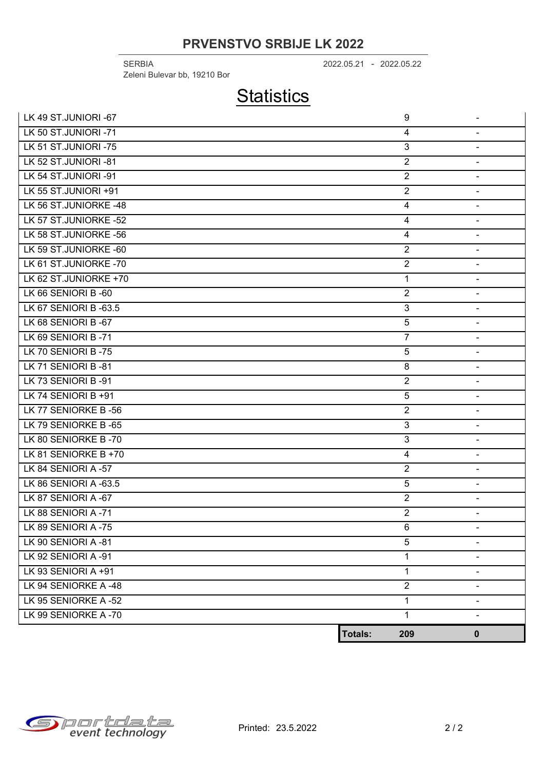## PRVENSTVO SRBIJE LK 2022

SERBIA
Zeleni Bulevar bb, 19210 Bor

2022.05.21 - 2022.05.22

# Statistics

| | | |
|---|---|---|
| LK 49 ST.JUNIORI -67 | 9 | - |
| LK 50 ST.JUNIORI -71 | 4 | - |
| LK 51 ST.JUNIORI -75 | 3 | - |
| LK 52 ST.JUNIORI -81 | 2 | - |
| LK 54 ST.JUNIORI -91 | 2 | - |
| LK 55 ST.JUNIORI +91 | 2 | - |
| LK 56 ST.JUNIORKE -48 | 4 | - |
| LK 57 ST.JUNIORKE -52 | 4 | - |
| LK 58 ST.JUNIORKE -56 | 4 | - |
| LK 59 ST.JUNIORKE -60 | 2 | - |
| LK 61 ST.JUNIORKE -70 | 2 | - |
| LK 62 ST.JUNIORKE +70 | 1 | - |
| LK 66 SENIORI B -60 | 2 | - |
| LK 67 SENIORI B -63.5 | 3 | - |
| LK 68 SENIORI B -67 | 5 | - |
| LK 69 SENIORI B -71 | 7 | - |
| LK 70 SENIORI B -75 | 5 | - |
| LK 71 SENIORI B -81 | 8 | - |
| LK 73 SENIORI B -91 | 2 | - |
| LK 74 SENIORI B +91 | 5 | - |
| LK 77 SENIORKE B -56 | 2 | - |
| LK 79 SENIORKE B -65 | 3 | - |
| LK 80 SENIORKE B -70 | 3 | - |
| LK 81 SENIORKE B +70 | 4 | - |
| LK 84 SENIORI A -57 | 2 | - |
| LK 86 SENIORI A -63.5 | 5 | - |
| LK 87 SENIORI A -67 | 2 | - |
| LK 88 SENIORI A -71 | 2 | - |
| LK 89 SENIORI A -75 | 6 | - |
| LK 90 SENIORI A -81 | 5 | - |
| LK 92 SENIORI A -91 | 1 | - |
| LK 93 SENIORI A +91 | 1 | - |
| LK 94 SENIORKE A -48 | 2 | - |
| LK 95 SENIORKE A -52 | 1 | - |
| LK 99 SENIORKE A -70 | 1 | - |
| **Totals:** | **209** | **0** |

Printed: 23.5.2022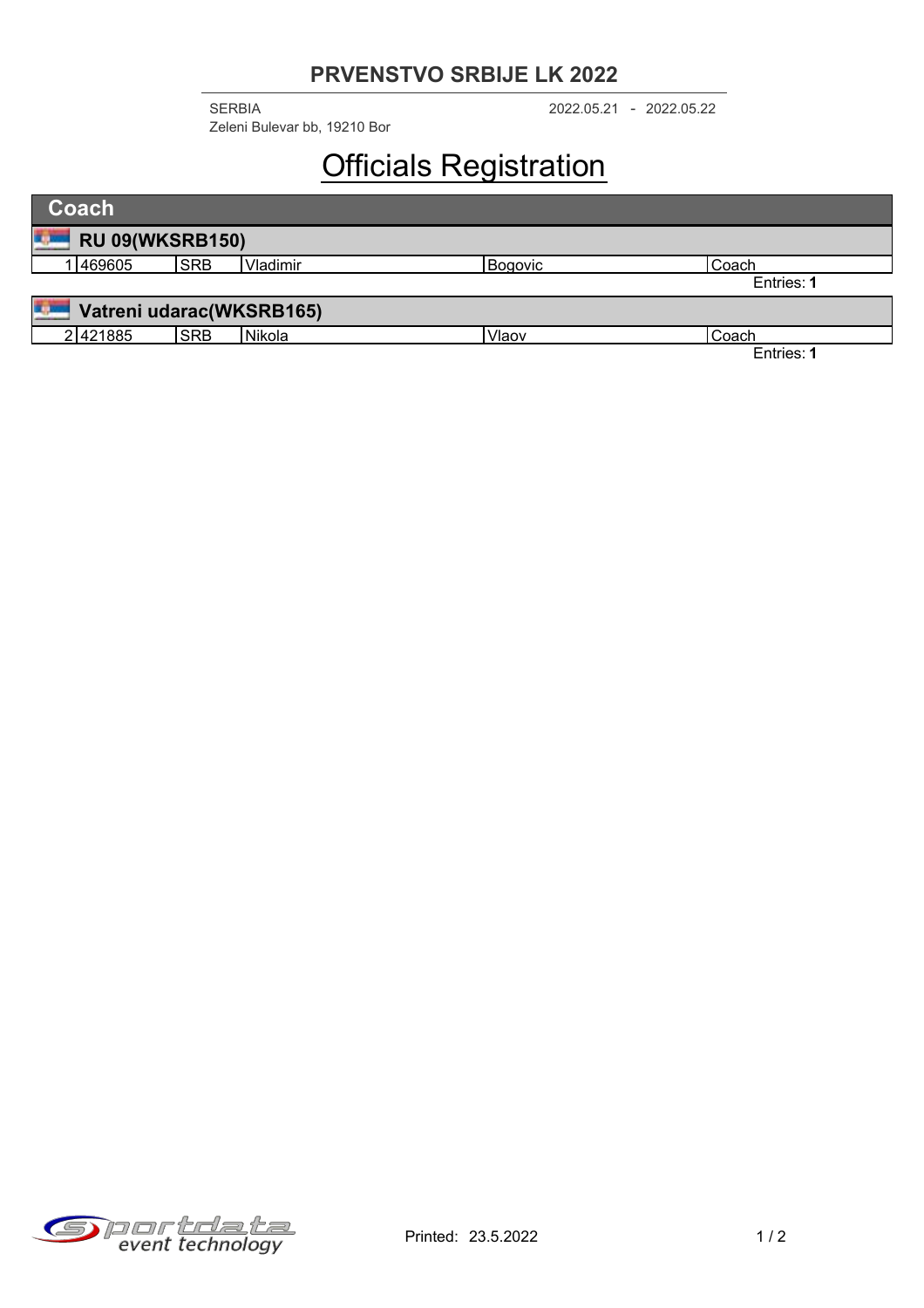## PRVENSTVO SRBIJE LK 2022

SERBIA
Zeleni Bulevar bb, 19210 Bor

2022.05.21 - 2022.05.22

# Officials Registration

## Coach

### RU 09(WKSRB150)

| | | | | | |
|---|---|---|---|---|---|
| 1 | 469605 | SRB | Vladimir | Bogovic | Coach |

Entries: **1**

### Vatreni udarac(WKSRB165)

| | | | | | |
|---|---|---|---|---|---|
| 2 | 421885 | SRB | Nikola | Vlaov | Coach |

Entries: **1**

Printed: 23.5.2022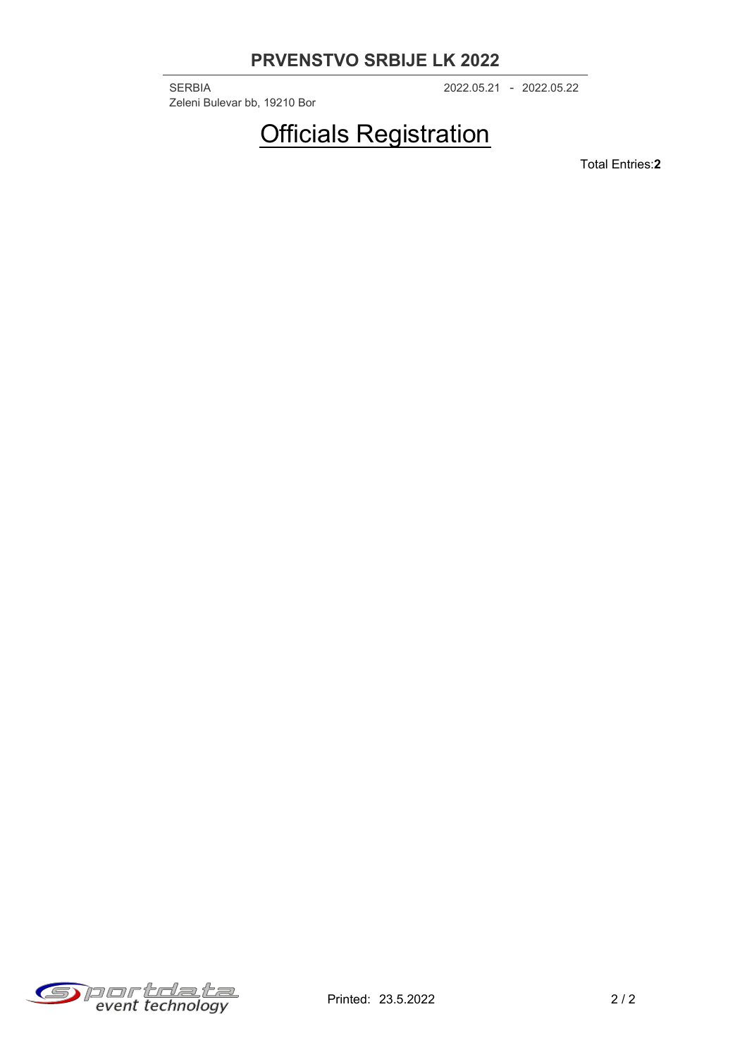# PRVENSTVO SRBIJE LK 2022

SERBIA
Zeleni Bulevar bb, 19210 Bor

2022.05.21 - 2022.05.22

## Officials Registration

Total Entries:**2**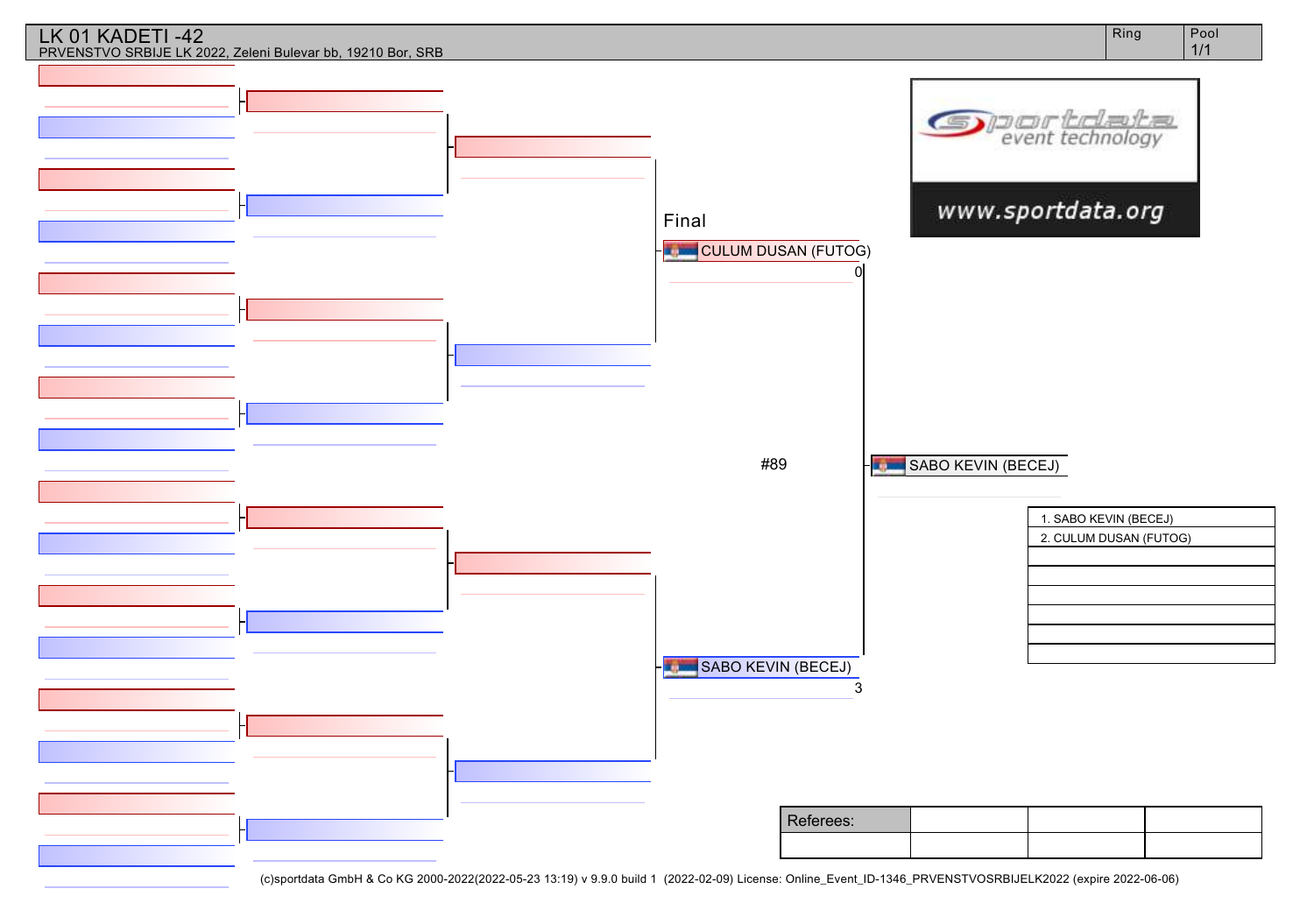# LK 01 KADETI -42

PRVENSTVO SRBIJE LK 2022, Zeleni Bulevar bb, 19210 Bor, SRB

| Ring | Pool |
|---|---|
| | 1/1 |

sportdata event technology
www.sportdata.org

Final

CULUM DUSAN (FUTOG)
0

#89

SABO KEVIN (BECEJ)

SABO KEVIN (BECEJ)
3

| |
|---|
| 1. SABO KEVIN (BECEJ) |
| 2. CULUM DUSAN (FUTOG) |
| |
| |
| |
| |
| |
| |

| Referees: | | | |
|---|---|---|---|
| | | | |

(c)sportdata GmbH & Co KG 2000-2022(2022-05-23 13:19) v 9.9.0 build 1 (2022-02-09) License: Online_Event_ID-1346_PRVENSTVOSRBIJELK2022 (expire 2022-06-06)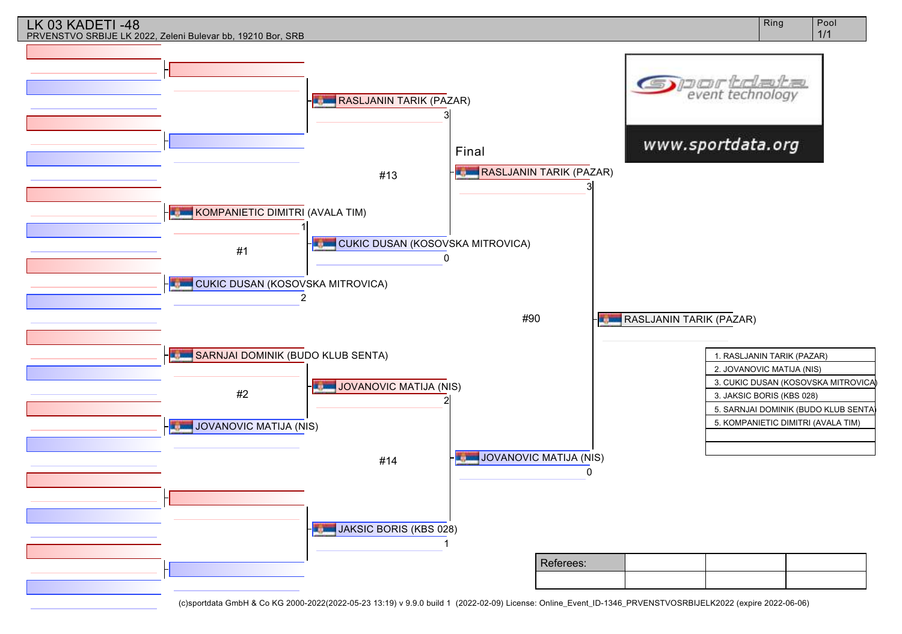# LK 03 KADETI -48

PRVENSTVO SRBIJE LK 2022, Zeleni Bulevar bb, 19210 Bor, SRB

Ring | Pool 1/1

**#1**
- KOMPANIETIC DIMITRI (AVALA TIM) — 1
- CUKIC DUSAN (KOSOVSKA MITROVICA) — 2

**#2**
- SARNJAI DOMINIK (BUDO KLUB SENTA)
- JOVANOVIC MATIJA (NIS)

**#13**
- RASLJANIN TARIK (PAZAR) — 3
- CUKIC DUSAN (KOSOVSKA MITROVICA) — 0

**#14**
- JOVANOVIC MATIJA (NIS) — 2
- JAKSIC BORIS (KBS 028) — 1

**Final (#90)**
- RASLJANIN TARIK (PAZAR) — 3
- JOVANOVIC MATIJA (NIS) — 0

Winner: RASLJANIN TARIK (PAZAR)

| Results |
|---|
| 1. RASLJANIN TARIK (PAZAR) |
| 2. JOVANOVIC MATIJA (NIS) |
| 3. CUKIC DUSAN (KOSOVSKA MITROVICA) |
| 3. JAKSIC BORIS (KBS 028) |
| 5. SARNJAI DOMINIK (BUDO KLUB SENTA) |
| 5. KOMPANIETIC DIMITRI (AVALA TIM) |

sportdata event technology — www.sportdata.org

| Referees: | | | |
|---|---|---|---|
| | | | |

(c)sportdata GmbH & Co KG 2000-2022(2022-05-23 13:19) v 9.9.0 build 1 (2022-02-09) License: Online_Event_ID-1346_PRVENSTVOSRBIJELK2022 (expire 2022-06-06)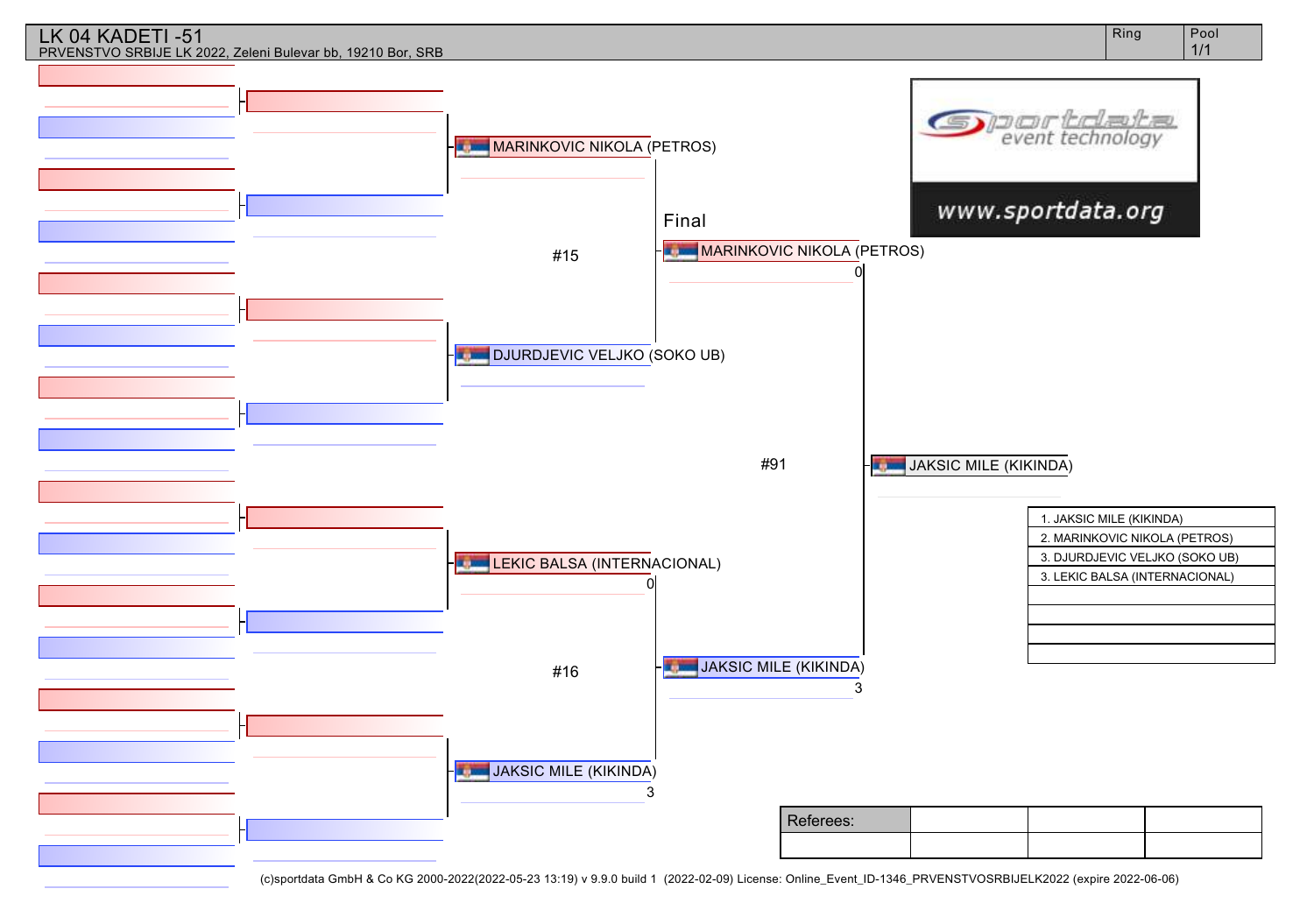# LK 04 KADETI -51

PRVENSTVO SRBIJE LK 2022, Zeleni Bulevar bb, 19210 Bor, SRB

Ring | Pool 1/1

MARINKOVIC NIKOLA (PETROS)

#15

DJURDJEVIC VELJKO (SOKO UB)

Final

MARINKOVIC NIKOLA (PETROS) 0

#91

JAKSIC MILE (KIKINDA)

LEKIC BALSA (INTERNACIONAL) 0

#16

JAKSIC MILE (KIKINDA) 3

JAKSIC MILE (KIKINDA) 3

| Place |
|---|
| 1. JAKSIC MILE (KIKINDA) |
| 2. MARINKOVIC NIKOLA (PETROS) |
| 3. DJURDJEVIC VELJKO (SOKO UB) |
| 3. LEKIC BALSA (INTERNACIONAL) |

| Referees: | | | |
|---|---|---|---|
| | | | |

(c)sportdata GmbH & Co KG 2000-2022(2022-05-23 13:19) v 9.9.0 build 1 (2022-02-09) License: Online_Event_ID-1346_PRVENSTVOSRBIJELK2022 (expire 2022-06-06)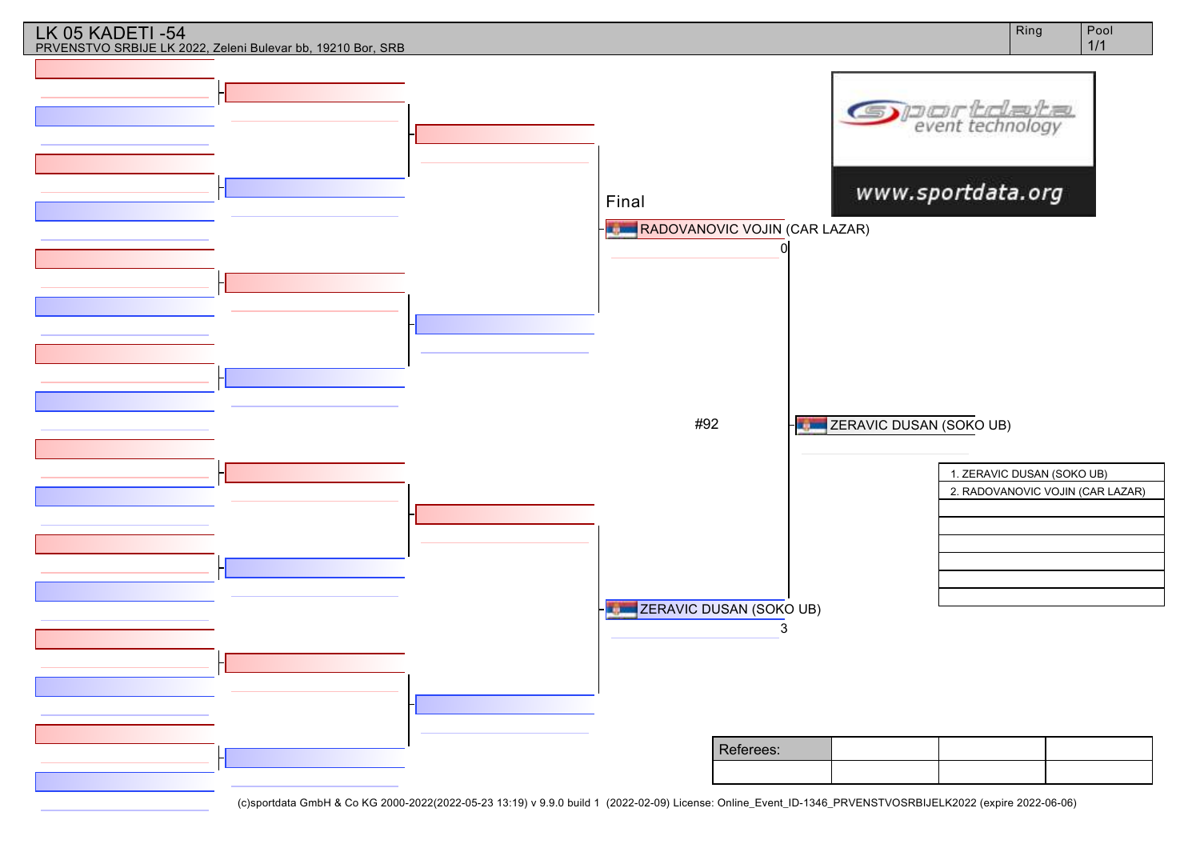# LK 05 KADETI -54

PRVENSTVO SRBIJE LK 2022, Zeleni Bulevar bb, 19210 Bor, SRB

| Ring | Pool |
|---|---|
| | 1/1 |

Final

RADOVANOVIC VOJIN (CAR LAZAR)

0

#92

ZERAVIC DUSAN (SOKO UB)

ZERAVIC DUSAN (SOKO UB)

3

| |
|---|
| 1. ZERAVIC DUSAN (SOKO UB) |
| 2. RADOVANOVIC VOJIN (CAR LAZAR) |
| |
| |
| |
| |
| |
| |

| Referees: | | | |
|---|---|---|---|
| | | | |

(c)sportdata GmbH & Co KG 2000-2022(2022-05-23 13:19) v 9.9.0 build 1 (2022-02-09) License: Online_Event_ID-1346_PRVENSTVOSRBIJELK2022 (expire 2022-06-06)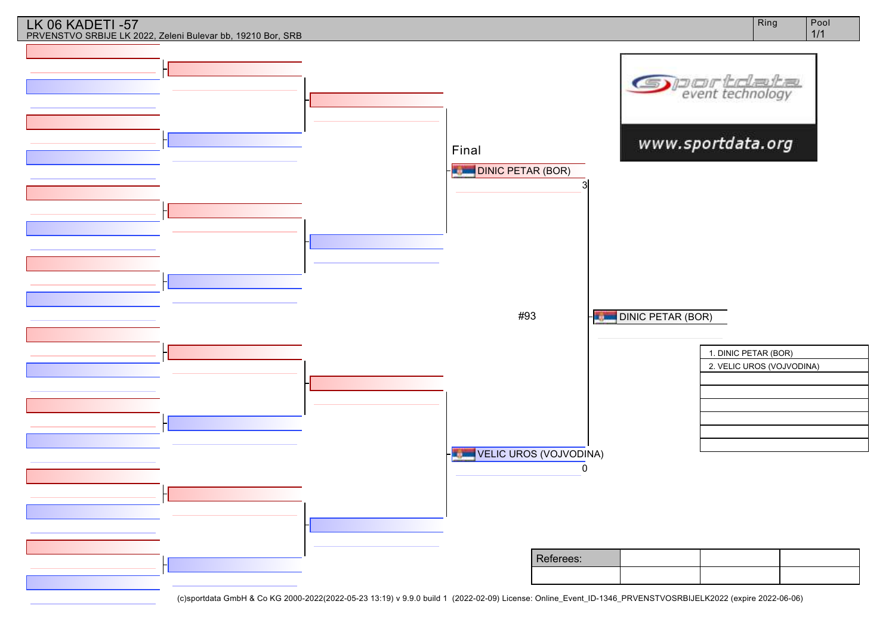# LK 06 KADETI -57

PRVENSTVO SRBIJE LK 2022, Zeleni Bulevar bb, 19210 Bor, SRB

| Ring | Pool |
|---|---|
| | 1/1 |

Final

DINIC PETAR (BOR) 3

#93

VELIC UROS (VOJVODINA) 0

DINIC PETAR (BOR)

1. DINIC PETAR (BOR)
2. VELIC UROS (VOJVODINA)

www.sportdata.org

| Referees: | | | |
|---|---|---|---|
| | | | |

(c)sportdata GmbH & Co KG 2000-2022(2022-05-23 13:19) v 9.9.0 build 1 (2022-02-09) License: Online_Event_ID-1346_PRVENSTVOSRBIJELK2022 (expire 2022-06-06)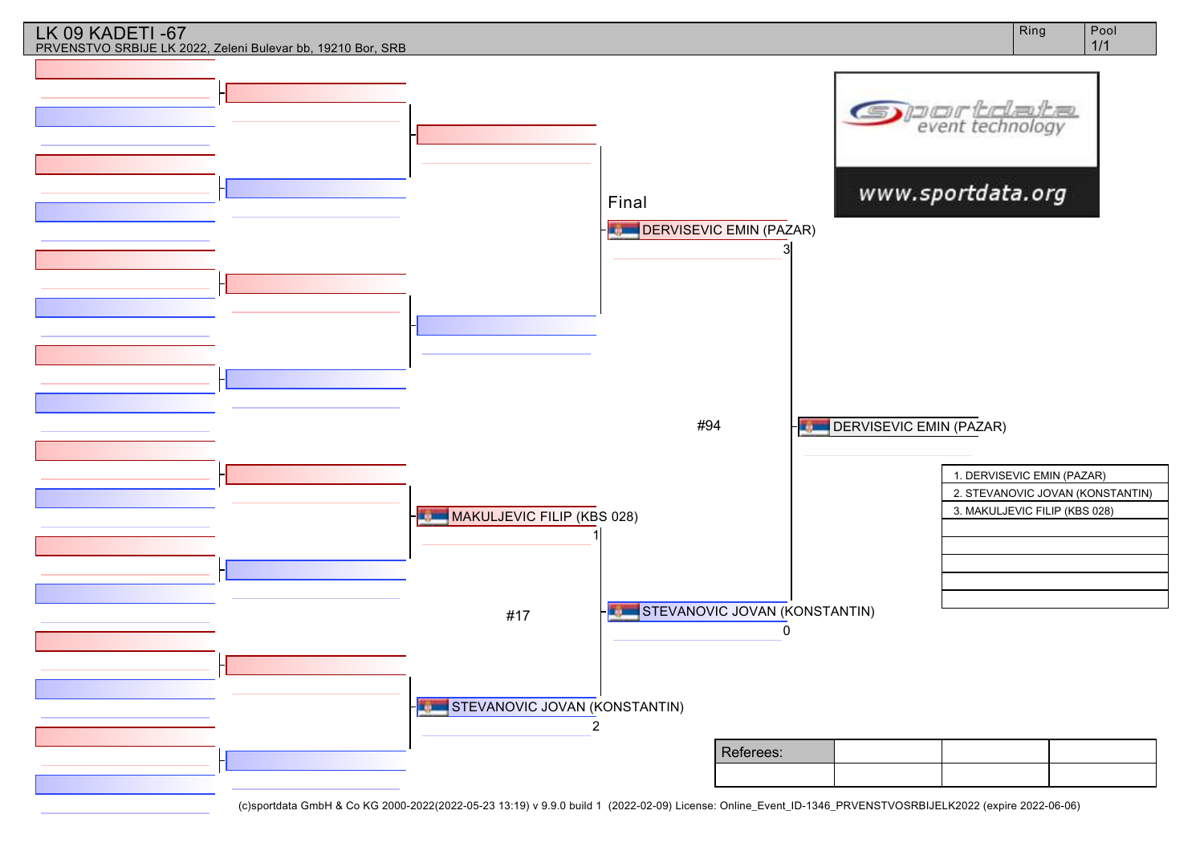# LK 09 KADETI -67

PRVENSTVO SRBIJE LK 2022, Zeleni Bulevar bb, 19210 Bor, SRB

| Ring | Pool |
|---|---|
| | 1/1 |

**Final**

DERVISEVIC EMIN (PAZAR) 3

#94

STEVANOVIC JOVAN (KONSTANTIN) 0

MAKULJEVIC FILIP (KBS 028) 1

#17

STEVANOVIC JOVAN (KONSTANTIN) 2

DERVISEVIC EMIN (PAZAR)

sportdata event technology

www.sportdata.org

| Results |
|---|
| 1. DERVISEVIC EMIN (PAZAR) |
| 2. STEVANOVIC JOVAN (KONSTANTIN) |
| 3. MAKULJEVIC FILIP (KBS 028) |
| |
| |
| |
| |
| |

| Referees: | | | |
|---|---|---|---|
| | | | |

(c)sportdata GmbH & Co KG 2000-2022(2022-05-23 13:19) v 9.9.0 build 1 (2022-02-09) License: Online_Event_ID-1346_PRVENSTVOSRBIJELK2022 (expire 2022-06-06)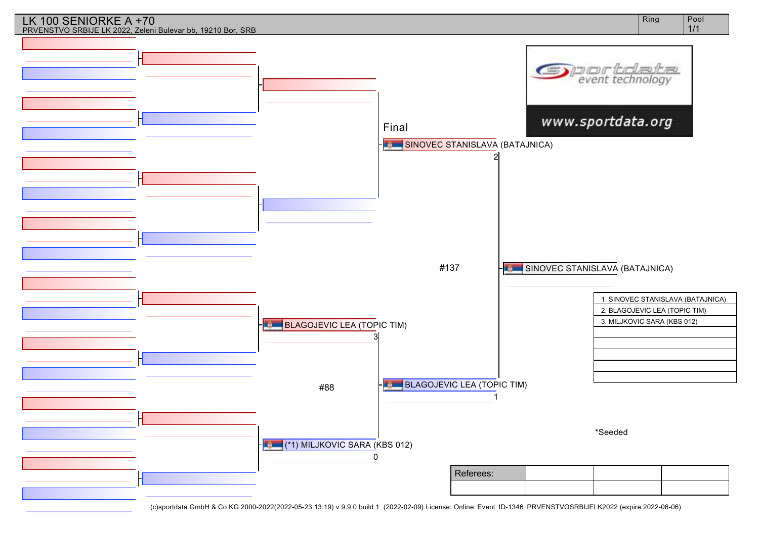# LK 100 SENIORKE A +70

PRVENSTVO SRBIJE LK 2022, Zeleni Bulevar bb, 19210 Bor, SRB

Ring | Pool 1/1

Final

SINOVEC STANISLAVA (BATAJNICA) 2

#137

SINOVEC STANISLAVA (BATAJNICA)

BLAGOJEVIC LEA (TOPIC TIM) 3

#88

BLAGOJEVIC LEA (TOPIC TIM) 1

(*1) MILJKOVIC SARA (KBS 012) 0

| |
|---|
| 1. SINOVEC STANISLAVA (BATAJNICA) |
| 2. BLAGOJEVIC LEA (TOPIC TIM) |
| 3. MILJKOVIC SARA (KBS 012) |
| |
| |
| |
| |
| |

*Seeded

| Referees: | | | |
|---|---|---|---|
| | | | |

(c)sportdata GmbH & Co KG 2000-2022(2022-05-23 13:19) v 9.9.0 build 1 (2022-02-09) License: Online_Event_ID-1346_PRVENSTVOSRBIJELK2022 (expire 2022-06-06)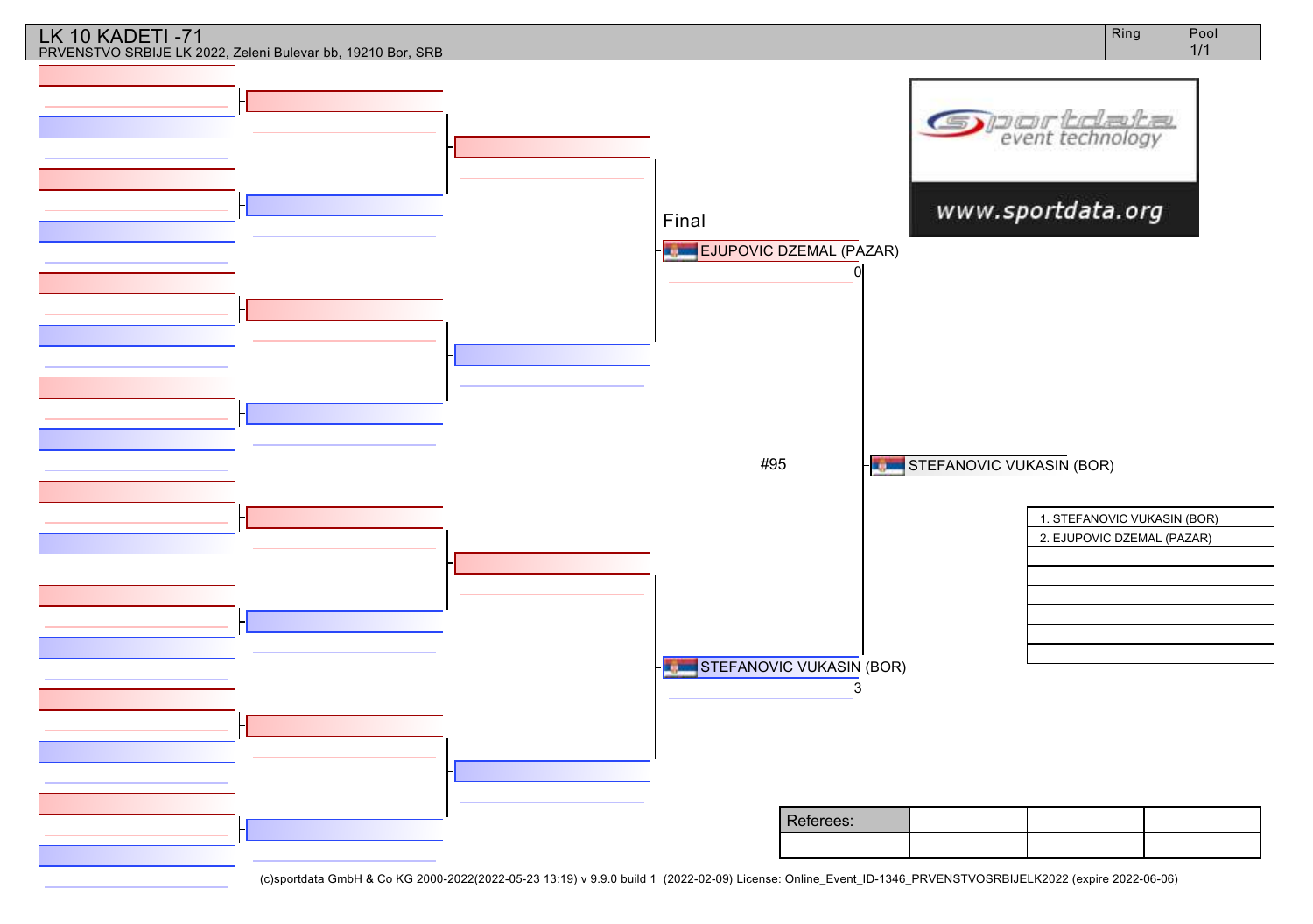# LK 10 KADETI -71

PRVENSTVO SRBIJE LK 2022, Zeleni Bulevar bb, 19210 Bor, SRB

| Ring | Pool |
|---|---|
| | 1/1 |

www.sportdata.org

**Final**

EJUPOVIC DZEMAL (PAZAR) — 0

#95

STEFANOVIC VUKASIN (BOR)

STEFANOVIC VUKASIN (BOR) — 3

1. STEFANOVIC VUKASIN (BOR)
2. EJUPOVIC DZEMAL (PAZAR)

| Referees: | | | |
|---|---|---|---|
| | | | |

(c)sportdata GmbH & Co KG 2000-2022(2022-05-23 13:19) v 9.9.0 build 1 (2022-02-09) License: Online_Event_ID-1346_PRVENSTVOSRBIJELK2022 (expire 2022-06-06)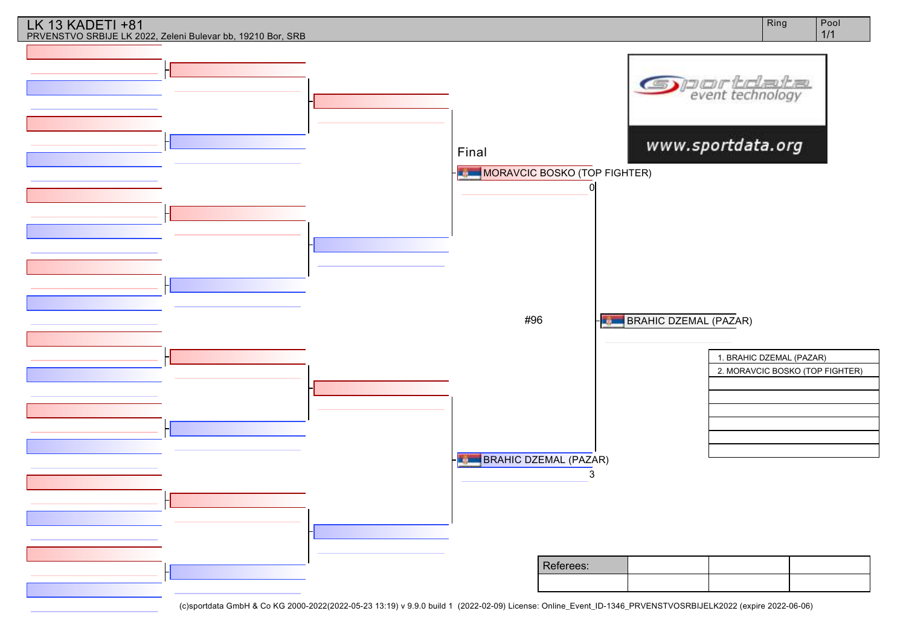# LK 13 KADETI +81

PRVENSTVO SRBIJE LK 2022, Zeleni Bulevar bb, 19210 Bor, SRB

| Ring | Pool |
| --- | --- |
| | 1/1 |

sportdata event technology

www.sportdata.org

**Final**

MORAVCIC BOSKO (TOP FIGHTER) — 0

#96

BRAHIC DZEMAL (PAZAR) — 3

Winner: BRAHIC DZEMAL (PAZAR)

| Results |
| --- |
| 1. BRAHIC DZEMAL (PAZAR) |
| 2. MORAVCIC BOSKO (TOP FIGHTER) |
| |
| |
| |
| |
| |
| |

| Referees: | | | |
| --- | --- | --- | --- |
| | | | |

(c)sportdata GmbH & Co KG 2000-2022(2022-05-23 13:19) v 9.9.0 build 1 (2022-02-09) License: Online_Event_ID-1346_PRVENSTVOSRBIJELK2022 (expire 2022-06-06)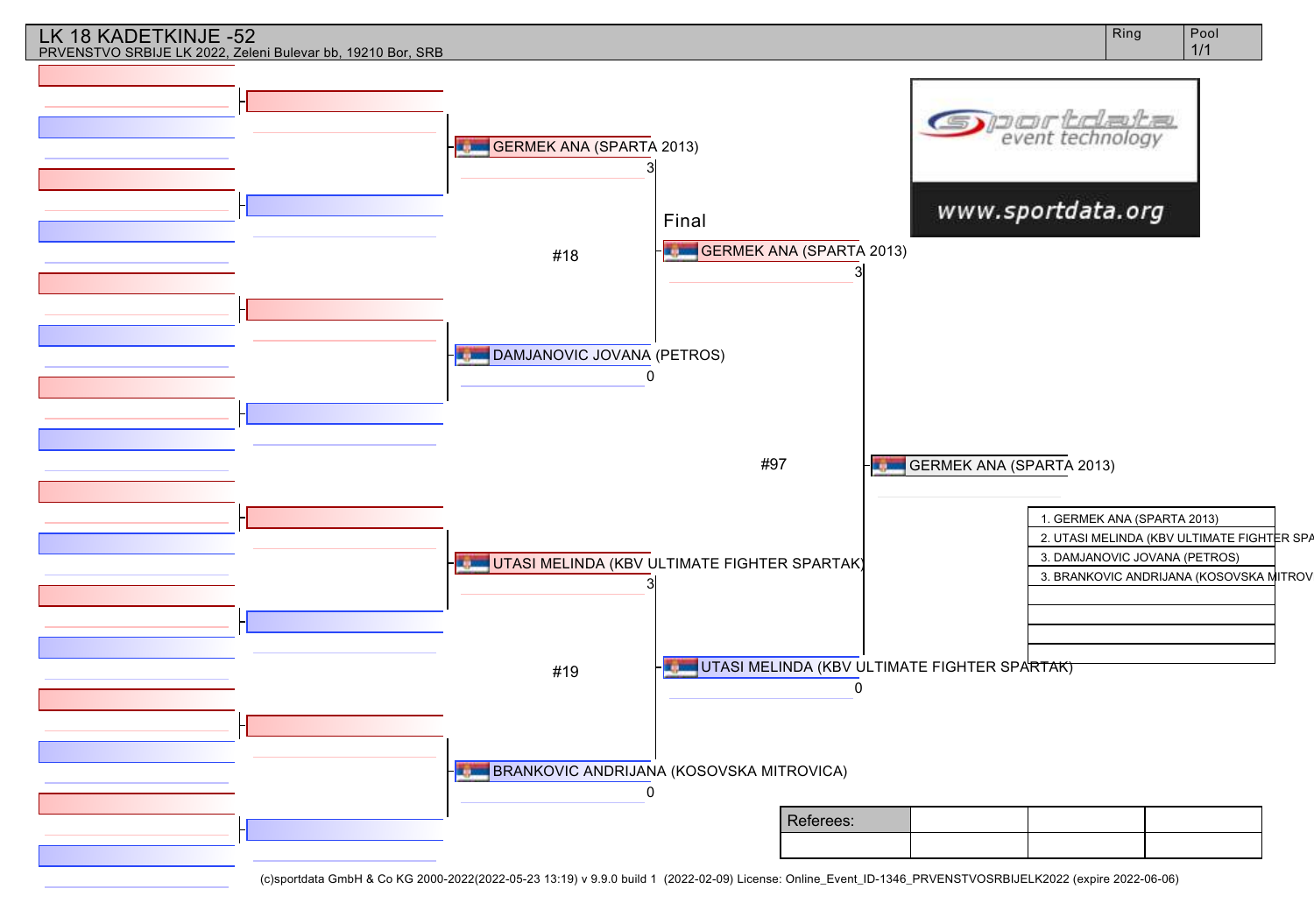# LK 18 KADETKINJE -52

PRVENSTVO SRBIJE LK 2022, Zeleni Bulevar bb, 19210 Bor, SRB

Ring | Pool 1/1

**#18**

- GERMEK ANA (SPARTA 2013) — 3
- DAMJANOVIC JOVANA (PETROS) — 0

**#19**

- UTASI MELINDA (KBV ULTIMATE FIGHTER SPARTAK) — 3
- BRANKOVIC ANDRIJANA (KOSOVSKA MITROVICA) — 0

**Final #97**

- GERMEK ANA (SPARTA 2013) — 3
- UTASI MELINDA (KBV ULTIMATE FIGHTER SPARTAK) — 0

Winner: GERMEK ANA (SPARTA 2013)

| Results |
|---|
| 1. GERMEK ANA (SPARTA 2013) |
| 2. UTASI MELINDA (KBV ULTIMATE FIGHTER SPA |
| 3. DAMJANOVIC JOVANA (PETROS) |
| 3. BRANKOVIC ANDRIJANA (KOSOVSKA MITROV |

| Referees: | | | |
|---|---|---|---|
| | | | |

(c)sportdata GmbH & Co KG 2000-2022(2022-05-23 13:19) v 9.9.0 build 1 (2022-02-09) License: Online_Event_ID-1346_PRVENSTVOSRBIJELK2022 (expire 2022-06-06)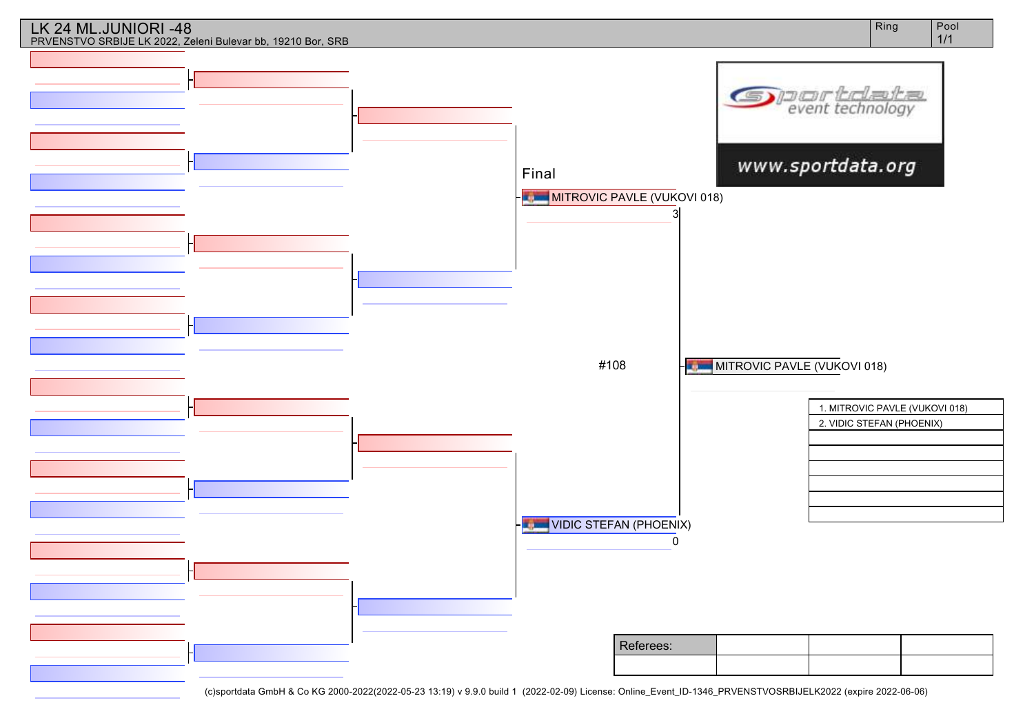# LK 24 ML.JUNIORI -48

PRVENSTVO SRBIJE LK 2022, Zeleni Bulevar bb, 19210 Bor, SRB

| Ring | Pool |
|---|---|
| | 1/1 |

www.sportdata.org

Final

MITROVIC PAVLE (VUKOVI 018)

3

#108

MITROVIC PAVLE (VUKOVI 018)

VIDIC STEFAN (PHOENIX)

0

| |
|---|
| 1. MITROVIC PAVLE (VUKOVI 018) |
| 2. VIDIC STEFAN (PHOENIX) |
| |
| |
| |
| |
| |
| |

| Referees: | | | |
|---|---|---|---|
| | | | |

(c)sportdata GmbH & Co KG 2000-2022(2022-05-23 13:19) v 9.9.0 build 1 (2022-02-09) License: Online_Event_ID-1346_PRVENSTVOSRBIJELK2022 (expire 2022-06-06)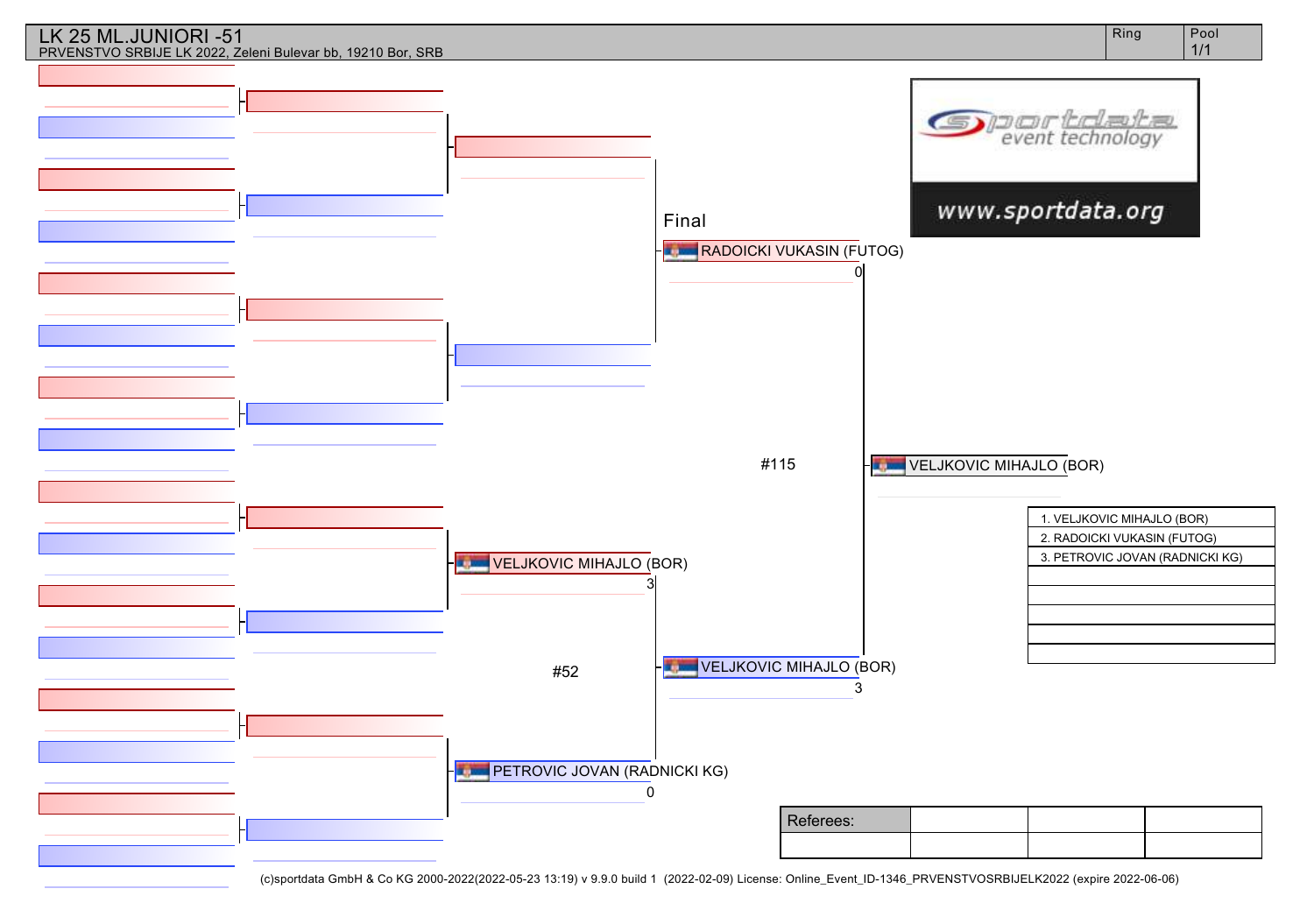# LK 25 ML.JUNIORI -51

PRVENSTVO SRBIJE LK 2022, Zeleni Bulevar bb, 19210 Bor, SRB

| Ring | Pool |
|---|---|
| | 1/1 |

Final

RADOICKI VUKASIN (FUTOG) 0

VELJKOVIC MIHAJLO (BOR) 3

#52

VELJKOVIC MIHAJLO (BOR) 3

PETROVIC JOVAN (RADNICKI KG) 0

#115

VELJKOVIC MIHAJLO (BOR)

| |
|---|
| 1. VELJKOVIC MIHAJLO (BOR) |
| 2. RADOICKI VUKASIN (FUTOG) |
| 3. PETROVIC JOVAN (RADNICKI KG) |
| |
| |
| |
| |
| |

| Referees: | | | |
|---|---|---|---|
| | | | |

(c)sportdata GmbH & Co KG 2000-2022(2022-05-23 13:19) v 9.9.0 build 1 (2022-02-09) License: Online_Event_ID-1346_PRVENSTVOSRBIJELK2022 (expire 2022-06-06)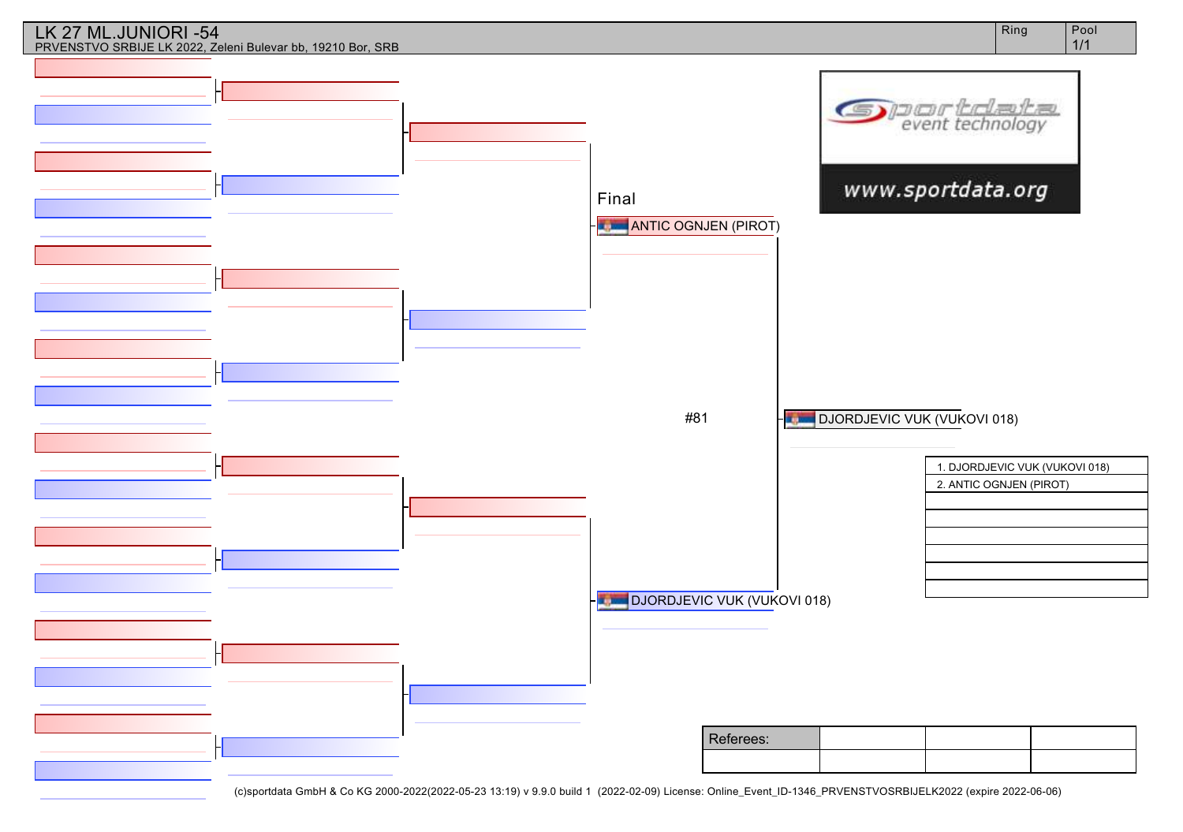# LK 27 ML.JUNIORI -54

PRVENSTVO SRBIJE LK 2022, Zeleni Bulevar bb, 19210 Bor, SRB

| Ring | Pool |
|---|---|
| | 1/1 |

sportdata event technology

www.sportdata.org

Final

ANTIC OGNJEN (PIROT)

#81

DJORDJEVIC VUK (VUKOVI 018)

DJORDJEVIC VUK (VUKOVI 018)

| |
|---|
| 1. DJORDJEVIC VUK (VUKOVI 018) |
| 2. ANTIC OGNJEN (PIROT) |
| |
| |
| |
| |
| |

| Referees: | | | |
|---|---|---|---|
| | | | |

(c)sportdata GmbH & Co KG 2000-2022(2022-05-23 13:19) v 9.9.0 build 1 (2022-02-09) License: Online_Event_ID-1346_PRVENSTVOSRBIJELK2022 (expire 2022-06-06)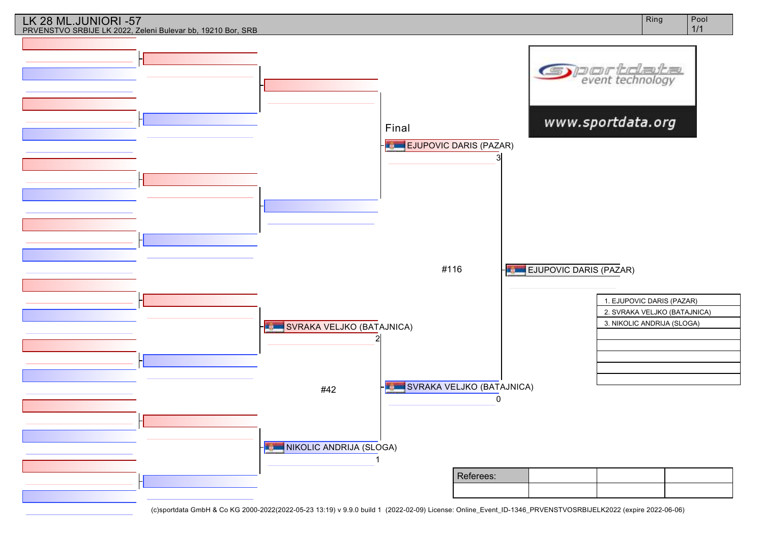# LK 28 ML.JUNIORI -57

PRVENSTVO SRBIJE LK 2022, Zeleni Bulevar bb, 19210 Bor, SRB

| Ring | Pool |
|---|---|
| | 1/1 |

Final

EJUPOVIC DARIS (PAZAR)
3

SVRAKA VELJKO (BATAJNICA)
2

#42

NIKOLIC ANDRIJA (SLOGA)
1

SVRAKA VELJKO (BATAJNICA)
0

#116

EJUPOVIC DARIS (PAZAR)

| |
|---|
| 1. EJUPOVIC DARIS (PAZAR) |
| 2. SVRAKA VELJKO (BATAJNICA) |
| 3. NIKOLIC ANDRIJA (SLOGA) |
| |
| |
| |
| |
| |

| Referees: | | | |
|---|---|---|---|
| | | | |

(c)sportdata GmbH & Co KG 2000-2022(2022-05-23 13:19) v 9.9.0 build 1 (2022-02-09) License: Online_Event_ID-1346_PRVENSTVOSRBIJELK2022 (expire 2022-06-06)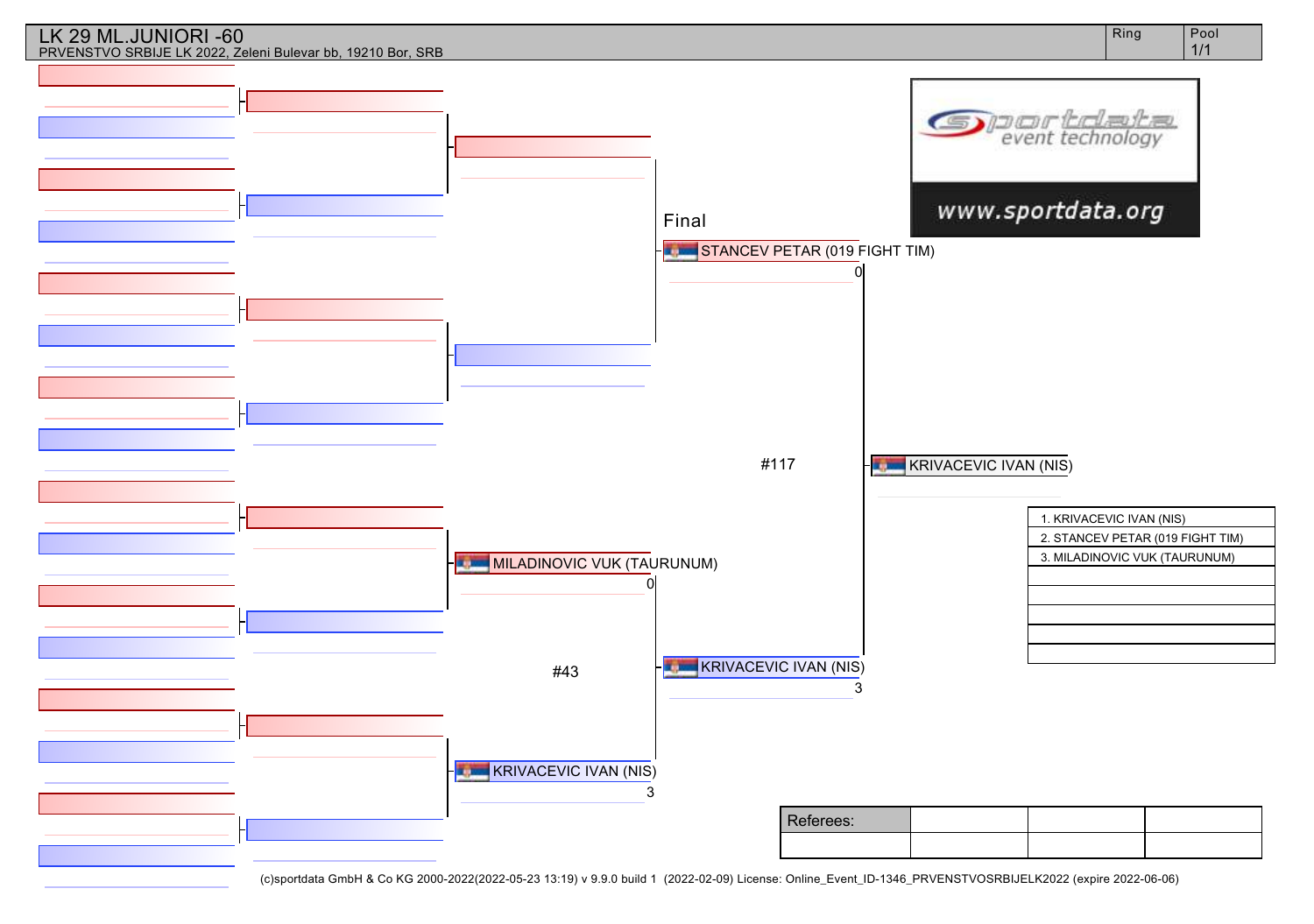# LK 29 ML.JUNIORI -60

PRVENSTVO SRBIJE LK 2022, Zeleni Bulevar bb, 19210 Bor, SRB

| Ring | Pool |
|---|---|
| | 1/1 |

Final

STANCEV PETAR (019 FIGHT TIM) 0

#117

KRIVACEVIC IVAN (NIS)

MILADINOVIC VUK (TAURUNUM) 0

#43

KRIVACEVIC IVAN (NIS) 3

KRIVACEVIC IVAN (NIS) 3

| |
|---|
| 1. KRIVACEVIC IVAN (NIS) |
| 2. STANCEV PETAR (019 FIGHT TIM) |
| 3. MILADINOVIC VUK (TAURUNUM) |
| |
| |
| |
| |
| |

| Referees: | | | |
|---|---|---|---|
| | | | |

(c)sportdata GmbH & Co KG 2000-2022(2022-05-23 13:19) v 9.9.0 build 1 (2022-02-09) License: Online_Event_ID-1346_PRVENSTVOSRBIJELK2022 (expire 2022-06-06)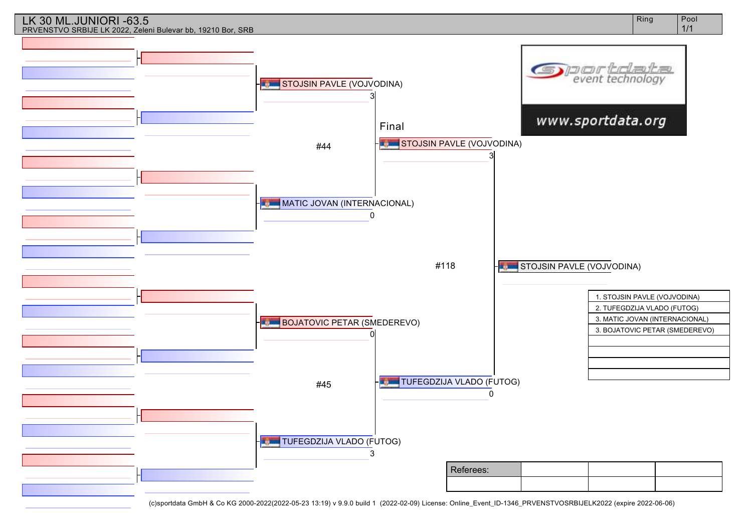# LK 30 ML.JUNIORI -63.5

PRVENSTVO SRBIJE LK 2022, Zeleni Bulevar bb, 19210 Bor, SRB

| Ring | Pool |
|---|---|
| | 1/1 |

STOJSIN PAVLE (VOJVODINA) 3

#44

MATIC JOVAN (INTERNACIONAL) 0

Final

STOJSIN PAVLE (VOJVODINA) 3

#118

STOJSIN PAVLE (VOJVODINA)

BOJATOVIC PETAR (SMEDEREVO) 0

#45

TUFEGDZIJA VLADO (FUTOG) 3

TUFEGDZIJA VLADO (FUTOG) 0

| |
|---|
| 1. STOJSIN PAVLE (VOJVODINA) |
| 2. TUFEGDZIJA VLADO (FUTOG) |
| 3. MATIC JOVAN (INTERNACIONAL) |
| 3. BOJATOVIC PETAR (SMEDEREVO) |

| Referees: | | | |
|---|---|---|---|
| | | | |

(c)sportdata GmbH & Co KG 2000-2022(2022-05-23 13:19) v 9.9.0 build 1 (2022-02-09) License: Online_Event_ID-1346_PRVENSTVOSRBIJELK2022 (expire 2022-06-06)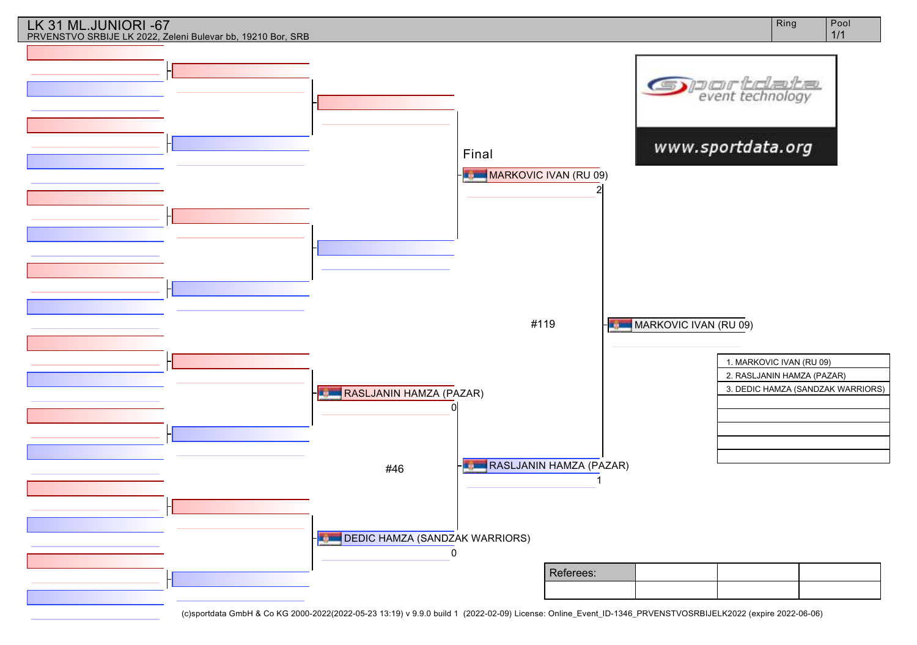# LK 31 ML.JUNIORI -67

PRVENSTVO SRBIJE LK 2022, Zeleni Bulevar bb, 19210 Bor, SRB

| Ring | Pool |
|---|---|
| | 1/1 |

**Final**

MARKOVIC IVAN (RU 09)
2

#119

MARKOVIC IVAN (RU 09)

RASLJANIN HAMZA (PAZAR)
0

#46

RASLJANIN HAMZA (PAZAR)
1

DEDIC HAMZA (SANDZAK WARRIORS)
0

| Results |
|---|
| 1. MARKOVIC IVAN (RU 09) |
| 2. RASLJANIN HAMZA (PAZAR) |
| 3. DEDIC HAMZA (SANDZAK WARRIORS) |
| |
| |
| |
| |
| |

| Referees: | | | |
|---|---|---|---|
| | | | |

(c)sportdata GmbH & Co KG 2000-2022(2022-05-23 13:19) v 9.9.0 build 1 (2022-02-09) License: Online_Event_ID-1346_PRVENSTVOSRBIJELK2022 (expire 2022-06-06)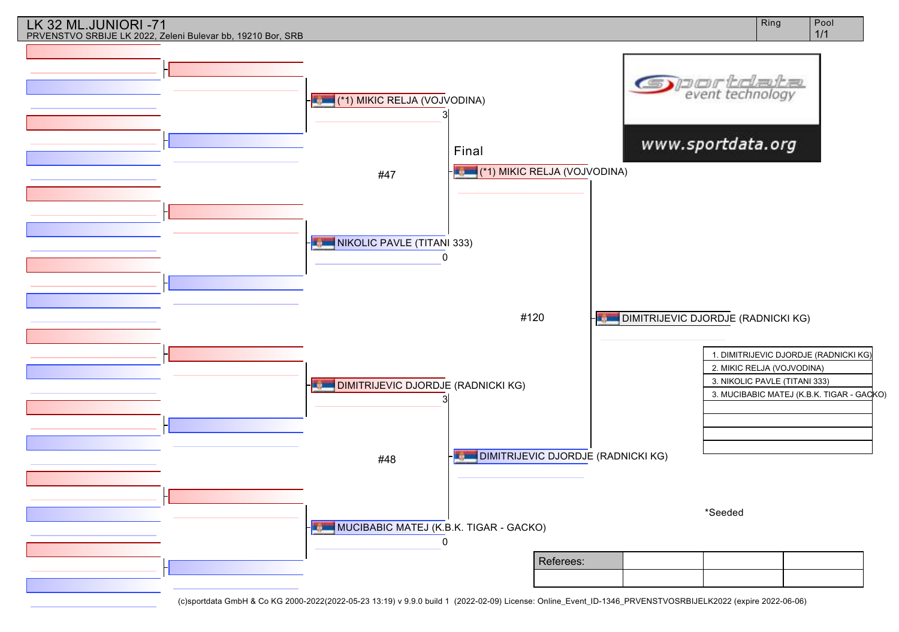# LK 32 ML.JUNIORI -71

PRVENSTVO SRBIJE LK 2022, Zeleni Bulevar bb, 19210 Bor, SRB

Ring | Pool 1/1

(*1) MIKIC RELJA (VOJVODINA) 3

#47

NIKOLIC PAVLE (TITANI 333) 0

Final

(*1) MIKIC RELJA (VOJVODINA)

#120

DIMITRIJEVIC DJORDJE (RADNICKI KG)

DIMITRIJEVIC DJORDJE (RADNICKI KG) 3

#48

MUCIBABIC MATEJ (K.B.K. TIGAR - GACKO) 0

DIMITRIJEVIC DJORDJE (RADNICKI KG)

www.sportdata.org

1. DIMITRIJEVIC DJORDJE (RADNICKI KG)
2. MIKIC RELJA (VOJVODINA)
3. NIKOLIC PAVLE (TITANI 333)
3. MUCIBABIC MATEJ (K.B.K. TIGAR - GACKO)

*Seeded

| Referees: | | | |
|---|---|---|---|
| | | | |

(c)sportdata GmbH & Co KG 2000-2022(2022-05-23 13:19) v 9.9.0 build 1 (2022-02-09) License: Online_Event_ID-1346_PRVENSTVOSRBIJELK2022 (expire 2022-06-06)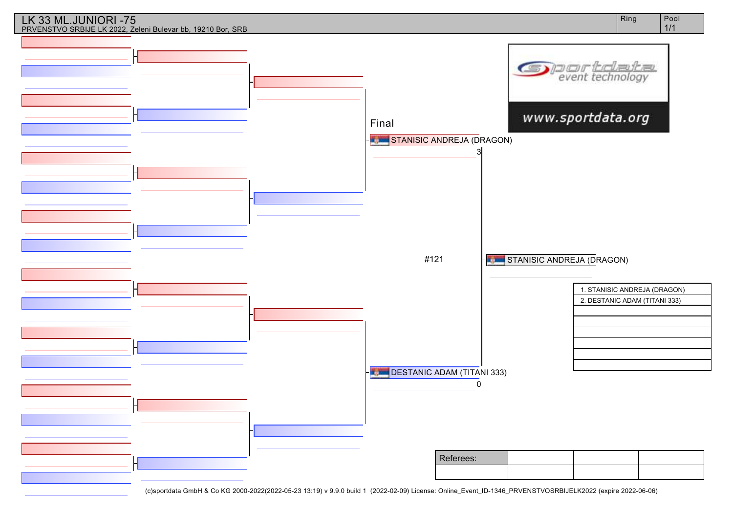# LK 33 ML.JUNIORI -75

PRVENSTVO SRBIJE LK 2022, Zeleni Bulevar bb, 19210 Bor, SRB

| Ring | Pool |
|---|---|
| | 1/1 |

www.sportdata.org

**Final**

STANISIC ANDREJA (DRAGON) — 3

#121

DESTANIC ADAM (TITANI 333) — 0

Winner: STANISIC ANDREJA (DRAGON)

| |
|---|
| 1. STANISIC ANDREJA (DRAGON) |
| 2. DESTANIC ADAM (TITANI 333) |
| |
| |
| |
| |
| |
| |

| Referees: | | | |
|---|---|---|---|
| | | | |

(c)sportdata GmbH & Co KG 2000-2022(2022-05-23 13:19) v 9.9.0 build 1 (2022-02-09) License: Online_Event_ID-1346_PRVENSTVOSRBIJELK2022 (expire 2022-06-06)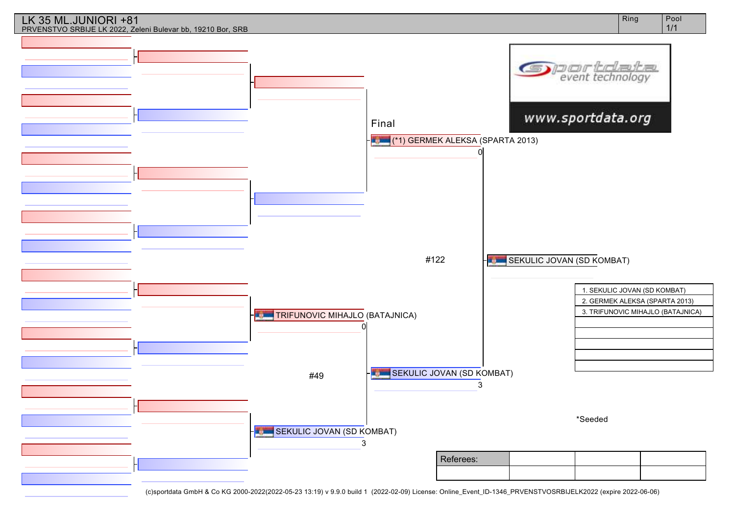# LK 35 ML.JUNIORI +81

PRVENSTVO SRBIJE LK 2022, Zeleni Bulevar bb, 19210 Bor, SRB

Ring | Pool 1/1

Final

(*1) GERMEK ALEKSA (SPARTA 2013)
0

#122

SEKULIC JOVAN (SD KOMBAT)

TRIFUNOVIC MIHAJLO (BATAJNICA)
0

#49

SEKULIC JOVAN (SD KOMBAT)
3

SEKULIC JOVAN (SD KOMBAT)
3

| |
|---|
| 1. SEKULIC JOVAN (SD KOMBAT) |
| 2. GERMEK ALEKSA (SPARTA 2013) |
| 3. TRIFUNOVIC MIHAJLO (BATAJNICA) |
| |
| |
| |
| |
| |

*Seeded

| Referees: | | | |
|---|---|---|---|
| | | | |

(c)sportdata GmbH & Co KG 2000-2022(2022-05-23 13:19) v 9.9.0 build 1 (2022-02-09) License: Online_Event_ID-1346_PRVENSTVOSRBIJELK2022 (expire 2022-06-06)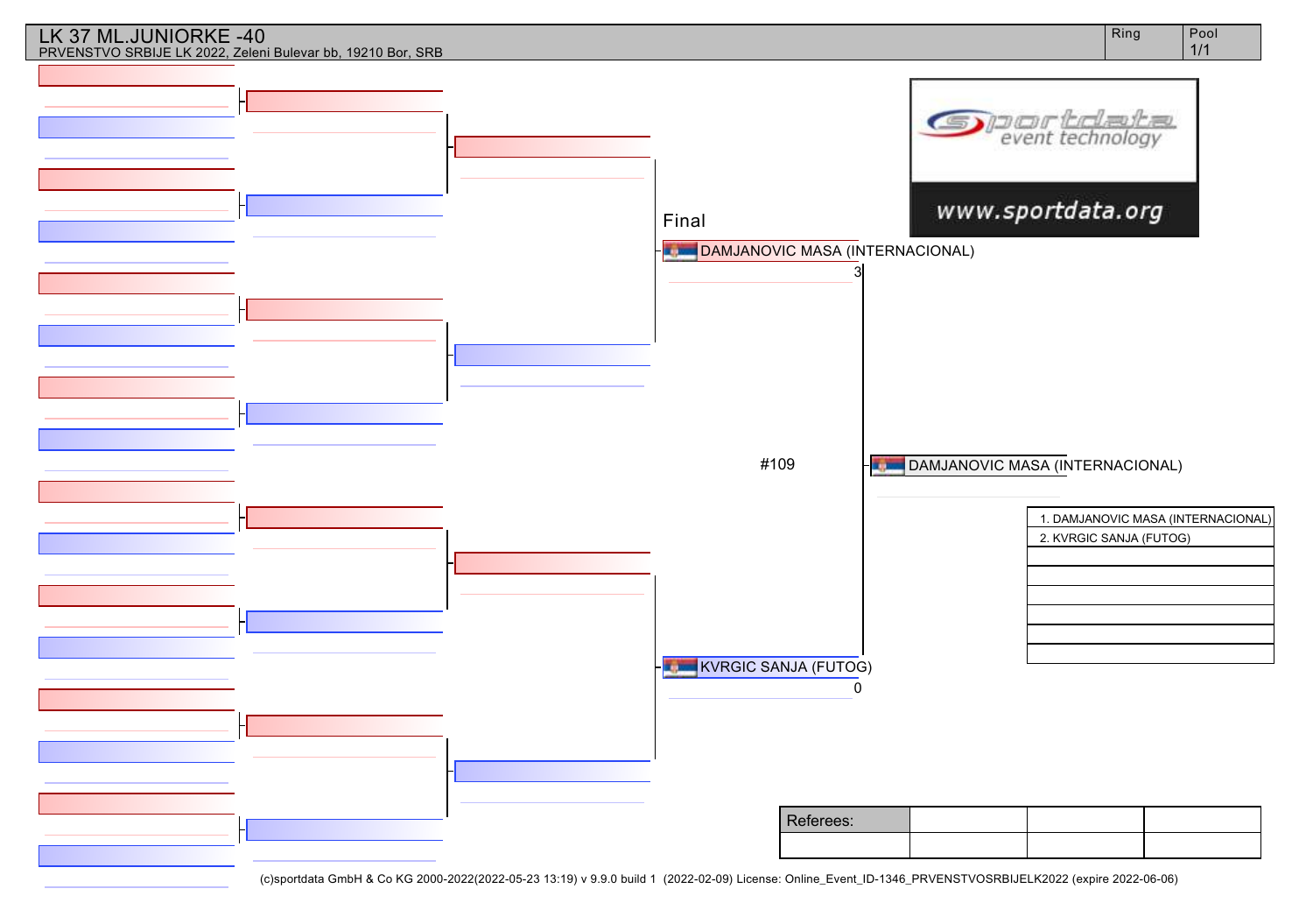# LK 37 ML.JUNIORKE -40

PRVENSTVO SRBIJE LK 2022, Zeleni Bulevar bb, 19210 Bor, SRB

| Ring | Pool |
|---|---|
| | 1/1 |

**Final**

DAMJANOVIC MASA (INTERNACIONAL) — 3

#109

KVRGIC SANJA (FUTOG) — 0

Winner: DAMJANOVIC MASA (INTERNACIONAL)

| |
|---|
| 1. DAMJANOVIC MASA (INTERNACIONAL) |
| 2. KVRGIC SANJA (FUTOG) |
| |
| |
| |
| |
| |
| |

| Referees: | | | |
|---|---|---|---|
| | | | |

(c)sportdata GmbH & Co KG 2000-2022(2022-05-23 13:19) v 9.9.0 build 1 (2022-02-09) License: Online_Event_ID-1346_PRVENSTVOSRBIJELK2022 (expire 2022-06-06)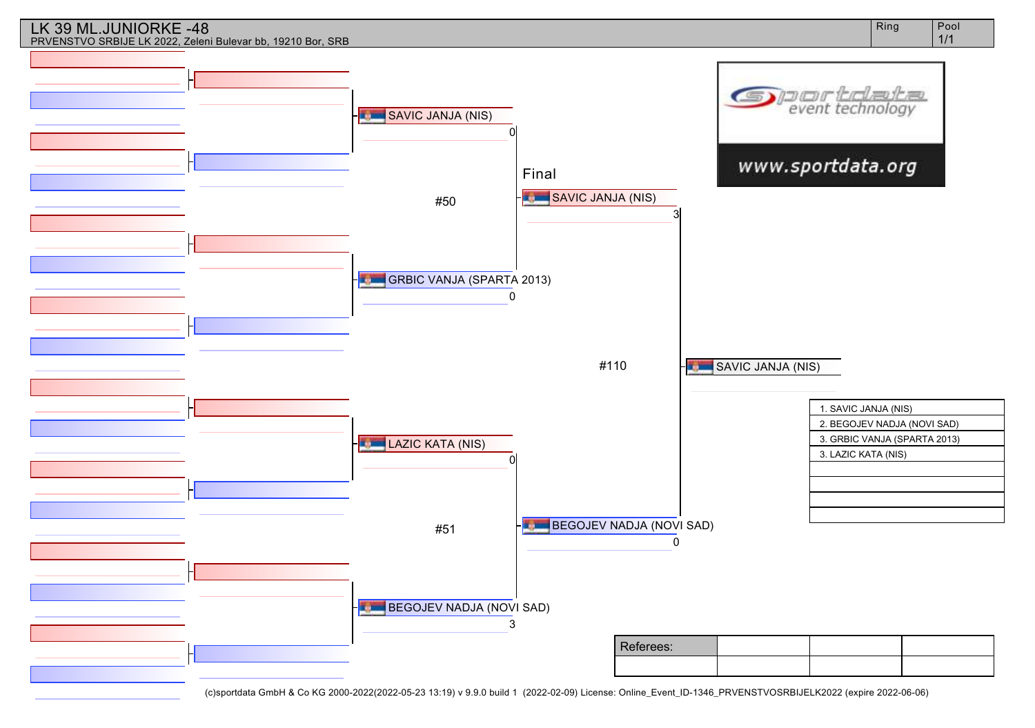# LK 39 ML.JUNIORKE -48

PRVENSTVO SRBIJE LK 2022, Zeleni Bulevar bb, 19210 Bor, SRB

Ring | Pool 1/1

**#50**

- SAVIC JANJA (NIS) — 0
- GRBIC VANJA (SPARTA 2013) — 0

**#51**

- LAZIC KATA (NIS) — 0
- BEGOJEV NADJA (NOVI SAD) — 3

**Final — #110**

- SAVIC JANJA (NIS) — 3
- BEGOJEV NADJA (NOVI SAD) — 0

Winner: SAVIC JANJA (NIS)

| Results |
|---|
| 1. SAVIC JANJA (NIS) |
| 2. BEGOJEV NADJA (NOVI SAD) |
| 3. GRBIC VANJA (SPARTA 2013) |
| 3. LAZIC KATA (NIS) |

| Referees: | | | |
|---|---|---|---|
| | | | |

www.sportdata.org

(c)sportdata GmbH & Co KG 2000-2022(2022-05-23 13:19) v 9.9.0 build 1 (2022-02-09) License: Online_Event_ID-1346_PRVENSTVOSRBIJELK2022 (expire 2022-06-06)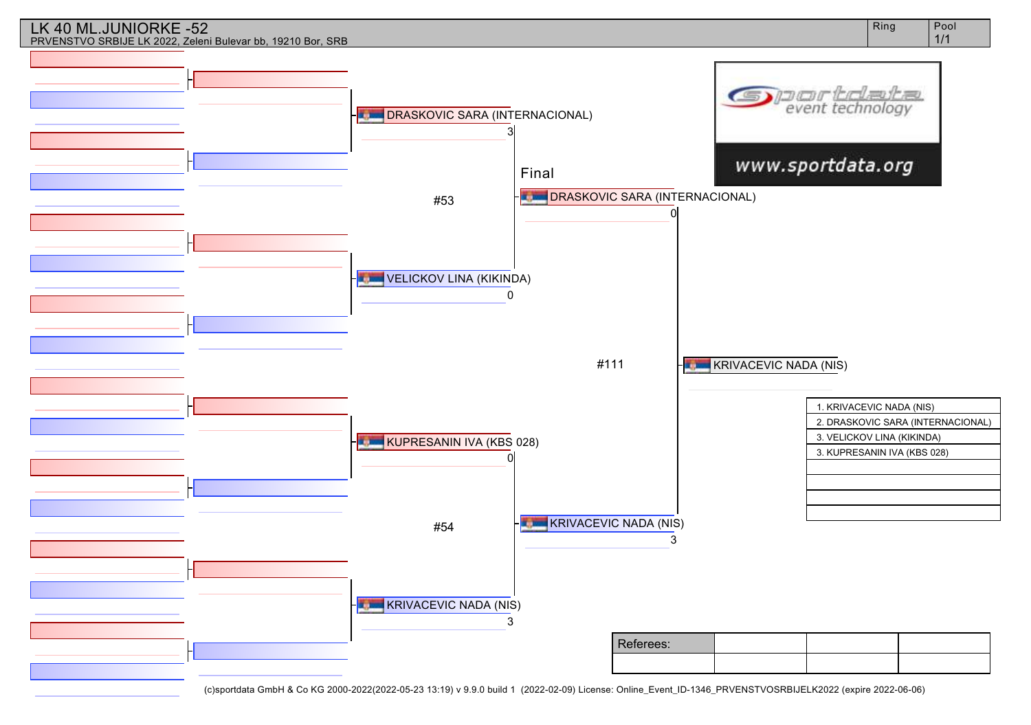# LK 40 ML.JUNIORKE -52

PRVENSTVO SRBIJE LK 2022, Zeleni Bulevar bb, 19210 Bor, SRB

Ring | Pool 1/1

**#53**

- DRASKOVIC SARA (INTERNACIONAL) — 3
- VELICKOV LINA (KIKINDA) — 0

**#54**

- KUPRESANIN IVA (KBS 028) — 0
- KRIVACEVIC NADA (NIS) — 3

**Final #111**

- DRASKOVIC SARA (INTERNACIONAL) — 0
- KRIVACEVIC NADA (NIS) — 3

Winner: KRIVACEVIC NADA (NIS)

| |
|---|
| 1. KRIVACEVIC NADA (NIS) |
| 2. DRASKOVIC SARA (INTERNACIONAL) |
| 3. VELICKOV LINA (KIKINDA) |
| 3. KUPRESANIN IVA (KBS 028) |

| Referees: | | | |
|---|---|---|---|
| | | | |

(c)sportdata GmbH & Co KG 2000-2022(2022-05-23 13:19) v 9.9.0 build 1 (2022-02-09) License: Online_Event_ID-1346_PRVENSTVOSRBIJELK2022 (expire 2022-06-06)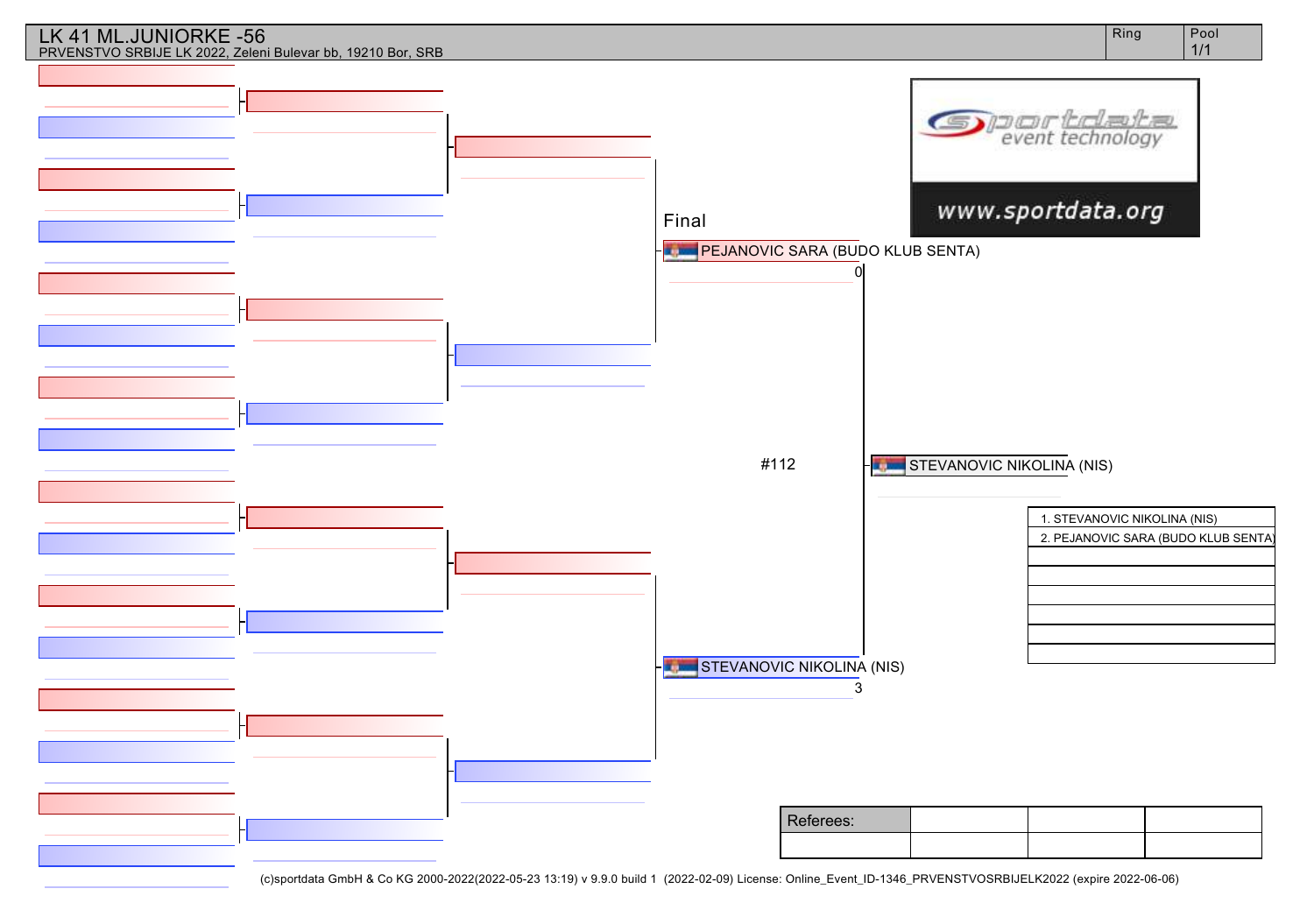# LK 41 ML.JUNIORKE -56

PRVENSTVO SRBIJE LK 2022, Zeleni Bulevar bb, 19210 Bor, SRB

| Ring | Pool |
|---|---|
| | 1/1 |

www.sportdata.org

Final

PEJANOVIC SARA (BUDO KLUB SENTA)
0

#112

STEVANOVIC NIKOLINA (NIS)

STEVANOVIC NIKOLINA (NIS)
3

| |
|---|
| 1. STEVANOVIC NIKOLINA (NIS) |
| 2. PEJANOVIC SARA (BUDO KLUB SENTA) |
| |
| |
| |
| |
| |
| |

| Referees: | | | |
|---|---|---|---|
| | | | |

(c)sportdata GmbH & Co KG 2000-2022(2022-05-23 13:19) v 9.9.0 build 1 (2022-02-09) License: Online_Event_ID-1346_PRVENSTVOSRBIJELK2022 (expire 2022-06-06)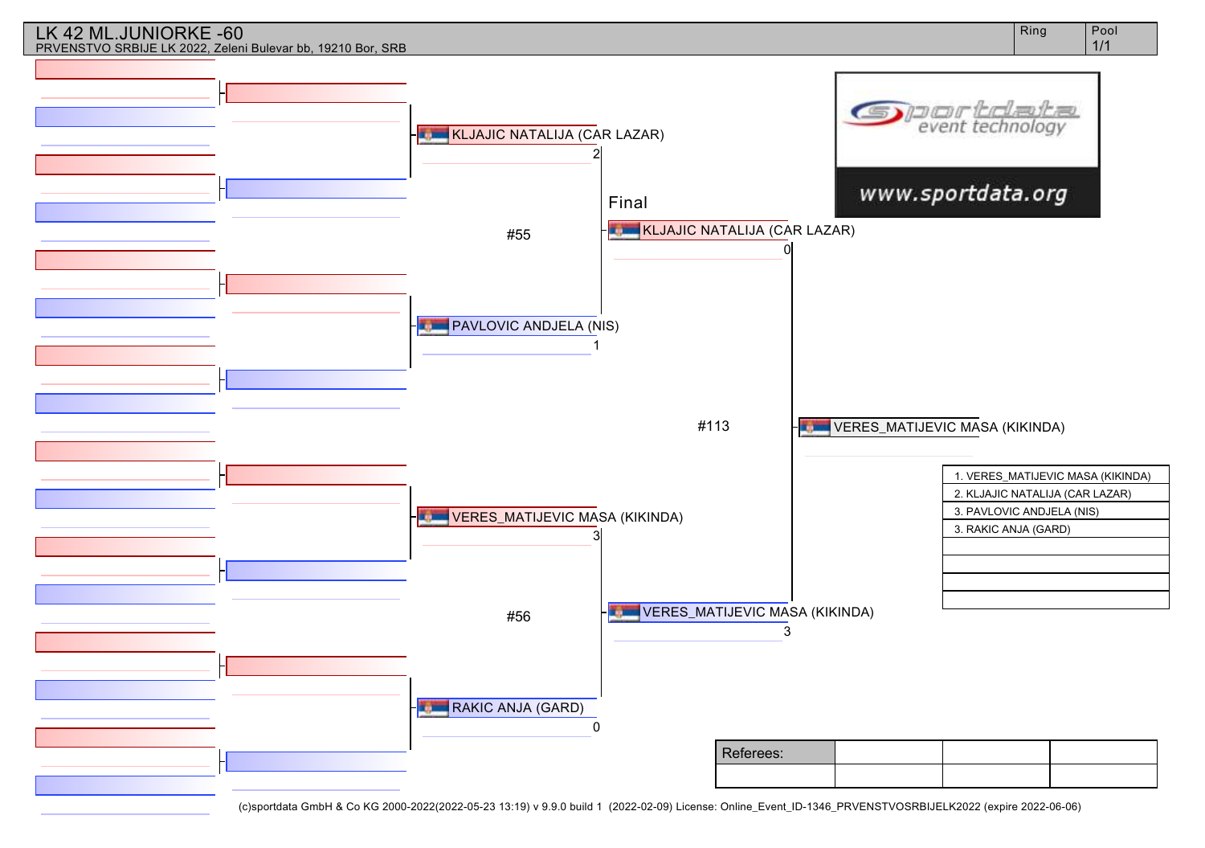# LK 42 ML.JUNIORKE -60

PRVENSTVO SRBIJE LK 2022, Zeleni Bulevar bb, 19210 Bor, SRB

Ring | Pool 1/1

KLJAJIC NATALIJA (CAR LAZAR) 2

#55

PAVLOVIC ANDJELA (NIS) 1

Final

KLJAJIC NATALIJA (CAR LAZAR) 0

#113

VERES_MATIJEVIC MASA (KIKINDA)

VERES_MATIJEVIC MASA (KIKINDA) 3

#56

RAKIC ANJA (GARD) 0

VERES_MATIJEVIC MASA (KIKINDA) 3

www.sportdata.org

| |
|---|
| 1. VERES_MATIJEVIC MASA (KIKINDA) |
| 2. KLJAJIC NATALIJA (CAR LAZAR) |
| 3. PAVLOVIC ANDJELA (NIS) |
| 3. RAKIC ANJA (GARD) |
| |
| |
| |
| |

| Referees: | | | |
|---|---|---|---|
| | | | |

(c)sportdata GmbH & Co KG 2000-2022(2022-05-23 13:19) v 9.9.0 build 1 (2022-02-09) License: Online_Event_ID-1346_PRVENSTVOSRBIJELK2022 (expire 2022-06-06)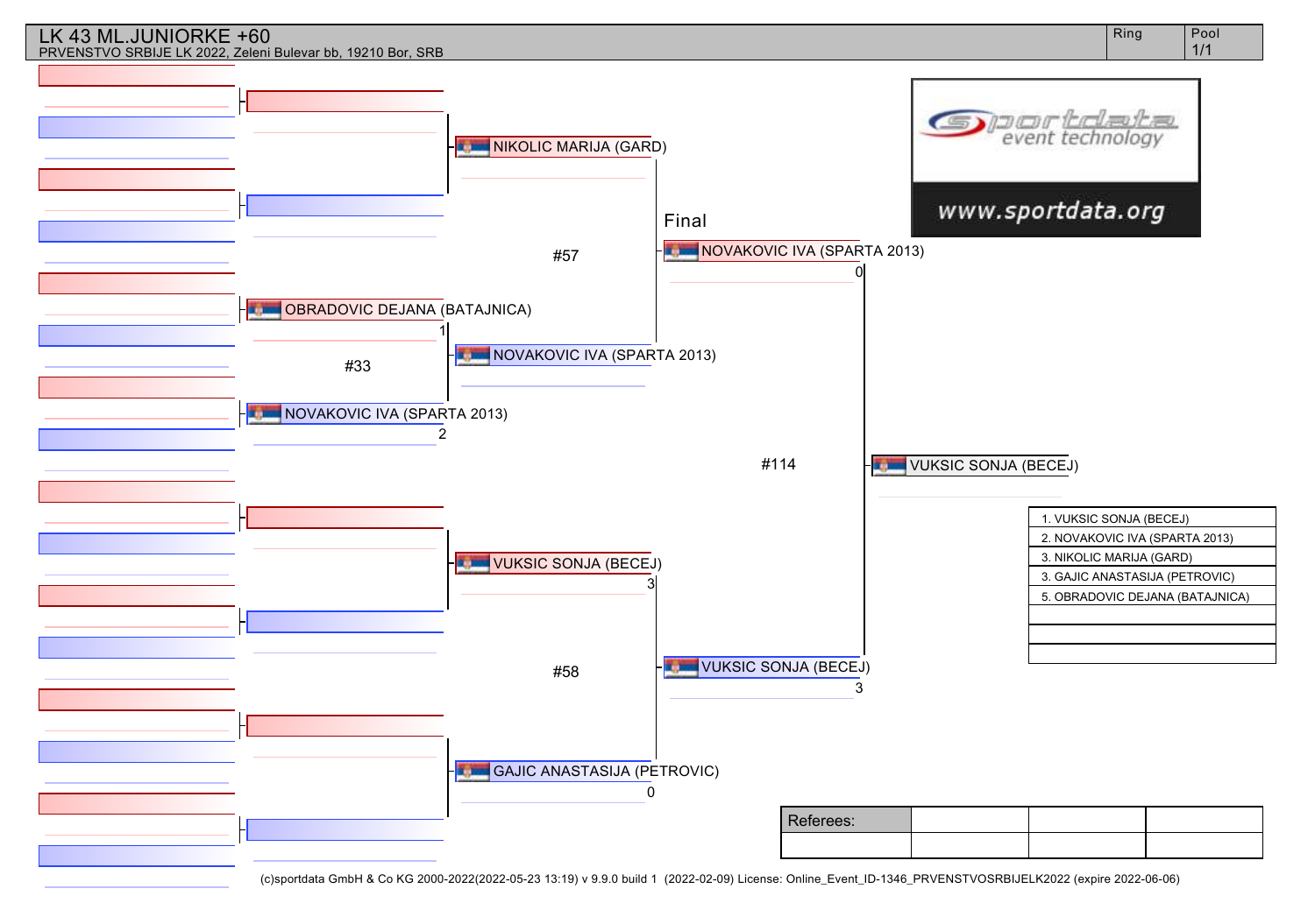# LK 43 ML.JUNIORKE +60

PRVENSTVO SRBIJE LK 2022, Zeleni Bulevar bb, 19210 Bor, SRB

Ring | Pool 1/1

NIKOLIC MARIJA (GARD)

#57

Final

NOVAKOVIC IVA (SPARTA 2013) 0

OBRADOVIC DEJANA (BATAJNICA) 1

#33

NOVAKOVIC IVA (SPARTA 2013)

NOVAKOVIC IVA (SPARTA 2013) 2

#114

VUKSIC SONJA (BECEJ)

VUKSIC SONJA (BECEJ) 3

#58

VUKSIC SONJA (BECEJ) 3

GAJIC ANASTASIJA (PETROVIC) 0

| |
|---|
| 1. VUKSIC SONJA (BECEJ) |
| 2. NOVAKOVIC IVA (SPARTA 2013) |
| 3. NIKOLIC MARIJA (GARD) |
| 3. GAJIC ANASTASIJA (PETROVIC) |
| 5. OBRADOVIC DEJANA (BATAJNICA) |
| |
| |
| |

| Referees: | | | |
|---|---|---|---|
| | | | |

(c)sportdata GmbH & Co KG 2000-2022(2022-05-23 13:19) v 9.9.0 build 1 (2022-02-09) License: Online_Event_ID-1346_PRVENSTVOSRBIJELK2022 (expire 2022-06-06)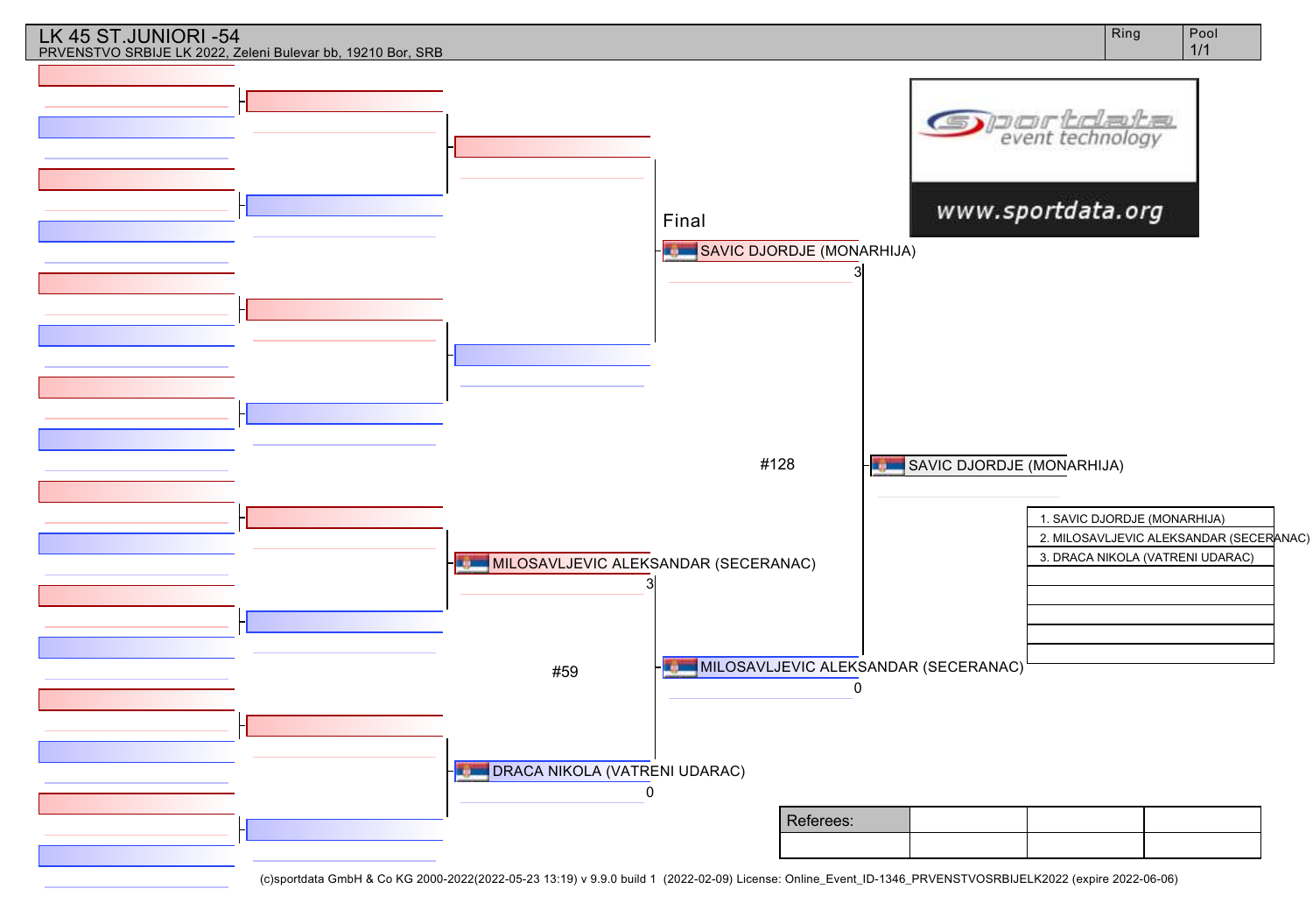# LK 45 ST.JUNIORI -54

PRVENSTVO SRBIJE LK 2022, Zeleni Bulevar bb, 19210 Bor, SRB

| Ring | Pool |
|---|---|
| | 1/1 |

www.sportdata.org

**Final**

SAVIC DJORDJE (MONARHIJA) — 3

#128

SAVIC DJORDJE (MONARHIJA)

MILOSAVLJEVIC ALEKSANDAR (SECERANAC) — 3

#59

MILOSAVLJEVIC ALEKSANDAR (SECERANAC) — 0

DRACA NIKOLA (VATRENI UDARAC) — 0

| |
|---|
| 1. SAVIC DJORDJE (MONARHIJA) |
| 2. MILOSAVLJEVIC ALEKSANDAR (SECERANAC) |
| 3. DRACA NIKOLA (VATRENI UDARAC) |
| |
| |
| |
| |

| Referees: | | | |
|---|---|---|---|
| | | | |

(c)sportdata GmbH & Co KG 2000-2022(2022-05-23 13:19) v 9.9.0 build 1 (2022-02-09) License: Online_Event_ID-1346_PRVENSTVOSRBIJELK2022 (expire 2022-06-06)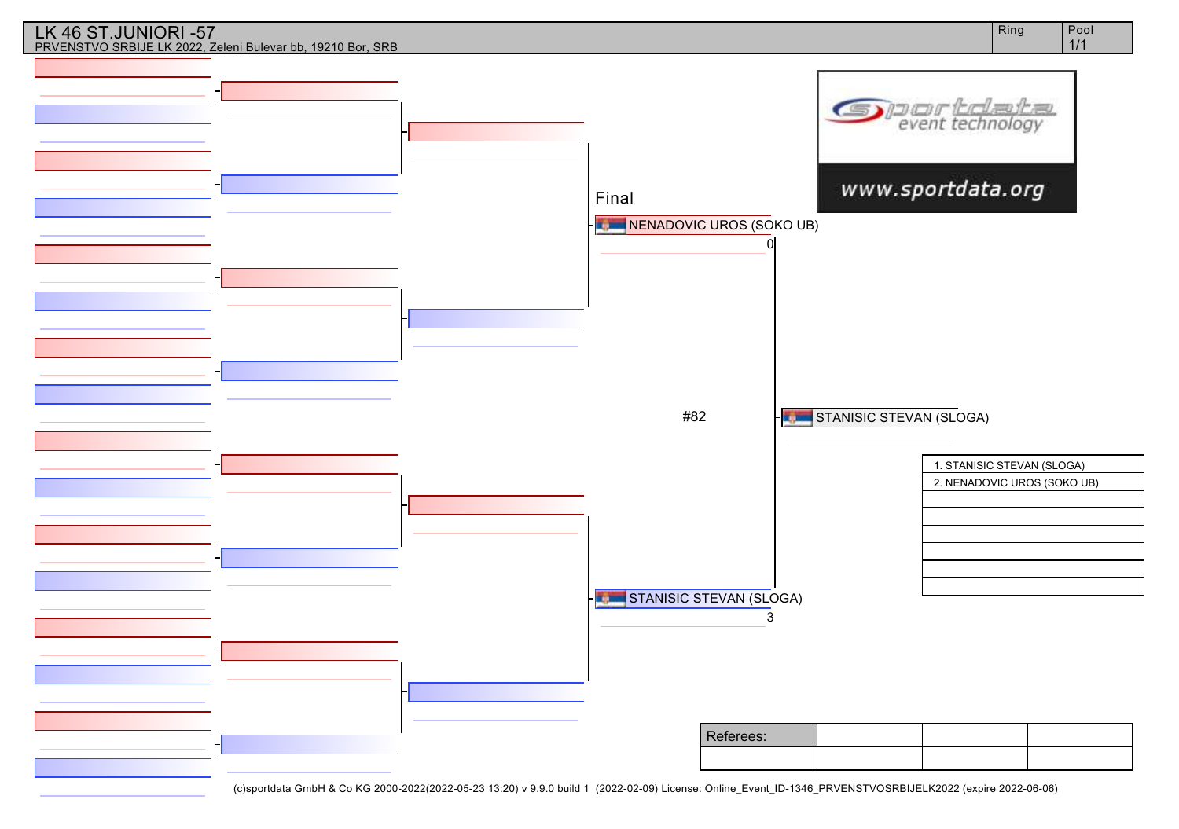# LK 46 ST.JUNIORI -57

PRVENSTVO SRBIJE LK 2022, Zeleni Bulevar bb, 19210 Bor, SRB

| Ring | Pool |
|---|---|
| | 1/1 |

www.sportdata.org

**Final**

NENADOVIC UROS (SOKO UB) — 0

STANISIC STEVAN (SLOGA) — 3

#82

STANISIC STEVAN (SLOGA)

| |
|---|
| 1. STANISIC STEVAN (SLOGA) |
| 2. NENADOVIC UROS (SOKO UB) |
| |
| |
| |
| |
| |

| Referees: | | | |
|---|---|---|---|
| | | | |

(c)sportdata GmbH & Co KG 2000-2022(2022-05-23 13:20) v 9.9.0 build 1 (2022-02-09) License: Online_Event_ID-1346_PRVENSTVOSRBIJELK2022 (expire 2022-06-06)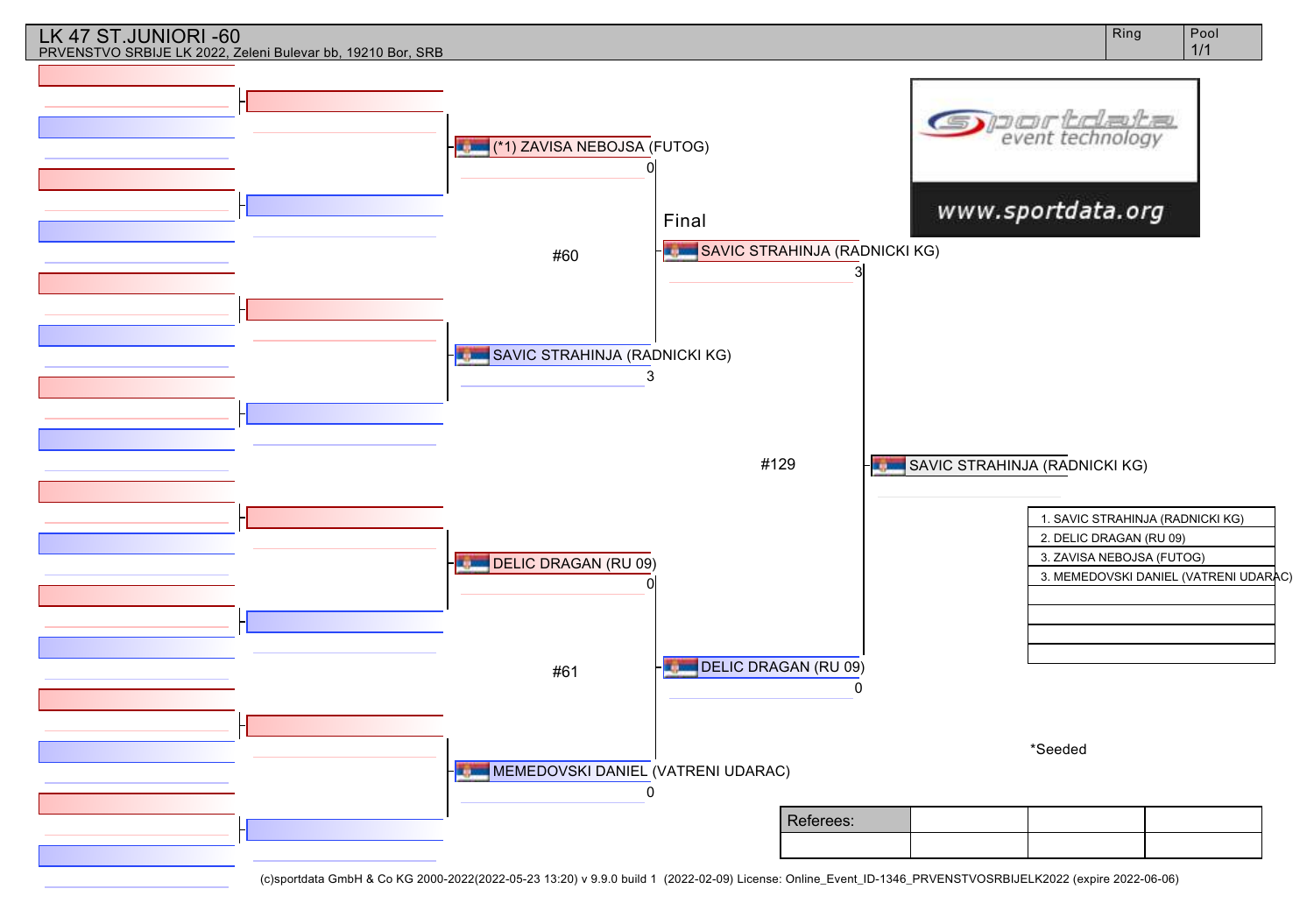# LK 47 ST.JUNIORI -60

PRVENSTVO SRBIJE LK 2022, Zeleni Bulevar bb, 19210 Bor, SRB

Ring | Pool 1/1

(*1) ZAVISA NEBOJSA (FUTOG) 0

#60

SAVIC STRAHINJA (RADNICKI KG) 3

Final

SAVIC STRAHINJA (RADNICKI KG) 3

#129

SAVIC STRAHINJA (RADNICKI KG)

DELIC DRAGAN (RU 09) 0

#61

MEMEDOVSKI DANIEL (VATRENI UDARAC) 0

DELIC DRAGAN (RU 09) 0

| |
|---|
| 1. SAVIC STRAHINJA (RADNICKI KG) |
| 2. DELIC DRAGAN (RU 09) |
| 3. ZAVISA NEBOJSA (FUTOG) |
| 3. MEMEDOVSKI DANIEL (VATRENI UDARAC) |
| |
| |
| |
| |

*Seeded

| Referees: | | | |
|---|---|---|---|
| | | | |

(c)sportdata GmbH & Co KG 2000-2022(2022-05-23 13:20) v 9.9.0 build 1 (2022-02-09) License: Online_Event_ID-1346_PRVENSTVOSRBIJELK2022 (expire 2022-06-06)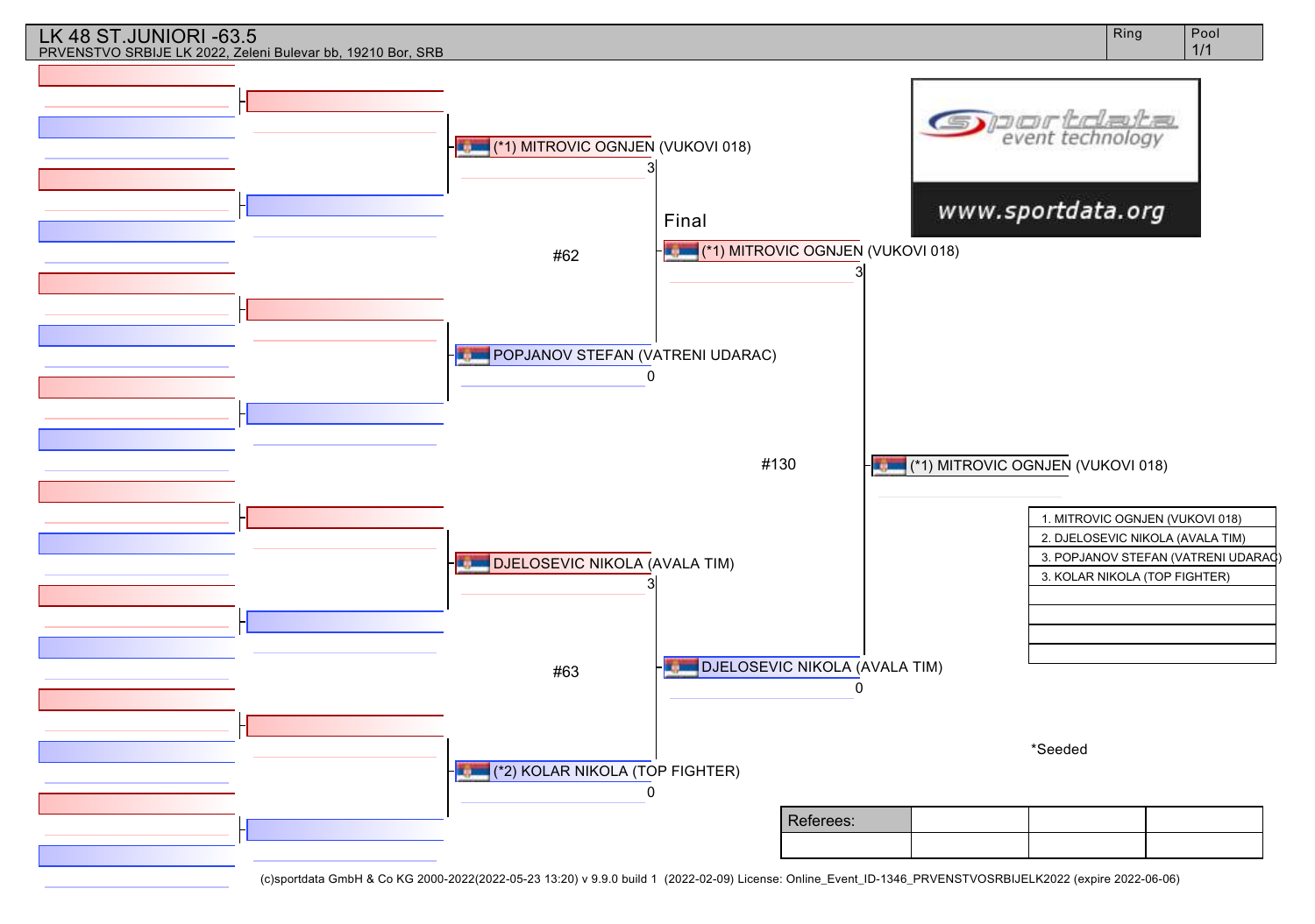# LK 48 ST.JUNIORI -63.5

PRVENSTVO SRBIJE LK 2022, Zeleni Bulevar bb, 19210 Bor, SRB

| Ring | Pool |
|---|---|
| | 1/1 |

www.sportdata.org

**#62**

- (*1) MITROVIC OGNJEN (VUKOVI 018) — 3
- POPJANOV STEFAN (VATRENI UDARAC) — 0

**#63**

- DJELOSEVIC NIKOLA (AVALA TIM) — 3
- (*2) KOLAR NIKOLA (TOP FIGHTER) — 0

**Final**

**#130**

- (*1) MITROVIC OGNJEN (VUKOVI 018) — 3
- DJELOSEVIC NIKOLA (AVALA TIM) — 0

Winner: (*1) MITROVIC OGNJEN (VUKOVI 018)

| Results |
|---|
| 1. MITROVIC OGNJEN (VUKOVI 018) |
| 2. DJELOSEVIC NIKOLA (AVALA TIM) |
| 3. POPJANOV STEFAN (VATRENI UDARAC) |
| 3. KOLAR NIKOLA (TOP FIGHTER) |

*Seeded

| Referees: | | | |
|---|---|---|---|
| | | | |

(c)sportdata GmbH & Co KG 2000-2022(2022-05-23 13:20) v 9.9.0 build 1 (2022-02-09) License: Online_Event_ID-1346_PRVENSTVOSRBIJELK2022 (expire 2022-06-06)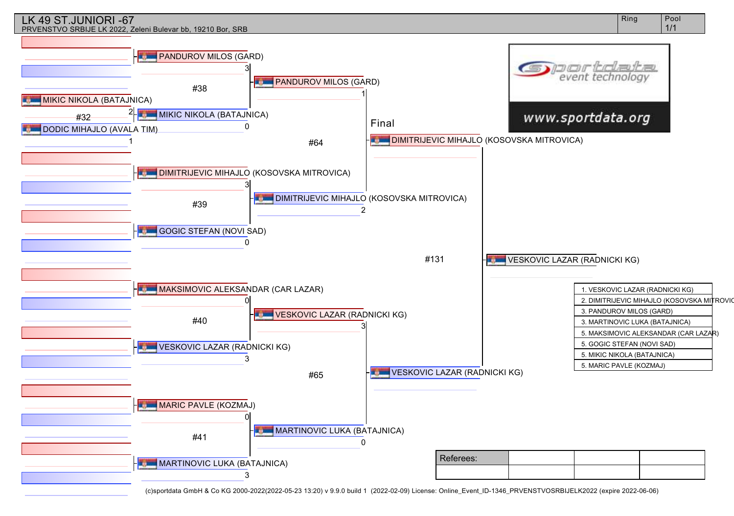# LK 49 ST.JUNIORI -67

PRVENSTVO SRBIJE LK 2022, Zeleni Bulevar bb, 19210 Bor, SRB

Ring | Pool 1/1

**#32**
- MIKIC NIKOLA (BATAJNICA) 2
- DODIC MIHAJLO (AVALA TIM) 1

**#38**
- PANDUROV MILOS (GARD) 3
- MIKIC NIKOLA (BATAJNICA) 0

**#39**
- DIMITRIJEVIC MIHAJLO (KOSOVSKA MITROVICA) 3
- GOGIC STEFAN (NOVI SAD) 0

**#40**
- MAKSIMOVIC ALEKSANDAR (CAR LAZAR) 0
- VESKOVIC LAZAR (RADNICKI KG) 3

**#41**
- MARIC PAVLE (KOZMAJ) 0
- MARTINOVIC LUKA (BATAJNICA) 3

**#64**
- PANDUROV MILOS (GARD) 1
- DIMITRIJEVIC MIHAJLO (KOSOVSKA MITROVICA) 2

**#65**
- VESKOVIC LAZAR (RADNICKI KG) 3
- MARTINOVIC LUKA (BATAJNICA) 0

**Final #131**
- DIMITRIJEVIC MIHAJLO (KOSOVSKA MITROVICA)
- VESKOVIC LAZAR (RADNICKI KG)

Winner: VESKOVIC LAZAR (RADNICKI KG)

www.sportdata.org

| Results |
|---|
| 1. VESKOVIC LAZAR (RADNICKI KG) |
| 2. DIMITRIJEVIC MIHAJLO (KOSOVSKA MITROVICA) |
| 3. PANDUROV MILOS (GARD) |
| 3. MARTINOVIC LUKA (BATAJNICA) |
| 5. MAKSIMOVIC ALEKSANDAR (CAR LAZAR) |
| 5. GOGIC STEFAN (NOVI SAD) |
| 5. MIKIC NIKOLA (BATAJNICA) |
| 5. MARIC PAVLE (KOZMAJ) |

| Referees: | | | |
|---|---|---|---|
| | | | |

(c)sportdata GmbH & Co KG 2000-2022(2022-05-23 13:20) v 9.9.0 build 1 (2022-02-09) License: Online_Event_ID-1346_PRVENSTVOSRBIJELK2022 (expire 2022-06-06)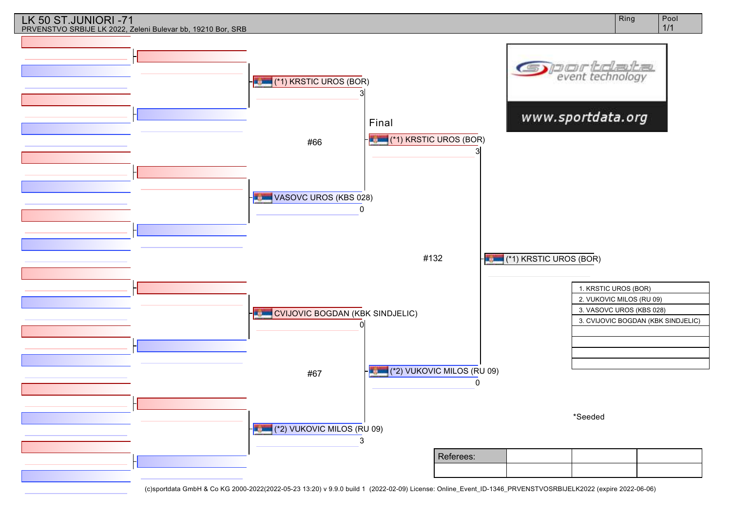# LK 50 ST.JUNIORI -71

PRVENSTVO SRBIJE LK 2022, Zeleni Bulevar bb, 19210 Bor, SRB

| Ring | Pool |
|---|---|
| | 1/1 |

#66

- (*1) KRSTIC UROS (BOR) — 3
- VASOVC UROS (KBS 028) — 0

#67

- CVIJOVIC BOGDAN (KBK SINDJELIC) — 0
- (*2) VUKOVIC MILOS (RU 09) — 3

Final

#132

- (*1) KRSTIC UROS (BOR) — 3
- (*2) VUKOVIC MILOS (RU 09) — 0

Winner: (*1) KRSTIC UROS (BOR)

| Results |
|---|
| 1. KRSTIC UROS (BOR) |
| 2. VUKOVIC MILOS (RU 09) |
| 3. VASOVC UROS (KBS 028) |
| 3. CVIJOVIC BOGDAN (KBK SINDJELIC) |

*Seeded

| Referees: | | | |
|---|---|---|---|
| | | | |

www.sportdata.org

(c)sportdata GmbH & Co KG 2000-2022(2022-05-23 13:20) v 9.9.0 build 1 (2022-02-09) License: Online_Event_ID-1346_PRVENSTVOSRBIJELK2022 (expire 2022-06-06)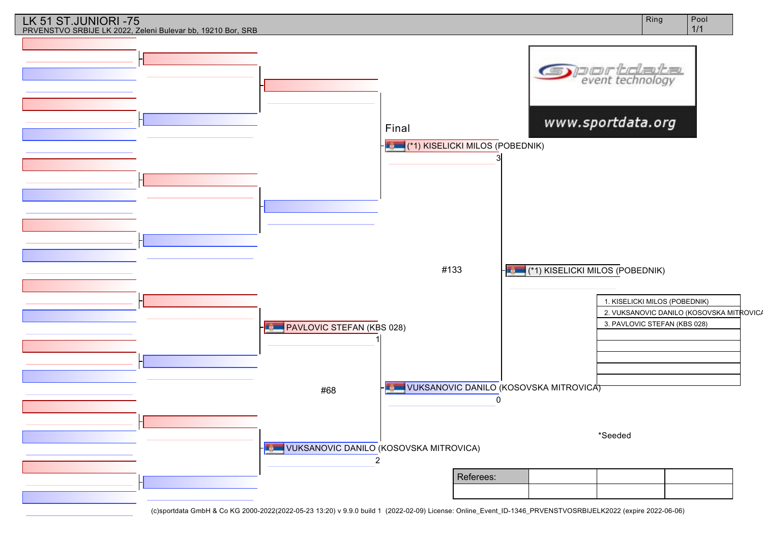# LK 51 ST.JUNIORI -75

PRVENSTVO SRBIJE LK 2022, Zeleni Bulevar bb, 19210 Bor, SRB

| Ring | Pool |
|---|---|
| | 1/1 |

Final

(*1) KISELICKI MILOS (POBEDNIK)
3

#133

(*1) KISELICKI MILOS (POBEDNIK)

PAVLOVIC STEFAN (KBS 028)
1

#68

VUKSANOVIC DANILO (KOSOVSKA MITROVICA)
0

VUKSANOVIC DANILO (KOSOVSKA MITROVICA)
2

| |
|---|
| 1. KISELICKI MILOS (POBEDNIK) |
| 2. VUKSANOVIC DANILO (KOSOVSKA MITROVICA) |
| 3. PAVLOVIC STEFAN (KBS 028) |
| |
| |
| |
| |
| |

*Seeded

| Referees: | | | |
|---|---|---|---|
| | | | |

(c)sportdata GmbH & Co KG 2000-2022(2022-05-23 13:20) v 9.9.0 build 1 (2022-02-09) License: Online_Event_ID-1346_PRVENSTVOSRBIJELK2022 (expire 2022-06-06)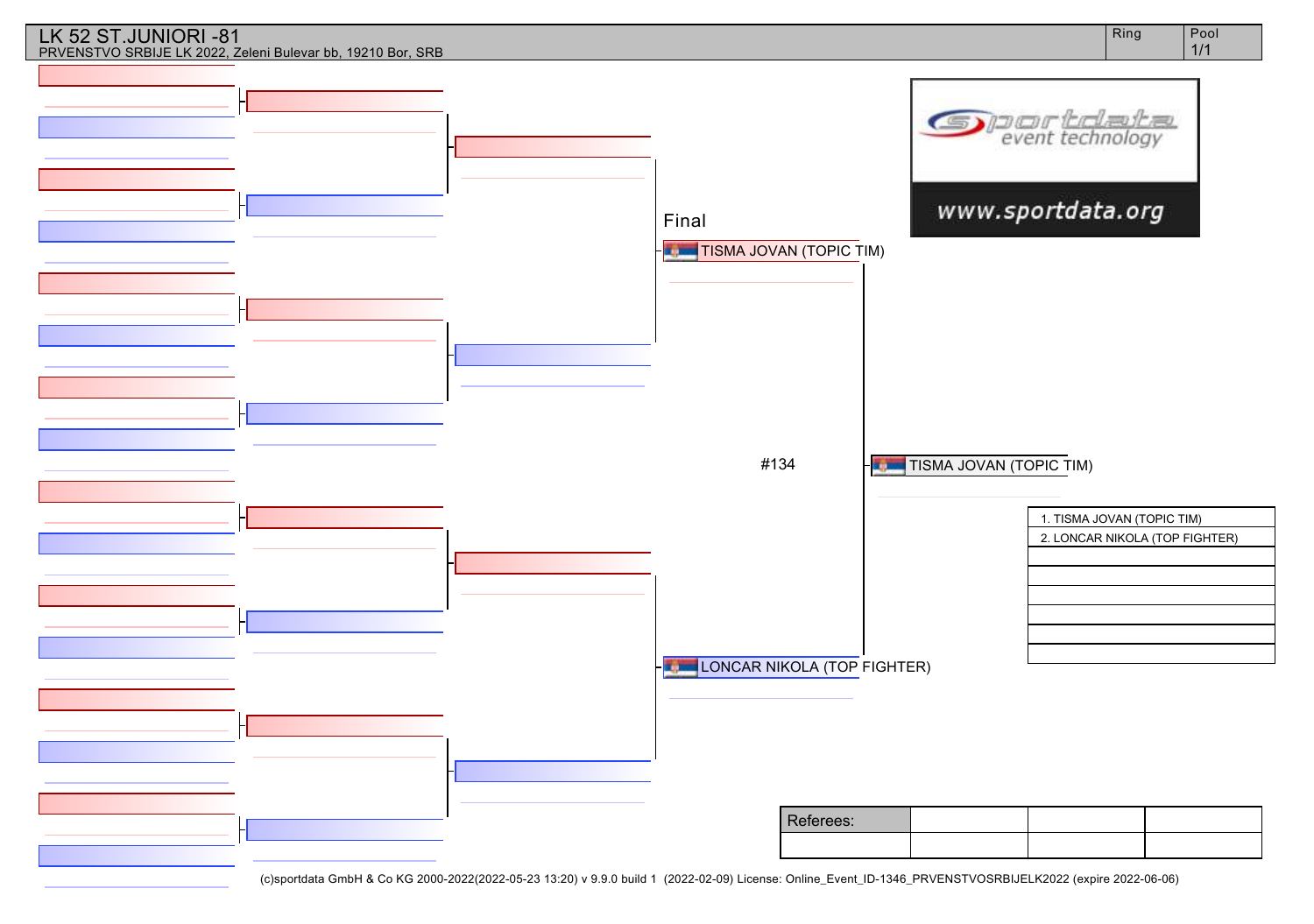# LK 52 ST.JUNIORI -81

PRVENSTVO SRBIJE LK 2022, Zeleni Bulevar bb, 19210 Bor, SRB

| Ring | Pool |
|---|---|
| | 1/1 |

Final

TISMA JOVAN (TOPIC TIM)

#134

TISMA JOVAN (TOPIC TIM)

LONCAR NIKOLA (TOP FIGHTER)

| |
|---|
| 1. TISMA JOVAN (TOPIC TIM) |
| 2. LONCAR NIKOLA (TOP FIGHTER) |
| |
| |
| |
| |
| |
| |

| Referees: | | | |
|---|---|---|---|
| | | | |

(c)sportdata GmbH & Co KG 2000-2022(2022-05-23 13:20) v 9.9.0 build 1 (2022-02-09) License: Online_Event_ID-1346_PRVENSTVOSRBIJELK2022 (expire 2022-06-06)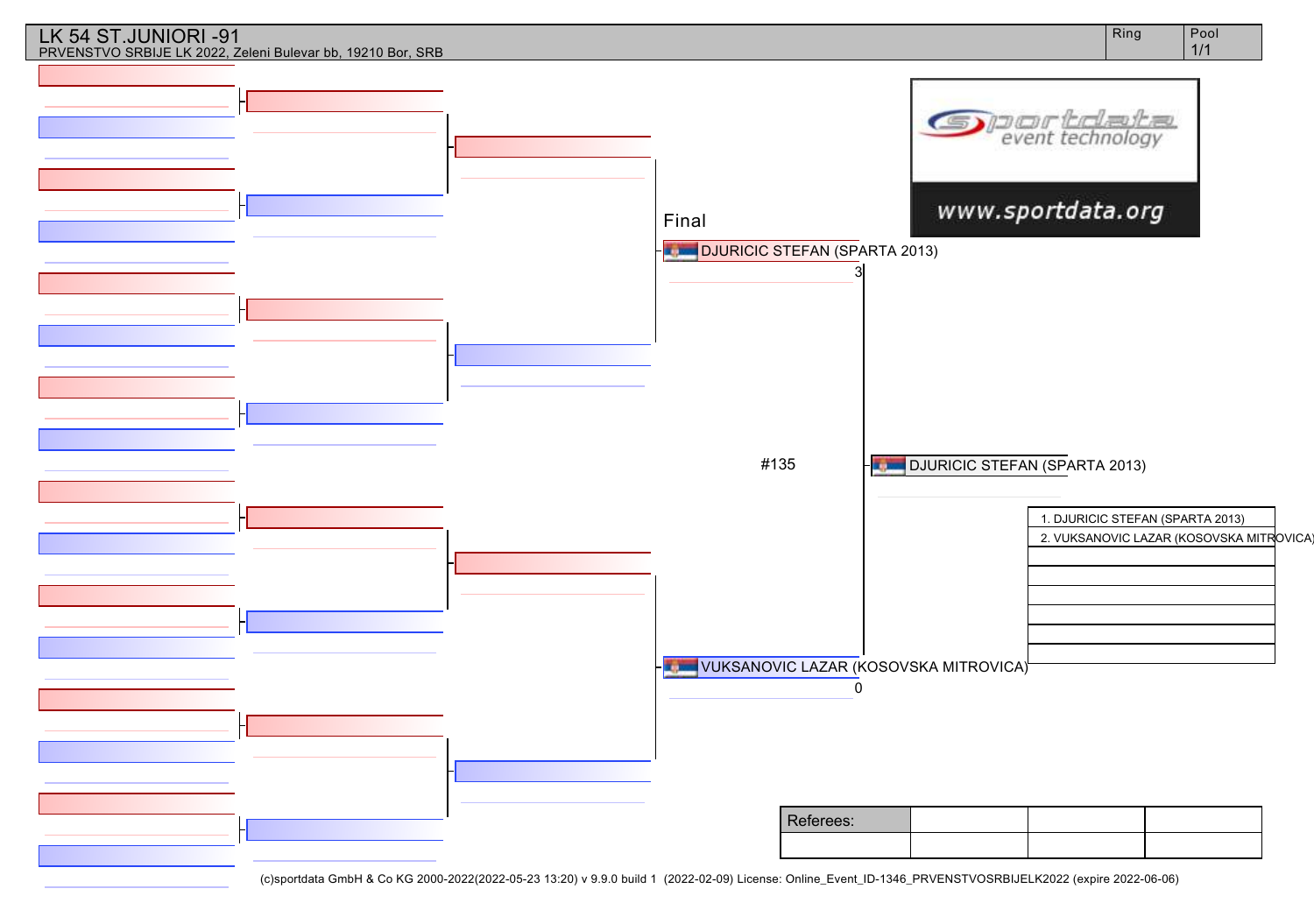# LK 54 ST.JUNIORI -91

PRVENSTVO SRBIJE LK 2022, Zeleni Bulevar bb, 19210 Bor, SRB

| Ring | Pool |
|---|---|
| | 1/1 |

Final

DJURICIC STEFAN (SPARTA 2013)

3

#135

DJURICIC STEFAN (SPARTA 2013)

VUKSANOVIC LAZAR (KOSOVSKA MITROVICA)

0

| |
|---|
| 1. DJURICIC STEFAN (SPARTA 2013) |
| 2. VUKSANOVIC LAZAR (KOSOVSKA MITROVICA) |
| |
| |
| |
| |
| |
| |

| Referees: | | | |
|---|---|---|---|
| | | | |

(c)sportdata GmbH & Co KG 2000-2022(2022-05-23 13:20) v 9.9.0 build 1 (2022-02-09) License: Online_Event_ID-1346_PRVENSTVOSRBIJELK2022 (expire 2022-06-06)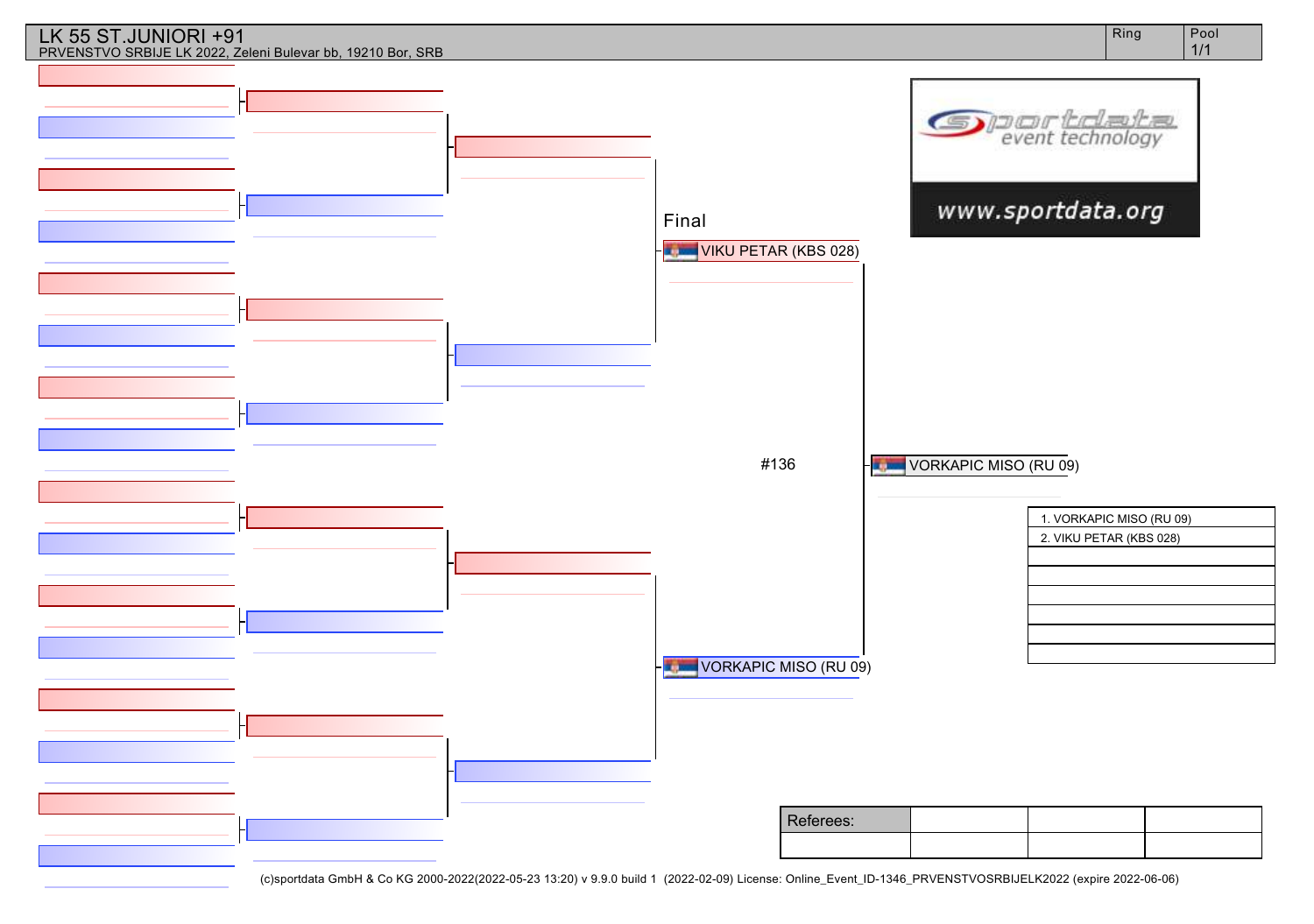# LK 55 ST.JUNIORI +91

PRVENSTVO SRBIJE LK 2022, Zeleni Bulevar bb, 19210 Bor, SRB

| Ring | Pool |
|---|---|
| | 1/1 |

sportdata event technology
www.sportdata.org

**Final**

VIKU PETAR (KBS 028)

#136

VORKAPIC MISO (RU 09)

VORKAPIC MISO (RU 09)

| |
|---|
| 1. VORKAPIC MISO (RU 09) |
| 2. VIKU PETAR (KBS 028) |
| |
| |
| |
| |
| |
| |

| Referees: | | | |
|---|---|---|---|
| | | | |

(c)sportdata GmbH & Co KG 2000-2022(2022-05-23 13:20) v 9.9.0 build 1 (2022-02-09) License: Online_Event_ID-1346_PRVENSTVOSRBIJELK2022 (expire 2022-06-06)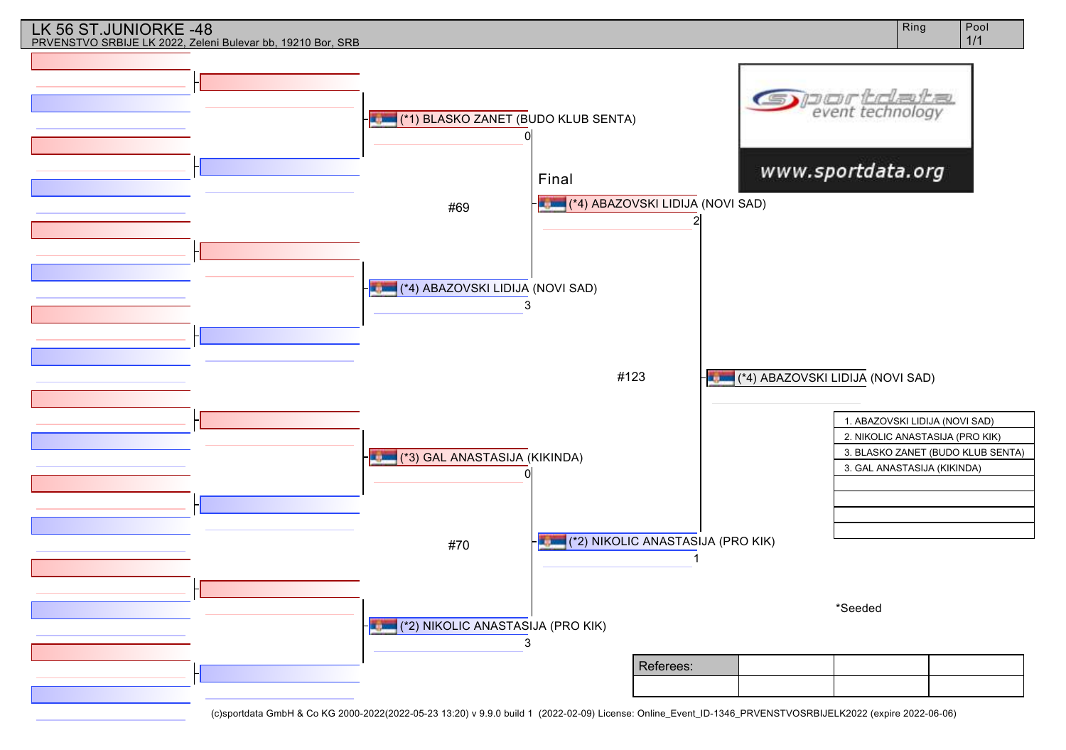# LK 56 ST.JUNIORKE -48

PRVENSTVO SRBIJE LK 2022, Zeleni Bulevar bb, 19210 Bor, SRB

Ring | Pool 1/1

sportdata event technology www.sportdata.org

#69

(*1) BLASKO ZANET (BUDO KLUB SENTA) 0

(*4) ABAZOVSKI LIDIJA (NOVI SAD) 3

Final

(*4) ABAZOVSKI LIDIJA (NOVI SAD) 2

#123

(*4) ABAZOVSKI LIDIJA (NOVI SAD)

#70

(*3) GAL ANASTASIJA (KIKINDA) 0

(*2) NIKOLIC ANASTASIJA (PRO KIK) 3

(*2) NIKOLIC ANASTASIJA (PRO KIK) 1

| Results |
|---|
| 1. ABAZOVSKI LIDIJA (NOVI SAD) |
| 2. NIKOLIC ANASTASIJA (PRO KIK) |
| 3. BLASKO ZANET (BUDO KLUB SENTA) |
| 3. GAL ANASTASIJA (KIKINDA) |
| |
| |
| |
| |

*Seeded

| Referees: | | | |
|---|---|---|---|
| | | | |

(c)sportdata GmbH & Co KG 2000-2022(2022-05-23 13:20) v 9.9.0 build 1 (2022-02-09) License: Online_Event_ID-1346_PRVENSTVOSRBIJELK2022 (expire 2022-06-06)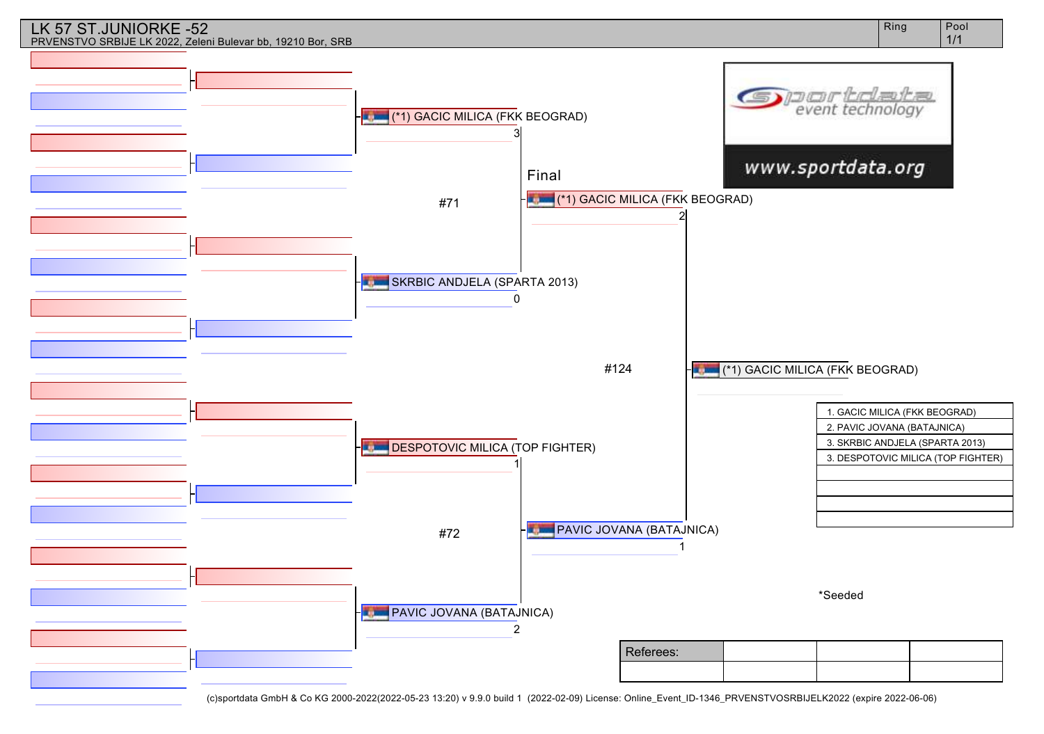# LK 57 ST.JUNIORKE -52

PRVENSTVO SRBIJE LK 2022, Zeleni Bulevar bb, 19210 Bor, SRB

Ring | Pool 1/1

#71

(*1) GACIC MILICA (FKK BEOGRAD) 3

SKRBIC ANDJELA (SPARTA 2013) 0

#72

DESPOTOVIC MILICA (TOP FIGHTER) 1

PAVIC JOVANA (BATAJNICA) 2

Final

#124

(*1) GACIC MILICA (FKK BEOGRAD) 2

PAVIC JOVANA (BATAJNICA) 1

(*1) GACIC MILICA (FKK BEOGRAD)

sportdata event technology

www.sportdata.org

| |
|---|
| 1. GACIC MILICA (FKK BEOGRAD) |
| 2. PAVIC JOVANA (BATAJNICA) |
| 3. SKRBIC ANDJELA (SPARTA 2013) |
| 3. DESPOTOVIC MILICA (TOP FIGHTER) |
| |
| |
| |
| |

*Seeded

| Referees: | | | |
|---|---|---|---|
| | | | |

(c)sportdata GmbH & Co KG 2000-2022(2022-05-23 13:20) v 9.9.0 build 1 (2022-02-09) License: Online_Event_ID-1346_PRVENSTVOSRBIJELK2022 (expire 2022-06-06)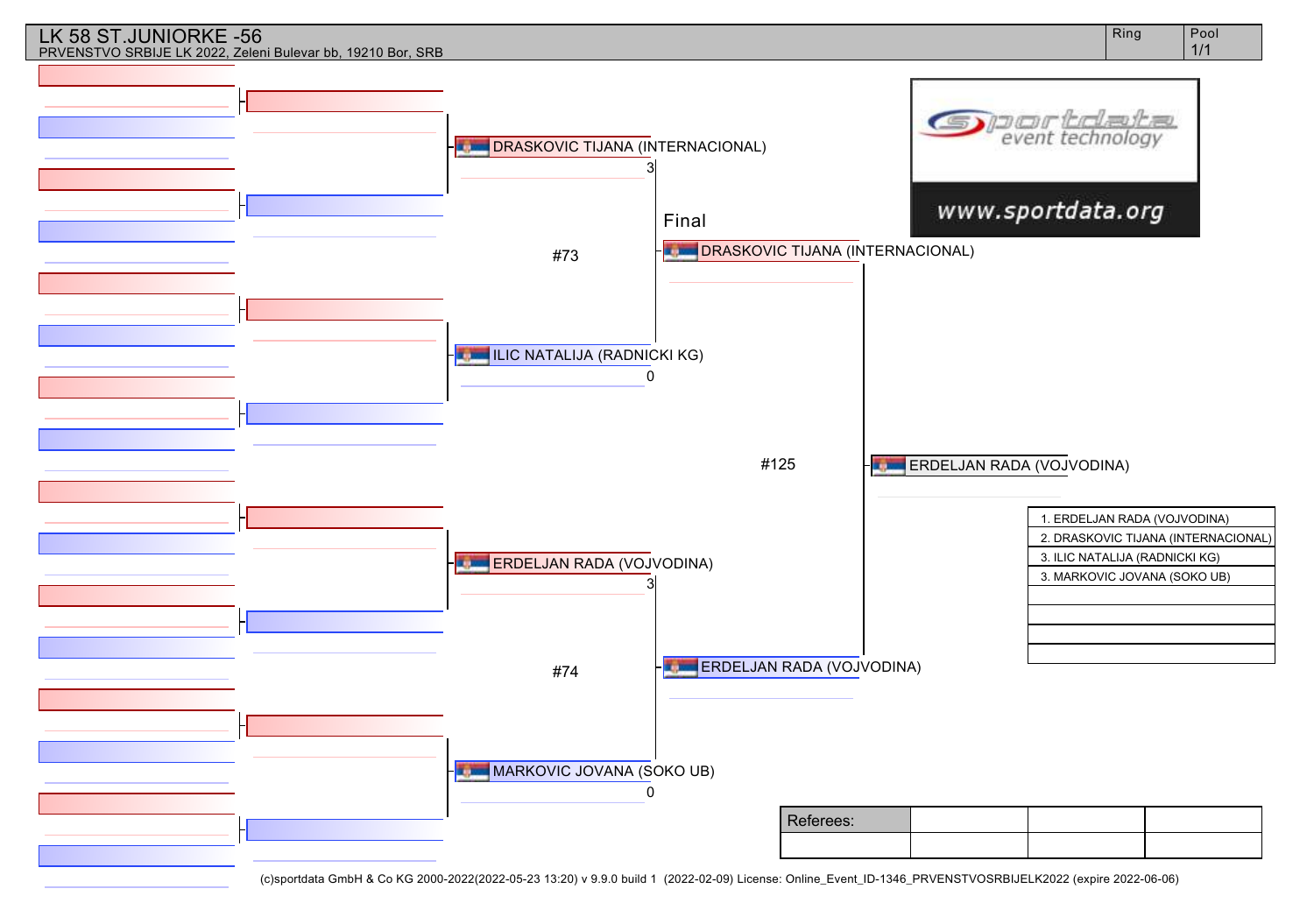# LK 58 ST.JUNIORKE -56

PRVENSTVO SRBIJE LK 2022, Zeleni Bulevar bb, 19210 Bor, SRB

Ring | Pool 1/1

#73

- DRASKOVIC TIJANA (INTERNACIONAL) 3
- ILIC NATALIJA (RADNICKI KG) 0

#74

- ERDELJAN RADA (VOJVODINA) 3
- MARKOVIC JOVANA (SOKO UB) 0

Final

#125

- DRASKOVIC TIJANA (INTERNACIONAL)
- ERDELJAN RADA (VOJVODINA)

Winner: ERDELJAN RADA (VOJVODINA)

| Results |
|---|
| 1. ERDELJAN RADA (VOJVODINA) |
| 2. DRASKOVIC TIJANA (INTERNACIONAL) |
| 3. ILIC NATALIJA (RADNICKI KG) |
| 3. MARKOVIC JOVANA (SOKO UB) |
| |
| |
| |

| Referees: | | | |
|---|---|---|---|
| | | | |

sportdata event technology — www.sportdata.org

(c)sportdata GmbH & Co KG 2000-2022(2022-05-23 13:20) v 9.9.0 build 1 (2022-02-09) License: Online_Event_ID-1346_PRVENSTVOSRBIJELK2022 (expire 2022-06-06)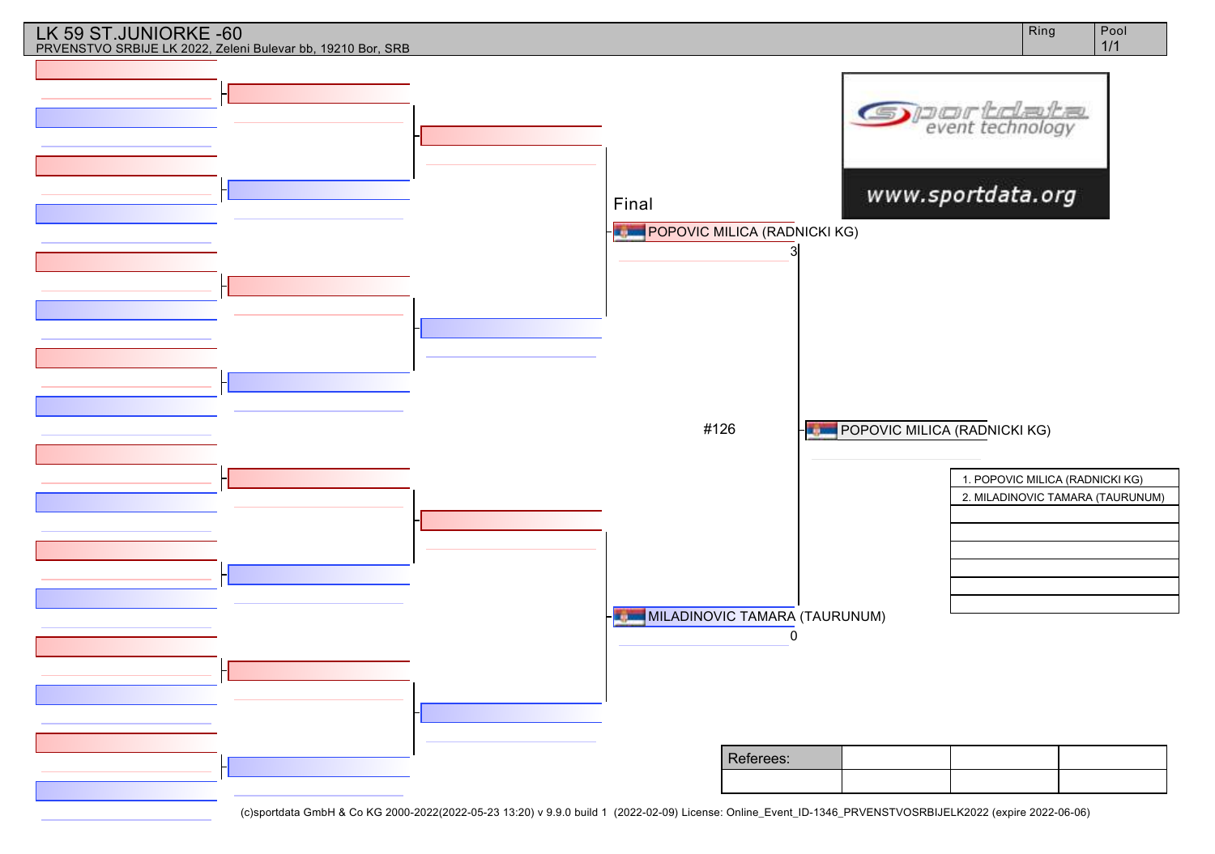# LK 59 ST.JUNIORKE -60

PRVENSTVO SRBIJE LK 2022, Zeleni Bulevar bb, 19210 Bor, SRB

Ring | Pool 1/1

sportdata event technology
www.sportdata.org

**Final**

POPOVIC MILICA (RADNICKI KG) — 3

MILADINOVIC TAMARA (TAURUNUM) — 0

#126

POPOVIC MILICA (RADNICKI KG)

| Placement |
|---|
| 1. POPOVIC MILICA (RADNICKI KG) |
| 2. MILADINOVIC TAMARA (TAURUNUM) |
| |
| |
| |
| |
| |
| |

| Referees: | | | |
|---|---|---|---|
| | | | |

(c)sportdata GmbH & Co KG 2000-2022(2022-05-23 13:20) v 9.9.0 build 1 (2022-02-09) License: Online_Event_ID-1346_PRVENSTVOSRBIJELK2022 (expire 2022-06-06)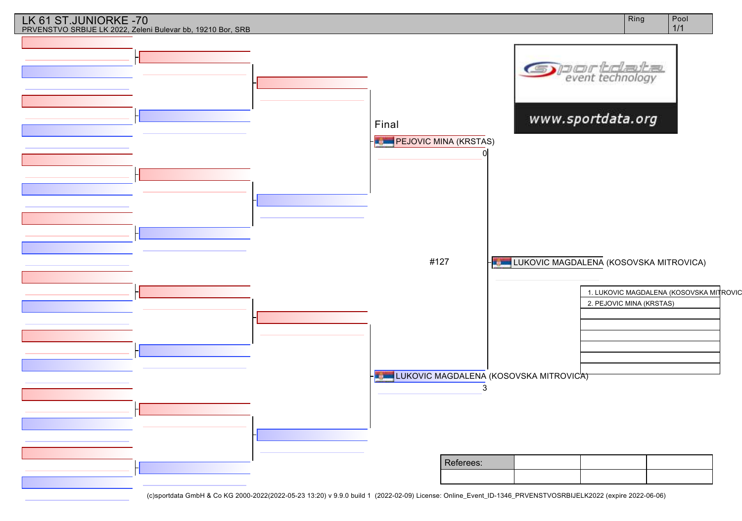# LK 61 ST.JUNIORKE -70

PRVENSTVO SRBIJE LK 2022, Zeleni Bulevar bb, 19210 Bor, SRB

| Ring | Pool |
|---|---|
| | 1/1 |

www.sportdata.org

**Final**

PEJOVIC MINA (KRSTAS) — 0

#127

LUKOVIC MAGDALENA (KOSOVSKA MITROVICA) — 3

Winner: LUKOVIC MAGDALENA (KOSOVSKA MITROVICA)

| |
|---|
| 1. LUKOVIC MAGDALENA (KOSOVSKA MITROVIC |
| 2. PEJOVIC MINA (KRSTAS) |
| |
| |
| |
| |
| |

| Referees: | | | |
|---|---|---|---|
| | | | |

(c)sportdata GmbH & Co KG 2000-2022(2022-05-23 13:20) v 9.9.0 build 1 (2022-02-09) License: Online_Event_ID-1346_PRVENSTVOSRBIJELK2022 (expire 2022-06-06)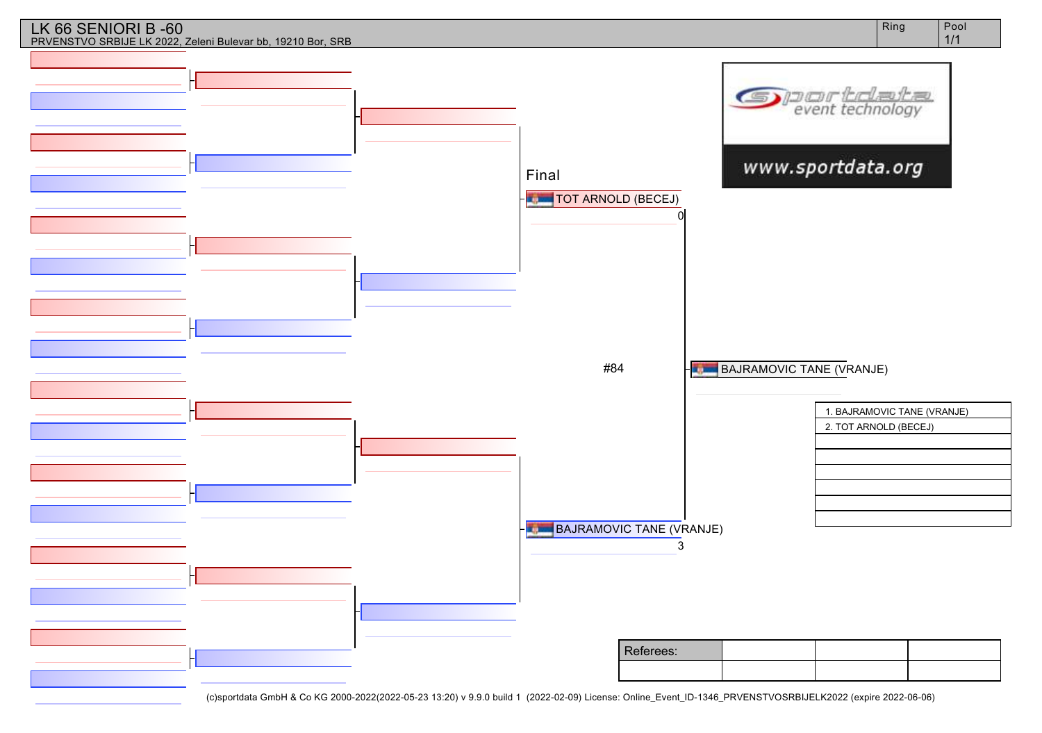# LK 66 SENIORI B -60

PRVENSTVO SRBIJE LK 2022, Zeleni Bulevar bb, 19210 Bor, SRB

| Ring | Pool |
|---|---|
| | 1/1 |

**Final**

TOT ARNOLD (BECEJ) — 0

#84

BAJRAMOVIC TANE (VRANJE) — 3

Winner: BAJRAMOVIC TANE (VRANJE)

|  |
|---|
| 1. BAJRAMOVIC TANE (VRANJE) |
| 2. TOT ARNOLD (BECEJ) |
| |
| |
| |
| |
| |
| |

| Referees: | | | |
|---|---|---|---|
| | | | |

(c)sportdata GmbH & Co KG 2000-2022(2022-05-23 13:20) v 9.9.0 build 1 (2022-02-09) License: Online_Event_ID-1346_PRVENSTVOSRBIJELK2022 (expire 2022-06-06)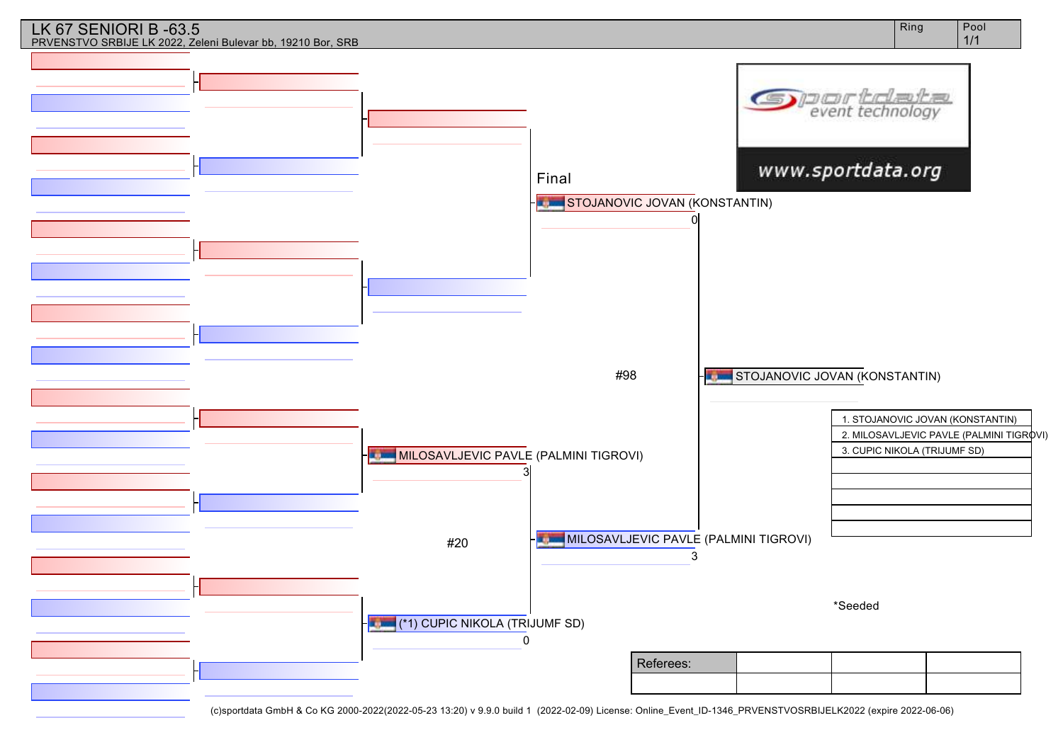# LK 67 SENIORI B -63.5

PRVENSTVO SRBIJE LK 2022, Zeleni Bulevar bb, 19210 Bor, SRB

Ring | Pool 1/1

Final

STOJANOVIC JOVAN (KONSTANTIN)
0

#98

STOJANOVIC JOVAN (KONSTANTIN)

MILOSAVLJEVIC PAVLE (PALMINI TIGROVI)
3

#20

MILOSAVLJEVIC PAVLE (PALMINI TIGROVI)
3

(*1) CUPIC NIKOLA (TRIJUMF SD)
0

| |
|---|
| 1. STOJANOVIC JOVAN (KONSTANTIN) |
| 2. MILOSAVLJEVIC PAVLE (PALMINI TIGROVI) |
| 3. CUPIC NIKOLA (TRIJUMF SD) |
| |
| |
| |
| |
| |

*Seeded

| Referees: | | | |
|---|---|---|---|
| | | | |

(c)sportdata GmbH & Co KG 2000-2022(2022-05-23 13:20) v 9.9.0 build 1 (2022-02-09) License: Online_Event_ID-1346_PRVENSTVOSRBIJELK2022 (expire 2022-06-06)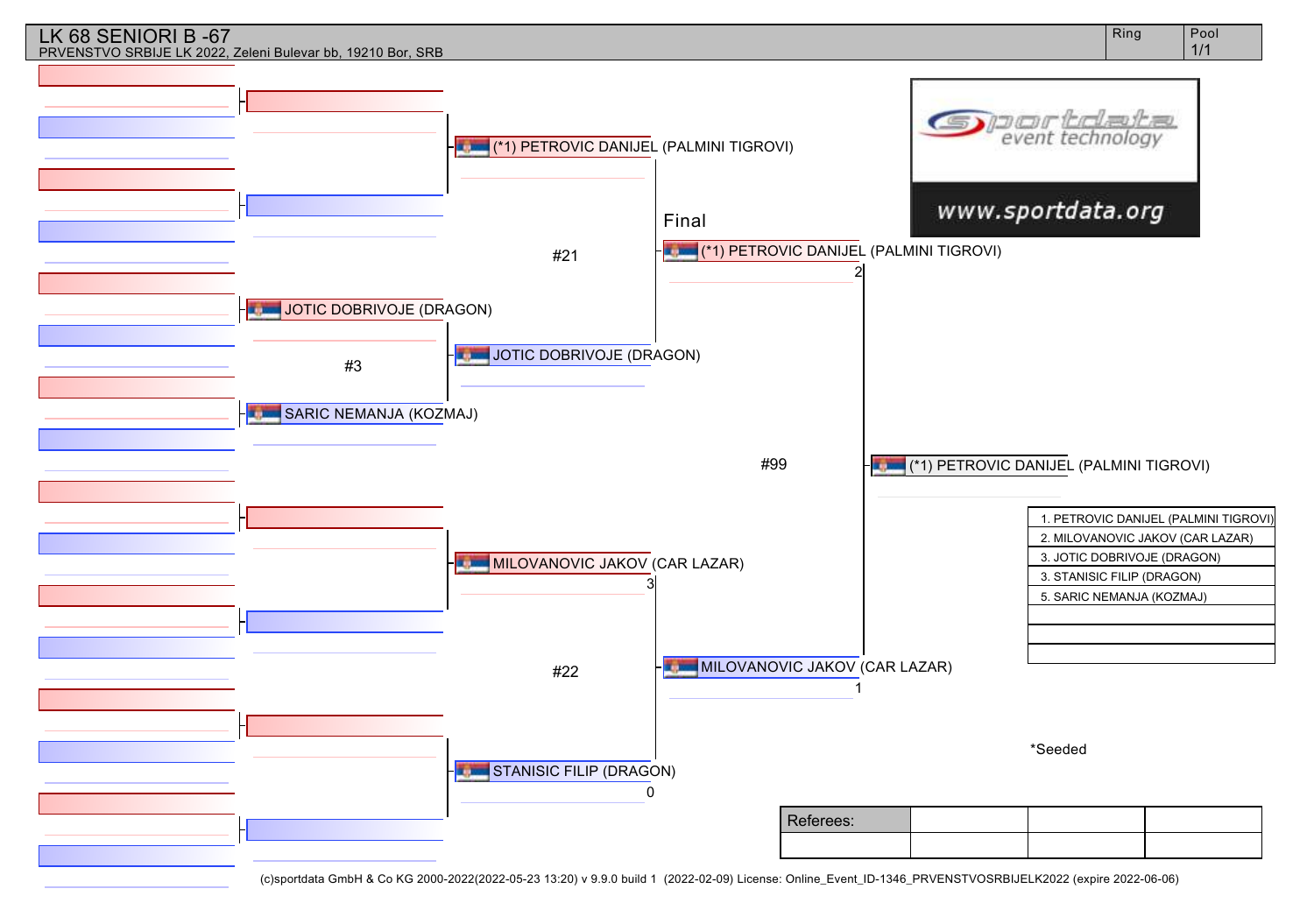# LK 68 SENIORI B -67

PRVENSTVO SRBIJE LK 2022, Zeleni Bulevar bb, 19210 Bor, SRB

Ring | Pool 1/1

(*1) PETROVIC DANIJEL (PALMINI TIGROVI)

JOTIC DOBRIVOJE (DRAGON)

#3

SARIC NEMANJA (KOZMAJ)

JOTIC DOBRIVOJE (DRAGON)

#21

Final

(*1) PETROVIC DANIJEL (PALMINI TIGROVI)
2

MILOVANOVIC JAKOV (CAR LAZAR)
3

#22

STANISIC FILIP (DRAGON)
0

MILOVANOVIC JAKOV (CAR LAZAR)
1

#99

(*1) PETROVIC DANIJEL (PALMINI TIGROVI)

www.sportdata.org

| |
|---|
| 1. PETROVIC DANIJEL (PALMINI TIGROVI) |
| 2. MILOVANOVIC JAKOV (CAR LAZAR) |
| 3. JOTIC DOBRIVOJE (DRAGON) |
| 3. STANISIC FILIP (DRAGON) |
| 5. SARIC NEMANJA (KOZMAJ) |
| |
| |
| |

*Seeded

| Referees: | | | |
|---|---|---|---|
| | | | |

(c)sportdata GmbH & Co KG 2000-2022(2022-05-23 13:20) v 9.9.0 build 1 (2022-02-09) License: Online_Event_ID-1346_PRVENSTVOSRBIJELK2022 (expire 2022-06-06)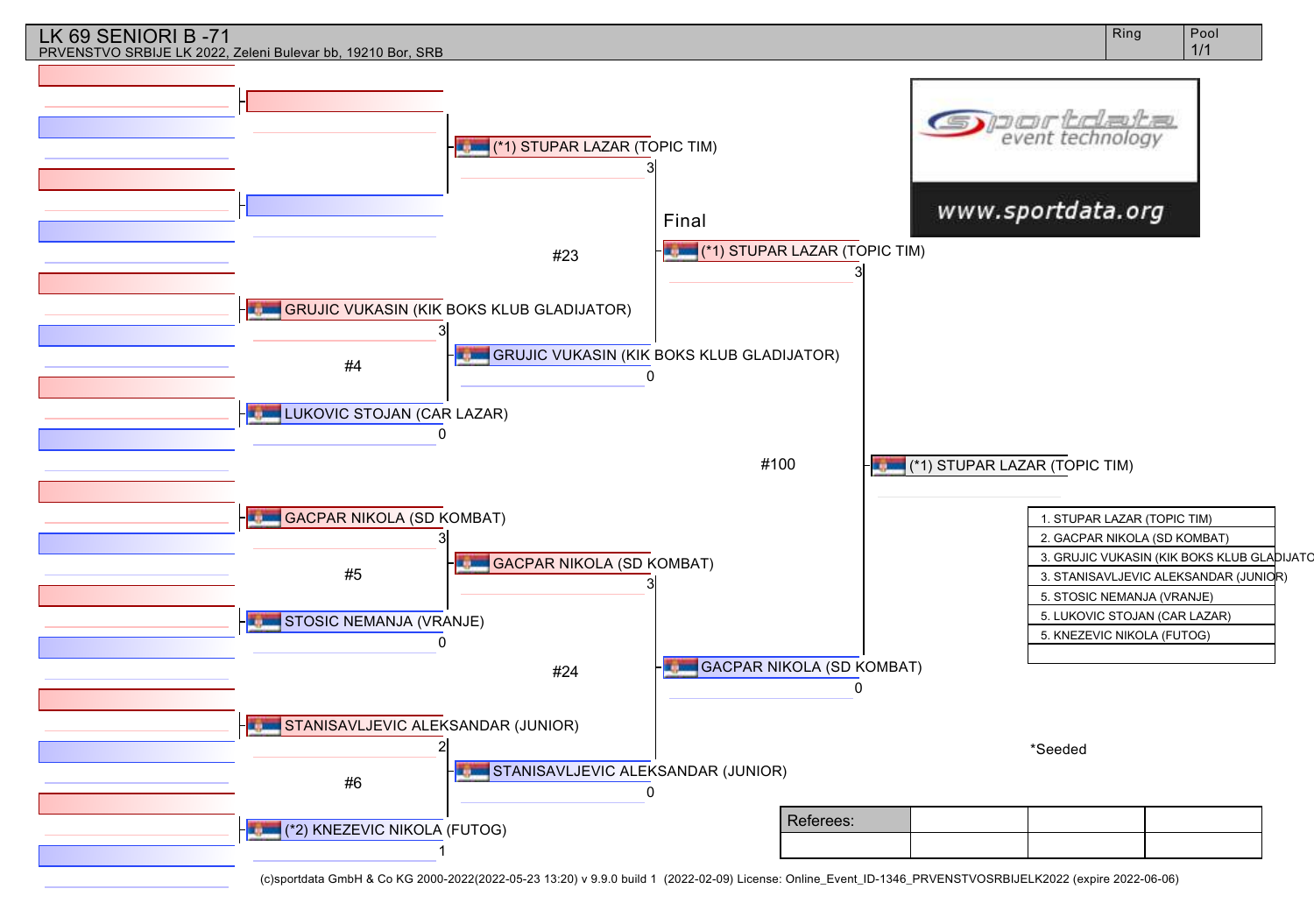# LK 69 SENIORI B -71

PRVENSTVO SRBIJE LK 2022, Zeleni Bulevar bb, 19210 Bor, SRB

Ring | Pool 1/1

**#23**
- (*1) STUPAR LAZAR (TOPIC TIM) — 3
- GRUJIC VUKASIN (KIK BOKS KLUB GLADIJATOR) — 0

**#4**
- GRUJIC VUKASIN (KIK BOKS KLUB GLADIJATOR) — 3
- LUKOVIC STOJAN (CAR LAZAR) — 0

**#5**
- GACPAR NIKOLA (SD KOMBAT) — 3
- STOSIC NEMANJA (VRANJE) — 0

**#6**
- STANISAVLJEVIC ALEKSANDAR (JUNIOR) — 2
- (*2) KNEZEVIC NIKOLA (FUTOG) — 1

**#24**
- GACPAR NIKOLA (SD KOMBAT) — 3
- STANISAVLJEVIC ALEKSANDAR (JUNIOR) — 0

**Final #100**
- (*1) STUPAR LAZAR (TOPIC TIM) — 3
- GACPAR NIKOLA (SD KOMBAT) — 0

Winner: (*1) STUPAR LAZAR (TOPIC TIM)

| Results |
|---|
| 1. STUPAR LAZAR (TOPIC TIM) |
| 2. GACPAR NIKOLA (SD KOMBAT) |
| 3. GRUJIC VUKASIN (KIK BOKS KLUB GLADIJATOR) |
| 3. STANISAVLJEVIC ALEKSANDAR (JUNIOR) |
| 5. STOSIC NEMANJA (VRANJE) |
| 5. LUKOVIC STOJAN (CAR LAZAR) |
| 5. KNEZEVIC NIKOLA (FUTOG) |

*Seeded

| Referees: | | | |
|---|---|---|---|
| | | | |

(c)sportdata GmbH & Co KG 2000-2022(2022-05-23 13:20) v 9.9.0 build 1 (2022-02-09) License: Online_Event_ID-1346_PRVENSTVOSRBIJELK2022 (expire 2022-06-06)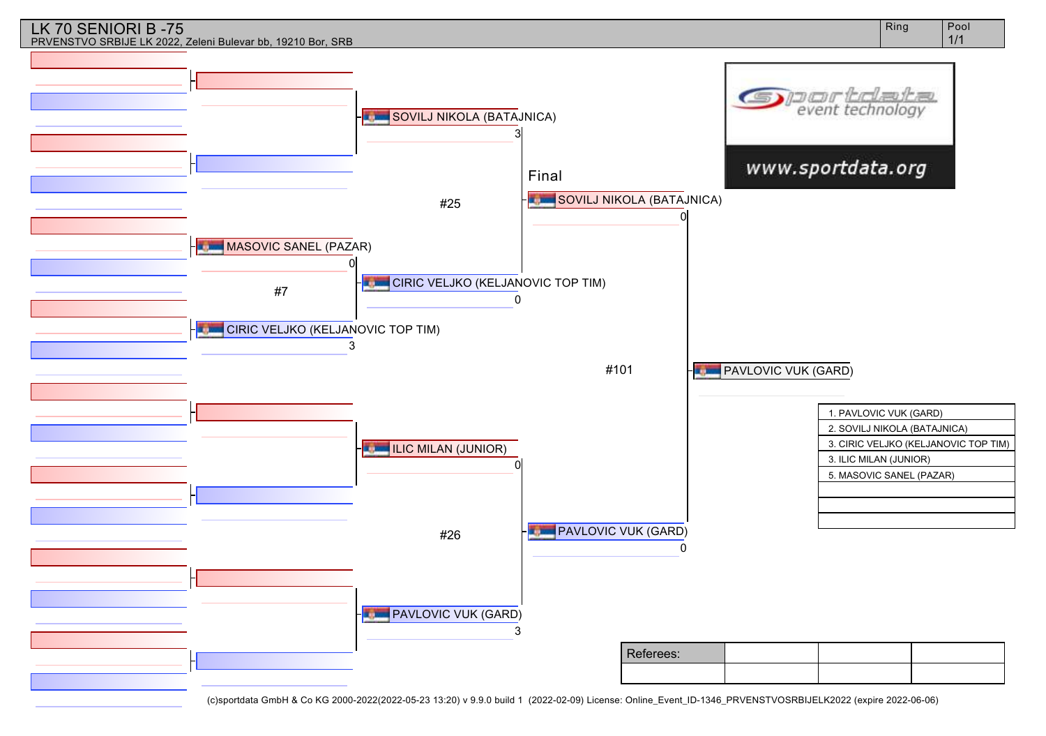# LK 70 SENIORI B -75

PRVENSTVO SRBIJE LK 2022, Zeleni Bulevar bb, 19210 Bor, SRB

Ring | Pool 1/1

www.sportdata.org

**#7**
- MASOVIC SANEL (PAZAR) — 0
- CIRIC VELJKO (KELJANOVIC TOP TIM) — 3

**#25**
- SOVILJ NIKOLA (BATAJNICA) — 3
- CIRIC VELJKO (KELJANOVIC TOP TIM) — 0

**#26**
- ILIC MILAN (JUNIOR) — 0
- PAVLOVIC VUK (GARD) — 3

**Final #101**
- SOVILJ NIKOLA (BATAJNICA) — 0
- PAVLOVIC VUK (GARD) — 0

**Winner:** PAVLOVIC VUK (GARD)

| Results |
|---|
| 1. PAVLOVIC VUK (GARD) |
| 2. SOVILJ NIKOLA (BATAJNICA) |
| 3. CIRIC VELJKO (KELJANOVIC TOP TIM) |
| 3. ILIC MILAN (JUNIOR) |
| 5. MASOVIC SANEL (PAZAR) |

| Referees: | | | |
|---|---|---|---|
| | | | |

(c)sportdata GmbH & Co KG 2000-2022(2022-05-23 13:20) v 9.9.0 build 1 (2022-02-09) License: Online_Event_ID-1346_PRVENSTVOSRBIJELK2022 (expire 2022-06-06)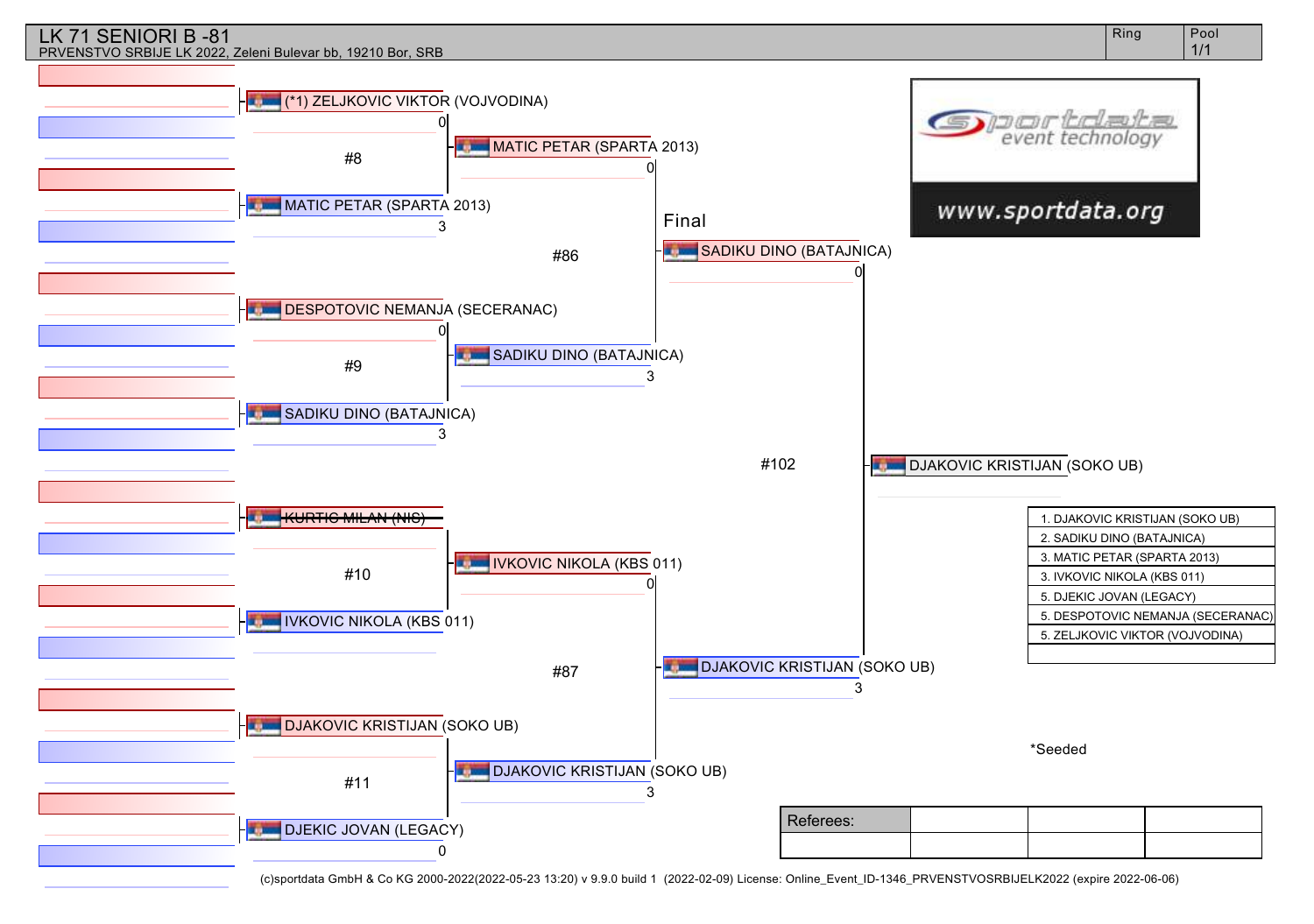# LK 71 SENIORI B -81

PRVENSTVO SRBIJE LK 2022, Zeleni Bulevar bb, 19210 Bor, SRB

Ring | Pool 1/1

**#8**
- (*1) ZELJKOVIC VIKTOR (VOJVODINA) 0
- MATIC PETAR (SPARTA 2013) 3

**#9**
- DESPOTOVIC NEMANJA (SECERANAC) 0
- SADIKU DINO (BATAJNICA) 3

**#10**
- ~~KURTIC MILAN (NIS)~~
- IVKOVIC NIKOLA (KBS 011)

**#11**
- DJAKOVIC KRISTIJAN (SOKO UB)
- DJEKIC JOVAN (LEGACY) 0

**#86**
- MATIC PETAR (SPARTA 2013) 0
- SADIKU DINO (BATAJNICA) 3

**#87**
- IVKOVIC NIKOLA (KBS 011) 0
- DJAKOVIC KRISTIJAN (SOKO UB) 3

**Final – #102**
- SADIKU DINO (BATAJNICA) 0
- DJAKOVIC KRISTIJAN (SOKO UB) 3

Winner: DJAKOVIC KRISTIJAN (SOKO UB)

sportdata event technology
www.sportdata.org

| Results |
|---|
| 1. DJAKOVIC KRISTIJAN (SOKO UB) |
| 2. SADIKU DINO (BATAJNICA) |
| 3. MATIC PETAR (SPARTA 2013) |
| 3. IVKOVIC NIKOLA (KBS 011) |
| 5. DJEKIC JOVAN (LEGACY) |
| 5. DESPOTOVIC NEMANJA (SECERANAC) |
| 5. ZELJKOVIC VIKTOR (VOJVODINA) |

*Seeded

| Referees: | | | |
|---|---|---|---|
| | | | |

(c)sportdata GmbH & Co KG 2000-2022(2022-05-23 13:20) v 9.9.0 build 1 (2022-02-09) License: Online_Event_ID-1346_PRVENSTVOSRBIJELK2022 (expire 2022-06-06)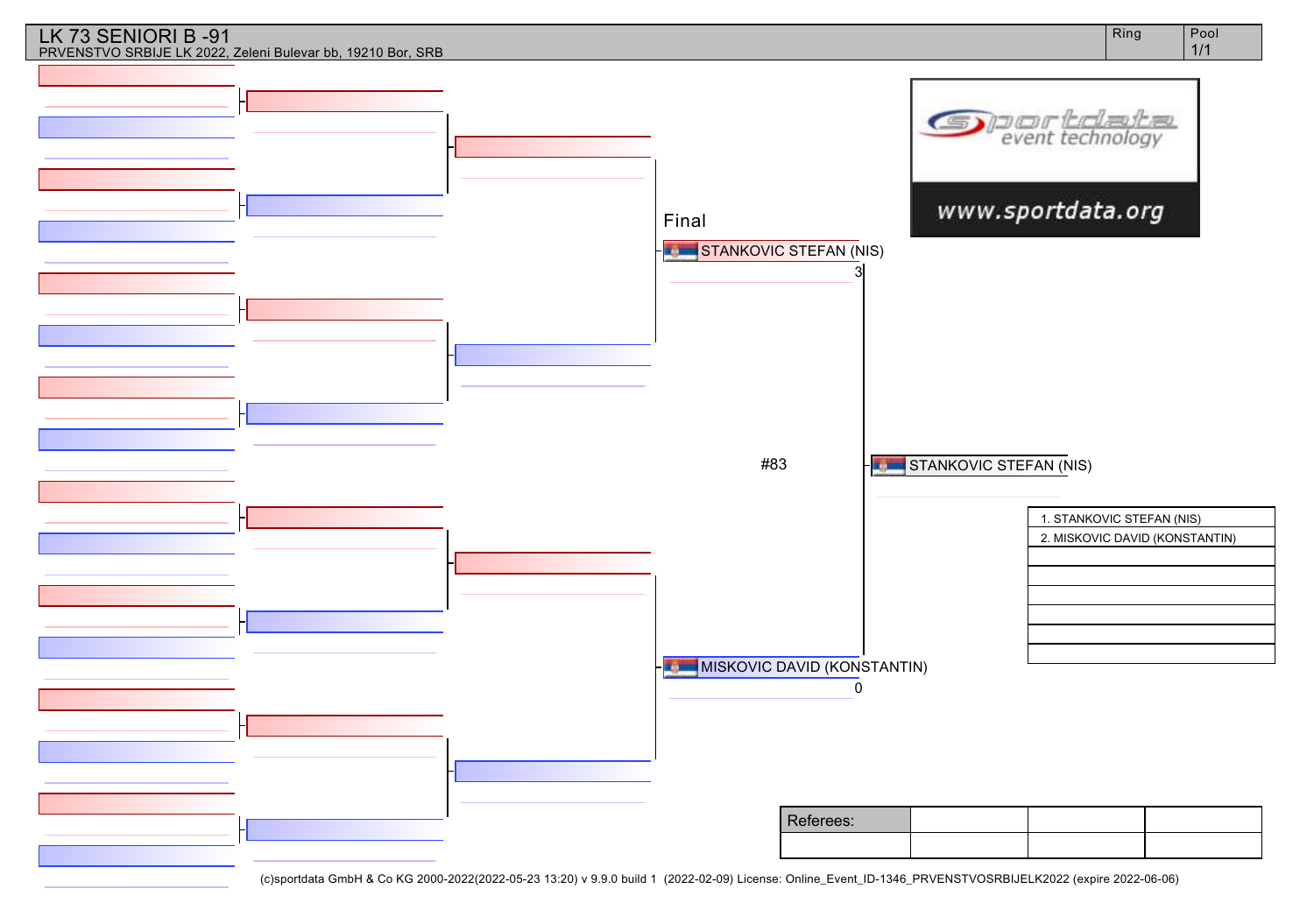# LK 73 SENIORI B -91

PRVENSTVO SRBIJE LK 2022, Zeleni Bulevar bb, 19210 Bor, SRB

| Ring | Pool |
|---|---|
| | 1/1 |

**Final**

STANKOVIC STEFAN (NIS) — 3

MISKOVIC DAVID (KONSTANTIN) — 0

#83

STANKOVIC STEFAN (NIS)

| |
|---|
| 1. STANKOVIC STEFAN (NIS) |
| 2. MISKOVIC DAVID (KONSTANTIN) |
| |
| |
| |
| |
| |
| |

| Referees: | | | |
|---|---|---|---|
| | | | |

(c)sportdata GmbH & Co KG 2000-2022(2022-05-23 13:20) v 9.9.0 build 1 (2022-02-09) License: Online_Event_ID-1346_PRVENSTVOSRBIJELK2022 (expire 2022-06-06)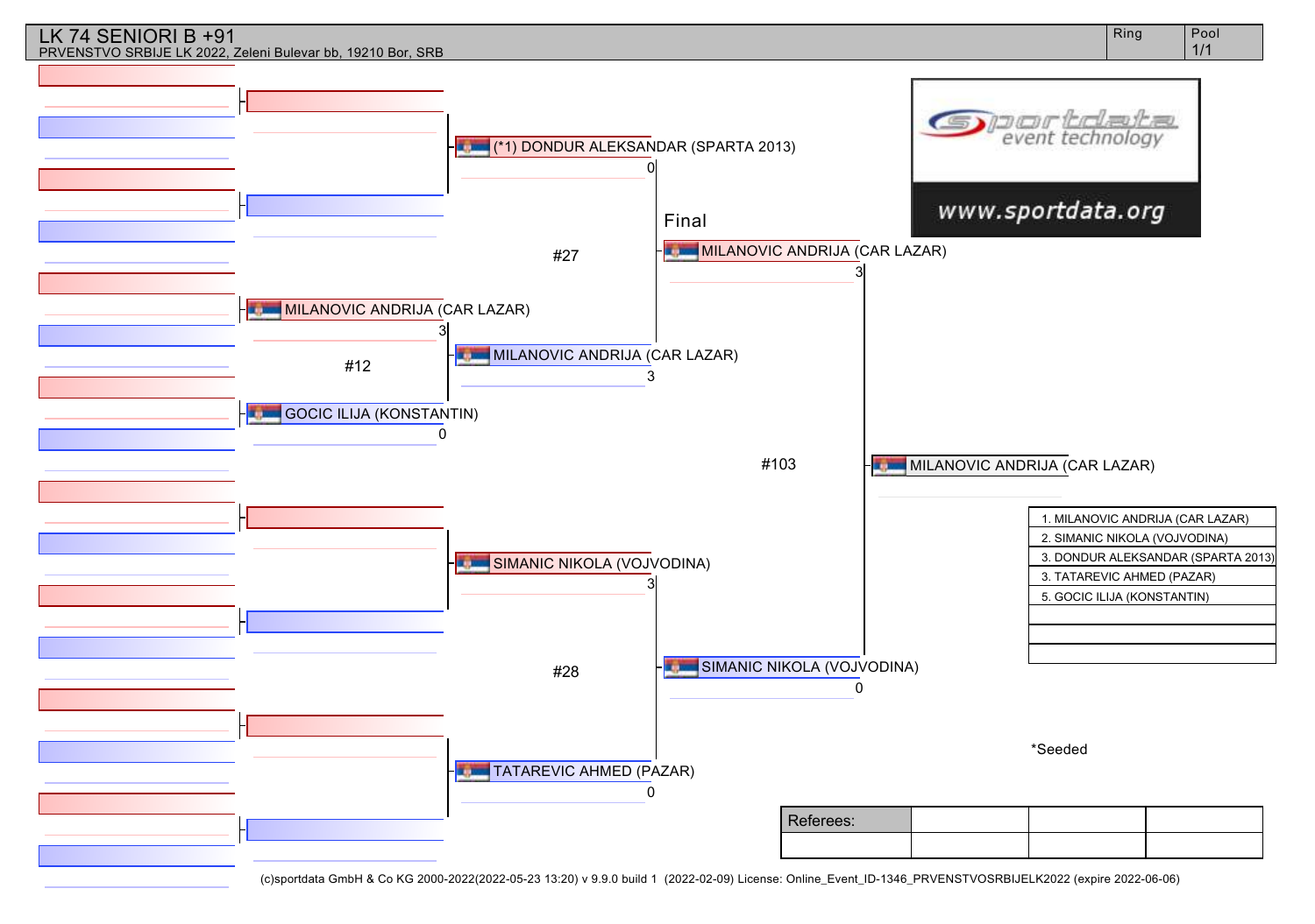# LK 74 SENIORI B +91

PRVENSTVO SRBIJE LK 2022, Zeleni Bulevar bb, 19210 Bor, SRB

Ring | Pool 1/1

www.sportdata.org

**#12**
- MILANOVIC ANDRIJA (CAR LAZAR) 3
- GOCIC ILIJA (KONSTANTIN) 0

**#27**
- (*1) DONDUR ALEKSANDAR (SPARTA 2013) 0
- MILANOVIC ANDRIJA (CAR LAZAR) 3

**#28**
- SIMANIC NIKOLA (VOJVODINA) 3
- TATAREVIC AHMED (PAZAR) 0

**Final**

**#103**
- MILANOVIC ANDRIJA (CAR LAZAR) 3
- SIMANIC NIKOLA (VOJVODINA) 0

Winner: MILANOVIC ANDRIJA (CAR LAZAR)

| Results |
|---|
| 1. MILANOVIC ANDRIJA (CAR LAZAR) |
| 2. SIMANIC NIKOLA (VOJVODINA) |
| 3. DONDUR ALEKSANDAR (SPARTA 2013) |
| 3. TATAREVIC AHMED (PAZAR) |
| 5. GOCIC ILIJA (KONSTANTIN) |
| |
| |
| |

*Seeded

| Referees: | | | |
|---|---|---|---|
| | | | |

(c)sportdata GmbH & Co KG 2000-2022(2022-05-23 13:20) v 9.9.0 build 1 (2022-02-09) License: Online_Event_ID-1346_PRVENSTVOSRBIJELK2022 (expire 2022-06-06)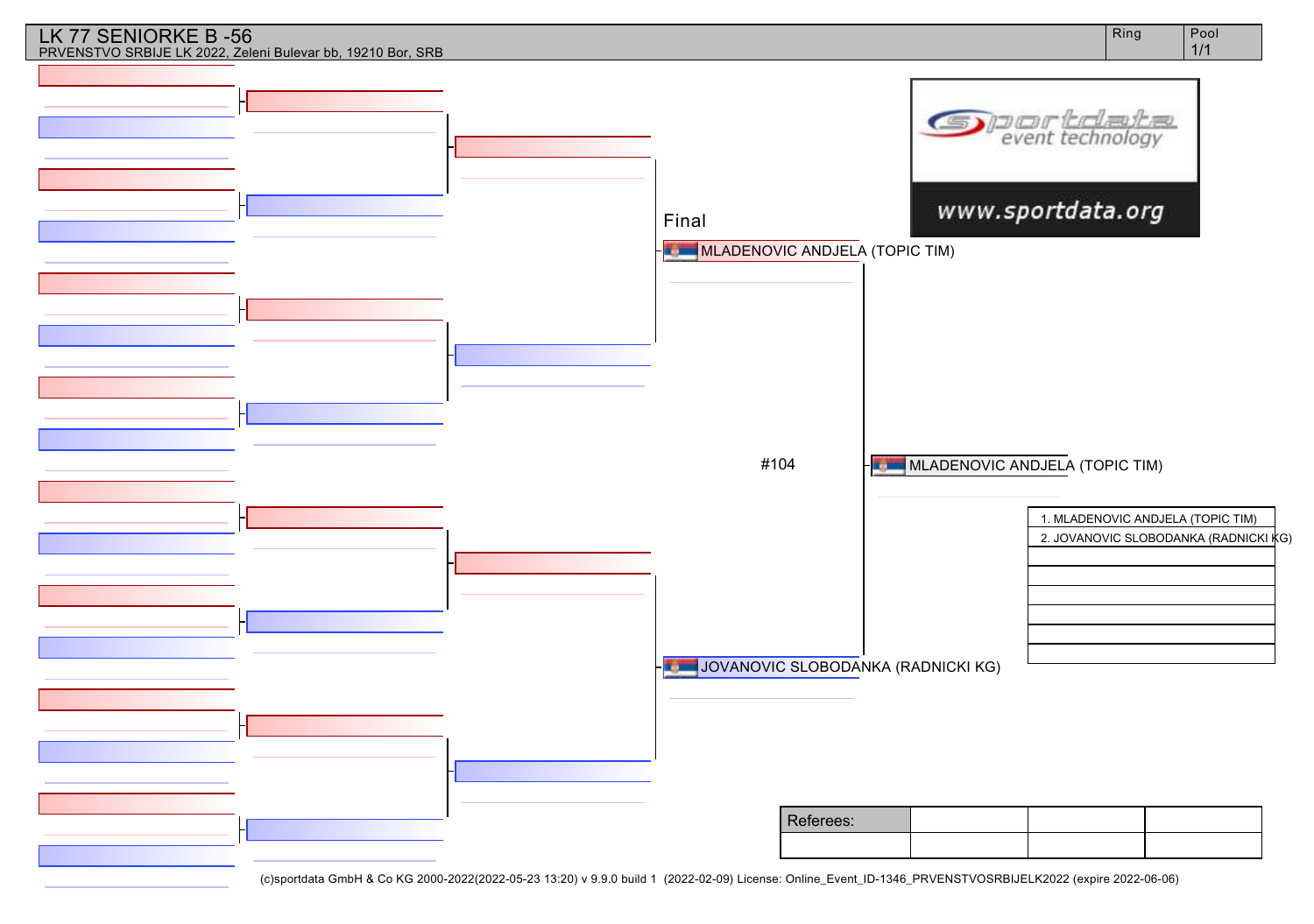# LK 77 SENIORKE B -56

PRVENSTVO SRBIJE LK 2022, Zeleni Bulevar bb, 19210 Bor, SRB

| Ring | Pool |
|---|---|
| | 1/1 |

Final

MLADENOVIC ANDJELA (TOPIC TIM)

#104

MLADENOVIC ANDJELA (TOPIC TIM)

JOVANOVIC SLOBODANKA (RADNICKI KG)

1. MLADENOVIC ANDJELA (TOPIC TIM)
2. JOVANOVIC SLOBODANKA (RADNICKI KG)

| Referees: | | | |
|---|---|---|---|
| | | | |

(c)sportdata GmbH & Co KG 2000-2022(2022-05-23 13:20) v 9.9.0 build 1 (2022-02-09) License: Online_Event_ID-1346_PRVENSTVOSRBIJELK2022 (expire 2022-06-06)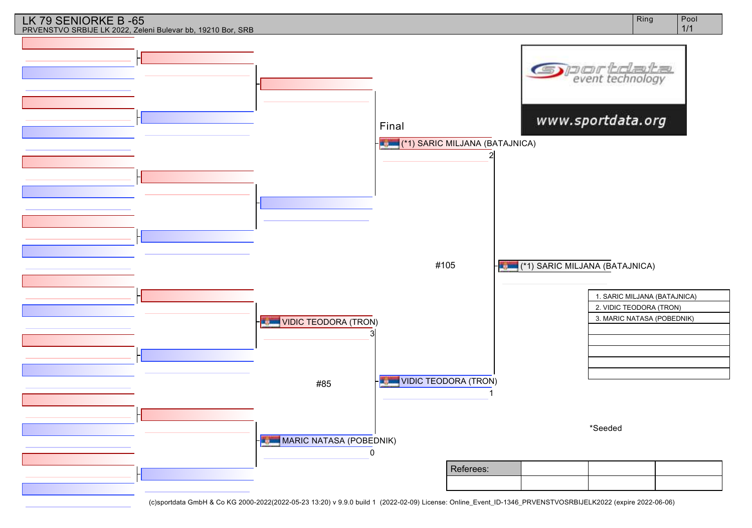# LK 79 SENIORKE B -65

PRVENSTVO SRBIJE LK 2022, Zeleni Bulevar bb, 19210 Bor, SRB

Ring | Pool 1/1

www.sportdata.org

Final

(*1) SARIC MILJANA (BATAJNICA) 2

VIDIC TEODORA (TRON) 3

#85

MARIC NATASA (POBEDNIK) 0

#105

VIDIC TEODORA (TRON) 1

(*1) SARIC MILJANA (BATAJNICA)

| |
|---|
| 1. SARIC MILJANA (BATAJNICA) |
| 2. VIDIC TEODORA (TRON) |
| 3. MARIC NATASA (POBEDNIK) |
| |
| |
| |
| |
| |

*Seeded

| Referees: | | | |
|---|---|---|---|
| | | | |

(c)sportdata GmbH & Co KG 2000-2022(2022-05-23 13:20) v 9.9.0 build 1 (2022-02-09) License: Online_Event_ID-1346_PRVENSTVOSRBIJELK2022 (expire 2022-06-06)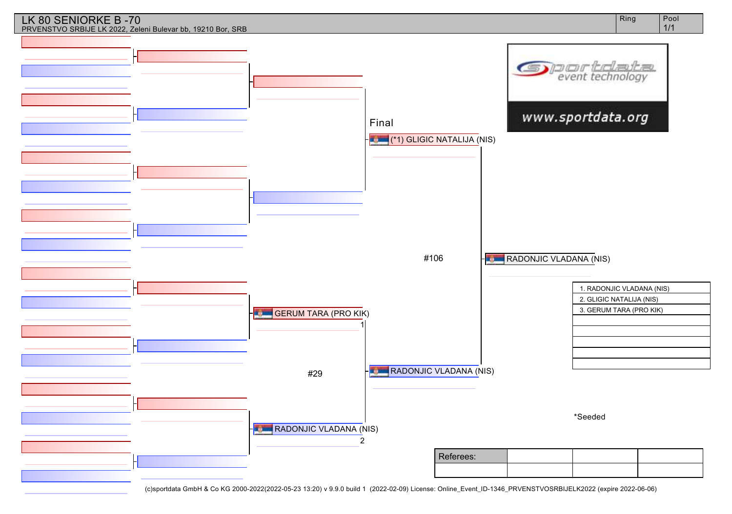# LK 80 SENIORKE B -70

PRVENSTVO SRBIJE LK 2022, Zeleni Bulevar bb, 19210 Bor, SRB

Ring | Pool 1/1

Final

(*1) GLIGIC NATALIJA (NIS)

#106

RADONJIC VLADANA (NIS)

GERUM TARA (PRO KIK)
1

#29

RADONJIC VLADANA (NIS)

RADONJIC VLADANA (NIS)
2

| |
|---|
| 1. RADONJIC VLADANA (NIS) |
| 2. GLIGIC NATALIJA (NIS) |
| 3. GERUM TARA (PRO KIK) |
| |
| |
| |
| |
| |

*Seeded

| Referees: | | | |
|---|---|---|---|
| | | | |

(c)sportdata GmbH & Co KG 2000-2022(2022-05-23 13:20) v 9.9.0 build 1 (2022-02-09) License: Online_Event_ID-1346_PRVENSTVOSRBIJELK2022 (expire 2022-06-06)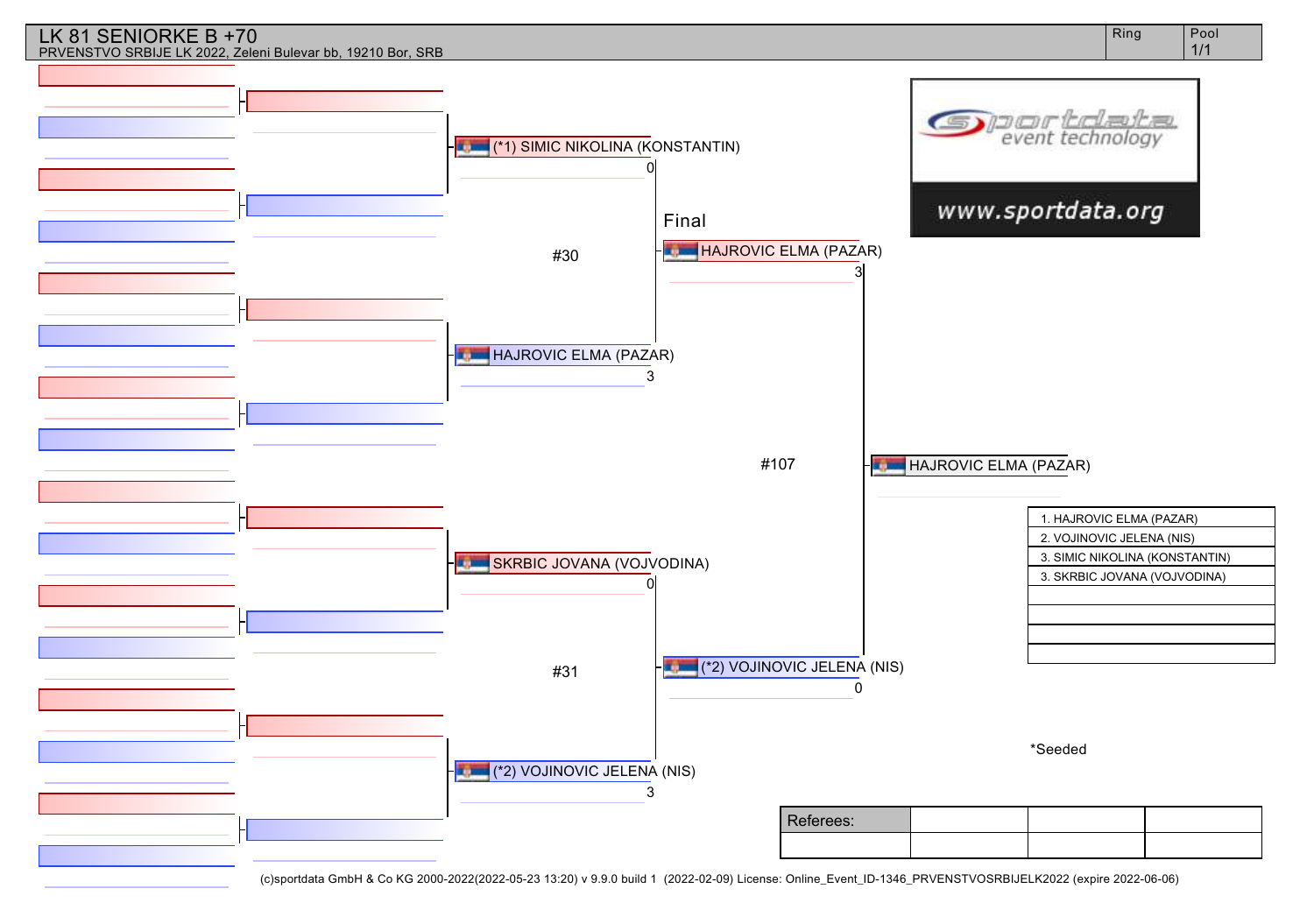# LK 81 SENIORKE B +70

PRVENSTVO SRBIJE LK 2022, Zeleni Bulevar bb, 19210 Bor, SRB

Ring | Pool 1/1

**#30**

- (*1) SIMIC NIKOLINA (KONSTANTIN) — 0
- HAJROVIC ELMA (PAZAR) — 3

**#31**

- SKRBIC JOVANA (VOJVODINA) — 0
- (*2) VOJINOVIC JELENA (NIS) — 3

**Final**

**#107**

- HAJROVIC ELMA (PAZAR) — 3
- (*2) VOJINOVIC JELENA (NIS) — 0

Winner: HAJROVIC ELMA (PAZAR)

| Results |
|---|
| 1. HAJROVIC ELMA (PAZAR) |
| 2. VOJINOVIC JELENA (NIS) |
| 3. SIMIC NIKOLINA (KONSTANTIN) |
| 3. SKRBIC JOVANA (VOJVODINA) |
| |
| |
| |
| |

*Seeded

| Referees: | | | |
|---|---|---|---|
| | | | |

sportdata event technology www.sportdata.org

(c)sportdata GmbH & Co KG 2000-2022(2022-05-23 13:20) v 9.9.0 build 1 (2022-02-09) License: Online_Event_ID-1346_PRVENSTVOSRBIJELK2022 (expire 2022-06-06)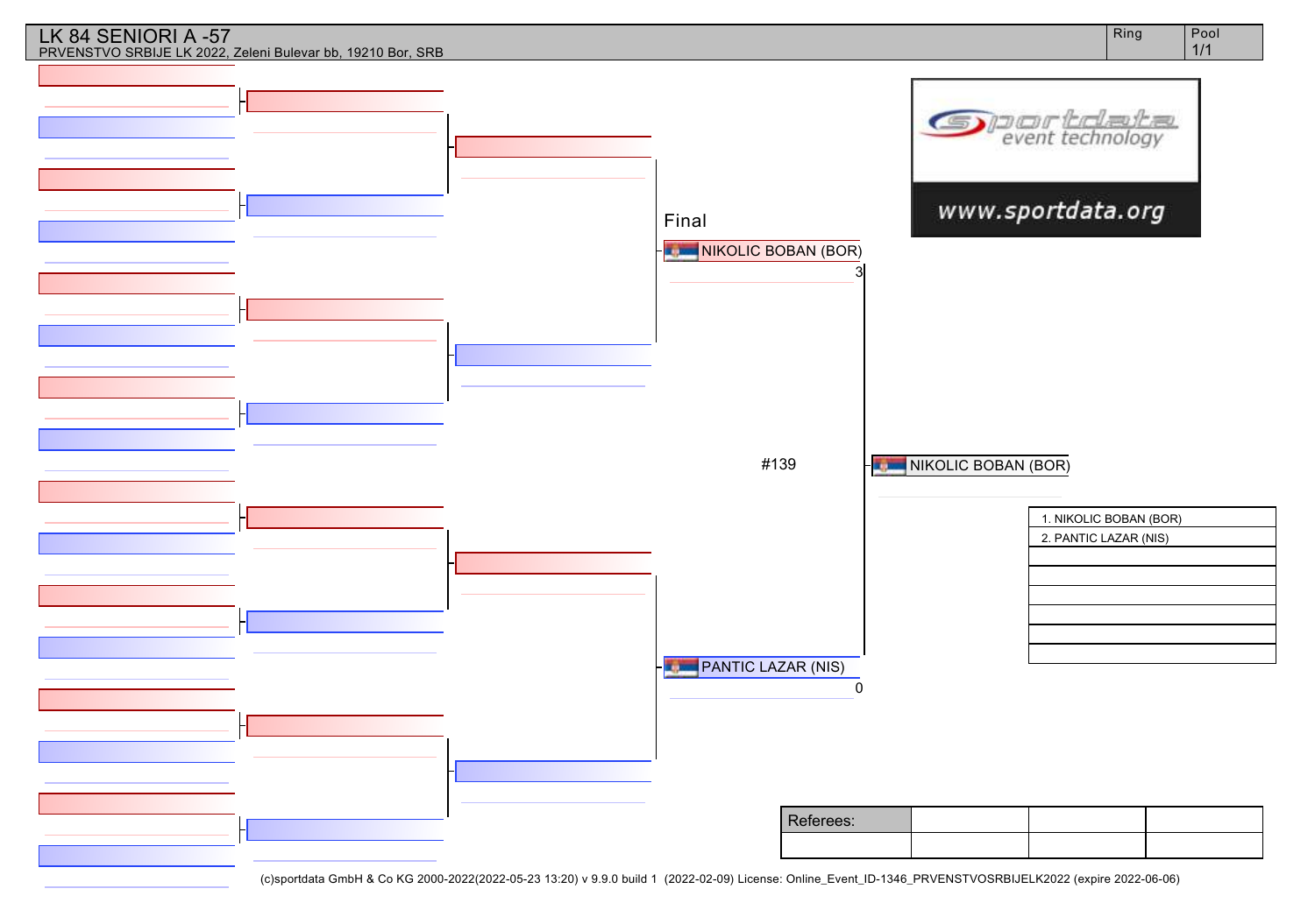# LK 84 SENIORI A -57

PRVENSTVO SRBIJE LK 2022, Zeleni Bulevar bb, 19210 Bor, SRB

| Ring | Pool |
| --- | --- |
| | 1/1 |

www.sportdata.org

Final

NIKOLIC BOBAN (BOR) 3

#139

NIKOLIC BOBAN (BOR)

PANTIC LAZAR (NIS) 0

| |
| --- |
| 1. NIKOLIC BOBAN (BOR) |
| 2. PANTIC LAZAR (NIS) |
| |
| |
| |
| |
| |
| |

| Referees: | | | |
| --- | --- | --- | --- |
| | | | |

(c)sportdata GmbH & Co KG 2000-2022(2022-05-23 13:20) v 9.9.0 build 1 (2022-02-09) License: Online_Event_ID-1346_PRVENSTVOSRBIJELK2022 (expire 2022-06-06)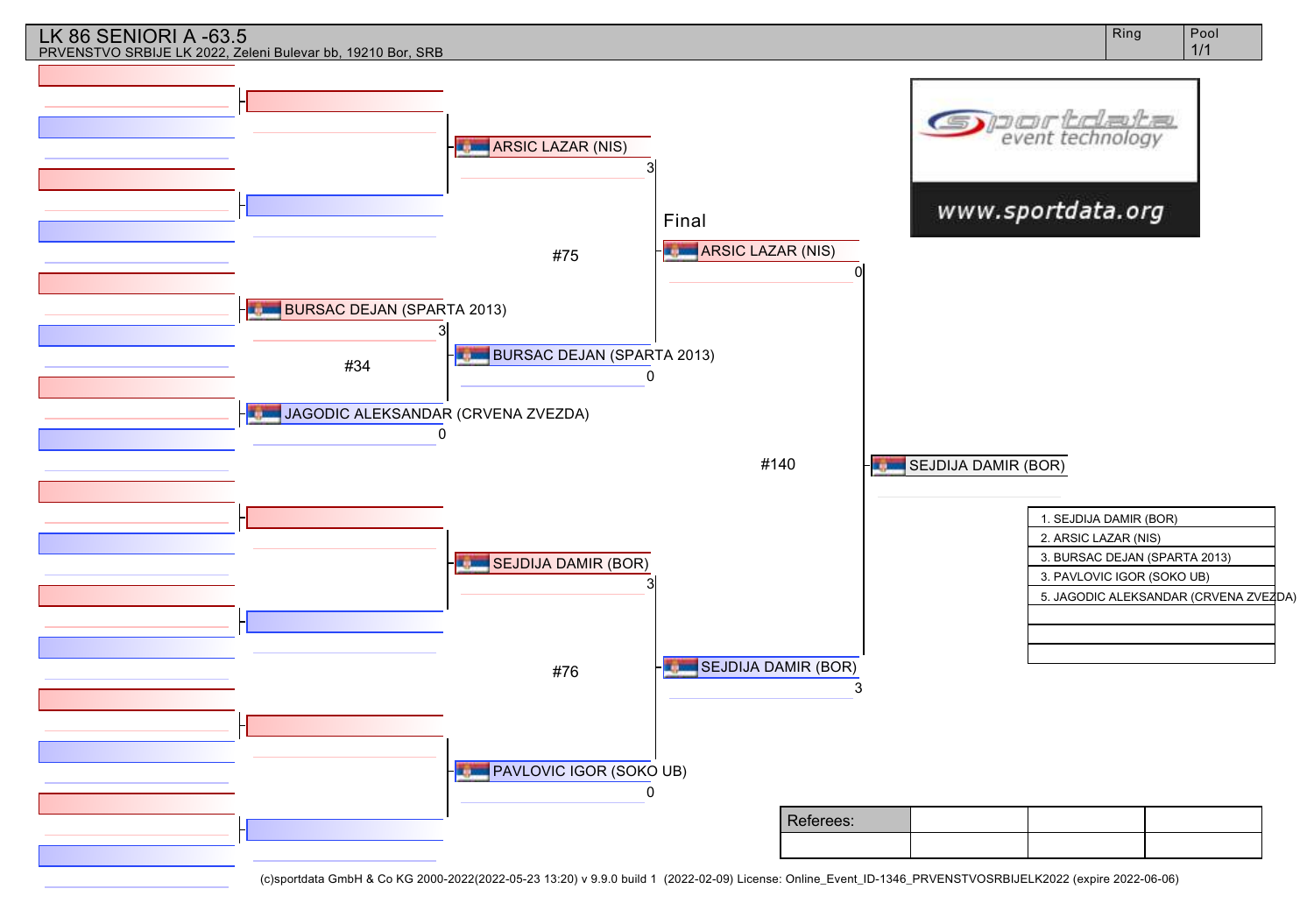# LK 86 SENIORI A -63.5

PRVENSTVO SRBIJE LK 2022, Zeleni Bulevar bb, 19210 Bor, SRB

| Ring | Pool |
|---|---|
| | 1/1 |

**#34**
- BURSAC DEJAN (SPARTA 2013) — 3
- JAGODIC ALEKSANDAR (CRVENA ZVEZDA) — 0

**#75**
- ARSIC LAZAR (NIS) — 3
- BURSAC DEJAN (SPARTA 2013) — 0

**#76**
- SEJDIJA DAMIR (BOR) — 3
- PAVLOVIC IGOR (SOKO UB) — 0

**Final**

**#140**
- ARSIC LAZAR (NIS) — 0
- SEJDIJA DAMIR (BOR) — 3

Winner: SEJDIJA DAMIR (BOR)

www.sportdata.org

| |
|---|
| 1. SEJDIJA DAMIR (BOR) |
| 2. ARSIC LAZAR (NIS) |
| 3. BURSAC DEJAN (SPARTA 2013) |
| 3. PAVLOVIC IGOR (SOKO UB) |
| 5. JAGODIC ALEKSANDAR (CRVENA ZVEZDA) |
| |
| |
| |

| Referees: | | | |
|---|---|---|---|
| | | | |

(c)sportdata GmbH & Co KG 2000-2022(2022-05-23 13:20) v 9.9.0 build 1 (2022-02-09) License: Online_Event_ID-1346_PRVENSTVOSRBIJELK2022 (expire 2022-06-06)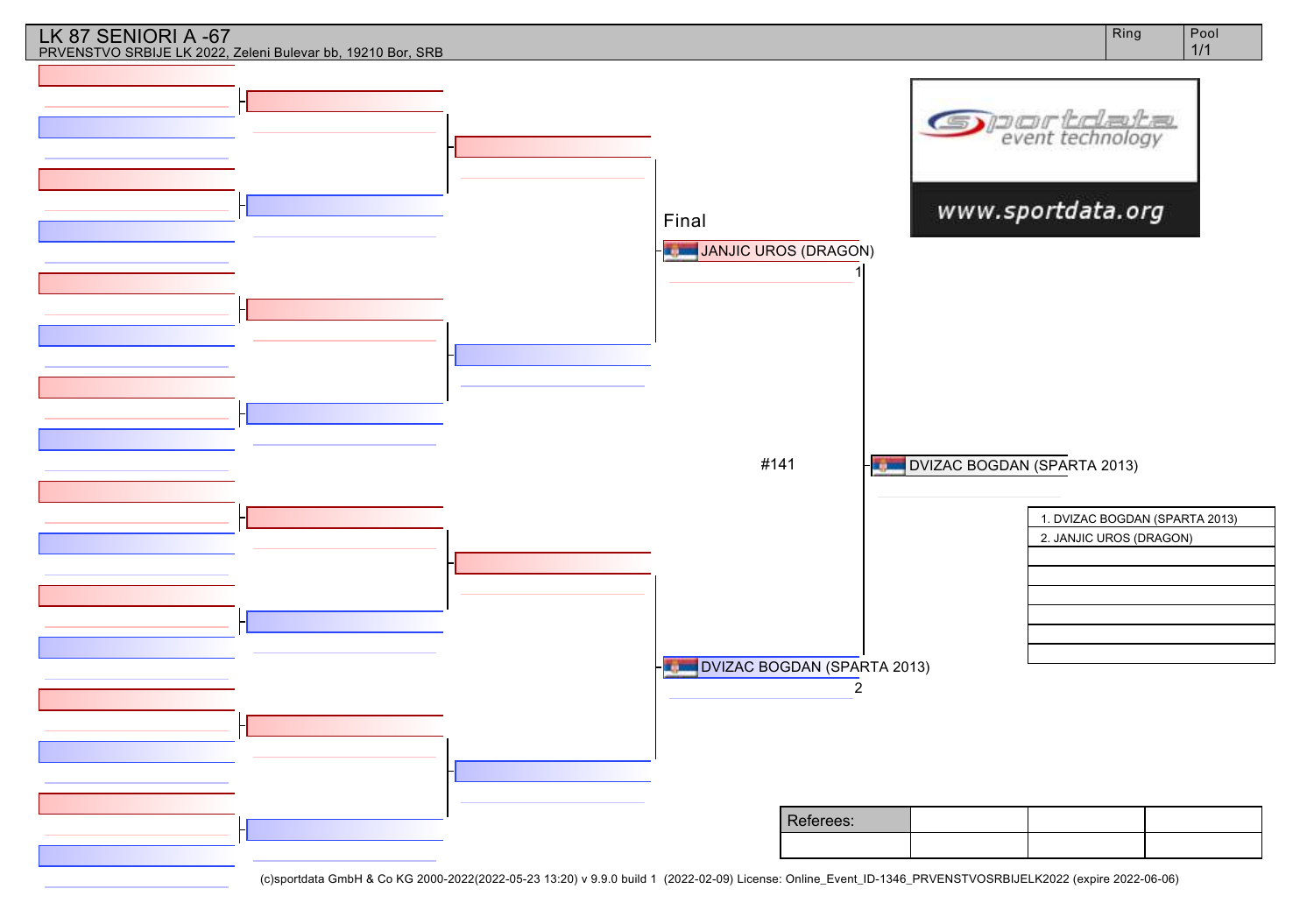# LK 87 SENIORI A -67

PRVENSTVO SRBIJE LK 2022, Zeleni Bulevar bb, 19210 Bor, SRB

| Ring | Pool |
|---|---|
| | 1/1 |

sportdata event technology

www.sportdata.org

Final

JANJIC UROS (DRAGON)

1

#141

DVIZAC BOGDAN (SPARTA 2013)

DVIZAC BOGDAN (SPARTA 2013)

2

| |
|---|
| 1. DVIZAC BOGDAN (SPARTA 2013) |
| 2. JANJIC UROS (DRAGON) |
| |
| |
| |
| |
| |
| |

| Referees: | | | |
|---|---|---|---|
| | | | |

(c)sportdata GmbH & Co KG 2000-2022(2022-05-23 13:20) v 9.9.0 build 1 (2022-02-09) License: Online_Event_ID-1346_PRVENSTVOSRBIJELK2022 (expire 2022-06-06)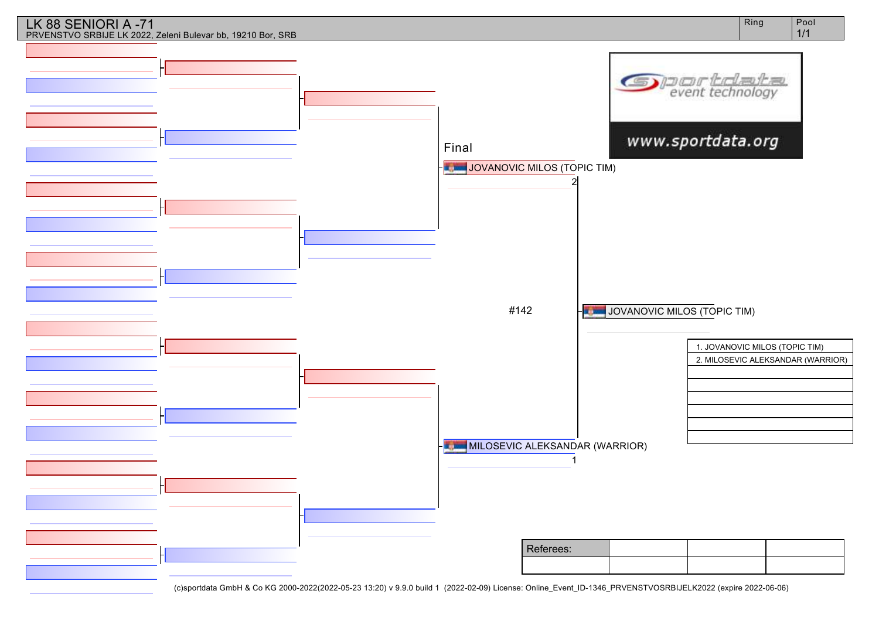# LK 88 SENIORI A -71

PRVENSTVO SRBIJE LK 2022, Zeleni Bulevar bb, 19210 Bor, SRB

| Ring | Pool |
|---|---|
| | 1/1 |

sportdata event technology
www.sportdata.org

**Final**

JOVANOVIC MILOS (TOPIC TIM) 2

#142

JOVANOVIC MILOS (TOPIC TIM)

MILOSEVIC ALEKSANDAR (WARRIOR) 1

| |
|---|
| 1. JOVANOVIC MILOS (TOPIC TIM) |
| 2. MILOSEVIC ALEKSANDAR (WARRIOR) |
| |
| |
| |
| |
| |
| |

| Referees: | | | |
|---|---|---|---|
| | | | |

(c)sportdata GmbH & Co KG 2000-2022(2022-05-23 13:20) v 9.9.0 build 1 (2022-02-09) License: Online_Event_ID-1346_PRVENSTVOSRBIJELK2022 (expire 2022-06-06)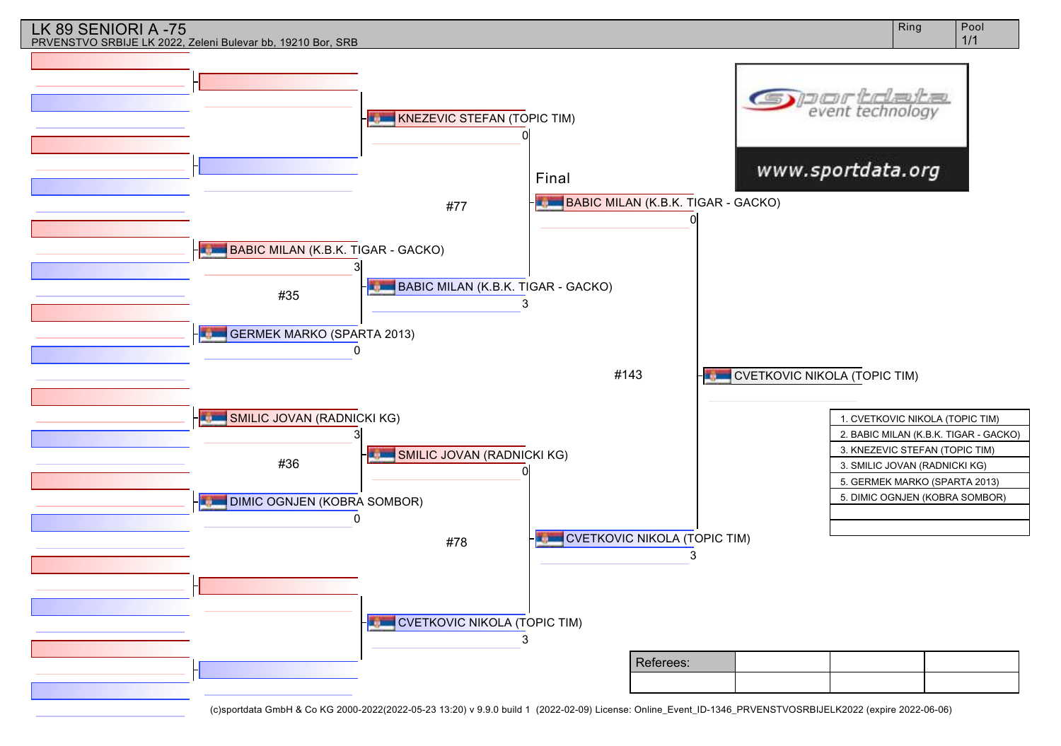# LK 89 SENIORI A -75

PRVENSTVO SRBIJE LK 2022, Zeleni Bulevar bb, 19210 Bor, SRB

Ring | Pool 1/1

**Round 2**

- #35: BABIC MILAN (K.B.K. TIGAR - GACKO) 3 vs GERMEK MARKO (SPARTA 2013) 0
- #36: SMILIC JOVAN (RADNICKI KG) 3 vs DIMIC OGNJEN (KOBRA SOMBOR) 0

**Semifinals**

- #77: KNEZEVIC STEFAN (TOPIC TIM) 0 vs BABIC MILAN (K.B.K. TIGAR - GACKO) 3
- #78: SMILIC JOVAN (RADNICKI KG) 0 vs CVETKOVIC NIKOLA (TOPIC TIM) 3

**Final**

- #143: BABIC MILAN (K.B.K. TIGAR - GACKO) 0 vs CVETKOVIC NIKOLA (TOPIC TIM) 3

Winner: CVETKOVIC NIKOLA (TOPIC TIM)

| Results |
|---|
| 1. CVETKOVIC NIKOLA (TOPIC TIM) |
| 2. BABIC MILAN (K.B.K. TIGAR - GACKO) |
| 3. KNEZEVIC STEFAN (TOPIC TIM) |
| 3. SMILIC JOVAN (RADNICKI KG) |
| 5. GERMEK MARKO (SPARTA 2013) |
| 5. DIMIC OGNJEN (KOBRA SOMBOR) |

sportdata event technology – www.sportdata.org

| Referees: | | | |
|---|---|---|---|
| | | | |

(c)sportdata GmbH & Co KG 2000-2022(2022-05-23 13:20) v 9.9.0 build 1 (2022-02-09) License: Online_Event_ID-1346_PRVENSTVOSRBIJELK2022 (expire 2022-06-06)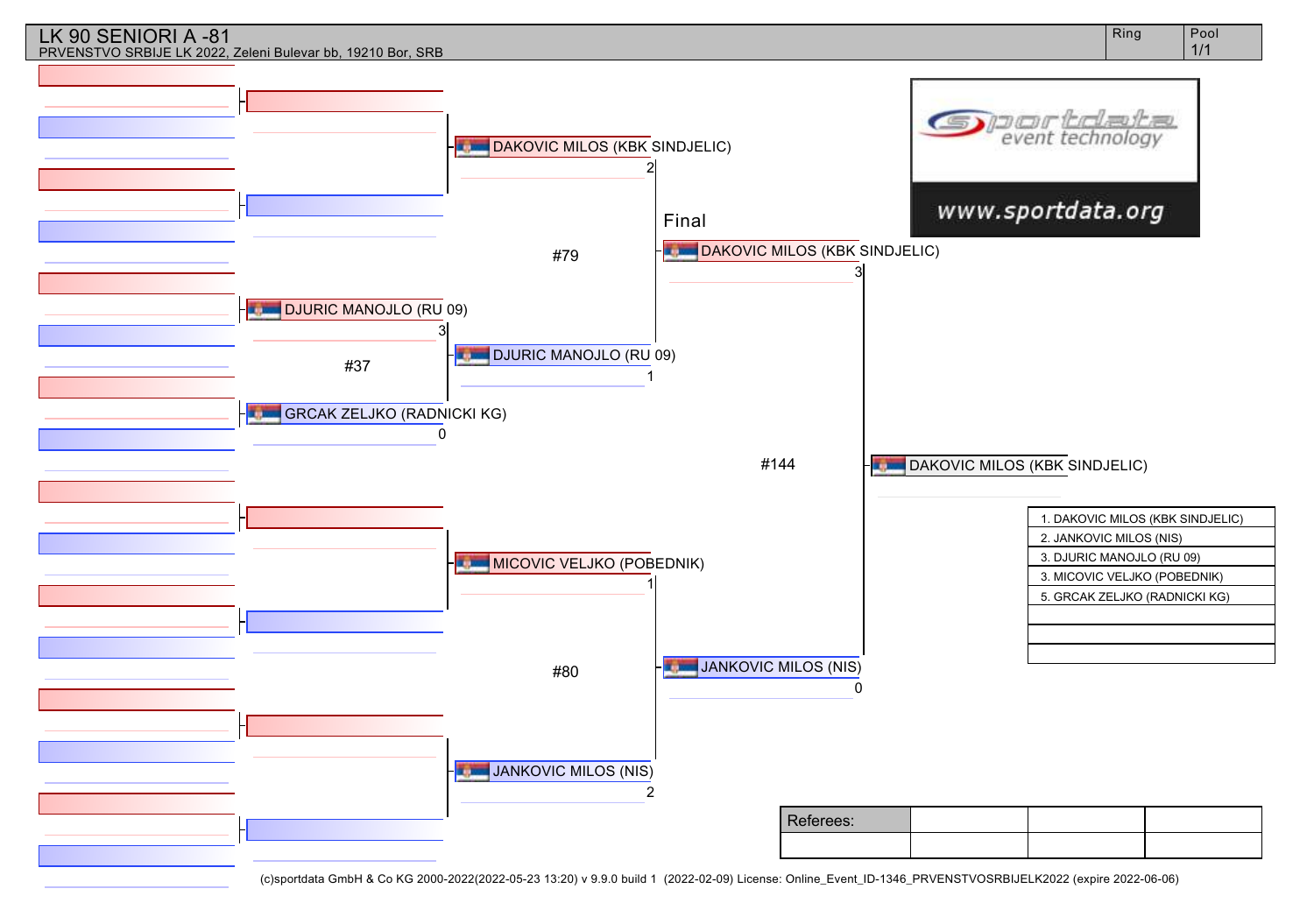# LK 90 SENIORI A -81

PRVENSTVO SRBIJE LK 2022, Zeleni Bulevar bb, 19210 Bor, SRB

Ring | Pool 1/1

**Round 1**

- DJURIC MANOJLO (RU 09) — 3
- #37
- GRCAK ZELJKO (RADNICKI KG) — 0

**Round 2**

- DAKOVIC MILOS (KBK SINDJELIC) — 2
- #79
- DJURIC MANOJLO (RU 09) — 1

- MICOVIC VELJKO (POBEDNIK) — 1
- #80
- JANKOVIC MILOS (NIS) — 2

**Final**

- DAKOVIC MILOS (KBK SINDJELIC) — 3
- #144
- JANKOVIC MILOS (NIS) — 0

**Winner:** DAKOVIC MILOS (KBK SINDJELIC)

| Results |
|---|
| 1. DAKOVIC MILOS (KBK SINDJELIC) |
| 2. JANKOVIC MILOS (NIS) |
| 3. DJURIC MANOJLO (RU 09) |
| 3. MICOVIC VELJKO (POBEDNIK) |
| 5. GRCAK ZELJKO (RADNICKI KG) |

| Referees: | | | |
|---|---|---|---|
| | | | |

(c)sportdata GmbH & Co KG 2000-2022(2022-05-23 13:20) v 9.9.0 build 1 (2022-02-09) License: Online_Event_ID-1346_PRVENSTVOSRBIJELK2022 (expire 2022-06-06)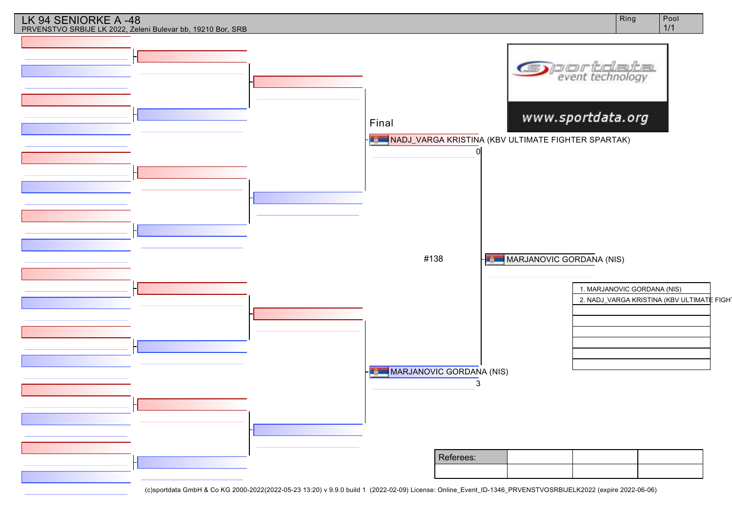# LK 94 SENIORKE A -48

PRVENSTVO SRBIJE LK 2022, Zeleni Bulevar bb, 19210 Bor, SRB

Ring | Pool 1/1

## Final

NADJ_VARGA KRISTINA (KBV ULTIMATE FIGHTER SPARTAK)

0

#138

MARJANOVIC GORDANA (NIS)

MARJANOVIC GORDANA (NIS)

3

| |
|---|
| 1. MARJANOVIC GORDANA (NIS) |
| 2. NADJ_VARGA KRISTINA (KBV ULTIMATE FIGHT |
| |
| |
| |
| |
| |
| |

| Referees: | | | |
|---|---|---|---|
| | | | |

(c)sportdata GmbH & Co KG 2000-2022(2022-05-23 13:20) v 9.9.0 build 1 (2022-02-09) License: Online_Event_ID-1346_PRVENSTVOSRBIJELK2022 (expire 2022-06-06)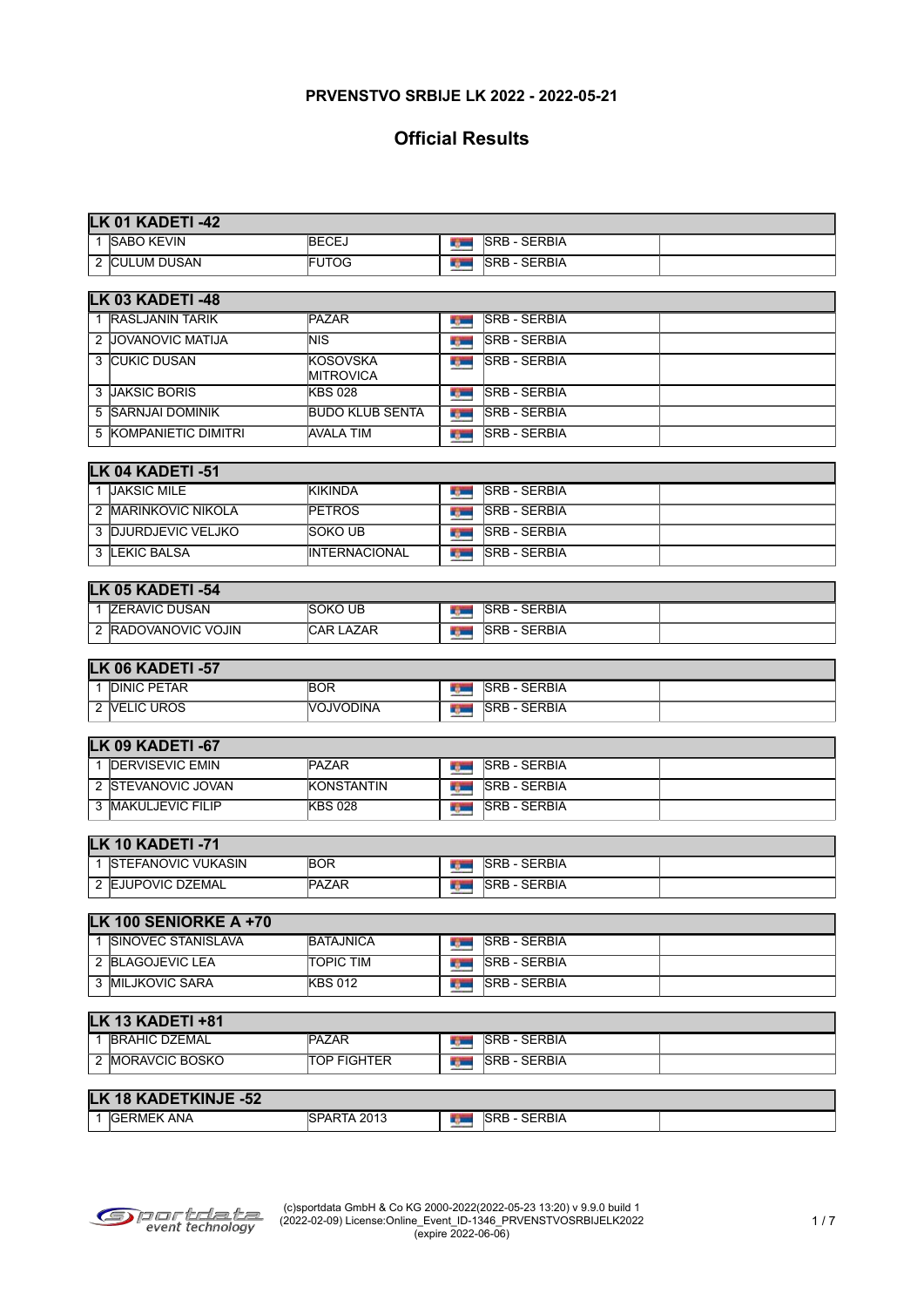### PRVENSTVO SRBIJE LK 2022 - 2022-05-21

## Official Results

| LK 01 KADETI -42 | | | | |
|---|---|---|---|---|
| 1 | SABO KEVIN | BECEJ | SRB - SERBIA | |
| 2 | CULUM DUSAN | FUTOG | SRB - SERBIA | |

| LK 03 KADETI -48 | | | | |
|---|---|---|---|---|
| 1 | RASLJANIN TARIK | PAZAR | SRB - SERBIA | |
| 2 | JOVANOVIC MATIJA | NIS | SRB - SERBIA | |
| 3 | CUKIC DUSAN | KOSOVSKA MITROVICA | SRB - SERBIA | |
| 3 | JAKSIC BORIS | KBS 028 | SRB - SERBIA | |
| 5 | SARNJAI DOMINIK | BUDO KLUB SENTA | SRB - SERBIA | |
| 5 | KOMPANIETIC DIMITRI | AVALA TIM | SRB - SERBIA | |

| LK 04 KADETI -51 | | | | |
|---|---|---|---|---|
| 1 | JAKSIC MILE | KIKINDA | SRB - SERBIA | |
| 2 | MARINKOVIC NIKOLA | PETROS | SRB - SERBIA | |
| 3 | DJURDJEVIC VELJKO | SOKO UB | SRB - SERBIA | |
| 3 | LEKIC BALSA | INTERNACIONAL | SRB - SERBIA | |

| LK 05 KADETI -54 | | | | |
|---|---|---|---|---|
| 1 | ZERAVIC DUSAN | SOKO UB | SRB - SERBIA | |
| 2 | RADOVANOVIC VOJIN | CAR LAZAR | SRB - SERBIA | |

| LK 06 KADETI -57 | | | | |
|---|---|---|---|---|
| 1 | DINIC PETAR | BOR | SRB - SERBIA | |
| 2 | VELIC UROS | VOJVODINA | SRB - SERBIA | |

| LK 09 KADETI -67 | | | | |
|---|---|---|---|---|
| 1 | DERVISEVIC EMIN | PAZAR | SRB - SERBIA | |
| 2 | STEVANOVIC JOVAN | KONSTANTIN | SRB - SERBIA | |
| 3 | MAKULJEVIC FILIP | KBS 028 | SRB - SERBIA | |

| LK 10 KADETI -71 | | | | |
|---|---|---|---|---|
| 1 | STEFANOVIC VUKASIN | BOR | SRB - SERBIA | |
| 2 | EJUPOVIC DZEMAL | PAZAR | SRB - SERBIA | |

| LK 100 SENIORKE A +70 | | | | |
|---|---|---|---|---|
| 1 | SINOVEC STANISLAVA | BATAJNICA | SRB - SERBIA | |
| 2 | BLAGOJEVIC LEA | TOPIC TIM | SRB - SERBIA | |
| 3 | MILJKOVIC SARA | KBS 012 | SRB - SERBIA | |

| LK 13 KADETI +81 | | | | |
|---|---|---|---|---|
| 1 | BRAHIC DZEMAL | PAZAR | SRB - SERBIA | |
| 2 | MORAVCIC BOSKO | TOP FIGHTER | SRB - SERBIA | |

| LK 18 KADETKINJE -52 | | | | |
|---|---|---|---|---|
| 1 | GERMEK ANA | SPARTA 2013 | SRB - SERBIA | |

(c)sportdata GmbH & Co KG 2000-2022(2022-05-23 13:20) v 9.9.0 build 1 (2022-02-09) License:Online_Event_ID-1346_PRVENSTVOSRBIJELK2022 (expire 2022-06-06)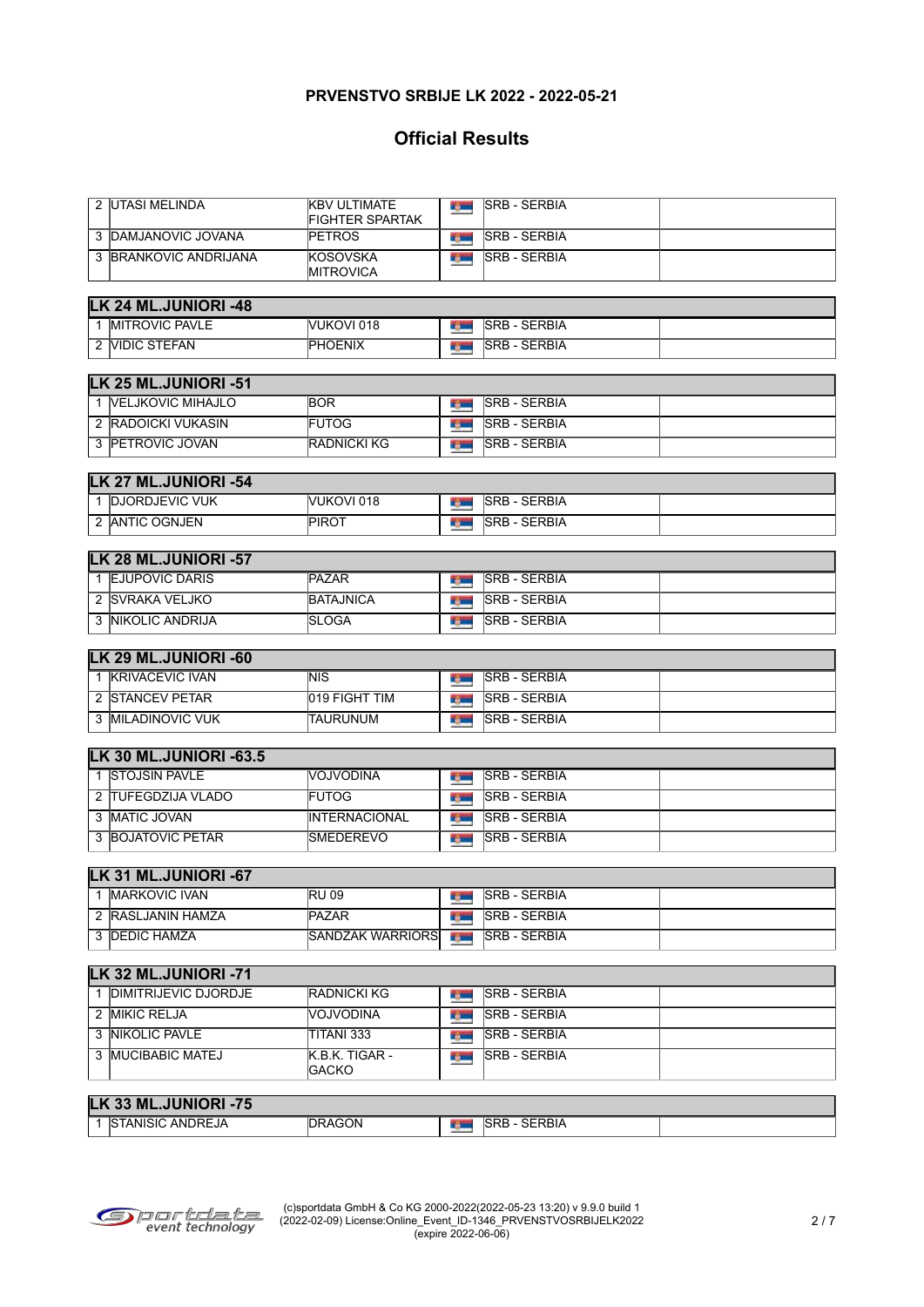## PRVENSTVO SRBIJE LK 2022 - 2022-05-21

## Official Results

| | | | | |
|---|---|---|---|---|
| 2 | UTASI MELINDA | KBV ULTIMATE FIGHTER SPARTAK | SRB - SERBIA | |
| 3 | DAMJANOVIC JOVANA | PETROS | SRB - SERBIA | |
| 3 | BRANKOVIC ANDRIJANA | KOSOVSKA MITROVICA | SRB - SERBIA | |

| LK 24 ML.JUNIORI -48 | | | | |
|---|---|---|---|---|
| 1 | MITROVIC PAVLE | VUKOVI 018 | SRB - SERBIA | |
| 2 | VIDIC STEFAN | PHOENIX | SRB - SERBIA | |

| LK 25 ML.JUNIORI -51 | | | | |
|---|---|---|---|---|
| 1 | VELJKOVIC MIHAJLO | BOR | SRB - SERBIA | |
| 2 | RADOICKI VUKASIN | FUTOG | SRB - SERBIA | |
| 3 | PETROVIC JOVAN | RADNICKI KG | SRB - SERBIA | |

| LK 27 ML.JUNIORI -54 | | | | |
|---|---|---|---|---|
| 1 | DJORDJEVIC VUK | VUKOVI 018 | SRB - SERBIA | |
| 2 | ANTIC OGNJEN | PIROT | SRB - SERBIA | |

| LK 28 ML.JUNIORI -57 | | | | |
|---|---|---|---|---|
| 1 | EJUPOVIC DARIS | PAZAR | SRB - SERBIA | |
| 2 | SVRAKA VELJKO | BATAJNICA | SRB - SERBIA | |
| 3 | NIKOLIC ANDRIJA | SLOGA | SRB - SERBIA | |

| LK 29 ML.JUNIORI -60 | | | | |
|---|---|---|---|---|
| 1 | KRIVACEVIC IVAN | NIS | SRB - SERBIA | |
| 2 | STANCEV PETAR | 019 FIGHT TIM | SRB - SERBIA | |
| 3 | MILADINOVIC VUK | TAURUNUM | SRB - SERBIA | |

| LK 30 ML.JUNIORI -63.5 | | | | |
|---|---|---|---|---|
| 1 | STOJSIN PAVLE | VOJVODINA | SRB - SERBIA | |
| 2 | TUFEGDZIJA VLADO | FUTOG | SRB - SERBIA | |
| 3 | MATIC JOVAN | INTERNACIONAL | SRB - SERBIA | |
| 3 | BOJATOVIC PETAR | SMEDEREVO | SRB - SERBIA | |

| LK 31 ML.JUNIORI -67 | | | | |
|---|---|---|---|---|
| 1 | MARKOVIC IVAN | RU 09 | SRB - SERBIA | |
| 2 | RASLJANIN HAMZA | PAZAR | SRB - SERBIA | |
| 3 | DEDIC HAMZA | SANDZAK WARRIORS | SRB - SERBIA | |

| LK 32 ML.JUNIORI -71 | | | | |
|---|---|---|---|---|
| 1 | DIMITRIJEVIC DJORDJE | RADNICKI KG | SRB - SERBIA | |
| 2 | MIKIC RELJA | VOJVODINA | SRB - SERBIA | |
| 3 | NIKOLIC PAVLE | TITANI 333 | SRB - SERBIA | |
| 3 | MUCIBABIC MATEJ | K.B.K. TIGAR - GACKO | SRB - SERBIA | |

| LK 33 ML.JUNIORI -75 | | | | |
|---|---|---|---|---|
| 1 | STANISIC ANDREJA | DRAGON | SRB - SERBIA | |

(c)sportdata GmbH & Co KG 2000-2022(2022-05-23 13:20) v 9.9.0 build 1 (2022-02-09) License:Online_Event_ID-1346_PRVENSTVOSRBIJELK2022 (expire 2022-06-06)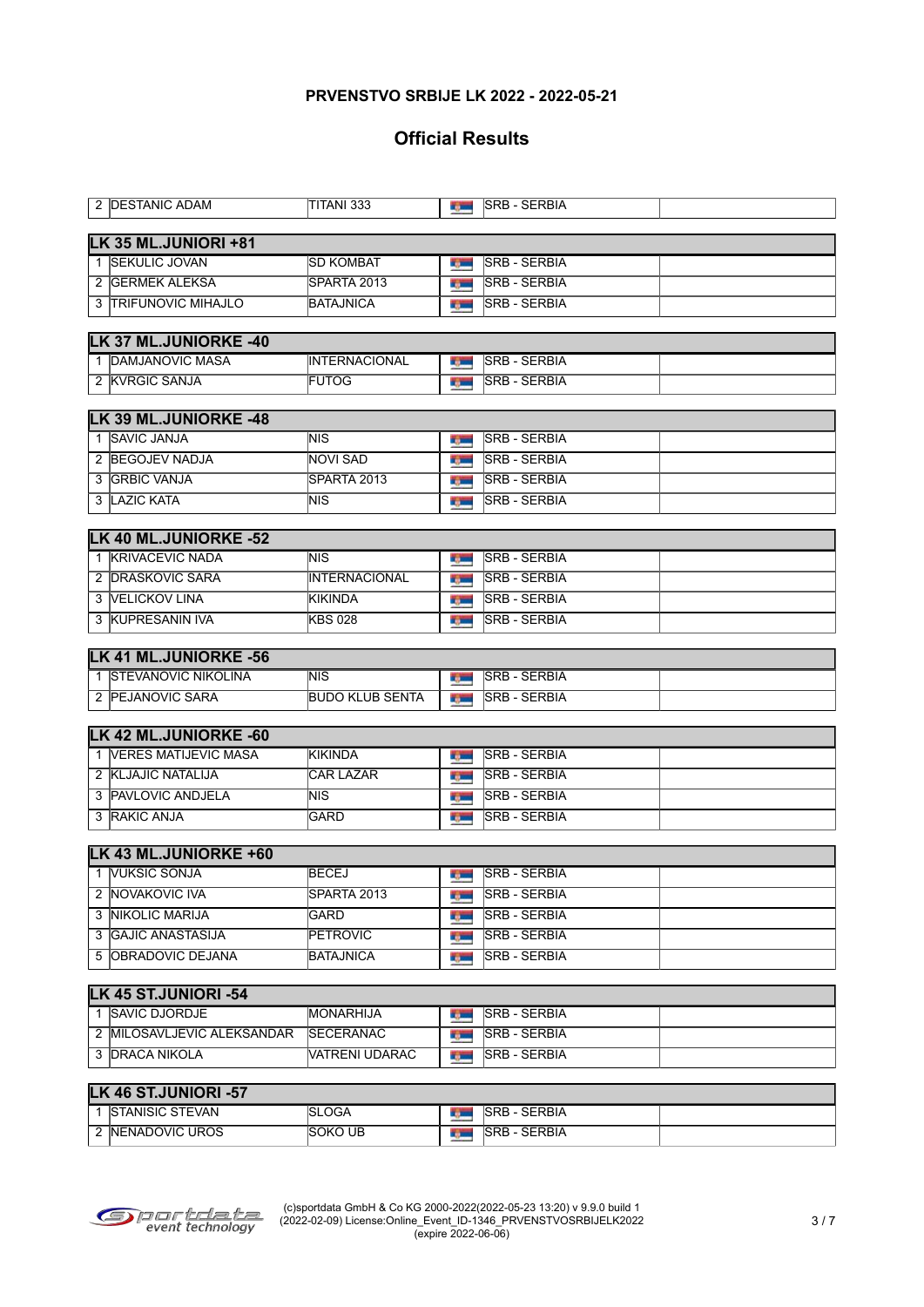## PRVENSTVO SRBIJE LK 2022 - 2022-05-21

## Official Results

| | | | | |
|---|---|---|---|---|
| 2 | DESTANIC ADAM | TITANI 333 | SRB - SERBIA | |

### LK 35 ML.JUNIORI +81

| | | | | |
|---|---|---|---|---|
| 1 | SEKULIC JOVAN | SD KOMBAT | SRB - SERBIA | |
| 2 | GERMEK ALEKSA | SPARTA 2013 | SRB - SERBIA | |
| 3 | TRIFUNOVIC MIHAJLO | BATAJNICA | SRB - SERBIA | |

### LK 37 ML.JUNIORKE -40

| | | | | |
|---|---|---|---|---|
| 1 | DAMJANOVIC MASA | INTERNACIONAL | SRB - SERBIA | |
| 2 | KVRGIC SANJA | FUTOG | SRB - SERBIA | |

### LK 39 ML.JUNIORKE -48

| | | | | |
|---|---|---|---|---|
| 1 | SAVIC JANJA | NIS | SRB - SERBIA | |
| 2 | BEGOJEV NADJA | NOVI SAD | SRB - SERBIA | |
| 3 | GRBIC VANJA | SPARTA 2013 | SRB - SERBIA | |
| 3 | LAZIC KATA | NIS | SRB - SERBIA | |

### LK 40 ML.JUNIORKE -52

| | | | | |
|---|---|---|---|---|
| 1 | KRIVACEVIC NADA | NIS | SRB - SERBIA | |
| 2 | DRASKOVIC SARA | INTERNACIONAL | SRB - SERBIA | |
| 3 | VELICKOV LINA | KIKINDA | SRB - SERBIA | |
| 3 | KUPRESANIN IVA | KBS 028 | SRB - SERBIA | |

### LK 41 ML.JUNIORKE -56

| | | | | |
|---|---|---|---|---|
| 1 | STEVANOVIC NIKOLINA | NIS | SRB - SERBIA | |
| 2 | PEJANOVIC SARA | BUDO KLUB SENTA | SRB - SERBIA | |

### LK 42 ML.JUNIORKE -60

| | | | | |
|---|---|---|---|---|
| 1 | VERES MATIJEVIC MASA | KIKINDA | SRB - SERBIA | |
| 2 | KLJAJIC NATALIJA | CAR LAZAR | SRB - SERBIA | |
| 3 | PAVLOVIC ANDJELA | NIS | SRB - SERBIA | |
| 3 | RAKIC ANJA | GARD | SRB - SERBIA | |

### LK 43 ML.JUNIORKE +60

| | | | | |
|---|---|---|---|---|
| 1 | VUKSIC SONJA | BECEJ | SRB - SERBIA | |
| 2 | NOVAKOVIC IVA | SPARTA 2013 | SRB - SERBIA | |
| 3 | NIKOLIC MARIJA | GARD | SRB - SERBIA | |
| 3 | GAJIC ANASTASIJA | PETROVIC | SRB - SERBIA | |
| 5 | OBRADOVIC DEJANA | BATAJNICA | SRB - SERBIA | |

### LK 45 ST.JUNIORI -54

| | | | | |
|---|---|---|---|---|
| 1 | SAVIC DJORDJE | MONARHIJA | SRB - SERBIA | |
| 2 | MILOSAVLJEVIC ALEKSANDAR | SECERANAC | SRB - SERBIA | |
| 3 | DRACA NIKOLA | VATRENI UDARAC | SRB - SERBIA | |

### LK 46 ST.JUNIORI -57

| | | | | |
|---|---|---|---|---|
| 1 | STANISIC STEVAN | SLOGA | SRB - SERBIA | |
| 2 | NENADOVIC UROS | SOKO UB | SRB - SERBIA | |

(c)sportdata GmbH & Co KG 2000-2022(2022-05-23 13:20) v 9.9.0 build 1 (2022-02-09) License:Online_Event_ID-1346_PRVENSTVOSRBIJELK2022 (expire 2022-06-06)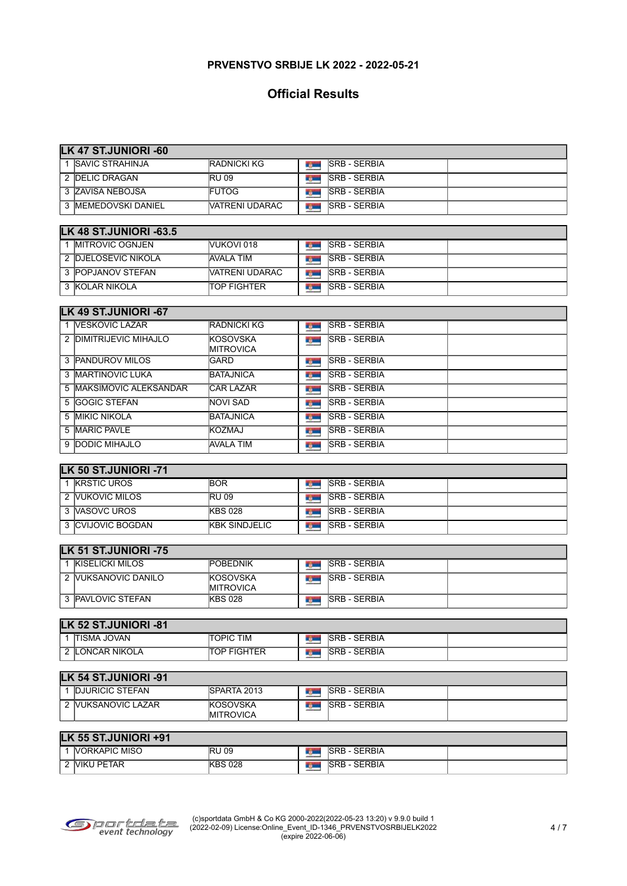**PRVENSTVO SRBIJE LK 2022 - 2022-05-21**

## Official Results

| LK 47 ST.JUNIORI -60 | | | | |
|---|---|---|---|---|
| 1 | SAVIC STRAHINJA | RADNICKI KG | SRB - SERBIA | |
| 2 | DELIC DRAGAN | RU 09 | SRB - SERBIA | |
| 3 | ZAVISA NEBOJSA | FUTOG | SRB - SERBIA | |
| 3 | MEMEDOVSKI DANIEL | VATRENI UDARAC | SRB - SERBIA | |

| LK 48 ST.JUNIORI -63.5 | | | | |
|---|---|---|---|---|
| 1 | MITROVIC OGNJEN | VUKOVI 018 | SRB - SERBIA | |
| 2 | DJELOSEVIC NIKOLA | AVALA TIM | SRB - SERBIA | |
| 3 | POPJANOV STEFAN | VATRENI UDARAC | SRB - SERBIA | |
| 3 | KOLAR NIKOLA | TOP FIGHTER | SRB - SERBIA | |

| LK 49 ST.JUNIORI -67 | | | | |
|---|---|---|---|---|
| 1 | VESKOVIC LAZAR | RADNICKI KG | SRB - SERBIA | |
| 2 | DIMITRIJEVIC MIHAJLO | KOSOVSKA MITROVICA | SRB - SERBIA | |
| 3 | PANDUROV MILOS | GARD | SRB - SERBIA | |
| 3 | MARTINOVIC LUKA | BATAJNICA | SRB - SERBIA | |
| 5 | MAKSIMOVIC ALEKSANDAR | CAR LAZAR | SRB - SERBIA | |
| 5 | GOGIC STEFAN | NOVI SAD | SRB - SERBIA | |
| 5 | MIKIC NIKOLA | BATAJNICA | SRB - SERBIA | |
| 5 | MARIC PAVLE | KOZMAJ | SRB - SERBIA | |
| 9 | DODIC MIHAJLO | AVALA TIM | SRB - SERBIA | |

| LK 50 ST.JUNIORI -71 | | | | |
|---|---|---|---|---|
| 1 | KRSTIC UROS | BOR | SRB - SERBIA | |
| 2 | VUKOVIC MILOS | RU 09 | SRB - SERBIA | |
| 3 | VASOVC UROS | KBS 028 | SRB - SERBIA | |
| 3 | CVIJOVIC BOGDAN | KBK SINDJELIC | SRB - SERBIA | |

| LK 51 ST.JUNIORI -75 | | | | |
|---|---|---|---|---|
| 1 | KISELICKI MILOS | POBEDNIK | SRB - SERBIA | |
| 2 | VUKSANOVIC DANILO | KOSOVSKA MITROVICA | SRB - SERBIA | |
| 3 | PAVLOVIC STEFAN | KBS 028 | SRB - SERBIA | |

| LK 52 ST.JUNIORI -81 | | | | |
|---|---|---|---|---|
| 1 | TISMA JOVAN | TOPIC TIM | SRB - SERBIA | |
| 2 | LONCAR NIKOLA | TOP FIGHTER | SRB - SERBIA | |

| LK 54 ST.JUNIORI -91 | | | | |
|---|---|---|---|---|
| 1 | DJURICIC STEFAN | SPARTA 2013 | SRB - SERBIA | |
| 2 | VUKSANOVIC LAZAR | KOSOVSKA MITROVICA | SRB - SERBIA | |

| LK 55 ST.JUNIORI +91 | | | | |
|---|---|---|---|---|
| 1 | VORKAPIC MISO | RU 09 | SRB - SERBIA | |
| 2 | VIKU PETAR | KBS 028 | SRB - SERBIA | |

(c)sportdata GmbH & Co KG 2000-2022(2022-05-23 13:20) v 9.9.0 build 1 (2022-02-09) License:Online_Event_ID-1346_PRVENSTVOSRBIJELK2022 (expire 2022-06-06)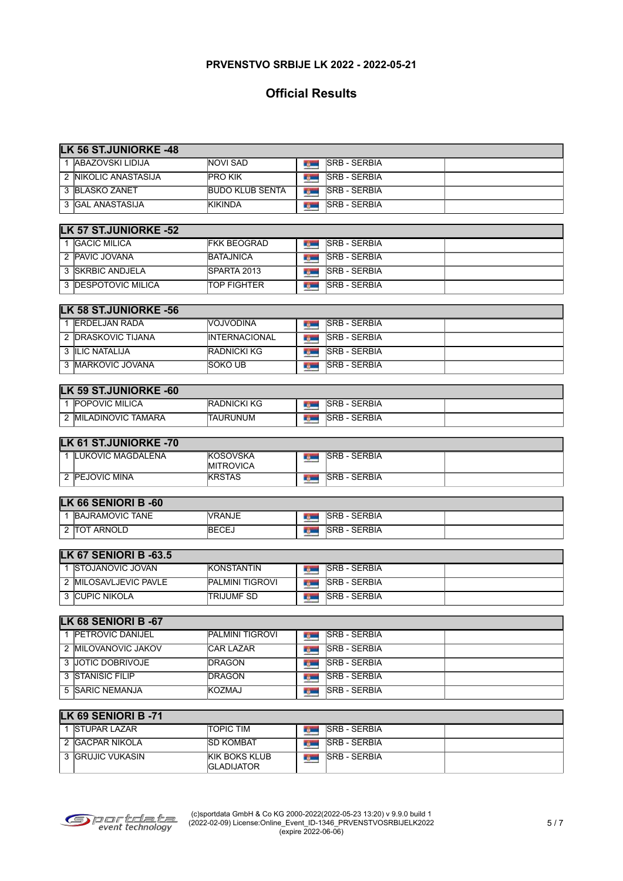**PRVENSTVO SRBIJE LK 2022 - 2022-05-21**

## Official Results

| LK 56 ST.JUNIORKE -48 | | | | |
|---|---|---|---|---|
| 1 | ABAZOVSKI LIDIJA | NOVI SAD | SRB - SERBIA | |
| 2 | NIKOLIC ANASTASIJA | PRO KIK | SRB - SERBIA | |
| 3 | BLASKO ZANET | BUDO KLUB SENTA | SRB - SERBIA | |
| 3 | GAL ANASTASIJA | KIKINDA | SRB - SERBIA | |

| LK 57 ST.JUNIORKE -52 | | | | |
|---|---|---|---|---|
| 1 | GACIC MILICA | FKK BEOGRAD | SRB - SERBIA | |
| 2 | PAVIC JOVANA | BATAJNICA | SRB - SERBIA | |
| 3 | SKRBIC ANDJELA | SPARTA 2013 | SRB - SERBIA | |
| 3 | DESPOTOVIC MILICA | TOP FIGHTER | SRB - SERBIA | |

| LK 58 ST.JUNIORKE -56 | | | | |
|---|---|---|---|---|
| 1 | ERDELJAN RADA | VOJVODINA | SRB - SERBIA | |
| 2 | DRASKOVIC TIJANA | INTERNACIONAL | SRB - SERBIA | |
| 3 | ILIC NATALIJA | RADNICKI KG | SRB - SERBIA | |
| 3 | MARKOVIC JOVANA | SOKO UB | SRB - SERBIA | |

| LK 59 ST.JUNIORKE -60 | | | | |
|---|---|---|---|---|
| 1 | POPOVIC MILICA | RADNICKI KG | SRB - SERBIA | |
| 2 | MILADINOVIC TAMARA | TAURUNUM | SRB - SERBIA | |

| LK 61 ST.JUNIORKE -70 | | | | |
|---|---|---|---|---|
| 1 | LUKOVIC MAGDALENA | KOSOVSKA MITROVICA | SRB - SERBIA | |
| 2 | PEJOVIC MINA | KRSTAS | SRB - SERBIA | |

| LK 66 SENIORI B -60 | | | | |
|---|---|---|---|---|
| 1 | BAJRAMOVIC TANE | VRANJE | SRB - SERBIA | |
| 2 | TOT ARNOLD | BECEJ | SRB - SERBIA | |

| LK 67 SENIORI B -63.5 | | | | |
|---|---|---|---|---|
| 1 | STOJANOVIC JOVAN | KONSTANTIN | SRB - SERBIA | |
| 2 | MILOSAVLJEVIC PAVLE | PALMINI TIGROVI | SRB - SERBIA | |
| 3 | CUPIC NIKOLA | TRIJUMF SD | SRB - SERBIA | |

| LK 68 SENIORI B -67 | | | | |
|---|---|---|---|---|
| 1 | PETROVIC DANIJEL | PALMINI TIGROVI | SRB - SERBIA | |
| 2 | MILOVANOVIC JAKOV | CAR LAZAR | SRB - SERBIA | |
| 3 | JOTIC DOBRIVOJE | DRAGON | SRB - SERBIA | |
| 3 | STANISIC FILIP | DRAGON | SRB - SERBIA | |
| 5 | SARIC NEMANJA | KOZMAJ | SRB - SERBIA | |

| LK 69 SENIORI B -71 | | | | |
|---|---|---|---|---|
| 1 | STUPAR LAZAR | TOPIC TIM | SRB - SERBIA | |
| 2 | GACPAR NIKOLA | SD KOMBAT | SRB - SERBIA | |
| 3 | GRUJIC VUKASIN | KIK BOKS KLUB GLADIJATOR | SRB - SERBIA | |

(c)sportdata GmbH & Co KG 2000-2022(2022-05-23 13:20) v 9.9.0 build 1 (2022-02-09) License:Online_Event_ID-1346_PRVENSTVOSRBIJELK2022 (expire 2022-06-06)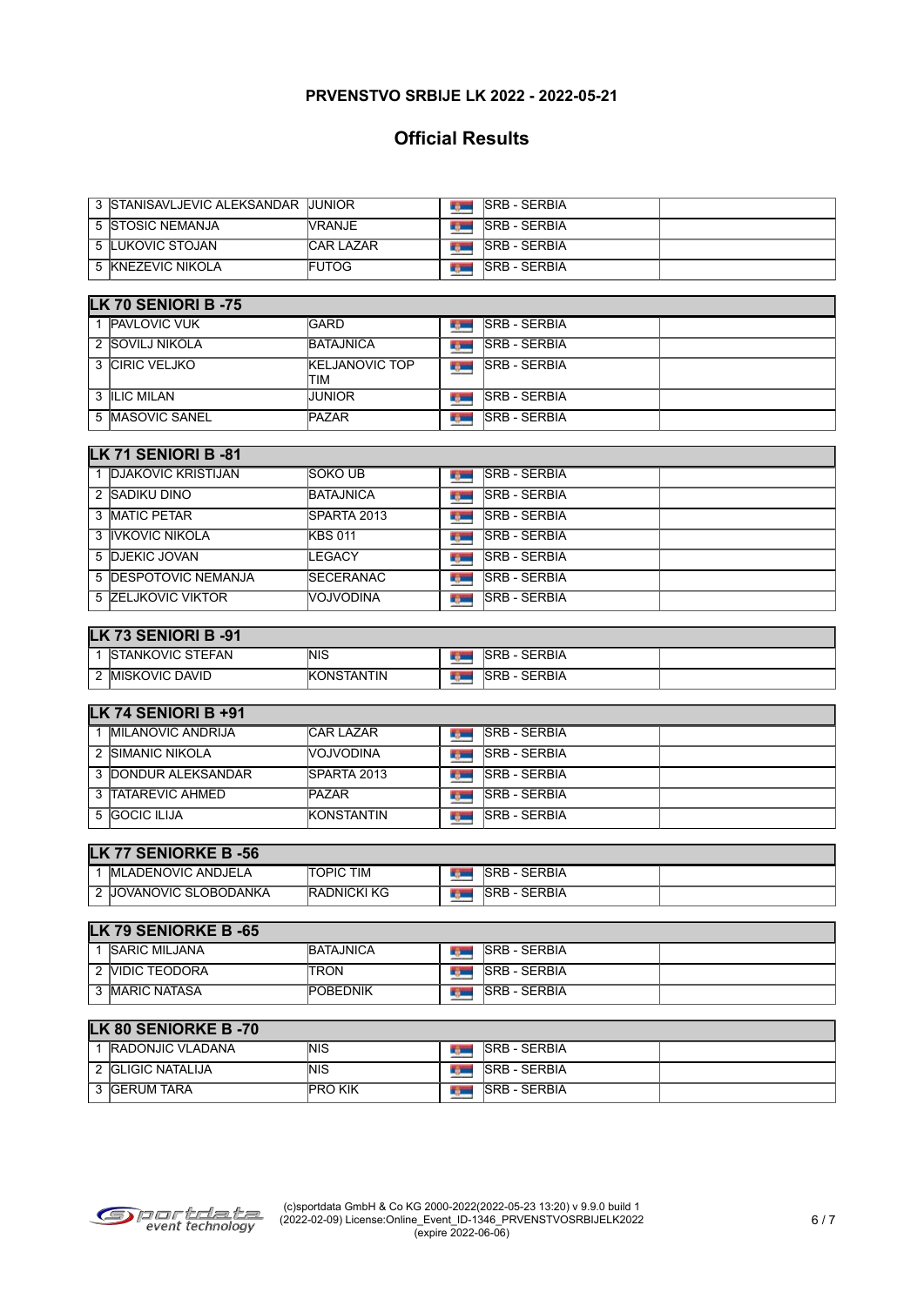## PRVENSTVO SRBIJE LK 2022 - 2022-05-21

## Official Results

| | | | |
|---|---|---|---|
| 3 | STANISAVLJEVIC ALEKSANDAR | JUNIOR | SRB - SERBIA |
| 5 | STOSIC NEMANJA | VRANJE | SRB - SERBIA |
| 5 | LUKOVIC STOJAN | CAR LAZAR | SRB - SERBIA |
| 5 | KNEZEVIC NIKOLA | FUTOG | SRB - SERBIA |

### LK 70 SENIORI B -75

| | | | |
|---|---|---|---|
| 1 | PAVLOVIC VUK | GARD | SRB - SERBIA |
| 2 | SOVILJ NIKOLA | BATAJNICA | SRB - SERBIA |
| 3 | CIRIC VELJKO | KELJANOVIC TOP TIM | SRB - SERBIA |
| 3 | ILIC MILAN | JUNIOR | SRB - SERBIA |
| 5 | MASOVIC SANEL | PAZAR | SRB - SERBIA |

### LK 71 SENIORI B -81

| | | | |
|---|---|---|---|
| 1 | DJAKOVIC KRISTIJAN | SOKO UB | SRB - SERBIA |
| 2 | SADIKU DINO | BATAJNICA | SRB - SERBIA |
| 3 | MATIC PETAR | SPARTA 2013 | SRB - SERBIA |
| 3 | IVKOVIC NIKOLA | KBS 011 | SRB - SERBIA |
| 5 | DJEKIC JOVAN | LEGACY | SRB - SERBIA |
| 5 | DESPOTOVIC NEMANJA | SECERANAC | SRB - SERBIA |
| 5 | ZELJKOVIC VIKTOR | VOJVODINA | SRB - SERBIA |

### LK 73 SENIORI B -91

| | | | |
|---|---|---|---|
| 1 | STANKOVIC STEFAN | NIS | SRB - SERBIA |
| 2 | MISKOVIC DAVID | KONSTANTIN | SRB - SERBIA |

### LK 74 SENIORI B +91

| | | | |
|---|---|---|---|
| 1 | MILANOVIC ANDRIJA | CAR LAZAR | SRB - SERBIA |
| 2 | SIMANIC NIKOLA | VOJVODINA | SRB - SERBIA |
| 3 | DONDUR ALEKSANDAR | SPARTA 2013 | SRB - SERBIA |
| 3 | TATAREVIC AHMED | PAZAR | SRB - SERBIA |
| 5 | GOCIC ILIJA | KONSTANTIN | SRB - SERBIA |

### LK 77 SENIORKE B -56

| | | | |
|---|---|---|---|
| 1 | MLADENOVIC ANDJELA | TOPIC TIM | SRB - SERBIA |
| 2 | JOVANOVIC SLOBODANKA | RADNICKI KG | SRB - SERBIA |

### LK 79 SENIORKE B -65

| | | | |
|---|---|---|---|
| 1 | SARIC MILJANA | BATAJNICA | SRB - SERBIA |
| 2 | VIDIC TEODORA | TRON | SRB - SERBIA |
| 3 | MARIC NATASA | POBEDNIK | SRB - SERBIA |

### LK 80 SENIORKE B -70

| | | | |
|---|---|---|---|
| 1 | RADONJIC VLADANA | NIS | SRB - SERBIA |
| 2 | GLIGIC NATALIJA | NIS | SRB - SERBIA |
| 3 | GERUM TARA | PRO KIK | SRB - SERBIA |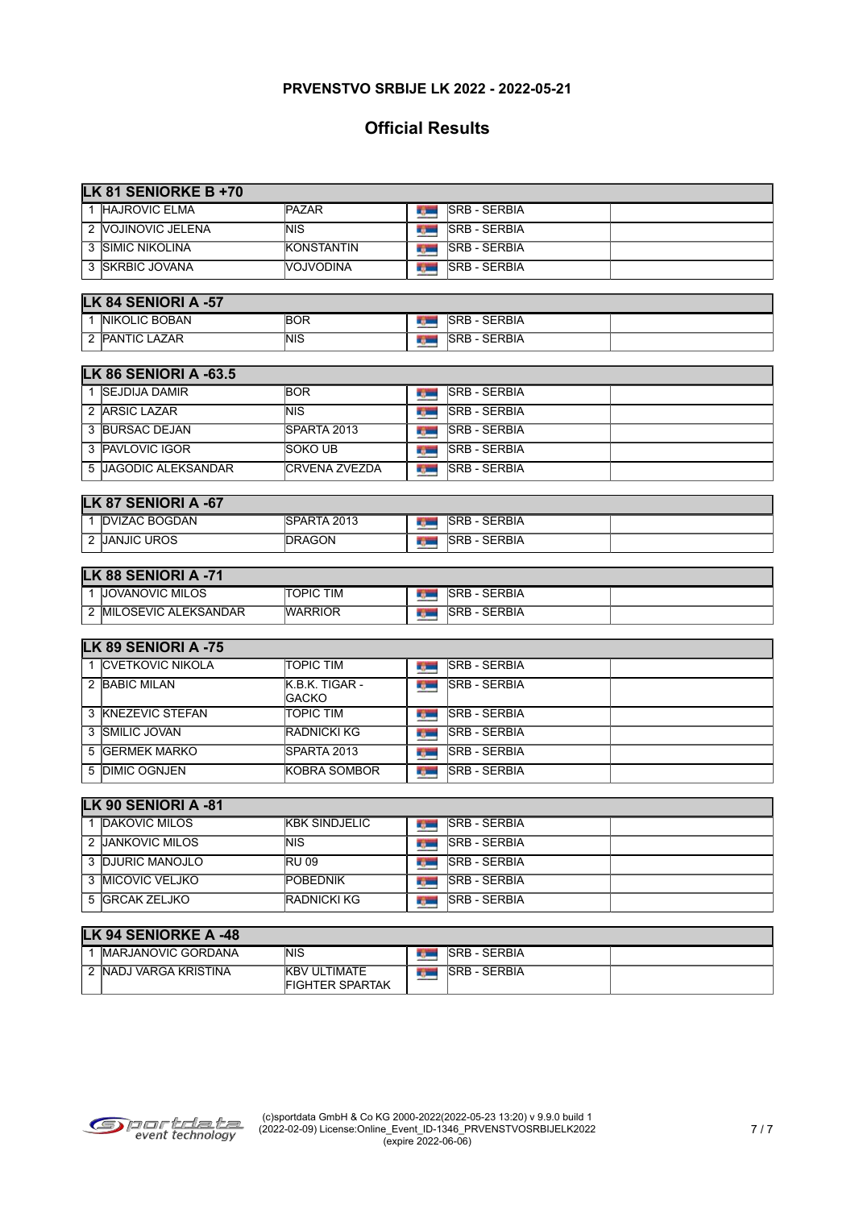## PRVENSTVO SRBIJE LK 2022 - 2022-05-21

## Official Results

| LK 81 SENIORKE B +70 | | | | |
|---|---|---|---|---|
| 1 | HAJROVIC ELMA | PAZAR | SRB - SERBIA | |
| 2 | VOJINOVIC JELENA | NIS | SRB - SERBIA | |
| 3 | SIMIC NIKOLINA | KONSTANTIN | SRB - SERBIA | |
| 3 | SKRBIC JOVANA | VOJVODINA | SRB - SERBIA | |

| LK 84 SENIORI A -57 | | | | |
|---|---|---|---|---|
| 1 | NIKOLIC BOBAN | BOR | SRB - SERBIA | |
| 2 | PANTIC LAZAR | NIS | SRB - SERBIA | |

| LK 86 SENIORI A -63.5 | | | | |
|---|---|---|---|---|
| 1 | SEJDIJA DAMIR | BOR | SRB - SERBIA | |
| 2 | ARSIC LAZAR | NIS | SRB - SERBIA | |
| 3 | BURSAC DEJAN | SPARTA 2013 | SRB - SERBIA | |
| 3 | PAVLOVIC IGOR | SOKO UB | SRB - SERBIA | |
| 5 | JAGODIC ALEKSANDAR | CRVENA ZVEZDA | SRB - SERBIA | |

| LK 87 SENIORI A -67 | | | | |
|---|---|---|---|---|
| 1 | DVIZAC BOGDAN | SPARTA 2013 | SRB - SERBIA | |
| 2 | JANJIC UROS | DRAGON | SRB - SERBIA | |

| LK 88 SENIORI A -71 | | | | |
|---|---|---|---|---|
| 1 | JOVANOVIC MILOS | TOPIC TIM | SRB - SERBIA | |
| 2 | MILOSEVIC ALEKSANDAR | WARRIOR | SRB - SERBIA | |

| LK 89 SENIORI A -75 | | | | |
|---|---|---|---|---|
| 1 | CVETKOVIC NIKOLA | TOPIC TIM | SRB - SERBIA | |
| 2 | BABIC MILAN | K.B.K. TIGAR - GACKO | SRB - SERBIA | |
| 3 | KNEZEVIC STEFAN | TOPIC TIM | SRB - SERBIA | |
| 3 | SMILIC JOVAN | RADNICKI KG | SRB - SERBIA | |
| 5 | GERMEK MARKO | SPARTA 2013 | SRB - SERBIA | |
| 5 | DIMIC OGNJEN | KOBRA SOMBOR | SRB - SERBIA | |

| LK 90 SENIORI A -81 | | | | |
|---|---|---|---|---|
| 1 | DAKOVIC MILOS | KBK SINDJELIC | SRB - SERBIA | |
| 2 | JANKOVIC MILOS | NIS | SRB - SERBIA | |
| 3 | DJURIC MANOJLO | RU 09 | SRB - SERBIA | |
| 3 | MICOVIC VELJKO | POBEDNIK | SRB - SERBIA | |
| 5 | GRCAK ZELJKO | RADNICKI KG | SRB - SERBIA | |

| LK 94 SENIORKE A -48 | | | | |
|---|---|---|---|---|
| 1 | MARJANOVIC GORDANA | NIS | SRB - SERBIA | |
| 2 | NADJ VARGA KRISTINA | KBV ULTIMATE FIGHTER SPARTAK | SRB - SERBIA | |

(c)sportdata GmbH & Co KG 2000-2022(2022-05-23 13:20) v 9.9.0 build 1 (2022-02-09) License:Online_Event_ID-1346_PRVENSTVOSRBIJELK2022 (expire 2022-06-06)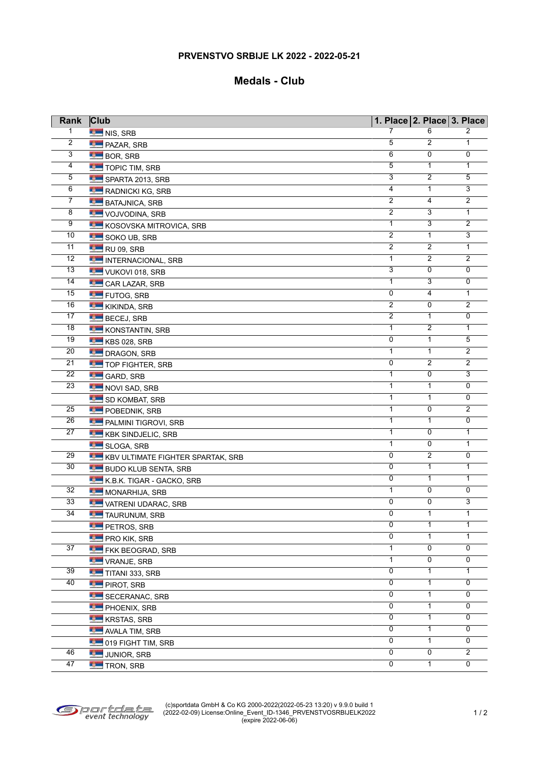### PRVENSTVO SRBIJE LK 2022 - 2022-05-21

## Medals - Club

| Rank | Club | 1. Place | 2. Place | 3. Place |
|---|---|---|---|---|
| 1 | NIS, SRB | 7 | 6 | 2 |
| 2 | PAZAR, SRB | 5 | 2 | 1 |
| 3 | BOR, SRB | 6 | 0 | 0 |
| 4 | TOPIC TIM, SRB | 5 | 1 | 1 |
| 5 | SPARTA 2013, SRB | 3 | 2 | 5 |
| 6 | RADNICKI KG, SRB | 4 | 1 | 3 |
| 7 | BATAJNICA, SRB | 2 | 4 | 2 |
| 8 | VOJVODINA, SRB | 2 | 3 | 1 |
| 9 | KOSOVSKA MITROVICA, SRB | 1 | 3 | 2 |
| 10 | SOKO UB, SRB | 2 | 1 | 3 |
| 11 | RU 09, SRB | 2 | 2 | 1 |
| 12 | INTERNACIONAL, SRB | 1 | 2 | 2 |
| 13 | VUKOVI 018, SRB | 3 | 0 | 0 |
| 14 | CAR LAZAR, SRB | 1 | 3 | 0 |
| 15 | FUTOG, SRB | 0 | 4 | 1 |
| 16 | KIKINDA, SRB | 2 | 0 | 2 |
| 17 | BECEJ, SRB | 2 | 1 | 0 |
| 18 | KONSTANTIN, SRB | 1 | 2 | 1 |
| 19 | KBS 028, SRB | 0 | 1 | 5 |
| 20 | DRAGON, SRB | 1 | 1 | 2 |
| 21 | TOP FIGHTER, SRB | 0 | 2 | 2 |
| 22 | GARD, SRB | 1 | 0 | 3 |
| 23 | NOVI SAD, SRB | 1 | 1 | 0 |
| | SD KOMBAT, SRB | 1 | 1 | 0 |
| 25 | POBEDNIK, SRB | 1 | 0 | 2 |
| 26 | PALMINI TIGROVI, SRB | 1 | 1 | 0 |
| 27 | KBK SINDJELIC, SRB | 1 | 0 | 1 |
| | SLOGA, SRB | 1 | 0 | 1 |
| 29 | KBV ULTIMATE FIGHTER SPARTAK, SRB | 0 | 2 | 0 |
| 30 | BUDO KLUB SENTA, SRB | 0 | 1 | 1 |
| | K.B.K. TIGAR - GACKO, SRB | 0 | 1 | 1 |
| 32 | MONARHIJA, SRB | 1 | 0 | 0 |
| 33 | VATRENI UDARAC, SRB | 0 | 0 | 3 |
| 34 | TAURUNUM, SRB | 0 | 1 | 1 |
| | PETROS, SRB | 0 | 1 | 1 |
| | PRO KIK, SRB | 0 | 1 | 1 |
| 37 | FKK BEOGRAD, SRB | 1 | 0 | 0 |
| | VRANJE, SRB | 1 | 0 | 0 |
| 39 | TITANI 333, SRB | 0 | 1 | 1 |
| 40 | PIROT, SRB | 0 | 1 | 0 |
| | SECERANAC, SRB | 0 | 1 | 0 |
| | PHOENIX, SRB | 0 | 1 | 0 |
| | KRSTAS, SRB | 0 | 1 | 0 |
| | AVALA TIM, SRB | 0 | 1 | 0 |
| | 019 FIGHT TIM, SRB | 0 | 1 | 0 |
| 46 | JUNIOR, SRB | 0 | 0 | 2 |
| 47 | TRON, SRB | 0 | 1 | 0 |

(c)sportdata GmbH & Co KG 2000-2022(2022-05-23 13:20) v 9.9.0 build 1 (2022-02-09) License:Online_Event_ID-1346_PRVENSTVOSRBIJELK2022 (expire 2022-06-06)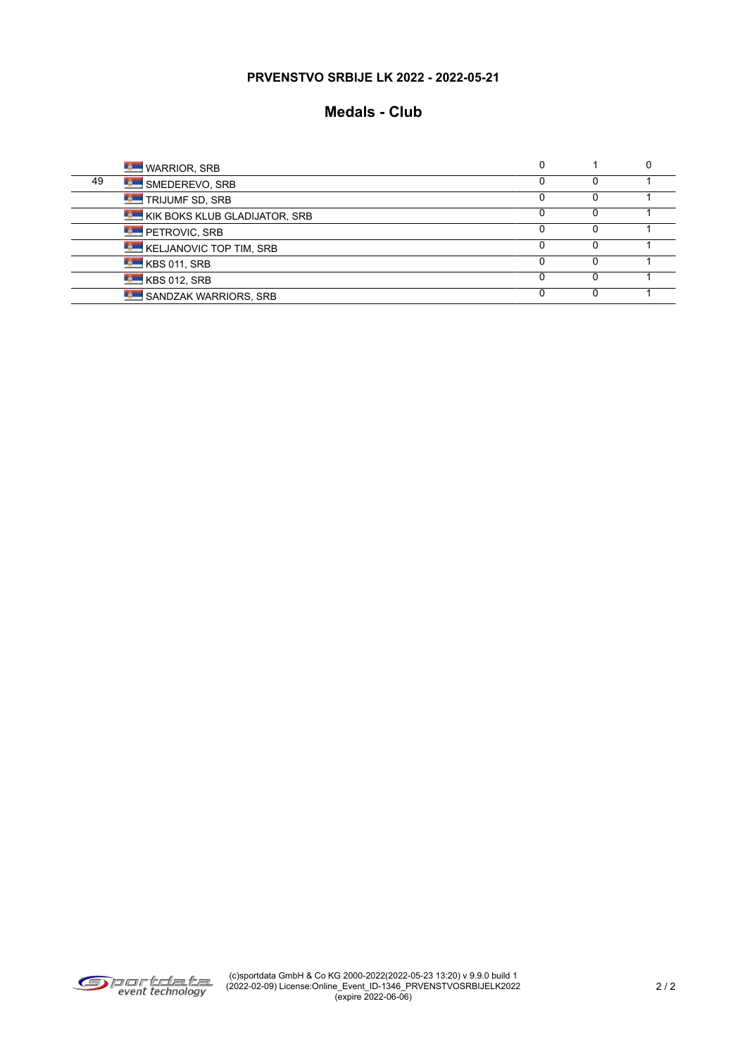**PRVENSTVO SRBIJE LK 2022 - 2022-05-21**

## Medals - Club

| | | | | |
|---|---|---|---|---|
| | WARRIOR, SRB | 0 | 1 | 0 |
| 49 | SMEDEREVO, SRB | 0 | 0 | 1 |
| | TRIJUMF SD, SRB | 0 | 0 | 1 |
| | KIK BOKS KLUB GLADIJATOR, SRB | 0 | 0 | 1 |
| | PETROVIC, SRB | 0 | 0 | 1 |
| | KELJANOVIC TOP TIM, SRB | 0 | 0 | 1 |
| | KBS 011, SRB | 0 | 0 | 1 |
| | KBS 012, SRB | 0 | 0 | 1 |
| | SANDZAK WARRIORS, SRB | 0 | 0 | 1 |

(c)sportdata GmbH & Co KG 2000-2022(2022-05-23 13:20) v 9.9.0 build 1 (2022-02-09) License:Online_Event_ID-1346_PRVENSTVOSRBIJELK2022 (expire 2022-06-06)